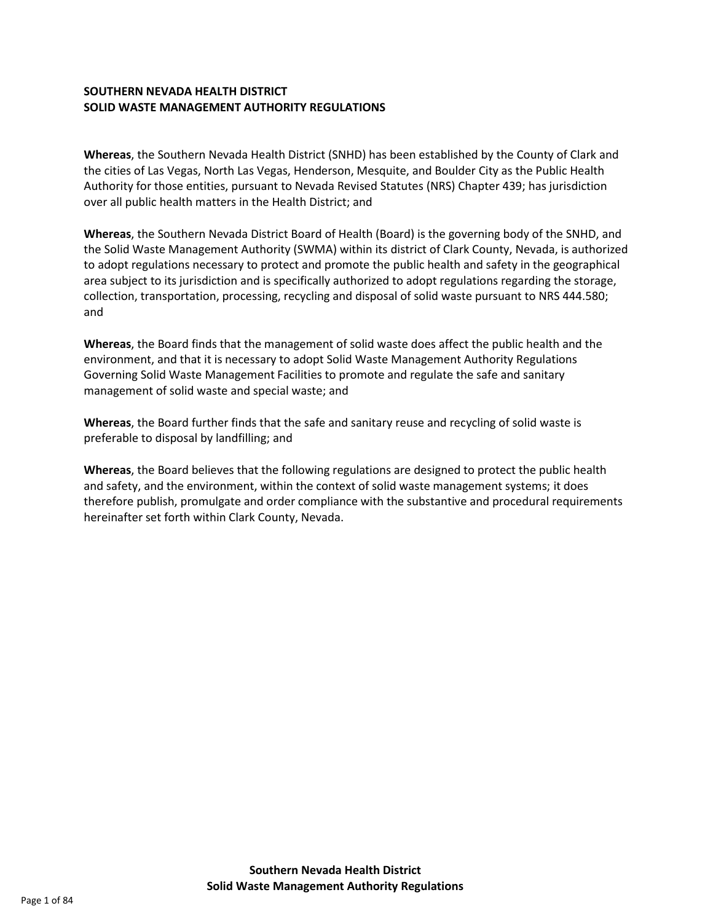# SOUTHERN NEVADA HEALTH DISTRICT
# SOLID WASTE MANAGEMENT AUTHORITY REGULATIONS

**Whereas**, the Southern Nevada Health District (SNHD) has been established by the County of Clark and the cities of Las Vegas, North Las Vegas, Henderson, Mesquite, and Boulder City as the Public Health Authority for those entities, pursuant to Nevada Revised Statutes (NRS) Chapter 439; has jurisdiction over all public health matters in the Health District; and

**Whereas**, the Southern Nevada District Board of Health (Board) is the governing body of the SNHD, and the Solid Waste Management Authority (SWMA) within its district of Clark County, Nevada, is authorized to adopt regulations necessary to protect and promote the public health and safety in the geographical area subject to its jurisdiction and is specifically authorized to adopt regulations regarding the storage, collection, transportation, processing, recycling and disposal of solid waste pursuant to NRS 444.580; and

**Whereas**, the Board finds that the management of solid waste does affect the public health and the environment, and that it is necessary to adopt Solid Waste Management Authority Regulations Governing Solid Waste Management Facilities to promote and regulate the safe and sanitary management of solid waste and special waste; and

**Whereas**, the Board further finds that the safe and sanitary reuse and recycling of solid waste is preferable to disposal by landfilling; and

**Whereas**, the Board believes that the following regulations are designed to protect the public health and safety, and the environment, within the context of solid waste management systems; it does therefore publish, promulgate and order compliance with the substantive and procedural requirements hereinafter set forth within Clark County, Nevada.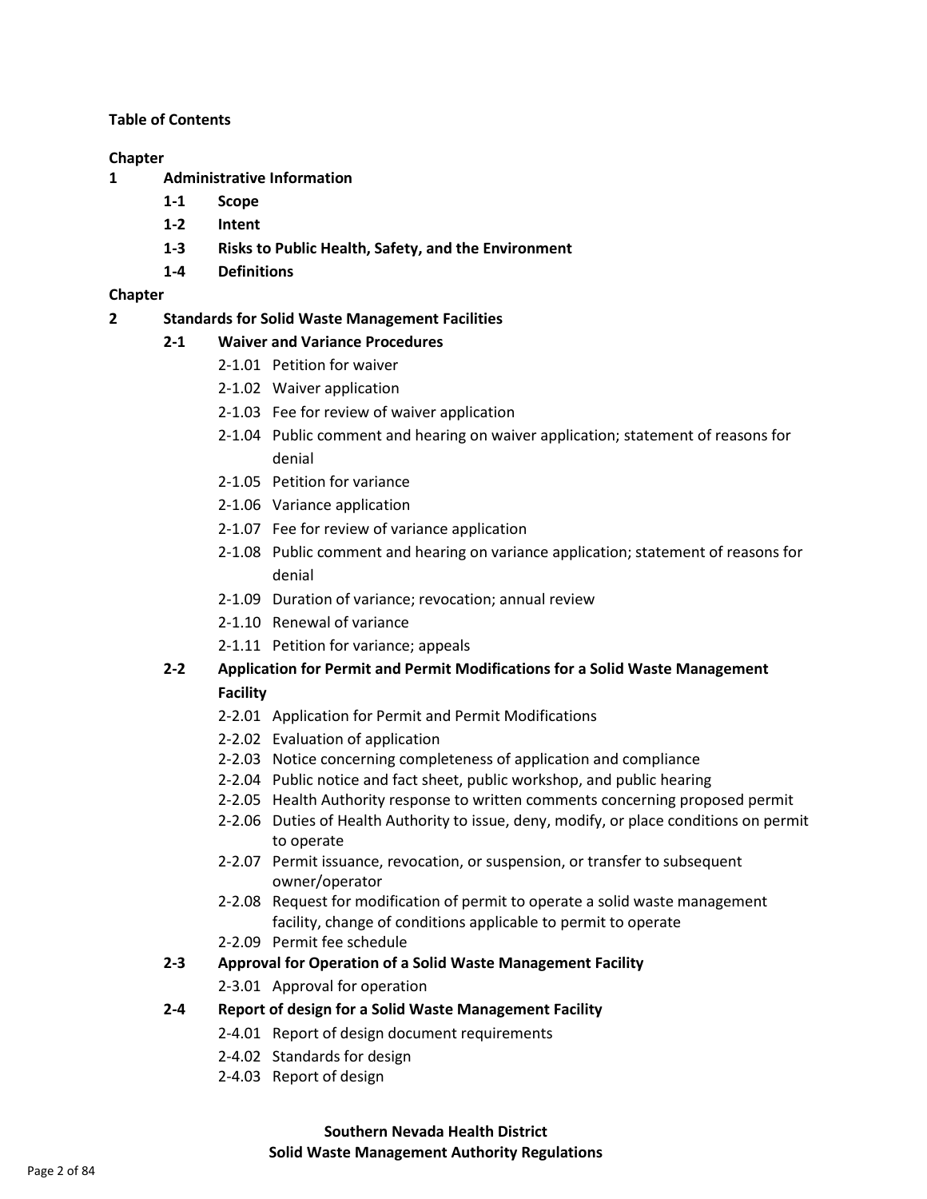**Table of Contents**

**Chapter**

**1 Administrative Information**

- **1-1 Scope**
- **1-2 Intent**
- **1-3 Risks to Public Health, Safety, and the Environment**
- **1-4 Definitions**

**Chapter**

**2 Standards for Solid Waste Management Facilities**

- **2-1 Waiver and Variance Procedures**
  - 2-1.01 Petition for waiver
  - 2-1.02 Waiver application
  - 2-1.03 Fee for review of waiver application
  - 2-1.04 Public comment and hearing on waiver application; statement of reasons for denial
  - 2-1.05 Petition for variance
  - 2-1.06 Variance application
  - 2-1.07 Fee for review of variance application
  - 2-1.08 Public comment and hearing on variance application; statement of reasons for denial
  - 2-1.09 Duration of variance; revocation; annual review
  - 2-1.10 Renewal of variance
  - 2-1.11 Petition for variance; appeals
- **2-2 Application for Permit and Permit Modifications for a Solid Waste Management Facility**
  - 2-2.01 Application for Permit and Permit Modifications
  - 2-2.02 Evaluation of application
  - 2-2.03 Notice concerning completeness of application and compliance
  - 2-2.04 Public notice and fact sheet, public workshop, and public hearing
  - 2-2.05 Health Authority response to written comments concerning proposed permit
  - 2-2.06 Duties of Health Authority to issue, deny, modify, or place conditions on permit to operate
  - 2-2.07 Permit issuance, revocation, or suspension, or transfer to subsequent owner/operator
  - 2-2.08 Request for modification of permit to operate a solid waste management facility, change of conditions applicable to permit to operate
  - 2-2.09 Permit fee schedule
- **2-3 Approval for Operation of a Solid Waste Management Facility**
  - 2-3.01 Approval for operation
- **2-4 Report of design for a Solid Waste Management Facility**
  - 2-4.01 Report of design document requirements
  - 2-4.02 Standards for design
  - 2-4.03 Report of design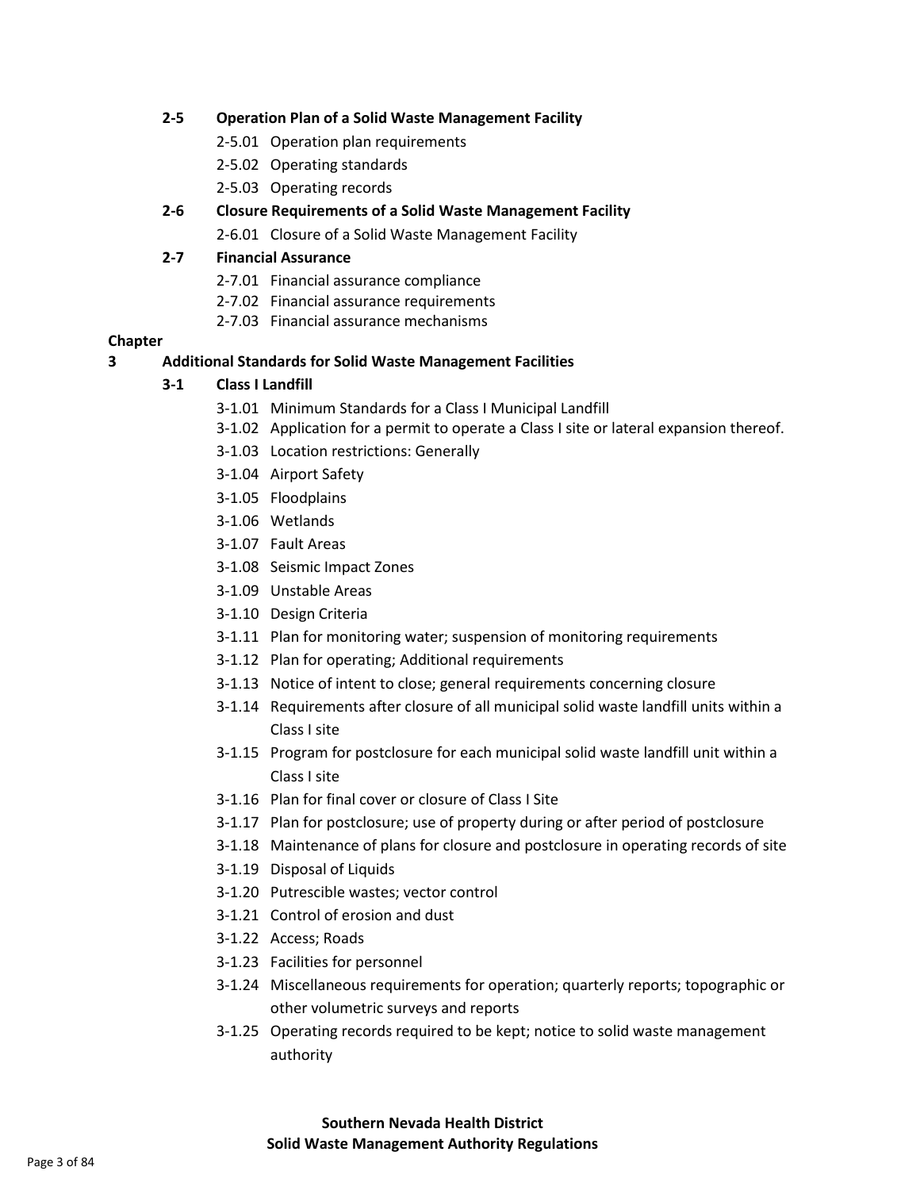**2-5 Operation Plan of a Solid Waste Management Facility**

- 2-5.01 Operation plan requirements
- 2-5.02 Operating standards
- 2-5.03 Operating records

**2-6 Closure Requirements of a Solid Waste Management Facility**

- 2-6.01 Closure of a Solid Waste Management Facility

**2-7 Financial Assurance**

- 2-7.01 Financial assurance compliance
- 2-7.02 Financial assurance requirements
- 2-7.03 Financial assurance mechanisms

**Chapter 3 Additional Standards for Solid Waste Management Facilities**

**3-1 Class I Landfill**

- 3-1.01 Minimum Standards for a Class I Municipal Landfill
- 3-1.02 Application for a permit to operate a Class I site or lateral expansion thereof.
- 3-1.03 Location restrictions: Generally
- 3-1.04 Airport Safety
- 3-1.05 Floodplains
- 3-1.06 Wetlands
- 3-1.07 Fault Areas
- 3-1.08 Seismic Impact Zones
- 3-1.09 Unstable Areas
- 3-1.10 Design Criteria
- 3-1.11 Plan for monitoring water; suspension of monitoring requirements
- 3-1.12 Plan for operating; Additional requirements
- 3-1.13 Notice of intent to close; general requirements concerning closure
- 3-1.14 Requirements after closure of all municipal solid waste landfill units within a Class I site
- 3-1.15 Program for postclosure for each municipal solid waste landfill unit within a Class I site
- 3-1.16 Plan for final cover or closure of Class I Site
- 3-1.17 Plan for postclosure; use of property during or after period of postclosure
- 3-1.18 Maintenance of plans for closure and postclosure in operating records of site
- 3-1.19 Disposal of Liquids
- 3-1.20 Putrescible wastes; vector control
- 3-1.21 Control of erosion and dust
- 3-1.22 Access; Roads
- 3-1.23 Facilities for personnel
- 3-1.24 Miscellaneous requirements for operation; quarterly reports; topographic or other volumetric surveys and reports
- 3-1.25 Operating records required to be kept; notice to solid waste management authority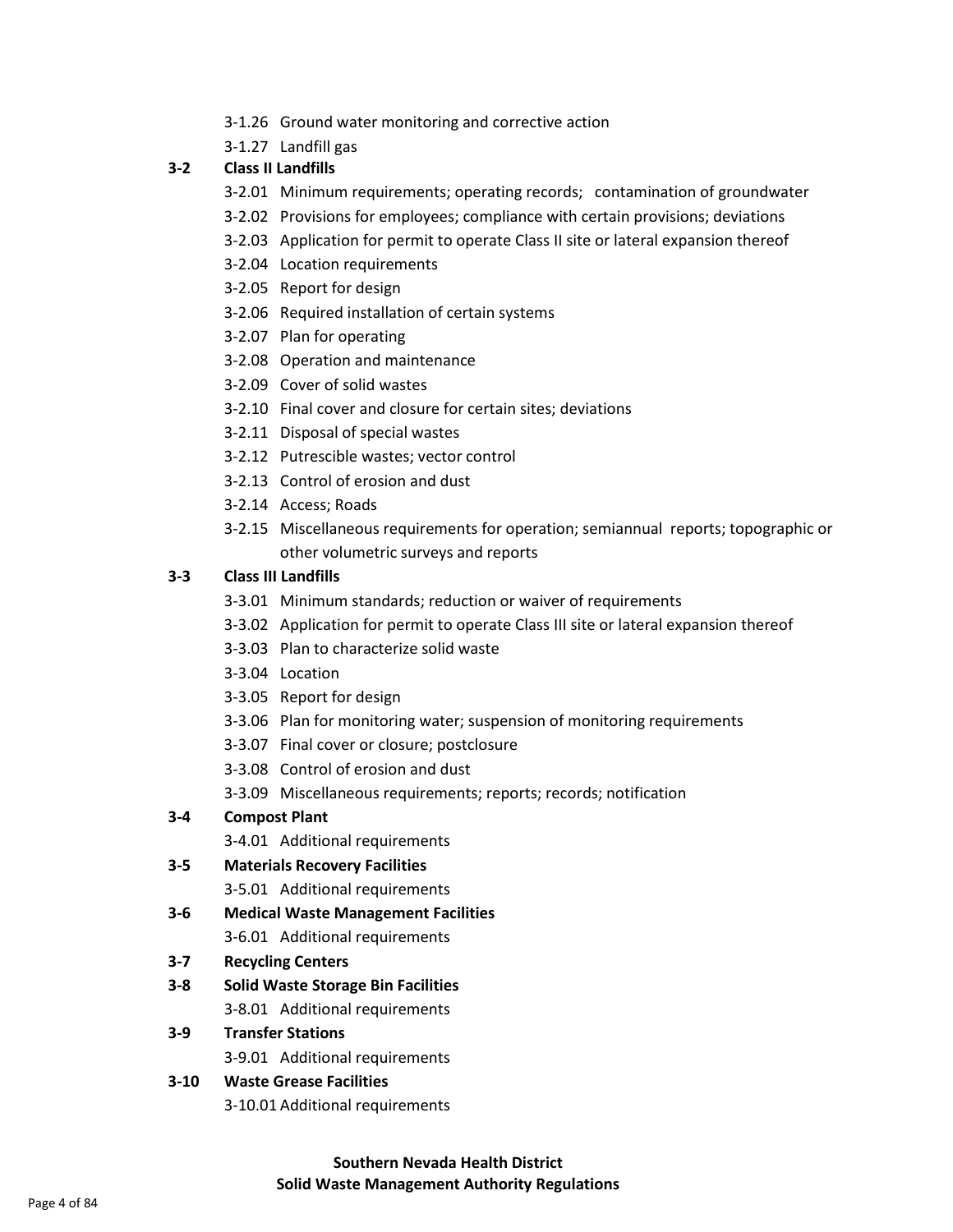3-1.26 Ground water monitoring and corrective action

3-1.27 Landfill gas

**3-2 Class II Landfills**

3-2.01 Minimum requirements; operating records; contamination of groundwater

3-2.02 Provisions for employees; compliance with certain provisions; deviations

3-2.03 Application for permit to operate Class II site or lateral expansion thereof

3-2.04 Location requirements

3-2.05 Report for design

3-2.06 Required installation of certain systems

3-2.07 Plan for operating

3-2.08 Operation and maintenance

3-2.09 Cover of solid wastes

3-2.10 Final cover and closure for certain sites; deviations

3-2.11 Disposal of special wastes

3-2.12 Putrescible wastes; vector control

3-2.13 Control of erosion and dust

3-2.14 Access; Roads

3-2.15 Miscellaneous requirements for operation; semiannual reports; topographic or other volumetric surveys and reports

**3-3 Class III Landfills**

3-3.01 Minimum standards; reduction or waiver of requirements

3-3.02 Application for permit to operate Class III site or lateral expansion thereof

3-3.03 Plan to characterize solid waste

3-3.04 Location

3-3.05 Report for design

3-3.06 Plan for monitoring water; suspension of monitoring requirements

3-3.07 Final cover or closure; postclosure

3-3.08 Control of erosion and dust

3-3.09 Miscellaneous requirements; reports; records; notification

**3-4 Compost Plant**

3-4.01 Additional requirements

**3-5 Materials Recovery Facilities**

3-5.01 Additional requirements

**3-6 Medical Waste Management Facilities**

3-6.01 Additional requirements

**3-7 Recycling Centers**

**3-8 Solid Waste Storage Bin Facilities**

3-8.01 Additional requirements

**3-9 Transfer Stations**

3-9.01 Additional requirements

**3-10 Waste Grease Facilities**

3-10.01 Additional requirements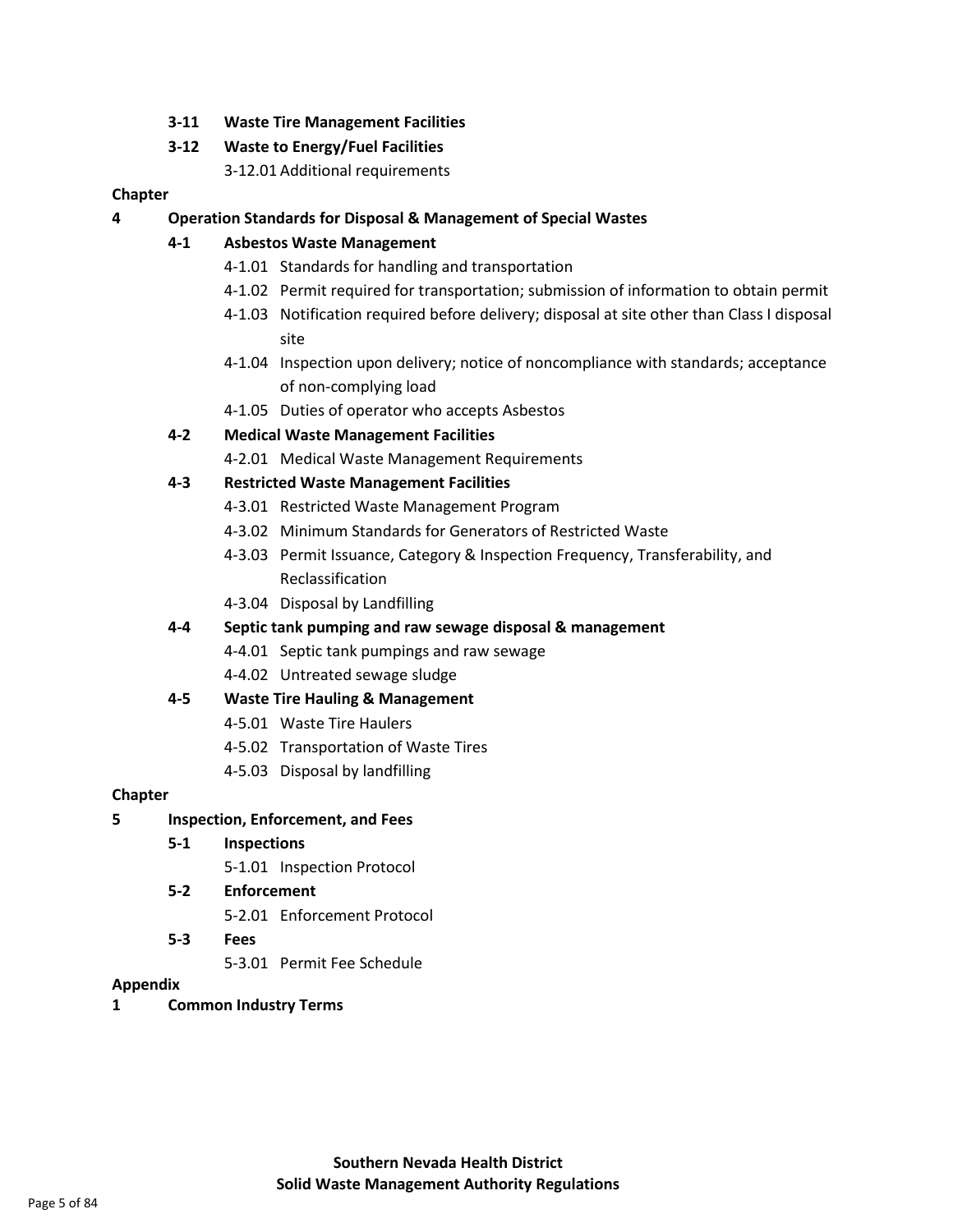**3-11 Waste Tire Management Facilities**

**3-12 Waste to Energy/Fuel Facilities**

3-12.01 Additional requirements

**Chapter**

**4 Operation Standards for Disposal & Management of Special Wastes**

**4-1 Asbestos Waste Management**

4-1.01 Standards for handling and transportation

4-1.02 Permit required for transportation; submission of information to obtain permit

4-1.03 Notification required before delivery; disposal at site other than Class I disposal site

4-1.04 Inspection upon delivery; notice of noncompliance with standards; acceptance of non-complying load

4-1.05 Duties of operator who accepts Asbestos

**4-2 Medical Waste Management Facilities**

4-2.01 Medical Waste Management Requirements

**4-3 Restricted Waste Management Facilities**

4-3.01 Restricted Waste Management Program

4-3.02 Minimum Standards for Generators of Restricted Waste

4-3.03 Permit Issuance, Category & Inspection Frequency, Transferability, and Reclassification

4-3.04 Disposal by Landfilling

**4-4 Septic tank pumping and raw sewage disposal & management**

4-4.01 Septic tank pumpings and raw sewage

4-4.02 Untreated sewage sludge

**4-5 Waste Tire Hauling & Management**

4-5.01 Waste Tire Haulers

4-5.02 Transportation of Waste Tires

4-5.03 Disposal by landfilling

**Chapter**

**5 Inspection, Enforcement, and Fees**

**5-1 Inspections**

5-1.01 Inspection Protocol

**5-2 Enforcement**

5-2.01 Enforcement Protocol

**5-3 Fees**

5-3.01 Permit Fee Schedule

**Appendix**

**1 Common Industry Terms**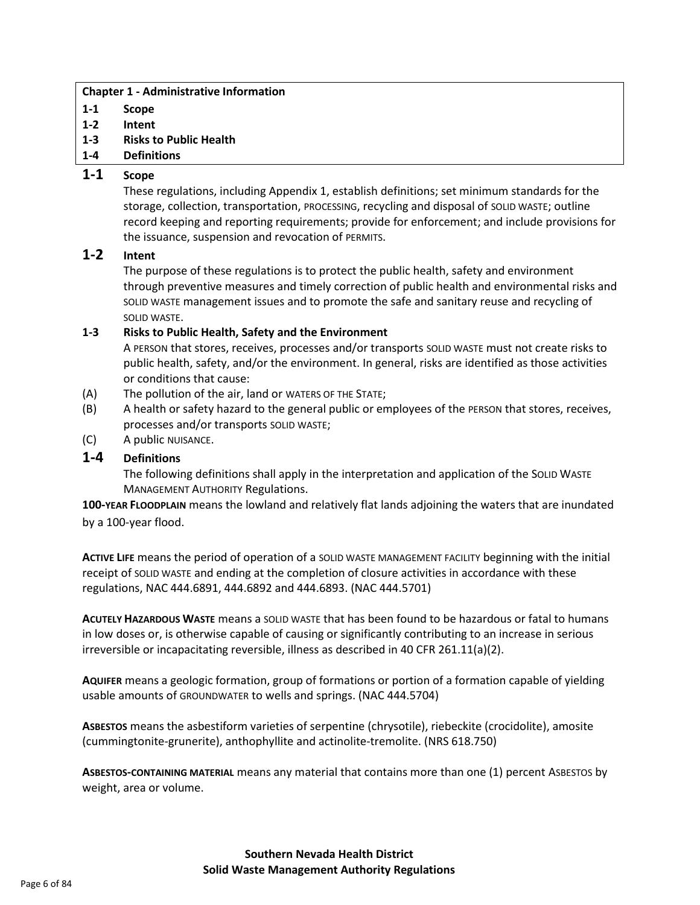**Chapter 1 - Administrative Information**

**1-1 Scope**
**1-2 Intent**
**1-3 Risks to Public Health**
**1-4 Definitions**

## 1-1 Scope

These regulations, including Appendix 1, establish definitions; set minimum standards for the storage, collection, transportation, PROCESSING, recycling and disposal of SOLID WASTE; outline record keeping and reporting requirements; provide for enforcement; and include provisions for the issuance, suspension and revocation of PERMITS.

## 1-2 Intent

The purpose of these regulations is to protect the public health, safety and environment through preventive measures and timely correction of public health and environmental risks and SOLID WASTE management issues and to promote the safe and sanitary reuse and recycling of SOLID WASTE.

### 1-3 Risks to Public Health, Safety and the Environment

A PERSON that stores, receives, processes and/or transports SOLID WASTE must not create risks to public health, safety, and/or the environment. In general, risks are identified as those activities or conditions that cause:

(A) The pollution of the air, land or WATERS OF THE STATE;
(B) A health or safety hazard to the general public or employees of the PERSON that stores, receives, processes and/or transports SOLID WASTE;
(C) A public NUISANCE.

## 1-4 Definitions

The following definitions shall apply in the interpretation and application of the SOLID WASTE MANAGEMENT AUTHORITY Regulations.

**100-YEAR FLOODPLAIN** means the lowland and relatively flat lands adjoining the waters that are inundated by a 100-year flood.

**ACTIVE LIFE** means the period of operation of a SOLID WASTE MANAGEMENT FACILITY beginning with the initial receipt of SOLID WASTE and ending at the completion of closure activities in accordance with these regulations, NAC 444.6891, 444.6892 and 444.6893. (NAC 444.5701)

**ACUTELY HAZARDOUS WASTE** means a SOLID WASTE that has been found to be hazardous or fatal to humans in low doses or, is otherwise capable of causing or significantly contributing to an increase in serious irreversible or incapacitating reversible, illness as described in 40 CFR 261.11(a)(2).

**AQUIFER** means a geologic formation, group of formations or portion of a formation capable of yielding usable amounts of GROUNDWATER to wells and springs. (NAC 444.5704)

**ASBESTOS** means the asbestiform varieties of serpentine (chrysotile), riebeckite (crocidolite), amosite (cummingtonite-grunerite), anthophyllite and actinolite-tremolite. (NRS 618.750)

**ASBESTOS-CONTAINING MATERIAL** means any material that contains more than one (1) percent ASBESTOS by weight, area or volume.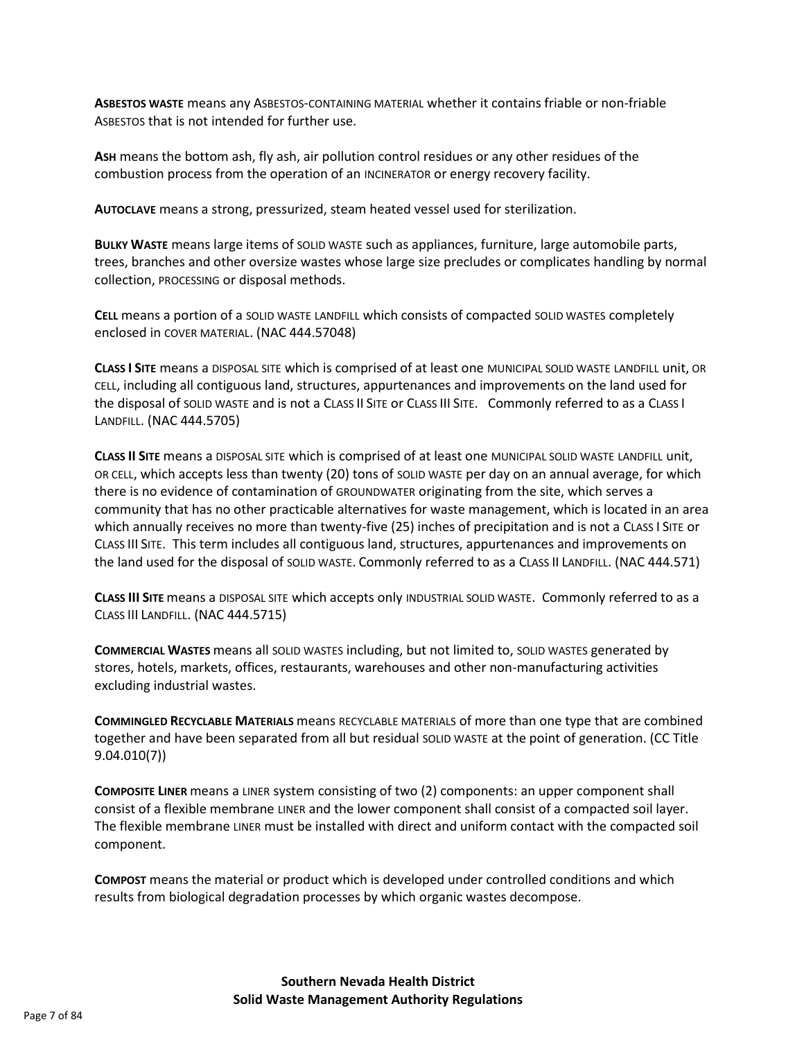**ASBESTOS WASTE** means any ASBESTOS-CONTAINING MATERIAL whether it contains friable or non-friable ASBESTOS that is not intended for further use.

**ASH** means the bottom ash, fly ash, air pollution control residues or any other residues of the combustion process from the operation of an INCINERATOR or energy recovery facility.

**AUTOCLAVE** means a strong, pressurized, steam heated vessel used for sterilization.

**BULKY WASTE** means large items of SOLID WASTE such as appliances, furniture, large automobile parts, trees, branches and other oversize wastes whose large size precludes or complicates handling by normal collection, PROCESSING or disposal methods.

**CELL** means a portion of a SOLID WASTE LANDFILL which consists of compacted SOLID WASTES completely enclosed in COVER MATERIAL. (NAC 444.57048)

**CLASS I SITE** means a DISPOSAL SITE which is comprised of at least one MUNICIPAL SOLID WASTE LANDFILL unit, OR CELL, including all contiguous land, structures, appurtenances and improvements on the land used for the disposal of SOLID WASTE and is not a CLASS II SITE or CLASS III SITE. Commonly referred to as a CLASS I LANDFILL. (NAC 444.5705)

**CLASS II SITE** means a DISPOSAL SITE which is comprised of at least one MUNICIPAL SOLID WASTE LANDFILL unit, OR CELL, which accepts less than twenty (20) tons of SOLID WASTE per day on an annual average, for which there is no evidence of contamination of GROUNDWATER originating from the site, which serves a community that has no other practicable alternatives for waste management, which is located in an area which annually receives no more than twenty-five (25) inches of precipitation and is not a CLASS I SITE or CLASS III SITE. This term includes all contiguous land, structures, appurtenances and improvements on the land used for the disposal of SOLID WASTE. Commonly referred to as a CLASS II LANDFILL. (NAC 444.571)

**CLASS III SITE** means a DISPOSAL SITE which accepts only INDUSTRIAL SOLID WASTE. Commonly referred to as a CLASS III LANDFILL. (NAC 444.5715)

**COMMERCIAL WASTES** means all SOLID WASTES including, but not limited to, SOLID WASTES generated by stores, hotels, markets, offices, restaurants, warehouses and other non-manufacturing activities excluding industrial wastes.

**COMMINGLED RECYCLABLE MATERIALS** means RECYCLABLE MATERIALS of more than one type that are combined together and have been separated from all but residual SOLID WASTE at the point of generation. (CC Title 9.04.010(7))

**COMPOSITE LINER** means a LINER system consisting of two (2) components: an upper component shall consist of a flexible membrane LINER and the lower component shall consist of a compacted soil layer. The flexible membrane LINER must be installed with direct and uniform contact with the compacted soil component.

**COMPOST** means the material or product which is developed under controlled conditions and which results from biological degradation processes by which organic wastes decompose.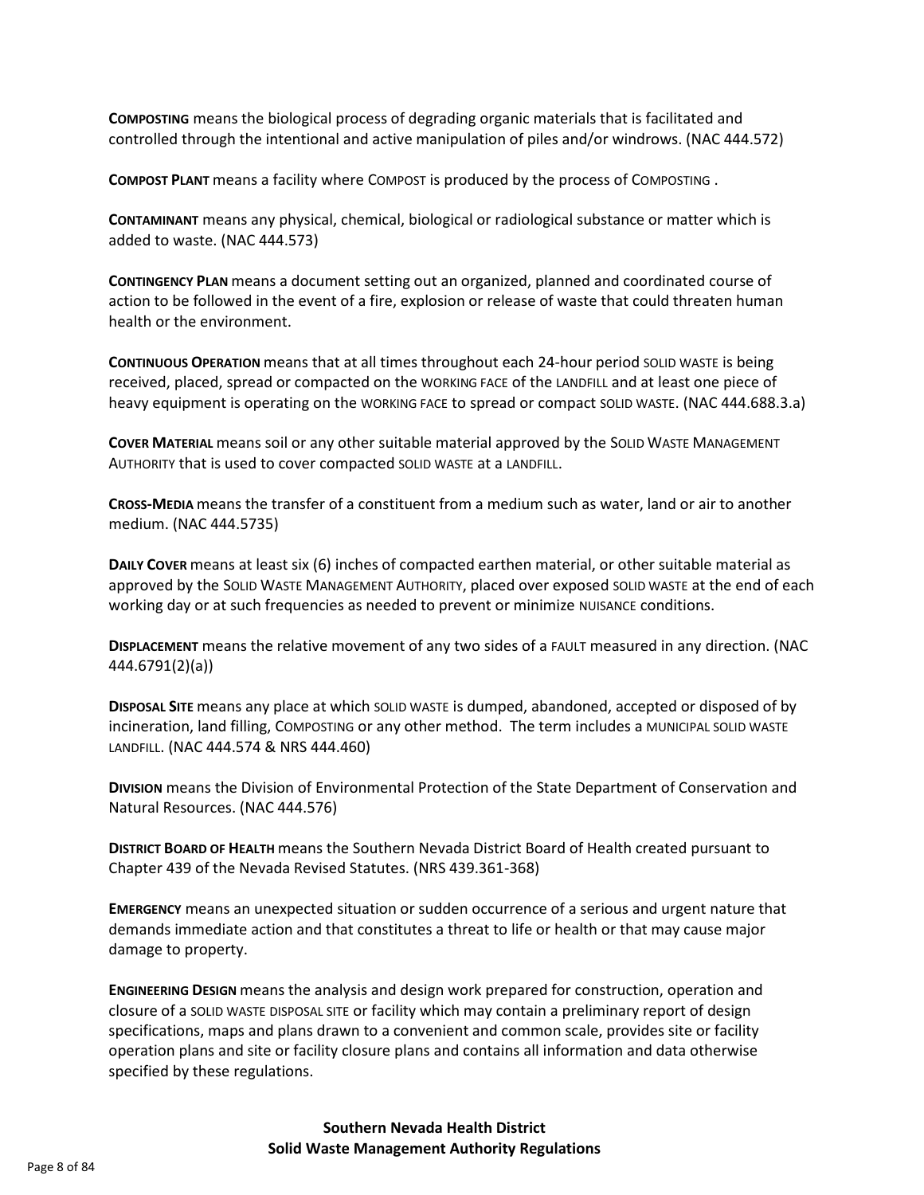**COMPOSTING** means the biological process of degrading organic materials that is facilitated and controlled through the intentional and active manipulation of piles and/or windrows. (NAC 444.572)

**COMPOST PLANT** means a facility where COMPOST is produced by the process of COMPOSTING .

**CONTAMINANT** means any physical, chemical, biological or radiological substance or matter which is added to waste. (NAC 444.573)

**CONTINGENCY PLAN** means a document setting out an organized, planned and coordinated course of action to be followed in the event of a fire, explosion or release of waste that could threaten human health or the environment.

**CONTINUOUS OPERATION** means that at all times throughout each 24-hour period SOLID WASTE is being received, placed, spread or compacted on the WORKING FACE of the LANDFILL and at least one piece of heavy equipment is operating on the WORKING FACE to spread or compact SOLID WASTE. (NAC 444.688.3.a)

**COVER MATERIAL** means soil or any other suitable material approved by the SOLID WASTE MANAGEMENT AUTHORITY that is used to cover compacted SOLID WASTE at a LANDFILL.

**CROSS-MEDIA** means the transfer of a constituent from a medium such as water, land or air to another medium. (NAC 444.5735)

**DAILY COVER** means at least six (6) inches of compacted earthen material, or other suitable material as approved by the SOLID WASTE MANAGEMENT AUTHORITY, placed over exposed SOLID WASTE at the end of each working day or at such frequencies as needed to prevent or minimize NUISANCE conditions.

**DISPLACEMENT** means the relative movement of any two sides of a FAULT measured in any direction. (NAC 444.6791(2)(a))

**DISPOSAL SITE** means any place at which SOLID WASTE is dumped, abandoned, accepted or disposed of by incineration, land filling, COMPOSTING or any other method. The term includes a MUNICIPAL SOLID WASTE LANDFILL. (NAC 444.574 & NRS 444.460)

**DIVISION** means the Division of Environmental Protection of the State Department of Conservation and Natural Resources. (NAC 444.576)

**DISTRICT BOARD OF HEALTH** means the Southern Nevada District Board of Health created pursuant to Chapter 439 of the Nevada Revised Statutes. (NRS 439.361-368)

**EMERGENCY** means an unexpected situation or sudden occurrence of a serious and urgent nature that demands immediate action and that constitutes a threat to life or health or that may cause major damage to property.

**ENGINEERING DESIGN** means the analysis and design work prepared for construction, operation and closure of a SOLID WASTE DISPOSAL SITE or facility which may contain a preliminary report of design specifications, maps and plans drawn to a convenient and common scale, provides site or facility operation plans and site or facility closure plans and contains all information and data otherwise specified by these regulations.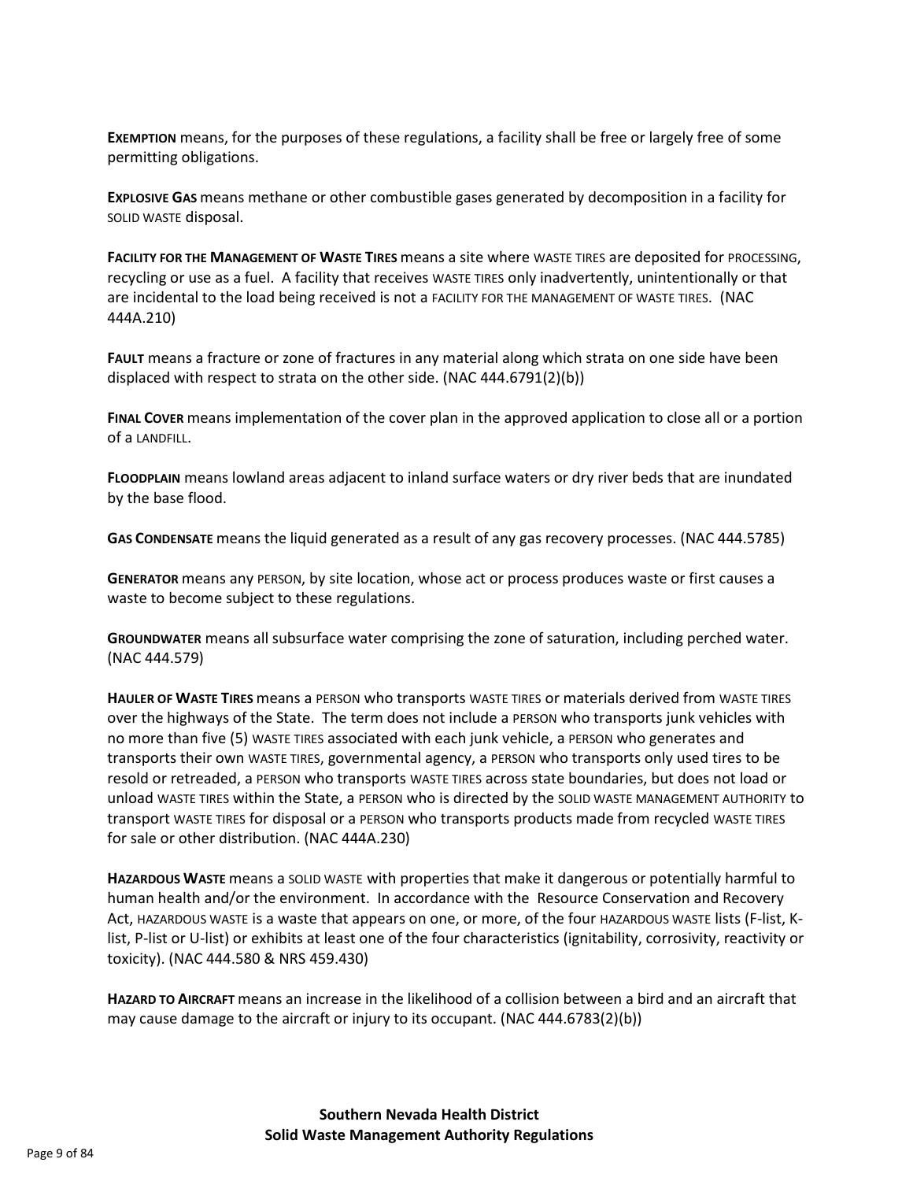**EXEMPTION** means, for the purposes of these regulations, a facility shall be free or largely free of some permitting obligations.

**EXPLOSIVE GAS** means methane or other combustible gases generated by decomposition in a facility for SOLID WASTE disposal.

**FACILITY FOR THE MANAGEMENT OF WASTE TIRES** means a site where WASTE TIRES are deposited for PROCESSING, recycling or use as a fuel. A facility that receives WASTE TIRES only inadvertently, unintentionally or that are incidental to the load being received is not a FACILITY FOR THE MANAGEMENT OF WASTE TIRES. (NAC 444A.210)

**FAULT** means a fracture or zone of fractures in any material along which strata on one side have been displaced with respect to strata on the other side. (NAC 444.6791(2)(b))

**FINAL COVER** means implementation of the cover plan in the approved application to close all or a portion of a LANDFILL.

**FLOODPLAIN** means lowland areas adjacent to inland surface waters or dry river beds that are inundated by the base flood.

**GAS CONDENSATE** means the liquid generated as a result of any gas recovery processes. (NAC 444.5785)

**GENERATOR** means any PERSON, by site location, whose act or process produces waste or first causes a waste to become subject to these regulations.

**GROUNDWATER** means all subsurface water comprising the zone of saturation, including perched water. (NAC 444.579)

**HAULER OF WASTE TIRES** means a PERSON who transports WASTE TIRES or materials derived from WASTE TIRES over the highways of the State. The term does not include a PERSON who transports junk vehicles with no more than five (5) WASTE TIRES associated with each junk vehicle, a PERSON who generates and transports their own WASTE TIRES, governmental agency, a PERSON who transports only used tires to be resold or retreaded, a PERSON who transports WASTE TIRES across state boundaries, but does not load or unload WASTE TIRES within the State, a PERSON who is directed by the SOLID WASTE MANAGEMENT AUTHORITY to transport WASTE TIRES for disposal or a PERSON who transports products made from recycled WASTE TIRES for sale or other distribution. (NAC 444A.230)

**HAZARDOUS WASTE** means a SOLID WASTE with properties that make it dangerous or potentially harmful to human health and/or the environment. In accordance with the Resource Conservation and Recovery Act, HAZARDOUS WASTE is a waste that appears on one, or more, of the four HAZARDOUS WASTE lists (F-list, K-list, P-list or U-list) or exhibits at least one of the four characteristics (ignitability, corrosivity, reactivity or toxicity). (NAC 444.580 & NRS 459.430)

**HAZARD TO AIRCRAFT** means an increase in the likelihood of a collision between a bird and an aircraft that may cause damage to the aircraft or injury to its occupant. (NAC 444.6783(2)(b))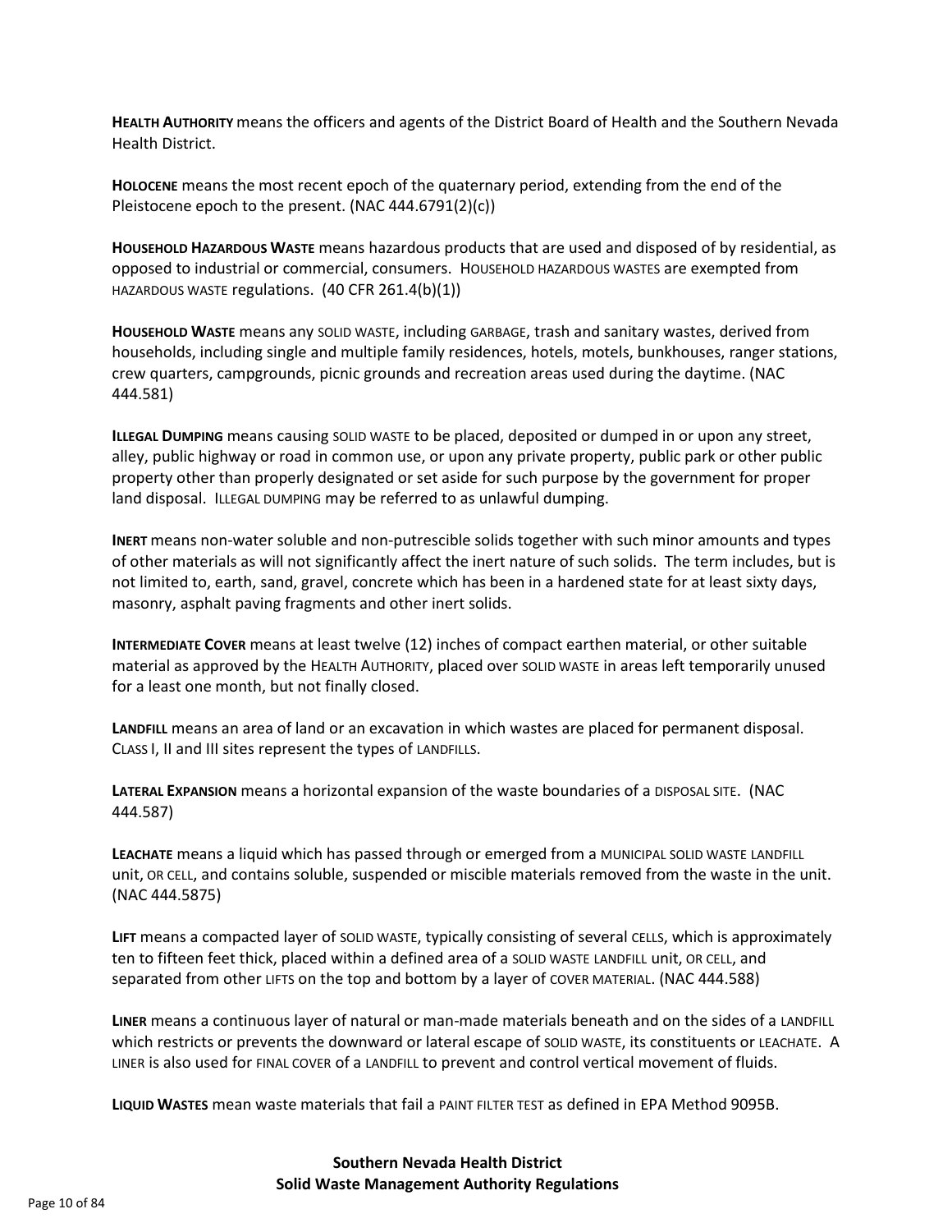**HEALTH AUTHORITY** means the officers and agents of the District Board of Health and the Southern Nevada Health District.

**HOLOCENE** means the most recent epoch of the quaternary period, extending from the end of the Pleistocene epoch to the present. (NAC 444.6791(2)(c))

**HOUSEHOLD HAZARDOUS WASTE** means hazardous products that are used and disposed of by residential, as opposed to industrial or commercial, consumers. HOUSEHOLD HAZARDOUS WASTES are exempted from HAZARDOUS WASTE regulations. (40 CFR 261.4(b)(1))

**HOUSEHOLD WASTE** means any SOLID WASTE, including GARBAGE, trash and sanitary wastes, derived from households, including single and multiple family residences, hotels, motels, bunkhouses, ranger stations, crew quarters, campgrounds, picnic grounds and recreation areas used during the daytime. (NAC 444.581)

**ILLEGAL DUMPING** means causing SOLID WASTE to be placed, deposited or dumped in or upon any street, alley, public highway or road in common use, or upon any private property, public park or other public property other than properly designated or set aside for such purpose by the government for proper land disposal. ILLEGAL DUMPING may be referred to as unlawful dumping.

**INERT** means non-water soluble and non-putrescible solids together with such minor amounts and types of other materials as will not significantly affect the inert nature of such solids. The term includes, but is not limited to, earth, sand, gravel, concrete which has been in a hardened state for at least sixty days, masonry, asphalt paving fragments and other inert solids.

**INTERMEDIATE COVER** means at least twelve (12) inches of compact earthen material, or other suitable material as approved by the HEALTH AUTHORITY, placed over SOLID WASTE in areas left temporarily unused for a least one month, but not finally closed.

**LANDFILL** means an area of land or an excavation in which wastes are placed for permanent disposal. CLASS I, II and III sites represent the types of LANDFILLS.

**LATERAL EXPANSION** means a horizontal expansion of the waste boundaries of a DISPOSAL SITE. (NAC 444.587)

**LEACHATE** means a liquid which has passed through or emerged from a MUNICIPAL SOLID WASTE LANDFILL unit, OR CELL, and contains soluble, suspended or miscible materials removed from the waste in the unit. (NAC 444.5875)

**LIFT** means a compacted layer of SOLID WASTE, typically consisting of several CELLS, which is approximately ten to fifteen feet thick, placed within a defined area of a SOLID WASTE LANDFILL unit, OR CELL, and separated from other LIFTS on the top and bottom by a layer of COVER MATERIAL. (NAC 444.588)

**LINER** means a continuous layer of natural or man-made materials beneath and on the sides of a LANDFILL which restricts or prevents the downward or lateral escape of SOLID WASTE, its constituents or LEACHATE. A LINER is also used for FINAL COVER of a LANDFILL to prevent and control vertical movement of fluids.

**LIQUID WASTES** mean waste materials that fail a PAINT FILTER TEST as defined in EPA Method 9095B.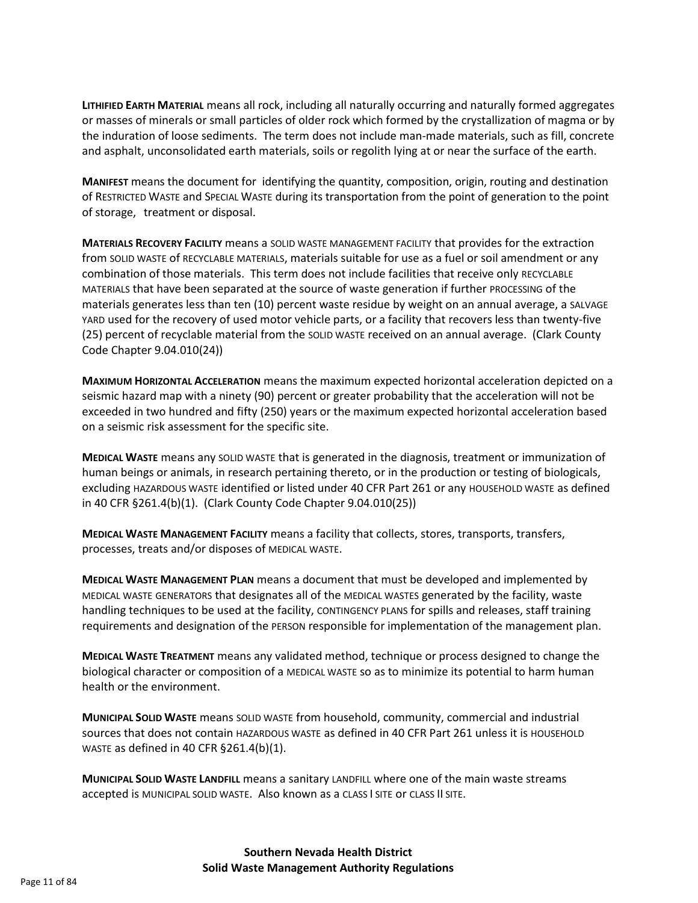**LITHIFIED EARTH MATERIAL** means all rock, including all naturally occurring and naturally formed aggregates or masses of minerals or small particles of older rock which formed by the crystallization of magma or by the induration of loose sediments. The term does not include man-made materials, such as fill, concrete and asphalt, unconsolidated earth materials, soils or regolith lying at or near the surface of the earth.

**MANIFEST** means the document for identifying the quantity, composition, origin, routing and destination of RESTRICTED WASTE and SPECIAL WASTE during its transportation from the point of generation to the point of storage, treatment or disposal.

**MATERIALS RECOVERY FACILITY** means a SOLID WASTE MANAGEMENT FACILITY that provides for the extraction from SOLID WASTE of RECYCLABLE MATERIALS, materials suitable for use as a fuel or soil amendment or any combination of those materials. This term does not include facilities that receive only RECYCLABLE MATERIALS that have been separated at the source of waste generation if further PROCESSING of the materials generates less than ten (10) percent waste residue by weight on an annual average, a SALVAGE YARD used for the recovery of used motor vehicle parts, or a facility that recovers less than twenty-five (25) percent of recyclable material from the SOLID WASTE received on an annual average. (Clark County Code Chapter 9.04.010(24))

**MAXIMUM HORIZONTAL ACCELERATION** means the maximum expected horizontal acceleration depicted on a seismic hazard map with a ninety (90) percent or greater probability that the acceleration will not be exceeded in two hundred and fifty (250) years or the maximum expected horizontal acceleration based on a seismic risk assessment for the specific site.

**MEDICAL WASTE** means any SOLID WASTE that is generated in the diagnosis, treatment or immunization of human beings or animals, in research pertaining thereto, or in the production or testing of biologicals, excluding HAZARDOUS WASTE identified or listed under 40 CFR Part 261 or any HOUSEHOLD WASTE as defined in 40 CFR §261.4(b)(1). (Clark County Code Chapter 9.04.010(25))

**MEDICAL WASTE MANAGEMENT FACILITY** means a facility that collects, stores, transports, transfers, processes, treats and/or disposes of MEDICAL WASTE.

**MEDICAL WASTE MANAGEMENT PLAN** means a document that must be developed and implemented by MEDICAL WASTE GENERATORS that designates all of the MEDICAL WASTES generated by the facility, waste handling techniques to be used at the facility, CONTINGENCY PLANS for spills and releases, staff training requirements and designation of the PERSON responsible for implementation of the management plan.

**MEDICAL WASTE TREATMENT** means any validated method, technique or process designed to change the biological character or composition of a MEDICAL WASTE so as to minimize its potential to harm human health or the environment.

**MUNICIPAL SOLID WASTE** means SOLID WASTE from household, community, commercial and industrial sources that does not contain HAZARDOUS WASTE as defined in 40 CFR Part 261 unless it is HOUSEHOLD WASTE as defined in 40 CFR §261.4(b)(1).

**MUNICIPAL SOLID WASTE LANDFILL** means a sanitary LANDFILL where one of the main waste streams accepted is MUNICIPAL SOLID WASTE. Also known as a CLASS I SITE or CLASS II SITE.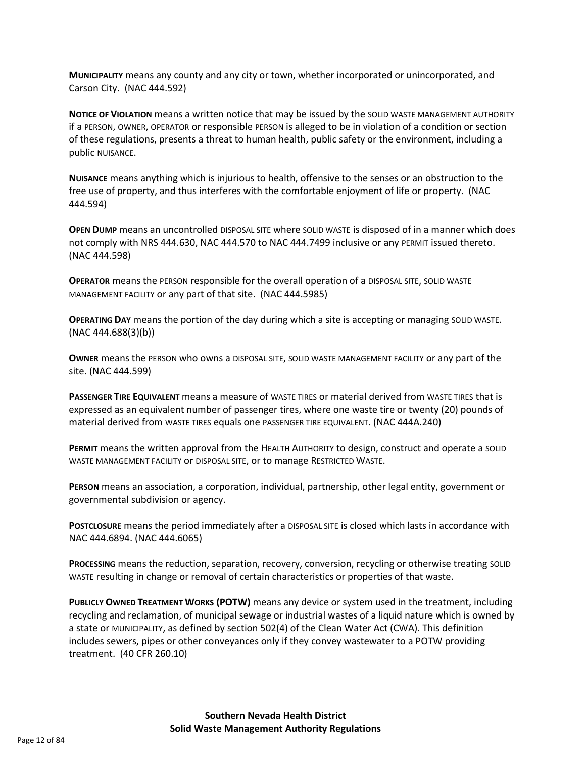**MUNICIPALITY** means any county and any city or town, whether incorporated or unincorporated, and Carson City. (NAC 444.592)

**NOTICE OF VIOLATION** means a written notice that may be issued by the SOLID WASTE MANAGEMENT AUTHORITY if a PERSON, OWNER, OPERATOR or responsible PERSON is alleged to be in violation of a condition or section of these regulations, presents a threat to human health, public safety or the environment, including a public NUISANCE.

**NUISANCE** means anything which is injurious to health, offensive to the senses or an obstruction to the free use of property, and thus interferes with the comfortable enjoyment of life or property. (NAC 444.594)

**OPEN DUMP** means an uncontrolled DISPOSAL SITE where SOLID WASTE is disposed of in a manner which does not comply with NRS 444.630, NAC 444.570 to NAC 444.7499 inclusive or any PERMIT issued thereto. (NAC 444.598)

**OPERATOR** means the PERSON responsible for the overall operation of a DISPOSAL SITE, SOLID WASTE MANAGEMENT FACILITY or any part of that site. (NAC 444.5985)

**OPERATING DAY** means the portion of the day during which a site is accepting or managing SOLID WASTE. (NAC 444.688(3)(b))

**OWNER** means the PERSON who owns a DISPOSAL SITE, SOLID WASTE MANAGEMENT FACILITY or any part of the site. (NAC 444.599)

**PASSENGER TIRE EQUIVALENT** means a measure of WASTE TIRES or material derived from WASTE TIRES that is expressed as an equivalent number of passenger tires, where one waste tire or twenty (20) pounds of material derived from WASTE TIRES equals one PASSENGER TIRE EQUIVALENT. (NAC 444A.240)

**PERMIT** means the written approval from the HEALTH AUTHORITY to design, construct and operate a SOLID WASTE MANAGEMENT FACILITY or DISPOSAL SITE, or to manage RESTRICTED WASTE.

**PERSON** means an association, a corporation, individual, partnership, other legal entity, government or governmental subdivision or agency.

**POSTCLOSURE** means the period immediately after a DISPOSAL SITE is closed which lasts in accordance with NAC 444.6894. (NAC 444.6065)

**PROCESSING** means the reduction, separation, recovery, conversion, recycling or otherwise treating SOLID WASTE resulting in change or removal of certain characteristics or properties of that waste.

**PUBLICLY OWNED TREATMENT WORKS (POTW)** means any device or system used in the treatment, including recycling and reclamation, of municipal sewage or industrial wastes of a liquid nature which is owned by a state or MUNICIPALITY, as defined by section 502(4) of the Clean Water Act (CWA). This definition includes sewers, pipes or other conveyances only if they convey wastewater to a POTW providing treatment. (40 CFR 260.10)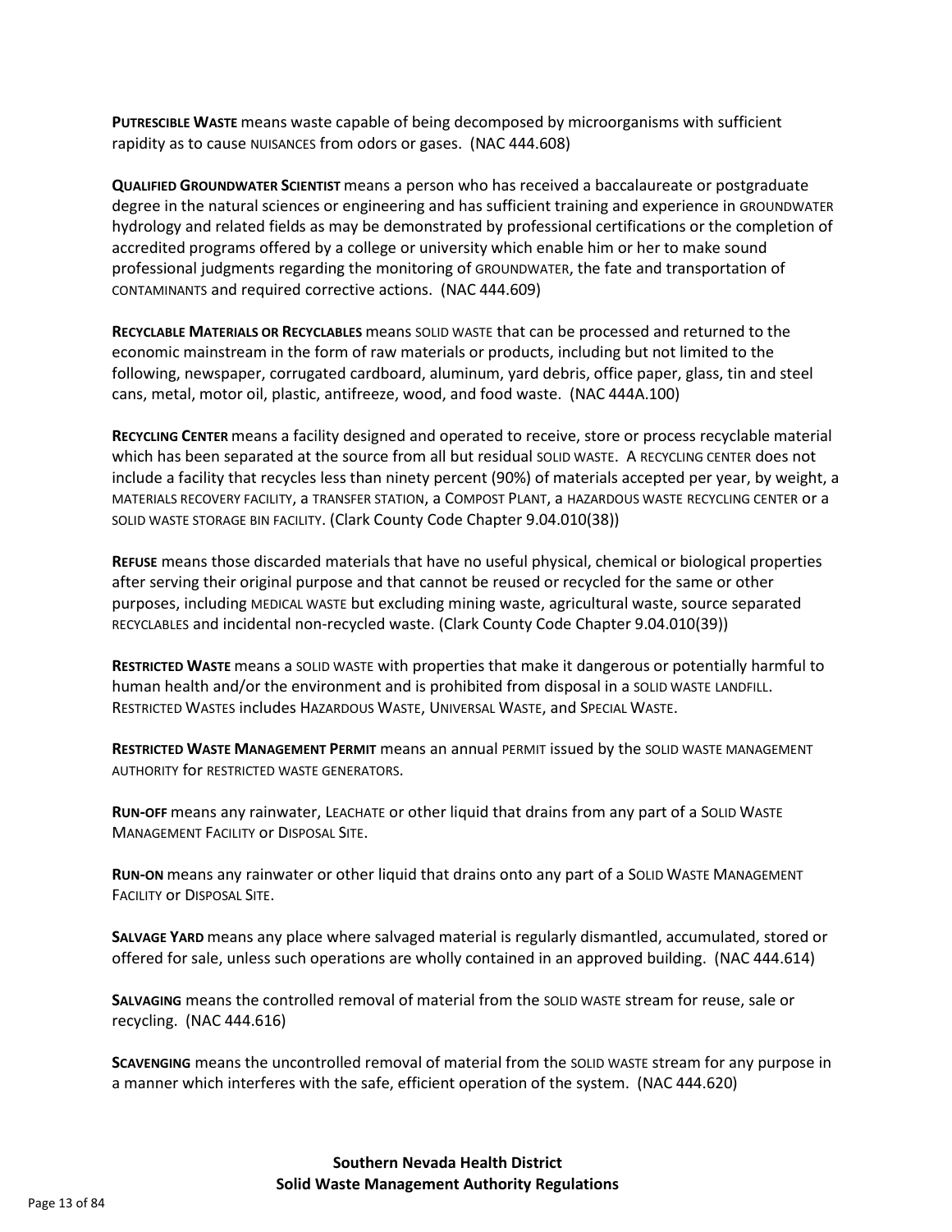**PUTRESCIBLE WASTE** means waste capable of being decomposed by microorganisms with sufficient rapidity as to cause NUISANCES from odors or gases. (NAC 444.608)

**QUALIFIED GROUNDWATER SCIENTIST** means a person who has received a baccalaureate or postgraduate degree in the natural sciences or engineering and has sufficient training and experience in GROUNDWATER hydrology and related fields as may be demonstrated by professional certifications or the completion of accredited programs offered by a college or university which enable him or her to make sound professional judgments regarding the monitoring of GROUNDWATER, the fate and transportation of CONTAMINANTS and required corrective actions. (NAC 444.609)

**RECYCLABLE MATERIALS OR RECYCLABLES** means SOLID WASTE that can be processed and returned to the economic mainstream in the form of raw materials or products, including but not limited to the following, newspaper, corrugated cardboard, aluminum, yard debris, office paper, glass, tin and steel cans, metal, motor oil, plastic, antifreeze, wood, and food waste. (NAC 444A.100)

**RECYCLING CENTER** means a facility designed and operated to receive, store or process recyclable material which has been separated at the source from all but residual SOLID WASTE. A RECYCLING CENTER does not include a facility that recycles less than ninety percent (90%) of materials accepted per year, by weight, a MATERIALS RECOVERY FACILITY, a TRANSFER STATION, a COMPOST PLANT, a HAZARDOUS WASTE RECYCLING CENTER or a SOLID WASTE STORAGE BIN FACILITY. (Clark County Code Chapter 9.04.010(38))

**REFUSE** means those discarded materials that have no useful physical, chemical or biological properties after serving their original purpose and that cannot be reused or recycled for the same or other purposes, including MEDICAL WASTE but excluding mining waste, agricultural waste, source separated RECYCLABLES and incidental non-recycled waste. (Clark County Code Chapter 9.04.010(39))

**RESTRICTED WASTE** means a SOLID WASTE with properties that make it dangerous or potentially harmful to human health and/or the environment and is prohibited from disposal in a SOLID WASTE LANDFILL. RESTRICTED WASTES includes HAZARDOUS WASTE, UNIVERSAL WASTE, and SPECIAL WASTE.

**RESTRICTED WASTE MANAGEMENT PERMIT** means an annual PERMIT issued by the SOLID WASTE MANAGEMENT AUTHORITY for RESTRICTED WASTE GENERATORS.

**RUN-OFF** means any rainwater, LEACHATE or other liquid that drains from any part of a SOLID WASTE MANAGEMENT FACILITY or DISPOSAL SITE.

**RUN-ON** means any rainwater or other liquid that drains onto any part of a SOLID WASTE MANAGEMENT FACILITY or DISPOSAL SITE.

**SALVAGE YARD** means any place where salvaged material is regularly dismantled, accumulated, stored or offered for sale, unless such operations are wholly contained in an approved building. (NAC 444.614)

**SALVAGING** means the controlled removal of material from the SOLID WASTE stream for reuse, sale or recycling. (NAC 444.616)

**SCAVENGING** means the uncontrolled removal of material from the SOLID WASTE stream for any purpose in a manner which interferes with the safe, efficient operation of the system. (NAC 444.620)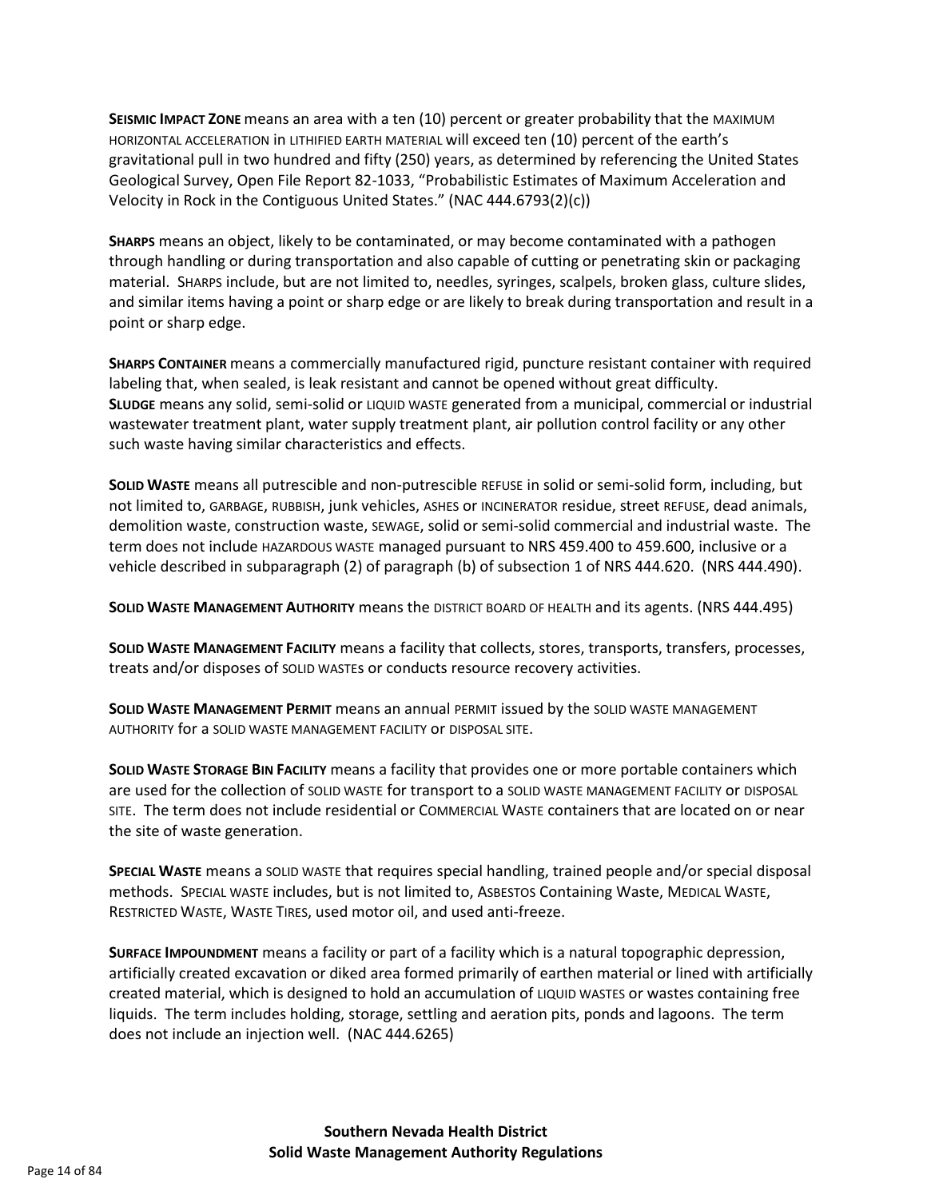**SEISMIC IMPACT ZONE** means an area with a ten (10) percent or greater probability that the MAXIMUM HORIZONTAL ACCELERATION in LITHIFIED EARTH MATERIAL will exceed ten (10) percent of the earth's gravitational pull in two hundred and fifty (250) years, as determined by referencing the United States Geological Survey, Open File Report 82-1033, "Probabilistic Estimates of Maximum Acceleration and Velocity in Rock in the Contiguous United States." (NAC 444.6793(2)(c))

**SHARPS** means an object, likely to be contaminated, or may become contaminated with a pathogen through handling or during transportation and also capable of cutting or penetrating skin or packaging material. SHARPS include, but are not limited to, needles, syringes, scalpels, broken glass, culture slides, and similar items having a point or sharp edge or are likely to break during transportation and result in a point or sharp edge.

**SHARPS CONTAINER** means a commercially manufactured rigid, puncture resistant container with required labeling that, when sealed, is leak resistant and cannot be opened without great difficulty.

**SLUDGE** means any solid, semi-solid or LIQUID WASTE generated from a municipal, commercial or industrial wastewater treatment plant, water supply treatment plant, air pollution control facility or any other such waste having similar characteristics and effects.

**SOLID WASTE** means all putrescible and non-putrescible REFUSE in solid or semi-solid form, including, but not limited to, GARBAGE, RUBBISH, junk vehicles, ASHES or INCINERATOR residue, street REFUSE, dead animals, demolition waste, construction waste, SEWAGE, solid or semi-solid commercial and industrial waste. The term does not include HAZARDOUS WASTE managed pursuant to NRS 459.400 to 459.600, inclusive or a vehicle described in subparagraph (2) of paragraph (b) of subsection 1 of NRS 444.620. (NRS 444.490).

**SOLID WASTE MANAGEMENT AUTHORITY** means the DISTRICT BOARD OF HEALTH and its agents. (NRS 444.495)

**SOLID WASTE MANAGEMENT FACILITY** means a facility that collects, stores, transports, transfers, processes, treats and/or disposes of SOLID WASTES or conducts resource recovery activities.

**SOLID WASTE MANAGEMENT PERMIT** means an annual PERMIT issued by the SOLID WASTE MANAGEMENT AUTHORITY for a SOLID WASTE MANAGEMENT FACILITY or DISPOSAL SITE.

**SOLID WASTE STORAGE BIN FACILITY** means a facility that provides one or more portable containers which are used for the collection of SOLID WASTE for transport to a SOLID WASTE MANAGEMENT FACILITY or DISPOSAL SITE. The term does not include residential or COMMERCIAL WASTE containers that are located on or near the site of waste generation.

**SPECIAL WASTE** means a SOLID WASTE that requires special handling, trained people and/or special disposal methods. SPECIAL WASTE includes, but is not limited to, ASBESTOS Containing Waste, MEDICAL WASTE, RESTRICTED WASTE, WASTE TIRES, used motor oil, and used anti-freeze.

**SURFACE IMPOUNDMENT** means a facility or part of a facility which is a natural topographic depression, artificially created excavation or diked area formed primarily of earthen material or lined with artificially created material, which is designed to hold an accumulation of LIQUID WASTES or wastes containing free liquids. The term includes holding, storage, settling and aeration pits, ponds and lagoons. The term does not include an injection well. (NAC 444.6265)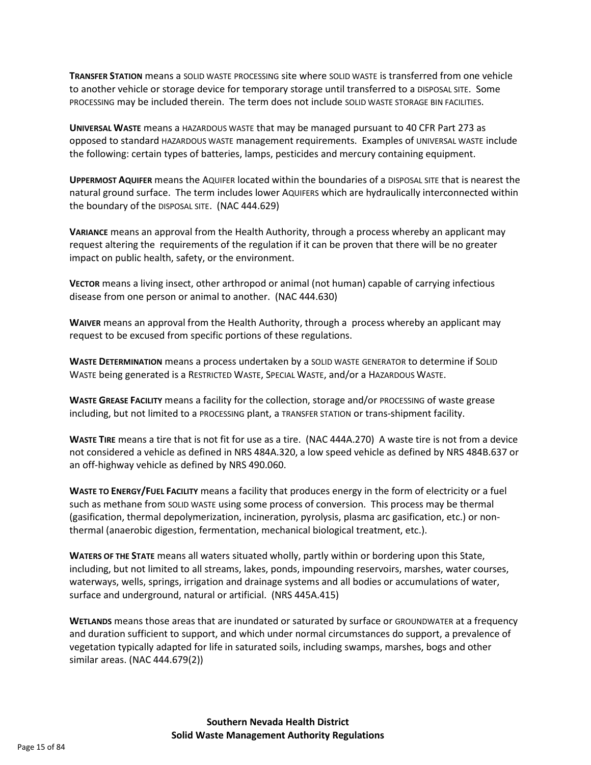**TRANSFER STATION** means a SOLID WASTE PROCESSING site where SOLID WASTE is transferred from one vehicle to another vehicle or storage device for temporary storage until transferred to a DISPOSAL SITE. Some PROCESSING may be included therein. The term does not include SOLID WASTE STORAGE BIN FACILITIES.

**UNIVERSAL WASTE** means a HAZARDOUS WASTE that may be managed pursuant to 40 CFR Part 273 as opposed to standard HAZARDOUS WASTE management requirements. Examples of UNIVERSAL WASTE include the following: certain types of batteries, lamps, pesticides and mercury containing equipment.

**UPPERMOST AQUIFER** means the AQUIFER located within the boundaries of a DISPOSAL SITE that is nearest the natural ground surface. The term includes lower AQUIFERS which are hydraulically interconnected within the boundary of the DISPOSAL SITE. (NAC 444.629)

**VARIANCE** means an approval from the Health Authority, through a process whereby an applicant may request altering the requirements of the regulation if it can be proven that there will be no greater impact on public health, safety, or the environment.

**VECTOR** means a living insect, other arthropod or animal (not human) capable of carrying infectious disease from one person or animal to another. (NAC 444.630)

**WAIVER** means an approval from the Health Authority, through a process whereby an applicant may request to be excused from specific portions of these regulations.

**WASTE DETERMINATION** means a process undertaken by a SOLID WASTE GENERATOR to determine if SOLID WASTE being generated is a RESTRICTED WASTE, SPECIAL WASTE, and/or a HAZARDOUS WASTE.

**WASTE GREASE FACILITY** means a facility for the collection, storage and/or PROCESSING of waste grease including, but not limited to a PROCESSING plant, a TRANSFER STATION or trans-shipment facility.

**WASTE TIRE** means a tire that is not fit for use as a tire. (NAC 444A.270) A waste tire is not from a device not considered a vehicle as defined in NRS 484A.320, a low speed vehicle as defined by NRS 484B.637 or an off-highway vehicle as defined by NRS 490.060.

**WASTE TO ENERGY/FUEL FACILITY** means a facility that produces energy in the form of electricity or a fuel such as methane from SOLID WASTE using some process of conversion. This process may be thermal (gasification, thermal depolymerization, incineration, pyrolysis, plasma arc gasification, etc.) or non-thermal (anaerobic digestion, fermentation, mechanical biological treatment, etc.).

**WATERS OF THE STATE** means all waters situated wholly, partly within or bordering upon this State, including, but not limited to all streams, lakes, ponds, impounding reservoirs, marshes, water courses, waterways, wells, springs, irrigation and drainage systems and all bodies or accumulations of water, surface and underground, natural or artificial. (NRS 445A.415)

**WETLANDS** means those areas that are inundated or saturated by surface or GROUNDWATER at a frequency and duration sufficient to support, and which under normal circumstances do support, a prevalence of vegetation typically adapted for life in saturated soils, including swamps, marshes, bogs and other similar areas. (NAC 444.679(2))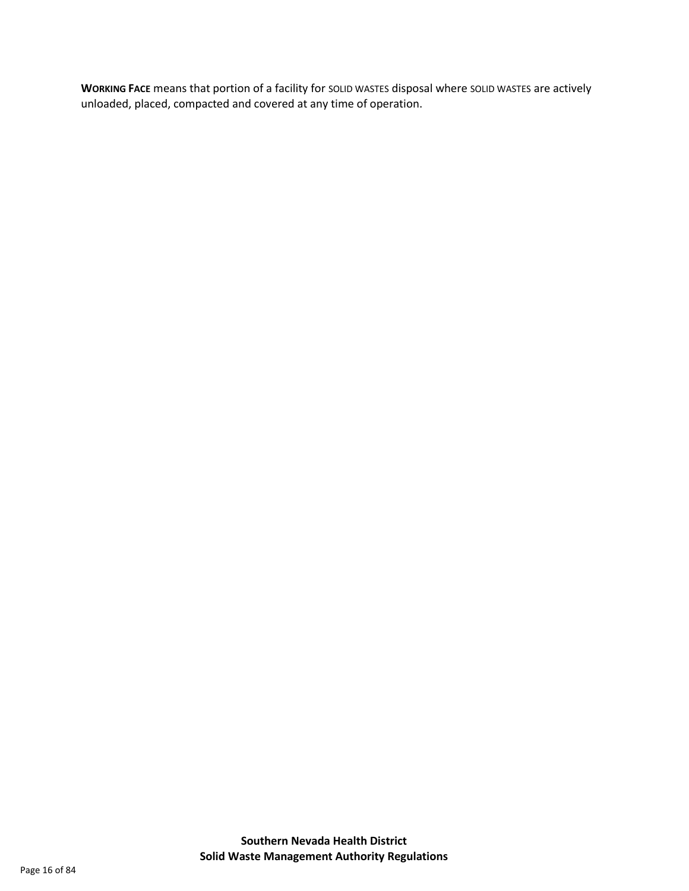**WORKING FACE** means that portion of a facility for SOLID WASTES disposal where SOLID WASTES are actively unloaded, placed, compacted and covered at any time of operation.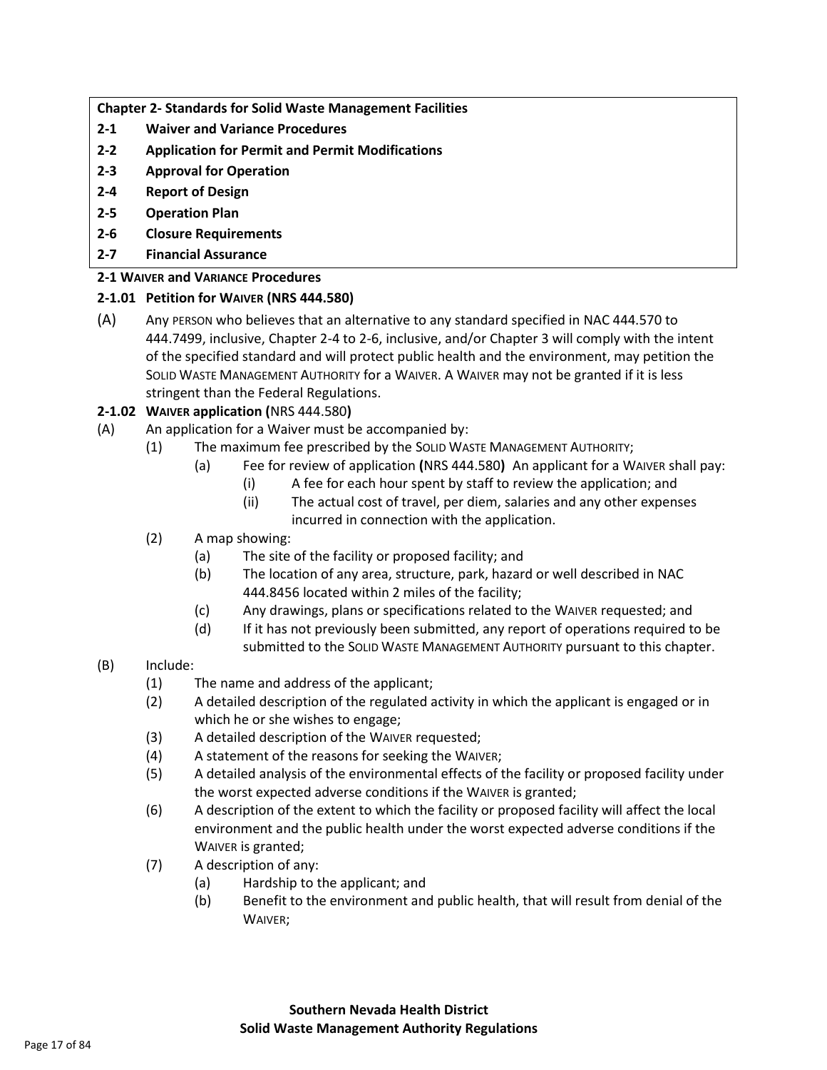**Chapter 2- Standards for Solid Waste Management Facilities**

**2-1 Waiver and Variance Procedures**

**2-2 Application for Permit and Permit Modifications**

**2-3 Approval for Operation**

**2-4 Report of Design**

**2-5 Operation Plan**

**2-6 Closure Requirements**

**2-7 Financial Assurance**

## 2-1 WAIVER and VARIANCE Procedures

### 2-1.01 Petition for WAIVER (NRS 444.580)

(A) Any PERSON who believes that an alternative to any standard specified in NAC 444.570 to 444.7499, inclusive, Chapter 2-4 to 2-6, inclusive, and/or Chapter 3 will comply with the intent of the specified standard and will protect public health and the environment, may petition the SOLID WASTE MANAGEMENT AUTHORITY for a WAIVER. A WAIVER may not be granted if it is less stringent than the Federal Regulations.

### 2-1.02 WAIVER application (NRS 444.580)

(A) An application for a Waiver must be accompanied by:

- (1) The maximum fee prescribed by the SOLID WASTE MANAGEMENT AUTHORITY;
  - (a) Fee for review of application **(**NRS 444.580**)** An applicant for a WAIVER shall pay:
    - (i) A fee for each hour spent by staff to review the application; and
    - (ii) The actual cost of travel, per diem, salaries and any other expenses incurred in connection with the application.
- (2) A map showing:
  - (a) The site of the facility or proposed facility; and
  - (b) The location of any area, structure, park, hazard or well described in NAC 444.8456 located within 2 miles of the facility;
  - (c) Any drawings, plans or specifications related to the WAIVER requested; and
  - (d) If it has not previously been submitted, any report of operations required to be submitted to the SOLID WASTE MANAGEMENT AUTHORITY pursuant to this chapter.

(B) Include:

- (1) The name and address of the applicant;
- (2) A detailed description of the regulated activity in which the applicant is engaged or in which he or she wishes to engage;
- (3) A detailed description of the WAIVER requested;
- (4) A statement of the reasons for seeking the WAIVER;
- (5) A detailed analysis of the environmental effects of the facility or proposed facility under the worst expected adverse conditions if the WAIVER is granted;
- (6) A description of the extent to which the facility or proposed facility will affect the local environment and the public health under the worst expected adverse conditions if the WAIVER is granted;
- (7) A description of any:
  - (a) Hardship to the applicant; and
  - (b) Benefit to the environment and public health, that will result from denial of the WAIVER;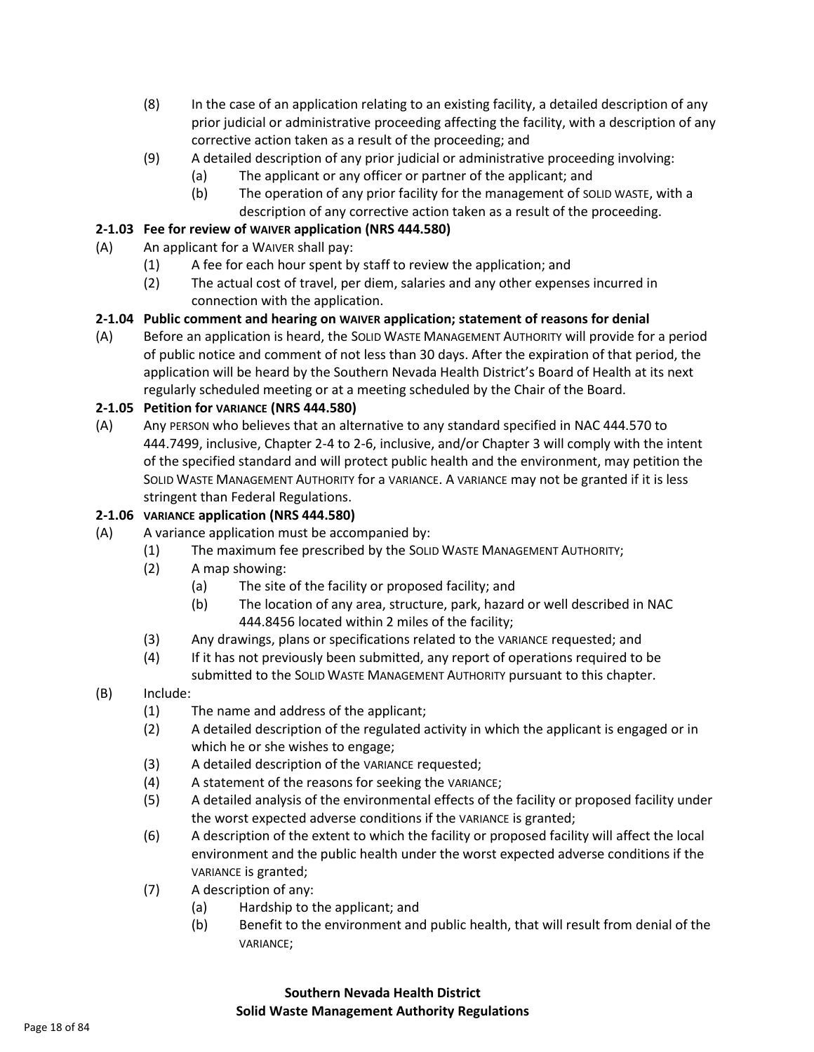(8) In the case of an application relating to an existing facility, a detailed description of any prior judicial or administrative proceeding affecting the facility, with a description of any corrective action taken as a result of the proceeding; and

(9) A detailed description of any prior judicial or administrative proceeding involving:
  - (a) The applicant or any officer or partner of the applicant; and
  - (b) The operation of any prior facility for the management of SOLID WASTE, with a description of any corrective action taken as a result of the proceeding.

**2-1.03 Fee for review of WAIVER application (NRS 444.580)**

(A) An applicant for a WAIVER shall pay:
  - (1) A fee for each hour spent by staff to review the application; and
  - (2) The actual cost of travel, per diem, salaries and any other expenses incurred in connection with the application.

**2-1.04 Public comment and hearing on WAIVER application; statement of reasons for denial**

(A) Before an application is heard, the SOLID WASTE MANAGEMENT AUTHORITY will provide for a period of public notice and comment of not less than 30 days. After the expiration of that period, the application will be heard by the Southern Nevada Health District's Board of Health at its next regularly scheduled meeting or at a meeting scheduled by the Chair of the Board.

**2-1.05 Petition for VARIANCE (NRS 444.580)**

(A) Any PERSON who believes that an alternative to any standard specified in NAC 444.570 to 444.7499, inclusive, Chapter 2-4 to 2-6, inclusive, and/or Chapter 3 will comply with the intent of the specified standard and will protect public health and the environment, may petition the SOLID WASTE MANAGEMENT AUTHORITY for a VARIANCE. A VARIANCE may not be granted if it is less stringent than Federal Regulations.

**2-1.06 VARIANCE application (NRS 444.580)**

(A) A variance application must be accompanied by:
  - (1) The maximum fee prescribed by the SOLID WASTE MANAGEMENT AUTHORITY;
  - (2) A map showing:
    - (a) The site of the facility or proposed facility; and
    - (b) The location of any area, structure, park, hazard or well described in NAC 444.8456 located within 2 miles of the facility;
  - (3) Any drawings, plans or specifications related to the VARIANCE requested; and
  - (4) If it has not previously been submitted, any report of operations required to be submitted to the SOLID WASTE MANAGEMENT AUTHORITY pursuant to this chapter.

(B) Include:
  - (1) The name and address of the applicant;
  - (2) A detailed description of the regulated activity in which the applicant is engaged or in which he or she wishes to engage;
  - (3) A detailed description of the VARIANCE requested;
  - (4) A statement of the reasons for seeking the VARIANCE;
  - (5) A detailed analysis of the environmental effects of the facility or proposed facility under the worst expected adverse conditions if the VARIANCE is granted;
  - (6) A description of the extent to which the facility or proposed facility will affect the local environment and the public health under the worst expected adverse conditions if the VARIANCE is granted;
  - (7) A description of any:
    - (a) Hardship to the applicant; and
    - (b) Benefit to the environment and public health, that will result from denial of the VARIANCE;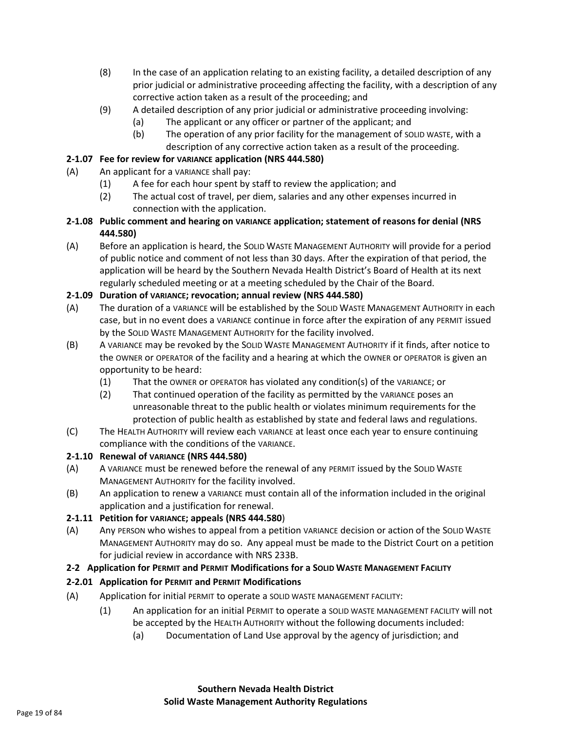(8) In the case of an application relating to an existing facility, a detailed description of any prior judicial or administrative proceeding affecting the facility, with a description of any corrective action taken as a result of the proceeding; and

(9) A detailed description of any prior judicial or administrative proceeding involving:

(a) The applicant or any officer or partner of the applicant; and

(b) The operation of any prior facility for the management of SOLID WASTE, with a description of any corrective action taken as a result of the proceeding.

**2-1.07 Fee for review for VARIANCE application (NRS 444.580)**

(A) An applicant for a VARIANCE shall pay:

(1) A fee for each hour spent by staff to review the application; and

(2) The actual cost of travel, per diem, salaries and any other expenses incurred in connection with the application.

**2-1.08 Public comment and hearing on VARIANCE application; statement of reasons for denial (NRS 444.580)**

(A) Before an application is heard, the SOLID WASTE MANAGEMENT AUTHORITY will provide for a period of public notice and comment of not less than 30 days. After the expiration of that period, the application will be heard by the Southern Nevada Health District's Board of Health at its next regularly scheduled meeting or at a meeting scheduled by the Chair of the Board.

**2-1.09 Duration of VARIANCE; revocation; annual review (NRS 444.580)**

(A) The duration of a VARIANCE will be established by the SOLID WASTE MANAGEMENT AUTHORITY in each case, but in no event does a VARIANCE continue in force after the expiration of any PERMIT issued by the SOLID WASTE MANAGEMENT AUTHORITY for the facility involved.

(B) A VARIANCE may be revoked by the SOLID WASTE MANAGEMENT AUTHORITY if it finds, after notice to the OWNER or OPERATOR of the facility and a hearing at which the OWNER or OPERATOR is given an opportunity to be heard:

(1) That the OWNER or OPERATOR has violated any condition(s) of the VARIANCE; or

(2) That continued operation of the facility as permitted by the VARIANCE poses an unreasonable threat to the public health or violates minimum requirements for the protection of public health as established by state and federal laws and regulations.

(C) The HEALTH AUTHORITY will review each VARIANCE at least once each year to ensure continuing compliance with the conditions of the VARIANCE.

**2-1.10 Renewal of VARIANCE (NRS 444.580)**

(A) A VARIANCE must be renewed before the renewal of any PERMIT issued by the SOLID WASTE MANAGEMENT AUTHORITY for the facility involved.

(B) An application to renew a VARIANCE must contain all of the information included in the original application and a justification for renewal.

**2-1.11 Petition for VARIANCE; appeals (NRS 444.580)**

(A) Any PERSON who wishes to appeal from a petition VARIANCE decision or action of the SOLID WASTE MANAGEMENT AUTHORITY may do so. Any appeal must be made to the District Court on a petition for judicial review in accordance with NRS 233B.

## 2-2 Application for PERMIT and PERMIT Modifications for a SOLID WASTE MANAGEMENT FACILITY

**2-2.01 Application for PERMIT and PERMIT Modifications**

(A) Application for initial PERMIT to operate a SOLID WASTE MANAGEMENT FACILITY:

(1) An application for an initial PERMIT to operate a SOLID WASTE MANAGEMENT FACILITY will not be accepted by the HEALTH AUTHORITY without the following documents included:

(a) Documentation of Land Use approval by the agency of jurisdiction; and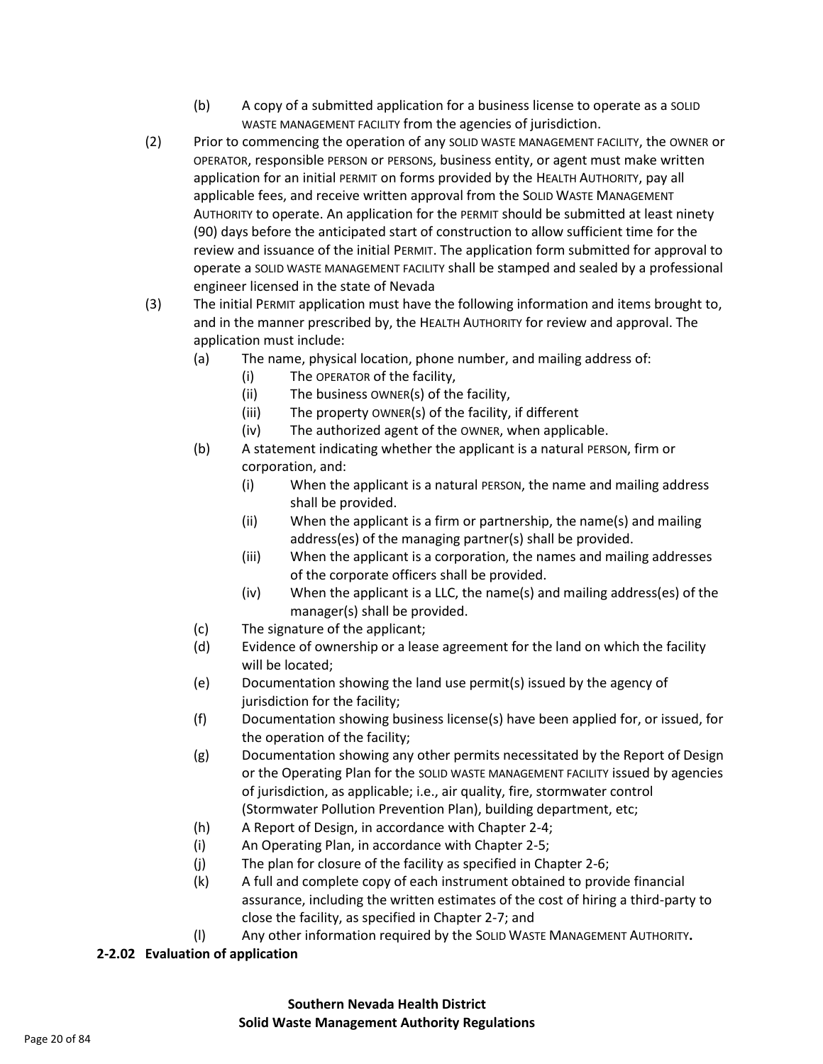(b) A copy of a submitted application for a business license to operate as a SOLID WASTE MANAGEMENT FACILITY from the agencies of jurisdiction.

(2) Prior to commencing the operation of any SOLID WASTE MANAGEMENT FACILITY, the OWNER or OPERATOR, responsible PERSON or PERSONS, business entity, or agent must make written application for an initial PERMIT on forms provided by the HEALTH AUTHORITY, pay all applicable fees, and receive written approval from the SOLID WASTE MANAGEMENT AUTHORITY to operate. An application for the PERMIT should be submitted at least ninety (90) days before the anticipated start of construction to allow sufficient time for the review and issuance of the initial PERMIT. The application form submitted for approval to operate a SOLID WASTE MANAGEMENT FACILITY shall be stamped and sealed by a professional engineer licensed in the state of Nevada

(3) The initial PERMIT application must have the following information and items brought to, and in the manner prescribed by, the HEALTH AUTHORITY for review and approval. The application must include:

- (a) The name, physical location, phone number, and mailing address of:
  - (i) The OPERATOR of the facility,
  - (ii) The business OWNER(s) of the facility,
  - (iii) The property OWNER(s) of the facility, if different
  - (iv) The authorized agent of the OWNER, when applicable.
- (b) A statement indicating whether the applicant is a natural PERSON, firm or corporation, and:
  - (i) When the applicant is a natural PERSON, the name and mailing address shall be provided.
  - (ii) When the applicant is a firm or partnership, the name(s) and mailing address(es) of the managing partner(s) shall be provided.
  - (iii) When the applicant is a corporation, the names and mailing addresses of the corporate officers shall be provided.
  - (iv) When the applicant is a LLC, the name(s) and mailing address(es) of the manager(s) shall be provided.
- (c) The signature of the applicant;
- (d) Evidence of ownership or a lease agreement for the land on which the facility will be located;
- (e) Documentation showing the land use permit(s) issued by the agency of jurisdiction for the facility;
- (f) Documentation showing business license(s) have been applied for, or issued, for the operation of the facility;
- (g) Documentation showing any other permits necessitated by the Report of Design or the Operating Plan for the SOLID WASTE MANAGEMENT FACILITY issued by agencies of jurisdiction, as applicable; i.e., air quality, fire, stormwater control (Stormwater Pollution Prevention Plan), building department, etc;
- (h) A Report of Design, in accordance with Chapter 2-4;
- (i) An Operating Plan, in accordance with Chapter 2-5;
- (j) The plan for closure of the facility as specified in Chapter 2-6;
- (k) A full and complete copy of each instrument obtained to provide financial assurance, including the written estimates of the cost of hiring a third-party to close the facility, as specified in Chapter 2-7; and
- (l) Any other information required by the SOLID WASTE MANAGEMENT AUTHORITY.

**2-2.02 Evaluation of application**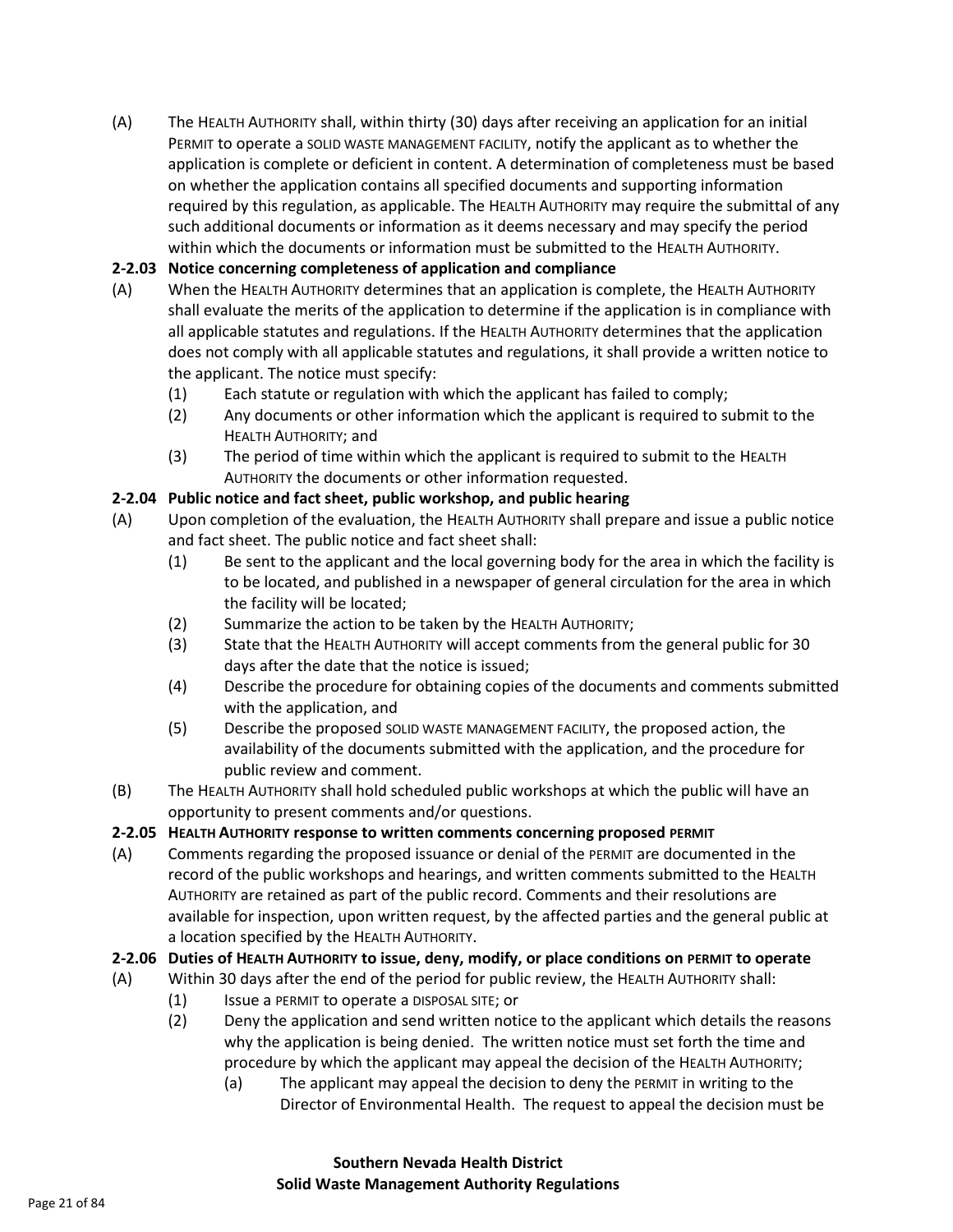(A) The HEALTH AUTHORITY shall, within thirty (30) days after receiving an application for an initial PERMIT to operate a SOLID WASTE MANAGEMENT FACILITY, notify the applicant as to whether the application is complete or deficient in content. A determination of completeness must be based on whether the application contains all specified documents and supporting information required by this regulation, as applicable. The HEALTH AUTHORITY may require the submittal of any such additional documents or information as it deems necessary and may specify the period within which the documents or information must be submitted to the HEALTH AUTHORITY.

**2-2.03 Notice concerning completeness of application and compliance**

(A) When the HEALTH AUTHORITY determines that an application is complete, the HEALTH AUTHORITY shall evaluate the merits of the application to determine if the application is in compliance with all applicable statutes and regulations. If the HEALTH AUTHORITY determines that the application does not comply with all applicable statutes and regulations, it shall provide a written notice to the applicant. The notice must specify:

- (1) Each statute or regulation with which the applicant has failed to comply;
- (2) Any documents or other information which the applicant is required to submit to the HEALTH AUTHORITY; and
- (3) The period of time within which the applicant is required to submit to the HEALTH AUTHORITY the documents or other information requested.

**2-2.04 Public notice and fact sheet, public workshop, and public hearing**

(A) Upon completion of the evaluation, the HEALTH AUTHORITY shall prepare and issue a public notice and fact sheet. The public notice and fact sheet shall:

- (1) Be sent to the applicant and the local governing body for the area in which the facility is to be located, and published in a newspaper of general circulation for the area in which the facility will be located;
- (2) Summarize the action to be taken by the HEALTH AUTHORITY;
- (3) State that the HEALTH AUTHORITY will accept comments from the general public for 30 days after the date that the notice is issued;
- (4) Describe the procedure for obtaining copies of the documents and comments submitted with the application, and
- (5) Describe the proposed SOLID WASTE MANAGEMENT FACILITY, the proposed action, the availability of the documents submitted with the application, and the procedure for public review and comment.

(B) The HEALTH AUTHORITY shall hold scheduled public workshops at which the public will have an opportunity to present comments and/or questions.

**2-2.05 HEALTH AUTHORITY response to written comments concerning proposed PERMIT**

(A) Comments regarding the proposed issuance or denial of the PERMIT are documented in the record of the public workshops and hearings, and written comments submitted to the HEALTH AUTHORITY are retained as part of the public record. Comments and their resolutions are available for inspection, upon written request, by the affected parties and the general public at a location specified by the HEALTH AUTHORITY.

**2-2.06 Duties of HEALTH AUTHORITY to issue, deny, modify, or place conditions on PERMIT to operate**

(A) Within 30 days after the end of the period for public review, the HEALTH AUTHORITY shall:

- (1) Issue a PERMIT to operate a DISPOSAL SITE; or
- (2) Deny the application and send written notice to the applicant which details the reasons why the application is being denied. The written notice must set forth the time and procedure by which the applicant may appeal the decision of the HEALTH AUTHORITY;
  - (a) The applicant may appeal the decision to deny the PERMIT in writing to the Director of Environmental Health. The request to appeal the decision must be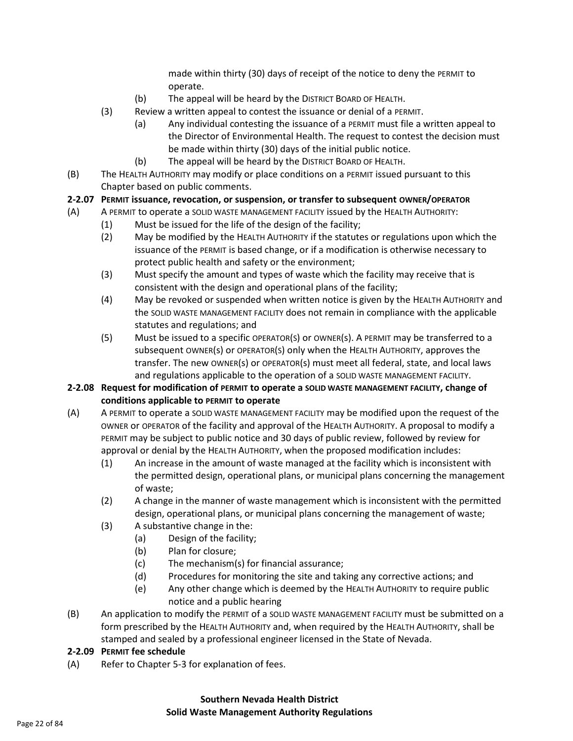made within thirty (30) days of receipt of the notice to deny the PERMIT to operate.

(b) The appeal will be heard by the DISTRICT BOARD OF HEALTH.

(3) Review a written appeal to contest the issuance or denial of a PERMIT.

(a) Any individual contesting the issuance of a PERMIT must file a written appeal to the Director of Environmental Health. The request to contest the decision must be made within thirty (30) days of the initial public notice.

(b) The appeal will be heard by the DISTRICT BOARD OF HEALTH.

(B) The HEALTH AUTHORITY may modify or place conditions on a PERMIT issued pursuant to this Chapter based on public comments.

**2-2.07 PERMIT issuance, revocation, or suspension, or transfer to subsequent OWNER/OPERATOR**

(A) A PERMIT to operate a SOLID WASTE MANAGEMENT FACILITY issued by the HEALTH AUTHORITY:

(1) Must be issued for the life of the design of the facility;

(2) May be modified by the HEALTH AUTHORITY if the statutes or regulations upon which the issuance of the PERMIT is based change, or if a modification is otherwise necessary to protect public health and safety or the environment;

(3) Must specify the amount and types of waste which the facility may receive that is consistent with the design and operational plans of the facility;

(4) May be revoked or suspended when written notice is given by the HEALTH AUTHORITY and the SOLID WASTE MANAGEMENT FACILITY does not remain in compliance with the applicable statutes and regulations; and

(5) Must be issued to a specific OPERATOR(S) or OWNER(S). A PERMIT may be transferred to a subsequent OWNER(S) or OPERATOR(S) only when the HEALTH AUTHORITY, approves the transfer. The new OWNER(S) or OPERATOR(S) must meet all federal, state, and local laws and regulations applicable to the operation of a SOLID WASTE MANAGEMENT FACILITY.

**2-2.08 Request for modification of PERMIT to operate a SOLID WASTE MANAGEMENT FACILITY, change of conditions applicable to PERMIT to operate**

(A) A PERMIT to operate a SOLID WASTE MANAGEMENT FACILITY may be modified upon the request of the OWNER or OPERATOR of the facility and approval of the HEALTH AUTHORITY. A proposal to modify a PERMIT may be subject to public notice and 30 days of public review, followed by review for approval or denial by the HEALTH AUTHORITY, when the proposed modification includes:

(1) An increase in the amount of waste managed at the facility which is inconsistent with the permitted design, operational plans, or municipal plans concerning the management of waste;

(2) A change in the manner of waste management which is inconsistent with the permitted design, operational plans, or municipal plans concerning the management of waste;

(3) A substantive change in the:

(a) Design of the facility;

(b) Plan for closure;

(c) The mechanism(s) for financial assurance;

(d) Procedures for monitoring the site and taking any corrective actions; and

(e) Any other change which is deemed by the HEALTH AUTHORITY to require public notice and a public hearing

(B) An application to modify the PERMIT of a SOLID WASTE MANAGEMENT FACILITY must be submitted on a form prescribed by the HEALTH AUTHORITY and, when required by the HEALTH AUTHORITY, shall be stamped and sealed by a professional engineer licensed in the State of Nevada.

**2-2.09 PERMIT fee schedule**

(A) Refer to Chapter 5-3 for explanation of fees.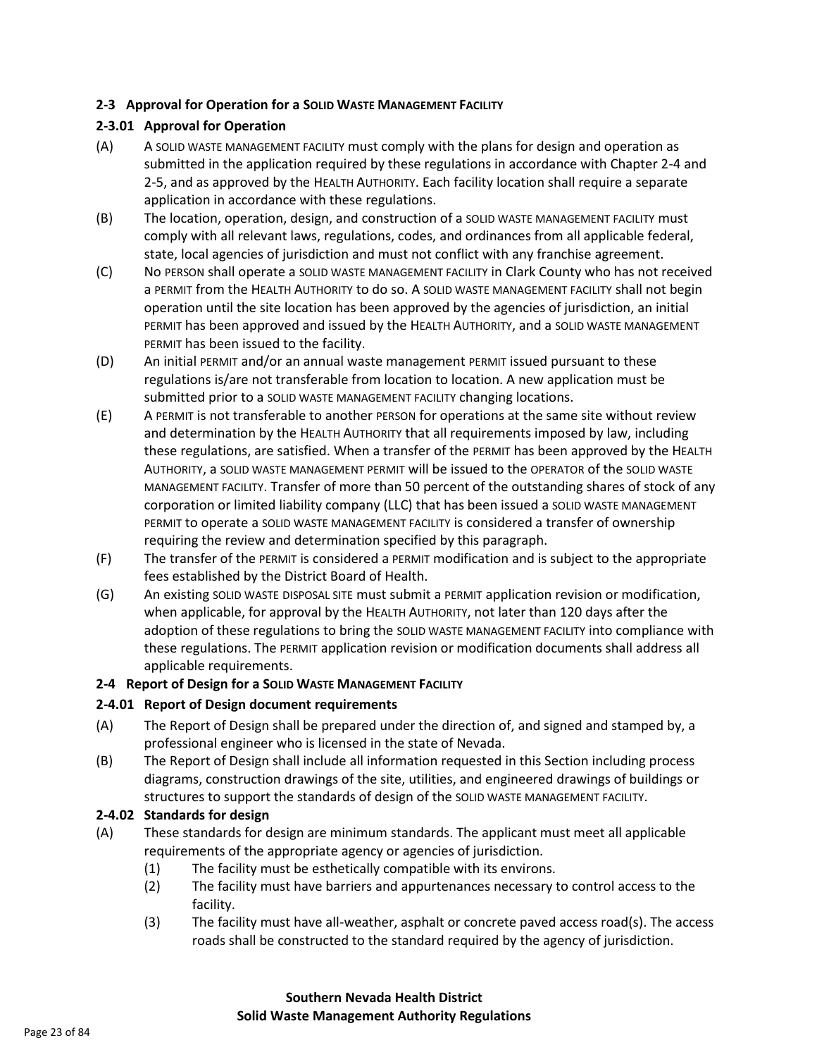### 2-3 Approval for Operation for a SOLID WASTE MANAGEMENT FACILITY

#### 2-3.01 Approval for Operation

(A) A SOLID WASTE MANAGEMENT FACILITY must comply with the plans for design and operation as submitted in the application required by these regulations in accordance with Chapter 2-4 and 2-5, and as approved by the HEALTH AUTHORITY. Each facility location shall require a separate application in accordance with these regulations.

(B) The location, operation, design, and construction of a SOLID WASTE MANAGEMENT FACILITY must comply with all relevant laws, regulations, codes, and ordinances from all applicable federal, state, local agencies of jurisdiction and must not conflict with any franchise agreement.

(C) No PERSON shall operate a SOLID WASTE MANAGEMENT FACILITY in Clark County who has not received a PERMIT from the HEALTH AUTHORITY to do so. A SOLID WASTE MANAGEMENT FACILITY shall not begin operation until the site location has been approved by the agencies of jurisdiction, an initial PERMIT has been approved and issued by the HEALTH AUTHORITY, and a SOLID WASTE MANAGEMENT PERMIT has been issued to the facility.

(D) An initial PERMIT and/or an annual waste management PERMIT issued pursuant to these regulations is/are not transferable from location to location. A new application must be submitted prior to a SOLID WASTE MANAGEMENT FACILITY changing locations.

(E) A PERMIT is not transferable to another PERSON for operations at the same site without review and determination by the HEALTH AUTHORITY that all requirements imposed by law, including these regulations, are satisfied. When a transfer of the PERMIT has been approved by the HEALTH AUTHORITY, a SOLID WASTE MANAGEMENT PERMIT will be issued to the OPERATOR of the SOLID WASTE MANAGEMENT FACILITY. Transfer of more than 50 percent of the outstanding shares of stock of any corporation or limited liability company (LLC) that has been issued a SOLID WASTE MANAGEMENT PERMIT to operate a SOLID WASTE MANAGEMENT FACILITY is considered a transfer of ownership requiring the review and determination specified by this paragraph.

(F) The transfer of the PERMIT is considered a PERMIT modification and is subject to the appropriate fees established by the District Board of Health.

(G) An existing SOLID WASTE DISPOSAL SITE must submit a PERMIT application revision or modification, when applicable, for approval by the HEALTH AUTHORITY, not later than 120 days after the adoption of these regulations to bring the SOLID WASTE MANAGEMENT FACILITY into compliance with these regulations. The PERMIT application revision or modification documents shall address all applicable requirements.

### 2-4 Report of Design for a SOLID WASTE MANAGEMENT FACILITY

#### 2-4.01 Report of Design document requirements

(A) The Report of Design shall be prepared under the direction of, and signed and stamped by, a professional engineer who is licensed in the state of Nevada.

(B) The Report of Design shall include all information requested in this Section including process diagrams, construction drawings of the site, utilities, and engineered drawings of buildings or structures to support the standards of design of the SOLID WASTE MANAGEMENT FACILITY.

#### 2-4.02 Standards for design

(A) These standards for design are minimum standards. The applicant must meet all applicable requirements of the appropriate agency or agencies of jurisdiction.

  (1) The facility must be esthetically compatible with its environs.

  (2) The facility must have barriers and appurtenances necessary to control access to the facility.

  (3) The facility must have all-weather, asphalt or concrete paved access road(s). The access roads shall be constructed to the standard required by the agency of jurisdiction.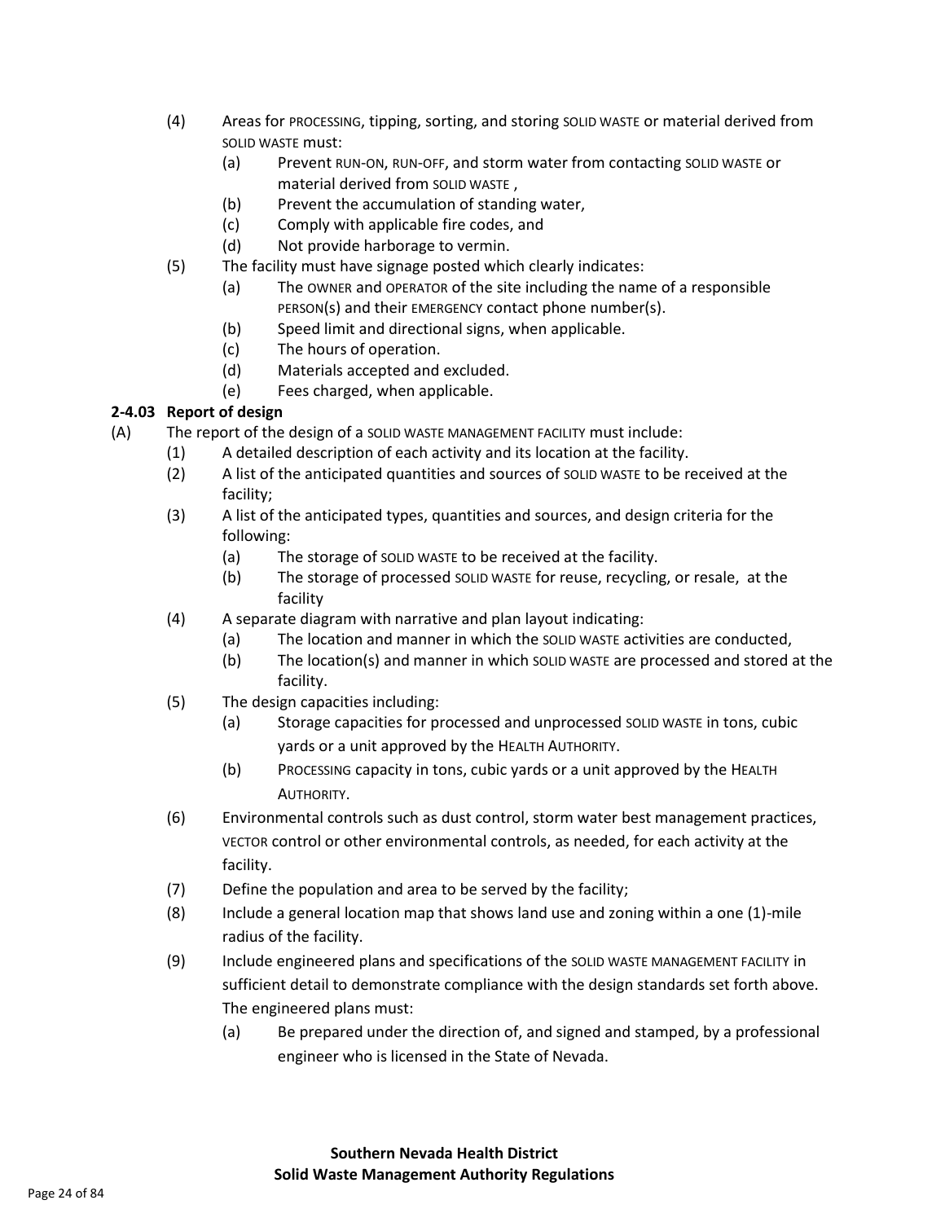(4) Areas for PROCESSING, tipping, sorting, and storing SOLID WASTE or material derived from SOLID WASTE must:
   - (a) Prevent RUN-ON, RUN-OFF, and storm water from contacting SOLID WASTE or material derived from SOLID WASTE ,
   - (b) Prevent the accumulation of standing water,
   - (c) Comply with applicable fire codes, and
   - (d) Not provide harborage to vermin.

(5) The facility must have signage posted which clearly indicates:
   - (a) The OWNER and OPERATOR of the site including the name of a responsible PERSON(s) and their EMERGENCY contact phone number(s).
   - (b) Speed limit and directional signs, when applicable.
   - (c) The hours of operation.
   - (d) Materials accepted and excluded.
   - (e) Fees charged, when applicable.

**2-4.03 Report of design**

(A) The report of the design of a SOLID WASTE MANAGEMENT FACILITY must include:

(1) A detailed description of each activity and its location at the facility.

(2) A list of the anticipated quantities and sources of SOLID WASTE to be received at the facility;

(3) A list of the anticipated types, quantities and sources, and design criteria for the following:
   - (a) The storage of SOLID WASTE to be received at the facility.
   - (b) The storage of processed SOLID WASTE for reuse, recycling, or resale, at the facility

(4) A separate diagram with narrative and plan layout indicating:
   - (a) The location and manner in which the SOLID WASTE activities are conducted,
   - (b) The location(s) and manner in which SOLID WASTE are processed and stored at the facility.

(5) The design capacities including:
   - (a) Storage capacities for processed and unprocessed SOLID WASTE in tons, cubic yards or a unit approved by the HEALTH AUTHORITY.
   - (b) PROCESSING capacity in tons, cubic yards or a unit approved by the HEALTH AUTHORITY.

(6) Environmental controls such as dust control, storm water best management practices, VECTOR control or other environmental controls, as needed, for each activity at the facility.

(7) Define the population and area to be served by the facility;

(8) Include a general location map that shows land use and zoning within a one (1)-mile radius of the facility.

(9) Include engineered plans and specifications of the SOLID WASTE MANAGEMENT FACILITY in sufficient detail to demonstrate compliance with the design standards set forth above. The engineered plans must:
   - (a) Be prepared under the direction of, and signed and stamped, by a professional engineer who is licensed in the State of Nevada.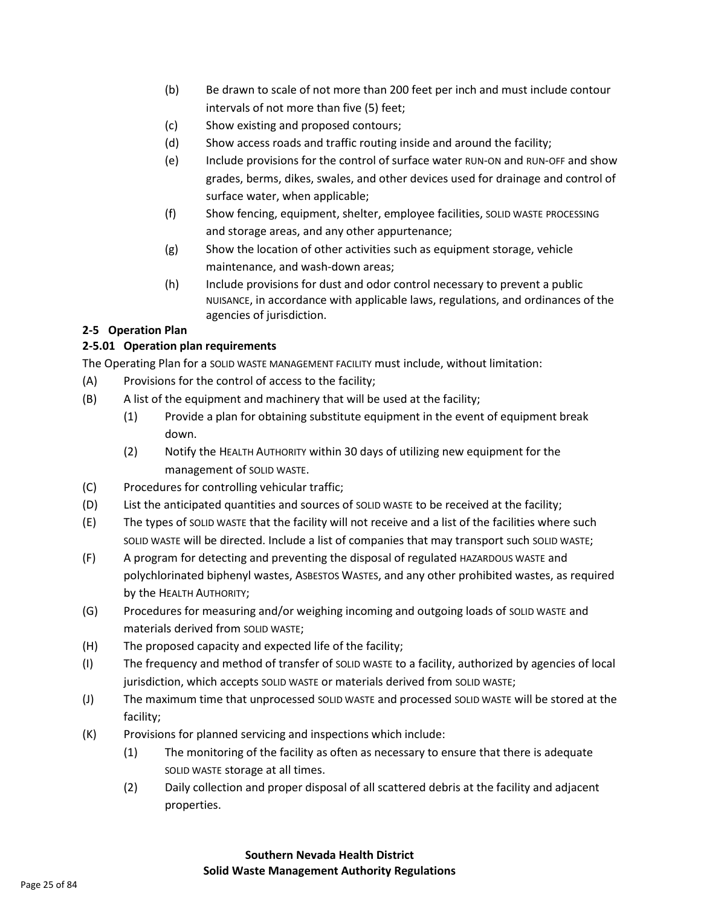(b) Be drawn to scale of not more than 200 feet per inch and must include contour intervals of not more than five (5) feet;

(c) Show existing and proposed contours;

(d) Show access roads and traffic routing inside and around the facility;

(e) Include provisions for the control of surface water RUN-ON and RUN-OFF and show grades, berms, dikes, swales, and other devices used for drainage and control of surface water, when applicable;

(f) Show fencing, equipment, shelter, employee facilities, SOLID WASTE PROCESSING and storage areas, and any other appurtenance;

(g) Show the location of other activities such as equipment storage, vehicle maintenance, and wash-down areas;

(h) Include provisions for dust and odor control necessary to prevent a public NUISANCE, in accordance with applicable laws, regulations, and ordinances of the agencies of jurisdiction.

**2-5 Operation Plan**

**2-5.01 Operation plan requirements**

The Operating Plan for a SOLID WASTE MANAGEMENT FACILITY must include, without limitation:

(A) Provisions for the control of access to the facility;

(B) A list of the equipment and machinery that will be used at the facility;

(1) Provide a plan for obtaining substitute equipment in the event of equipment break down.

(2) Notify the HEALTH AUTHORITY within 30 days of utilizing new equipment for the management of SOLID WASTE.

(C) Procedures for controlling vehicular traffic;

(D) List the anticipated quantities and sources of SOLID WASTE to be received at the facility;

(E) The types of SOLID WASTE that the facility will not receive and a list of the facilities where such SOLID WASTE will be directed. Include a list of companies that may transport such SOLID WASTE;

(F) A program for detecting and preventing the disposal of regulated HAZARDOUS WASTE and polychlorinated biphenyl wastes, ASBESTOS WASTES, and any other prohibited wastes, as required by the HEALTH AUTHORITY;

(G) Procedures for measuring and/or weighing incoming and outgoing loads of SOLID WASTE and materials derived from SOLID WASTE;

(H) The proposed capacity and expected life of the facility;

(I) The frequency and method of transfer of SOLID WASTE to a facility, authorized by agencies of local jurisdiction, which accepts SOLID WASTE or materials derived from SOLID WASTE;

(J) The maximum time that unprocessed SOLID WASTE and processed SOLID WASTE will be stored at the facility;

(K) Provisions for planned servicing and inspections which include:

(1) The monitoring of the facility as often as necessary to ensure that there is adequate SOLID WASTE storage at all times.

(2) Daily collection and proper disposal of all scattered debris at the facility and adjacent properties.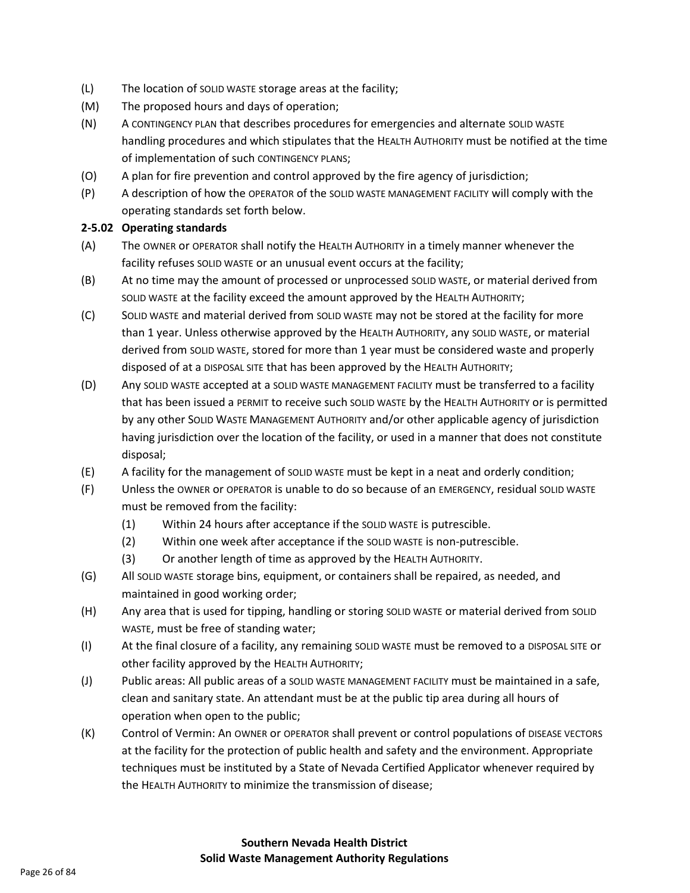(L) The location of SOLID WASTE storage areas at the facility;

(M) The proposed hours and days of operation;

(N) A CONTINGENCY PLAN that describes procedures for emergencies and alternate SOLID WASTE handling procedures and which stipulates that the HEALTH AUTHORITY must be notified at the time of implementation of such CONTINGENCY PLANS;

(O) A plan for fire prevention and control approved by the fire agency of jurisdiction;

(P) A description of how the OPERATOR of the SOLID WASTE MANAGEMENT FACILITY will comply with the operating standards set forth below.

**2-5.02 Operating standards**

(A) The OWNER or OPERATOR shall notify the HEALTH AUTHORITY in a timely manner whenever the facility refuses SOLID WASTE or an unusual event occurs at the facility;

(B) At no time may the amount of processed or unprocessed SOLID WASTE, or material derived from SOLID WASTE at the facility exceed the amount approved by the HEALTH AUTHORITY;

(C) SOLID WASTE and material derived from SOLID WASTE may not be stored at the facility for more than 1 year. Unless otherwise approved by the HEALTH AUTHORITY, any SOLID WASTE, or material derived from SOLID WASTE, stored for more than 1 year must be considered waste and properly disposed of at a DISPOSAL SITE that has been approved by the HEALTH AUTHORITY;

(D) Any SOLID WASTE accepted at a SOLID WASTE MANAGEMENT FACILITY must be transferred to a facility that has been issued a PERMIT to receive such SOLID WASTE by the HEALTH AUTHORITY or is permitted by any other SOLID WASTE MANAGEMENT AUTHORITY and/or other applicable agency of jurisdiction having jurisdiction over the location of the facility, or used in a manner that does not constitute disposal;

(E) A facility for the management of SOLID WASTE must be kept in a neat and orderly condition;

(F) Unless the OWNER or OPERATOR is unable to do so because of an EMERGENCY, residual SOLID WASTE must be removed from the facility:

  (1) Within 24 hours after acceptance if the SOLID WASTE is putrescible.

  (2) Within one week after acceptance if the SOLID WASTE is non-putrescible.

  (3) Or another length of time as approved by the HEALTH AUTHORITY.

(G) All SOLID WASTE storage bins, equipment, or containers shall be repaired, as needed, and maintained in good working order;

(H) Any area that is used for tipping, handling or storing SOLID WASTE or material derived from SOLID WASTE, must be free of standing water;

(I) At the final closure of a facility, any remaining SOLID WASTE must be removed to a DISPOSAL SITE or other facility approved by the HEALTH AUTHORITY;

(J) Public areas: All public areas of a SOLID WASTE MANAGEMENT FACILITY must be maintained in a safe, clean and sanitary state. An attendant must be at the public tip area during all hours of operation when open to the public;

(K) Control of Vermin: An OWNER or OPERATOR shall prevent or control populations of DISEASE VECTORS at the facility for the protection of public health and safety and the environment. Appropriate techniques must be instituted by a State of Nevada Certified Applicator whenever required by the HEALTH AUTHORITY to minimize the transmission of disease;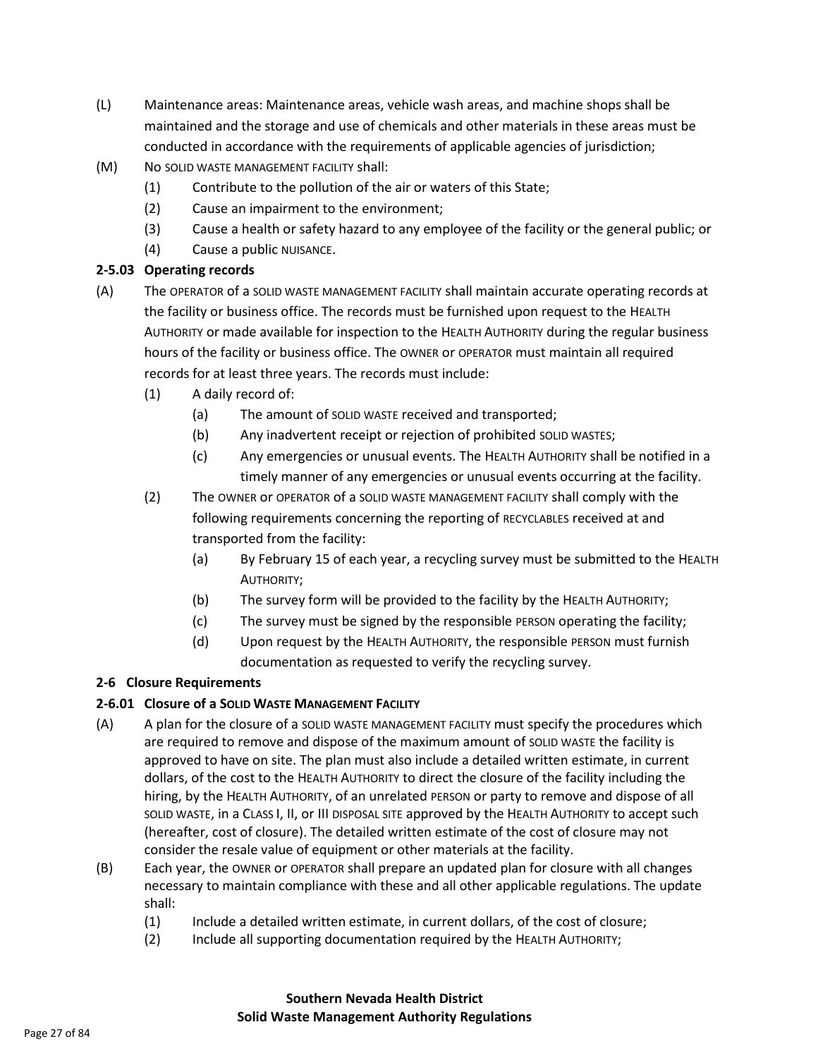(L) Maintenance areas: Maintenance areas, vehicle wash areas, and machine shops shall be maintained and the storage and use of chemicals and other materials in these areas must be conducted in accordance with the requirements of applicable agencies of jurisdiction;

(M) No SOLID WASTE MANAGEMENT FACILITY shall:

 (1) Contribute to the pollution of the air or waters of this State;

 (2) Cause an impairment to the environment;

 (3) Cause a health or safety hazard to any employee of the facility or the general public; or

 (4) Cause a public NUISANCE.

**2-5.03 Operating records**

(A) The OPERATOR of a SOLID WASTE MANAGEMENT FACILITY shall maintain accurate operating records at the facility or business office. The records must be furnished upon request to the HEALTH AUTHORITY or made available for inspection to the HEALTH AUTHORITY during the regular business hours of the facility or business office. The OWNER or OPERATOR must maintain all required records for at least three years. The records must include:

 (1) A daily record of:

  (a) The amount of SOLID WASTE received and transported;

  (b) Any inadvertent receipt or rejection of prohibited SOLID WASTES;

  (c) Any emergencies or unusual events. The HEALTH AUTHORITY shall be notified in a timely manner of any emergencies or unusual events occurring at the facility.

 (2) The OWNER or OPERATOR of a SOLID WASTE MANAGEMENT FACILITY shall comply with the following requirements concerning the reporting of RECYCLABLES received at and transported from the facility:

  (a) By February 15 of each year, a recycling survey must be submitted to the HEALTH AUTHORITY;

  (b) The survey form will be provided to the facility by the HEALTH AUTHORITY;

  (c) The survey must be signed by the responsible PERSON operating the facility;

  (d) Upon request by the HEALTH AUTHORITY, the responsible PERSON must furnish documentation as requested to verify the recycling survey.

**2-6 Closure Requirements**

**2-6.01 Closure of a SOLID WASTE MANAGEMENT FACILITY**

(A) A plan for the closure of a SOLID WASTE MANAGEMENT FACILITY must specify the procedures which are required to remove and dispose of the maximum amount of SOLID WASTE the facility is approved to have on site. The plan must also include a detailed written estimate, in current dollars, of the cost to the HEALTH AUTHORITY to direct the closure of the facility including the hiring, by the HEALTH AUTHORITY, of an unrelated PERSON or party to remove and dispose of all SOLID WASTE, in a CLASS I, II, or III DISPOSAL SITE approved by the HEALTH AUTHORITY to accept such (hereafter, cost of closure). The detailed written estimate of the cost of closure may not consider the resale value of equipment or other materials at the facility.

(B) Each year, the OWNER or OPERATOR shall prepare an updated plan for closure with all changes necessary to maintain compliance with these and all other applicable regulations. The update shall:

 (1) Include a detailed written estimate, in current dollars, of the cost of closure;

 (2) Include all supporting documentation required by the HEALTH AUTHORITY;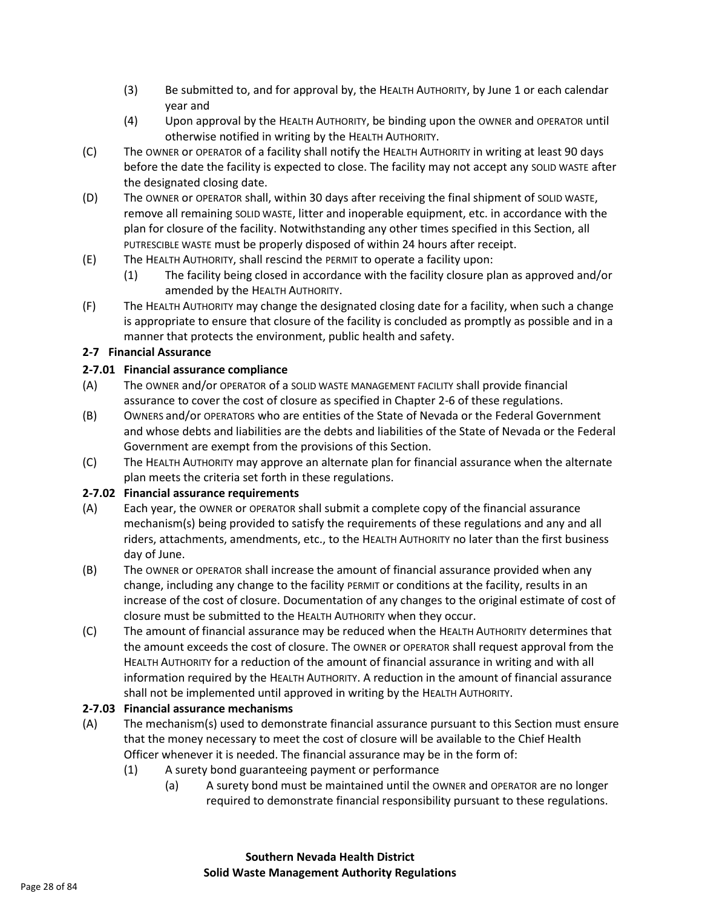(3) Be submitted to, and for approval by, the HEALTH AUTHORITY, by June 1 or each calendar year and

(4) Upon approval by the HEALTH AUTHORITY, be binding upon the OWNER and OPERATOR until otherwise notified in writing by the HEALTH AUTHORITY.

(C) The OWNER or OPERATOR of a facility shall notify the HEALTH AUTHORITY in writing at least 90 days before the date the facility is expected to close. The facility may not accept any SOLID WASTE after the designated closing date.

(D) The OWNER or OPERATOR shall, within 30 days after receiving the final shipment of SOLID WASTE, remove all remaining SOLID WASTE, litter and inoperable equipment, etc. in accordance with the plan for closure of the facility. Notwithstanding any other times specified in this Section, all PUTRESCIBLE WASTE must be properly disposed of within 24 hours after receipt.

(E) The HEALTH AUTHORITY, shall rescind the PERMIT to operate a facility upon:

(1) The facility being closed in accordance with the facility closure plan as approved and/or amended by the HEALTH AUTHORITY.

(F) The HEALTH AUTHORITY may change the designated closing date for a facility, when such a change is appropriate to ensure that closure of the facility is concluded as promptly as possible and in a manner that protects the environment, public health and safety.

**2-7 Financial Assurance**

**2-7.01 Financial assurance compliance**

(A) The OWNER and/or OPERATOR of a SOLID WASTE MANAGEMENT FACILITY shall provide financial assurance to cover the cost of closure as specified in Chapter 2-6 of these regulations.

(B) OWNERS and/or OPERATORS who are entities of the State of Nevada or the Federal Government and whose debts and liabilities are the debts and liabilities of the State of Nevada or the Federal Government are exempt from the provisions of this Section.

(C) The HEALTH AUTHORITY may approve an alternate plan for financial assurance when the alternate plan meets the criteria set forth in these regulations.

**2-7.02 Financial assurance requirements**

(A) Each year, the OWNER or OPERATOR shall submit a complete copy of the financial assurance mechanism(s) being provided to satisfy the requirements of these regulations and any and all riders, attachments, amendments, etc., to the HEALTH AUTHORITY no later than the first business day of June.

(B) The OWNER or OPERATOR shall increase the amount of financial assurance provided when any change, including any change to the facility PERMIT or conditions at the facility, results in an increase of the cost of closure. Documentation of any changes to the original estimate of cost of closure must be submitted to the HEALTH AUTHORITY when they occur.

(C) The amount of financial assurance may be reduced when the HEALTH AUTHORITY determines that the amount exceeds the cost of closure. The OWNER or OPERATOR shall request approval from the HEALTH AUTHORITY for a reduction of the amount of financial assurance in writing and with all information required by the HEALTH AUTHORITY. A reduction in the amount of financial assurance shall not be implemented until approved in writing by the HEALTH AUTHORITY.

**2-7.03 Financial assurance mechanisms**

(A) The mechanism(s) used to demonstrate financial assurance pursuant to this Section must ensure that the money necessary to meet the cost of closure will be available to the Chief Health Officer whenever it is needed. The financial assurance may be in the form of:

(1) A surety bond guaranteeing payment or performance

(a) A surety bond must be maintained until the OWNER and OPERATOR are no longer required to demonstrate financial responsibility pursuant to these regulations.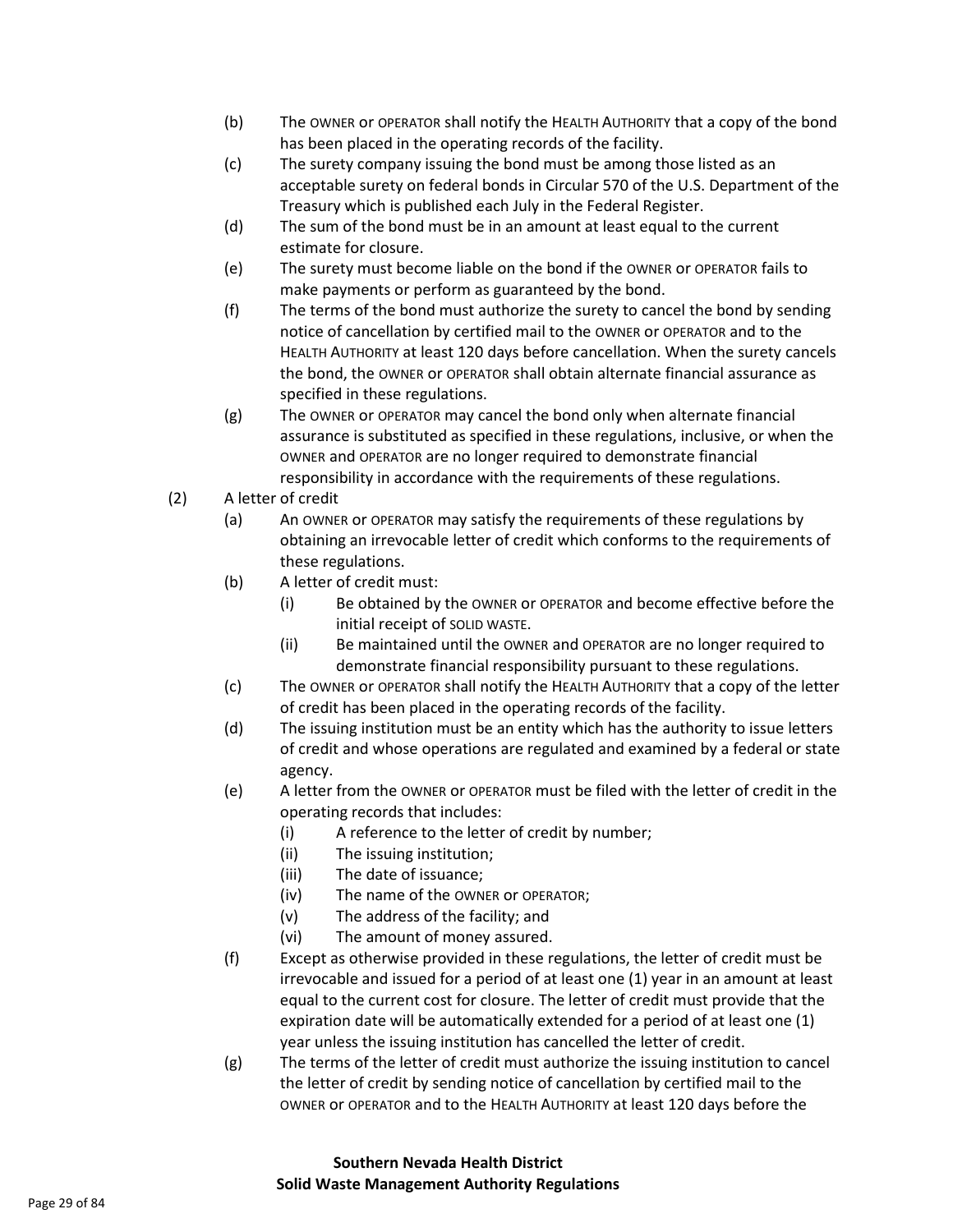(b) The OWNER or OPERATOR shall notify the HEALTH AUTHORITY that a copy of the bond has been placed in the operating records of the facility.

(c) The surety company issuing the bond must be among those listed as an acceptable surety on federal bonds in Circular 570 of the U.S. Department of the Treasury which is published each July in the Federal Register.

(d) The sum of the bond must be in an amount at least equal to the current estimate for closure.

(e) The surety must become liable on the bond if the OWNER or OPERATOR fails to make payments or perform as guaranteed by the bond.

(f) The terms of the bond must authorize the surety to cancel the bond by sending notice of cancellation by certified mail to the OWNER or OPERATOR and to the HEALTH AUTHORITY at least 120 days before cancellation. When the surety cancels the bond, the OWNER or OPERATOR shall obtain alternate financial assurance as specified in these regulations.

(g) The OWNER or OPERATOR may cancel the bond only when alternate financial assurance is substituted as specified in these regulations, inclusive, or when the OWNER and OPERATOR are no longer required to demonstrate financial responsibility in accordance with the requirements of these regulations.

(2) A letter of credit

(a) An OWNER or OPERATOR may satisfy the requirements of these regulations by obtaining an irrevocable letter of credit which conforms to the requirements of these regulations.

(b) A letter of credit must:

(i) Be obtained by the OWNER or OPERATOR and become effective before the initial receipt of SOLID WASTE.

(ii) Be maintained until the OWNER and OPERATOR are no longer required to demonstrate financial responsibility pursuant to these regulations.

(c) The OWNER or OPERATOR shall notify the HEALTH AUTHORITY that a copy of the letter of credit has been placed in the operating records of the facility.

(d) The issuing institution must be an entity which has the authority to issue letters of credit and whose operations are regulated and examined by a federal or state agency.

(e) A letter from the OWNER or OPERATOR must be filed with the letter of credit in the operating records that includes:

(i) A reference to the letter of credit by number;

(ii) The issuing institution;

(iii) The date of issuance;

(iv) The name of the OWNER or OPERATOR;

(v) The address of the facility; and

(vi) The amount of money assured.

(f) Except as otherwise provided in these regulations, the letter of credit must be irrevocable and issued for a period of at least one (1) year in an amount at least equal to the current cost for closure. The letter of credit must provide that the expiration date will be automatically extended for a period of at least one (1) year unless the issuing institution has cancelled the letter of credit.

(g) The terms of the letter of credit must authorize the issuing institution to cancel the letter of credit by sending notice of cancellation by certified mail to the OWNER or OPERATOR and to the HEALTH AUTHORITY at least 120 days before the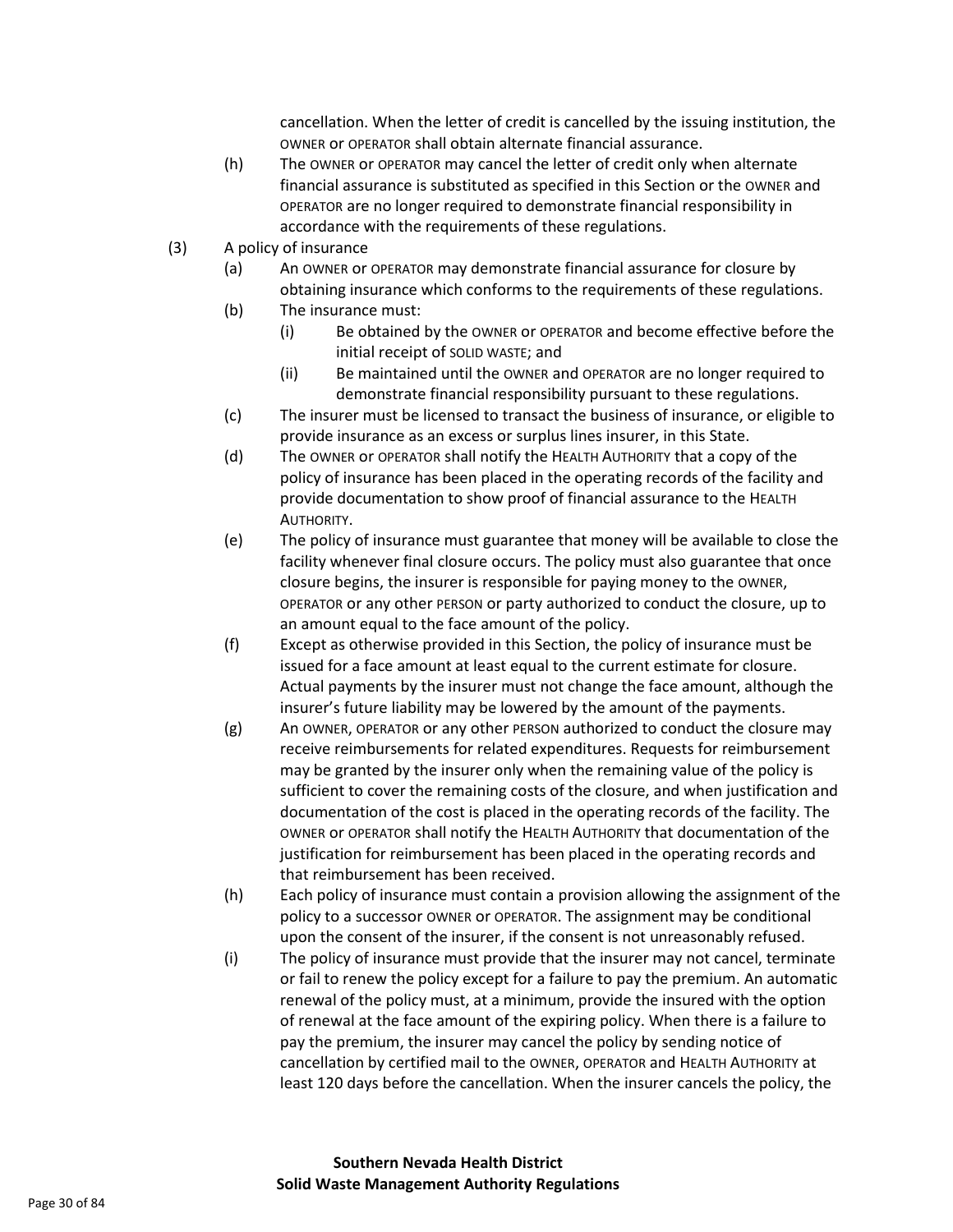cancellation. When the letter of credit is cancelled by the issuing institution, the OWNER or OPERATOR shall obtain alternate financial assurance.

(h) The OWNER or OPERATOR may cancel the letter of credit only when alternate financial assurance is substituted as specified in this Section or the OWNER and OPERATOR are no longer required to demonstrate financial responsibility in accordance with the requirements of these regulations.

(3) A policy of insurance

(a) An OWNER or OPERATOR may demonstrate financial assurance for closure by obtaining insurance which conforms to the requirements of these regulations.

(b) The insurance must:

(i) Be obtained by the OWNER or OPERATOR and become effective before the initial receipt of SOLID WASTE; and

(ii) Be maintained until the OWNER and OPERATOR are no longer required to demonstrate financial responsibility pursuant to these regulations.

(c) The insurer must be licensed to transact the business of insurance, or eligible to provide insurance as an excess or surplus lines insurer, in this State.

(d) The OWNER or OPERATOR shall notify the HEALTH AUTHORITY that a copy of the policy of insurance has been placed in the operating records of the facility and provide documentation to show proof of financial assurance to the HEALTH AUTHORITY.

(e) The policy of insurance must guarantee that money will be available to close the facility whenever final closure occurs. The policy must also guarantee that once closure begins, the insurer is responsible for paying money to the OWNER, OPERATOR or any other PERSON or party authorized to conduct the closure, up to an amount equal to the face amount of the policy.

(f) Except as otherwise provided in this Section, the policy of insurance must be issued for a face amount at least equal to the current estimate for closure. Actual payments by the insurer must not change the face amount, although the insurer's future liability may be lowered by the amount of the payments.

(g) An OWNER, OPERATOR or any other PERSON authorized to conduct the closure may receive reimbursements for related expenditures. Requests for reimbursement may be granted by the insurer only when the remaining value of the policy is sufficient to cover the remaining costs of the closure, and when justification and documentation of the cost is placed in the operating records of the facility. The OWNER or OPERATOR shall notify the HEALTH AUTHORITY that documentation of the justification for reimbursement has been placed in the operating records and that reimbursement has been received.

(h) Each policy of insurance must contain a provision allowing the assignment of the policy to a successor OWNER or OPERATOR. The assignment may be conditional upon the consent of the insurer, if the consent is not unreasonably refused.

(i) The policy of insurance must provide that the insurer may not cancel, terminate or fail to renew the policy except for a failure to pay the premium. An automatic renewal of the policy must, at a minimum, provide the insured with the option of renewal at the face amount of the expiring policy. When there is a failure to pay the premium, the insurer may cancel the policy by sending notice of cancellation by certified mail to the OWNER, OPERATOR and HEALTH AUTHORITY at least 120 days before the cancellation. When the insurer cancels the policy, the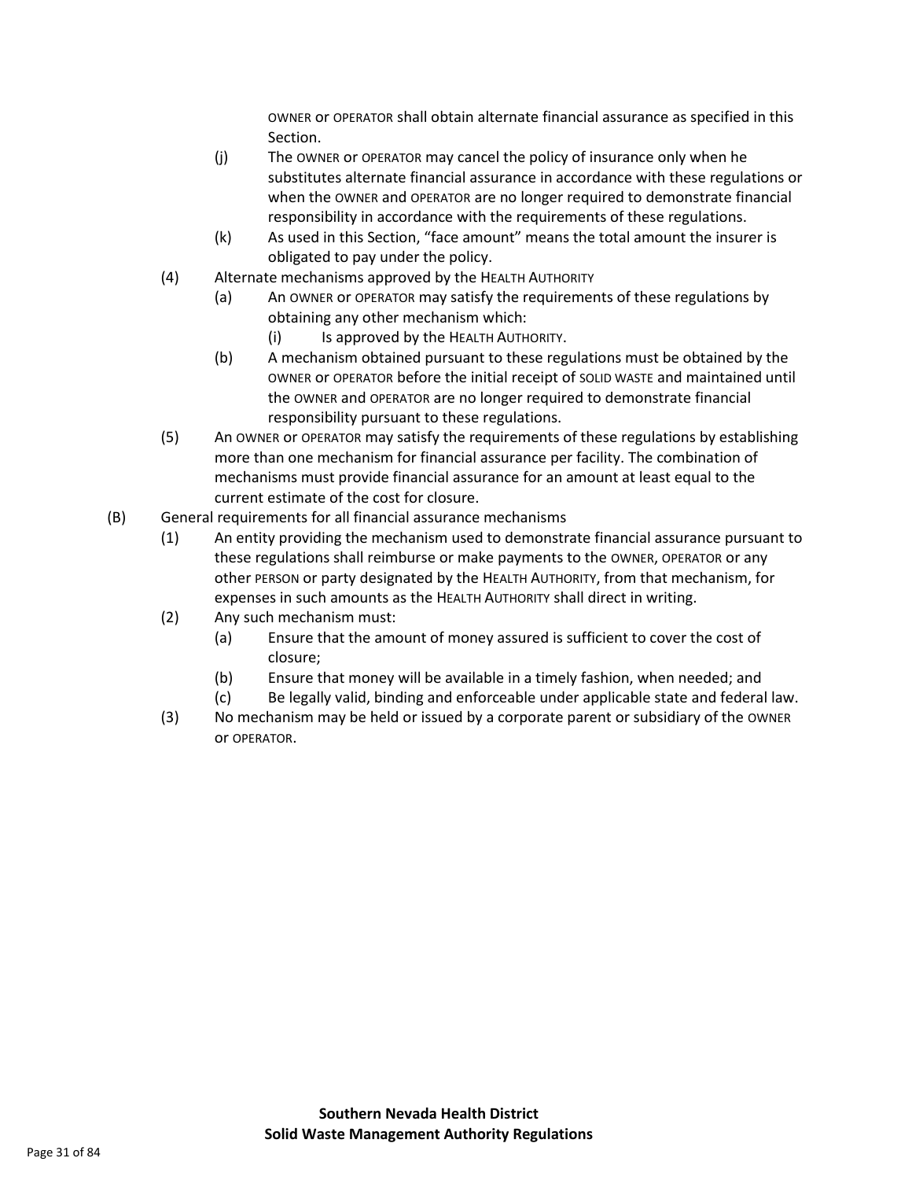OWNER or OPERATOR shall obtain alternate financial assurance as specified in this Section.

(j) The OWNER or OPERATOR may cancel the policy of insurance only when he substitutes alternate financial assurance in accordance with these regulations or when the OWNER and OPERATOR are no longer required to demonstrate financial responsibility in accordance with the requirements of these regulations.

(k) As used in this Section, "face amount" means the total amount the insurer is obligated to pay under the policy.

(4) Alternate mechanisms approved by the HEALTH AUTHORITY

(a) An OWNER or OPERATOR may satisfy the requirements of these regulations by obtaining any other mechanism which:

(i) Is approved by the HEALTH AUTHORITY.

(b) A mechanism obtained pursuant to these regulations must be obtained by the OWNER or OPERATOR before the initial receipt of SOLID WASTE and maintained until the OWNER and OPERATOR are no longer required to demonstrate financial responsibility pursuant to these regulations.

(5) An OWNER or OPERATOR may satisfy the requirements of these regulations by establishing more than one mechanism for financial assurance per facility. The combination of mechanisms must provide financial assurance for an amount at least equal to the current estimate of the cost for closure.

(B) General requirements for all financial assurance mechanisms

(1) An entity providing the mechanism used to demonstrate financial assurance pursuant to these regulations shall reimburse or make payments to the OWNER, OPERATOR or any other PERSON or party designated by the HEALTH AUTHORITY, from that mechanism, for expenses in such amounts as the HEALTH AUTHORITY shall direct in writing.

(2) Any such mechanism must:

(a) Ensure that the amount of money assured is sufficient to cover the cost of closure;

(b) Ensure that money will be available in a timely fashion, when needed; and

(c) Be legally valid, binding and enforceable under applicable state and federal law.

(3) No mechanism may be held or issued by a corporate parent or subsidiary of the OWNER or OPERATOR.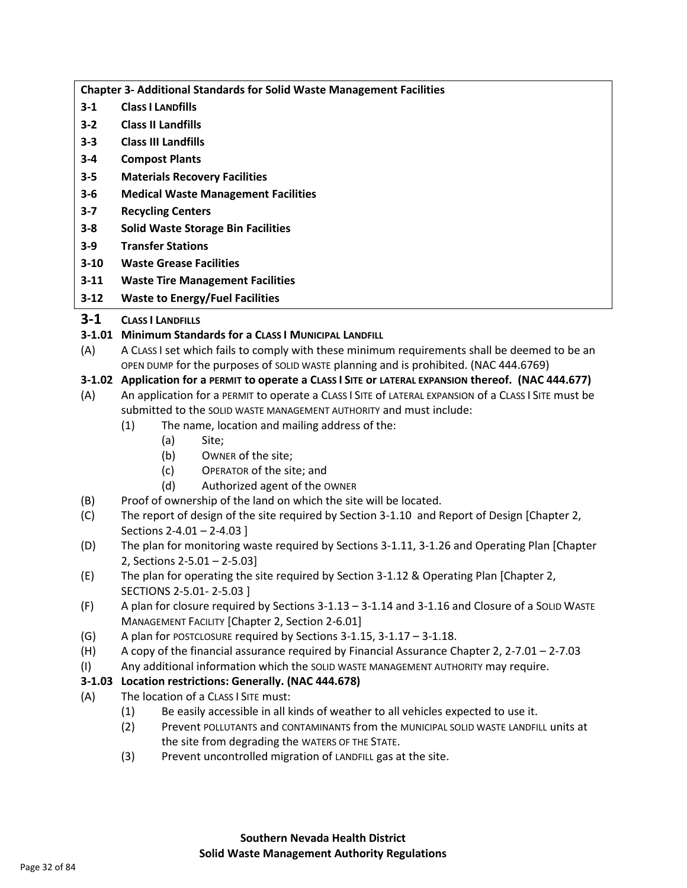**Chapter 3- Additional Standards for Solid Waste Management Facilities**

- **3-1 Class I Landfills**
- **3-2 Class II Landfills**
- **3-3 Class III Landfills**
- **3-4 Compost Plants**
- **3-5 Materials Recovery Facilities**
- **3-6 Medical Waste Management Facilities**
- **3-7 Recycling Centers**
- **3-8 Solid Waste Storage Bin Facilities**
- **3-9 Transfer Stations**
- **3-10 Waste Grease Facilities**
- **3-11 Waste Tire Management Facilities**
- **3-12 Waste to Energy/Fuel Facilities**

# 3-1 CLASS I LANDFILLS

## 3-1.01 Minimum Standards for a CLASS I MUNICIPAL LANDFILL

(A) A CLASS I set which fails to comply with these minimum requirements shall be deemed to be an OPEN DUMP for the purposes of SOLID WASTE planning and is prohibited. (NAC 444.6769)

## 3-1.02 Application for a PERMIT to operate a CLASS I SITE or LATERAL EXPANSION thereof. (NAC 444.677)

(A) An application for a PERMIT to operate a CLASS I SITE of LATERAL EXPANSION of a CLASS I SITE must be submitted to the SOLID WASTE MANAGEMENT AUTHORITY and must include:

- (1) The name, location and mailing address of the:
  - (a) Site;
  - (b) OWNER of the site;
  - (c) OPERATOR of the site; and
  - (d) Authorized agent of the OWNER

(B) Proof of ownership of the land on which the site will be located.

(C) The report of design of the site required by Section 3-1.10 and Report of Design [Chapter 2, Sections 2-4.01 – 2-4.03 ]

(D) The plan for monitoring waste required by Sections 3-1.11, 3-1.26 and Operating Plan [Chapter 2, Sections 2-5.01 – 2-5.03]

(E) The plan for operating the site required by Section 3-1.12 & Operating Plan [Chapter 2, SECTIONS 2-5.01- 2-5.03 ]

(F) A plan for closure required by Sections 3-1.13 – 3-1.14 and 3-1.16 and Closure of a SOLID WASTE MANAGEMENT FACILITY [Chapter 2, Section 2-6.01]

(G) A plan for POSTCLOSURE required by Sections 3-1.15, 3-1.17 – 3-1.18.

(H) A copy of the financial assurance required by Financial Assurance Chapter 2, 2-7.01 – 2-7.03

(I) Any additional information which the SOLID WASTE MANAGEMENT AUTHORITY may require.

## 3-1.03 Location restrictions: Generally. (NAC 444.678)

(A) The location of a CLASS I SITE must:

- (1) Be easily accessible in all kinds of weather to all vehicles expected to use it.
- (2) Prevent POLLUTANTS and CONTAMINANTS from the MUNICIPAL SOLID WASTE LANDFILL units at the site from degrading the WATERS OF THE STATE.
- (3) Prevent uncontrolled migration of LANDFILL gas at the site.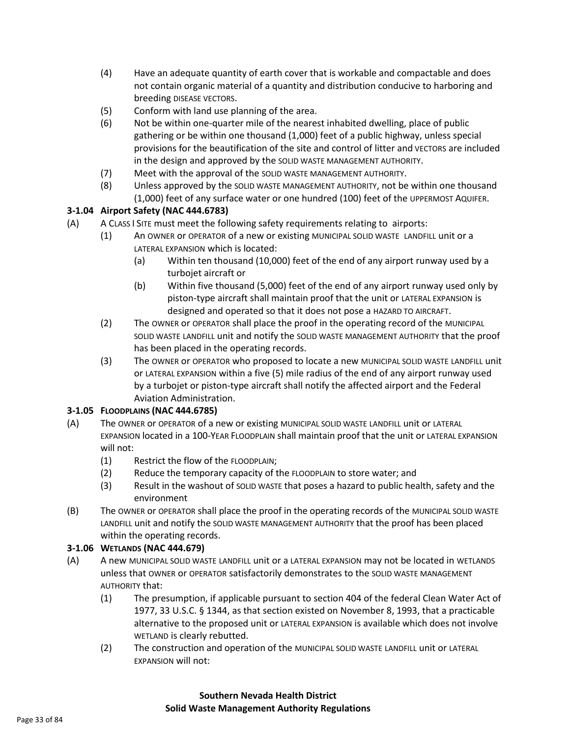(4) Have an adequate quantity of earth cover that is workable and compactable and does not contain organic material of a quantity and distribution conducive to harboring and breeding DISEASE VECTORS.

(5) Conform with land use planning of the area.

(6) Not be within one-quarter mile of the nearest inhabited dwelling, place of public gathering or be within one thousand (1,000) feet of a public highway, unless special provisions for the beautification of the site and control of litter and VECTORS are included in the design and approved by the SOLID WASTE MANAGEMENT AUTHORITY.

(7) Meet with the approval of the SOLID WASTE MANAGEMENT AUTHORITY.

(8) Unless approved by the SOLID WASTE MANAGEMENT AUTHORITY, not be within one thousand (1,000) feet of any surface water or one hundred (100) feet of the UPPERMOST AQUIFER.

**3-1.04 Airport Safety (NAC 444.6783)**

(A) A CLASS I SITE must meet the following safety requirements relating to airports:

(1) An OWNER or OPERATOR of a new or existing MUNICIPAL SOLID WASTE LANDFILL unit or a LATERAL EXPANSION which is located:

(a) Within ten thousand (10,000) feet of the end of any airport runway used by a turbojet aircraft or

(b) Within five thousand (5,000) feet of the end of any airport runway used only by piston-type aircraft shall maintain proof that the unit or LATERAL EXPANSION is designed and operated so that it does not pose a HAZARD TO AIRCRAFT.

(2) The OWNER or OPERATOR shall place the proof in the operating record of the MUNICIPAL SOLID WASTE LANDFILL unit and notify the SOLID WASTE MANAGEMENT AUTHORITY that the proof has been placed in the operating records.

(3) The OWNER or OPERATOR who proposed to locate a new MUNICIPAL SOLID WASTE LANDFILL unit or LATERAL EXPANSION within a five (5) mile radius of the end of any airport runway used by a turbojet or piston-type aircraft shall notify the affected airport and the Federal Aviation Administration.

**3-1.05 FLOODPLAINS (NAC 444.6785)**

(A) The OWNER or OPERATOR of a new or existing MUNICIPAL SOLID WASTE LANDFILL unit or LATERAL EXPANSION located in a 100-YEAR FLOODPLAIN shall maintain proof that the unit or LATERAL EXPANSION will not:

(1) Restrict the flow of the FLOODPLAIN;

(2) Reduce the temporary capacity of the FLOODPLAIN to store water; and

(3) Result in the washout of SOLID WASTE that poses a hazard to public health, safety and the environment

(B) The OWNER or OPERATOR shall place the proof in the operating records of the MUNICIPAL SOLID WASTE LANDFILL unit and notify the SOLID WASTE MANAGEMENT AUTHORITY that the proof has been placed within the operating records.

**3-1.06 WETLANDS (NAC 444.679)**

(A) A new MUNICIPAL SOLID WASTE LANDFILL unit or a LATERAL EXPANSION may not be located in WETLANDS unless that OWNER or OPERATOR satisfactorily demonstrates to the SOLID WASTE MANAGEMENT AUTHORITY that:

(1) The presumption, if applicable pursuant to section 404 of the federal Clean Water Act of 1977, 33 U.S.C. § 1344, as that section existed on November 8, 1993, that a practicable alternative to the proposed unit or LATERAL EXPANSION is available which does not involve WETLAND is clearly rebutted.

(2) The construction and operation of the MUNICIPAL SOLID WASTE LANDFILL unit or LATERAL EXPANSION will not: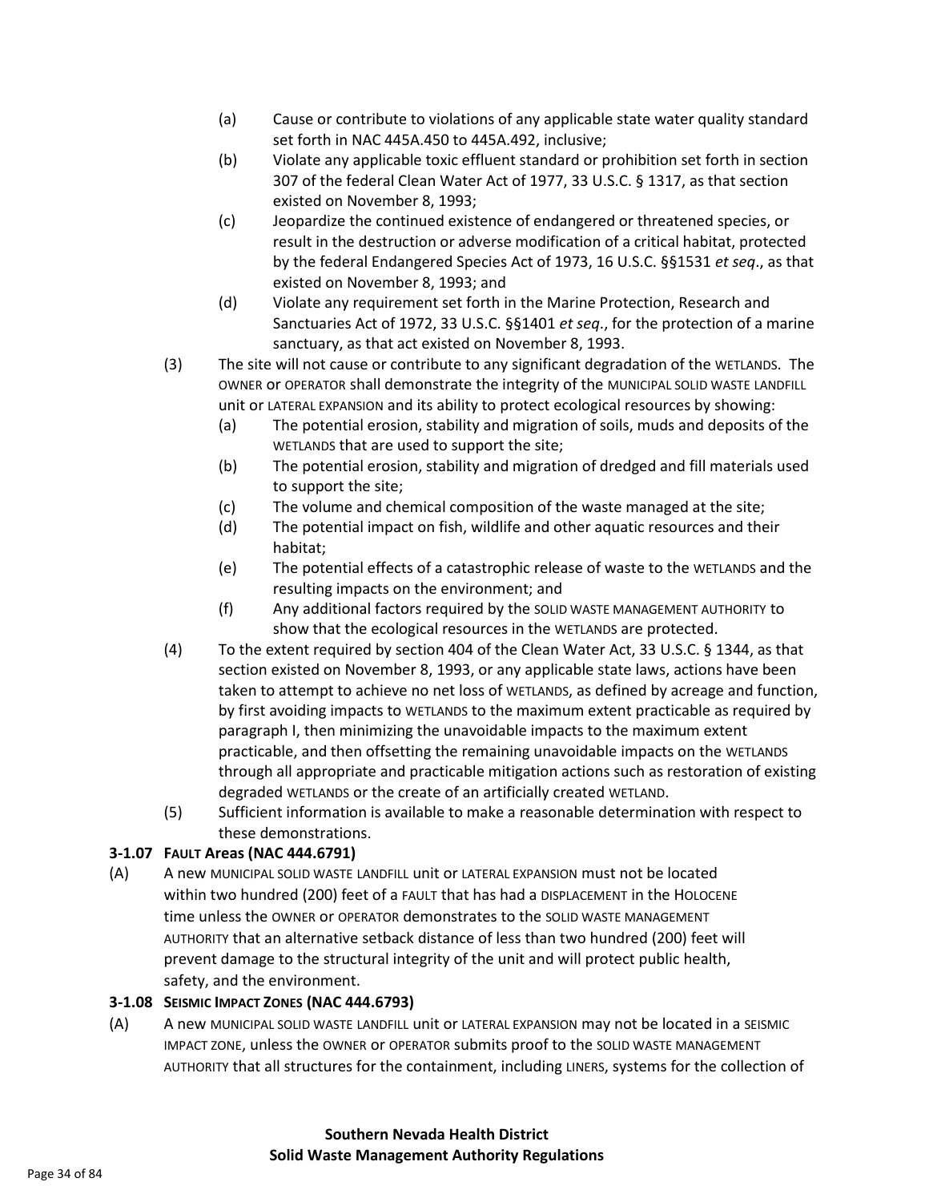- (a) Cause or contribute to violations of any applicable state water quality standard set forth in NAC 445A.450 to 445A.492, inclusive;
- (b) Violate any applicable toxic effluent standard or prohibition set forth in section 307 of the federal Clean Water Act of 1977, 33 U.S.C. § 1317, as that section existed on November 8, 1993;
- (c) Jeopardize the continued existence of endangered or threatened species, or result in the destruction or adverse modification of a critical habitat, protected by the federal Endangered Species Act of 1973, 16 U.S.C. §§1531 *et seq*., as that existed on November 8, 1993; and
- (d) Violate any requirement set forth in the Marine Protection, Research and Sanctuaries Act of 1972, 33 U.S.C. §§1401 *et seq.*, for the protection of a marine sanctuary, as that act existed on November 8, 1993.

(3) The site will not cause or contribute to any significant degradation of the WETLANDS. The OWNER or OPERATOR shall demonstrate the integrity of the MUNICIPAL SOLID WASTE LANDFILL unit or LATERAL EXPANSION and its ability to protect ecological resources by showing:

- (a) The potential erosion, stability and migration of soils, muds and deposits of the WETLANDS that are used to support the site;
- (b) The potential erosion, stability and migration of dredged and fill materials used to support the site;
- (c) The volume and chemical composition of the waste managed at the site;
- (d) The potential impact on fish, wildlife and other aquatic resources and their habitat;
- (e) The potential effects of a catastrophic release of waste to the WETLANDS and the resulting impacts on the environment; and
- (f) Any additional factors required by the SOLID WASTE MANAGEMENT AUTHORITY to show that the ecological resources in the WETLANDS are protected.

(4) To the extent required by section 404 of the Clean Water Act, 33 U.S.C. § 1344, as that section existed on November 8, 1993, or any applicable state laws, actions have been taken to attempt to achieve no net loss of WETLANDS, as defined by acreage and function, by first avoiding impacts to WETLANDS to the maximum extent practicable as required by paragraph I, then minimizing the unavoidable impacts to the maximum extent practicable, and then offsetting the remaining unavoidable impacts on the WETLANDS through all appropriate and practicable mitigation actions such as restoration of existing degraded WETLANDS or the create of an artificially created WETLAND.

(5) Sufficient information is available to make a reasonable determination with respect to these demonstrations.

**3-1.07 FAULT Areas (NAC 444.6791)**

(A) A new MUNICIPAL SOLID WASTE LANDFILL unit or LATERAL EXPANSION must not be located within two hundred (200) feet of a FAULT that has had a DISPLACEMENT in the HOLOCENE time unless the OWNER or OPERATOR demonstrates to the SOLID WASTE MANAGEMENT AUTHORITY that an alternative setback distance of less than two hundred (200) feet will prevent damage to the structural integrity of the unit and will protect public health, safety, and the environment.

**3-1.08 SEISMIC IMPACT ZONES (NAC 444.6793)**

(A) A new MUNICIPAL SOLID WASTE LANDFILL unit or LATERAL EXPANSION may not be located in a SEISMIC IMPACT ZONE, unless the OWNER or OPERATOR submits proof to the SOLID WASTE MANAGEMENT AUTHORITY that all structures for the containment, including LINERS, systems for the collection of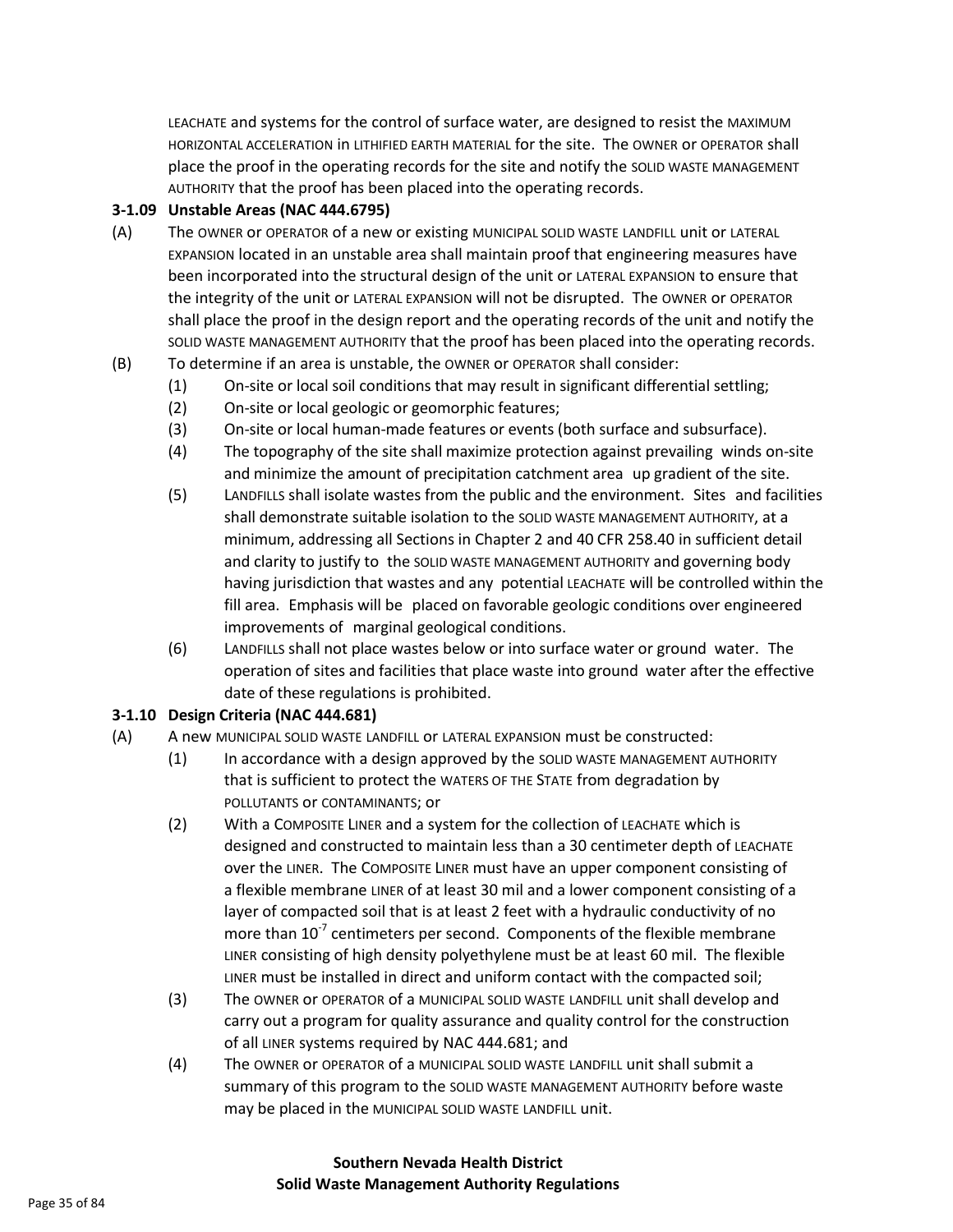LEACHATE and systems for the control of surface water, are designed to resist the MAXIMUM HORIZONTAL ACCELERATION in LITHIFIED EARTH MATERIAL for the site. The OWNER or OPERATOR shall place the proof in the operating records for the site and notify the SOLID WASTE MANAGEMENT AUTHORITY that the proof has been placed into the operating records.

**3-1.09 Unstable Areas (NAC 444.6795)**

(A) The OWNER or OPERATOR of a new or existing MUNICIPAL SOLID WASTE LANDFILL unit or LATERAL EXPANSION located in an unstable area shall maintain proof that engineering measures have been incorporated into the structural design of the unit or LATERAL EXPANSION to ensure that the integrity of the unit or LATERAL EXPANSION will not be disrupted. The OWNER or OPERATOR shall place the proof in the design report and the operating records of the unit and notify the SOLID WASTE MANAGEMENT AUTHORITY that the proof has been placed into the operating records.

(B) To determine if an area is unstable, the OWNER or OPERATOR shall consider:

- (1) On-site or local soil conditions that may result in significant differential settling;
- (2) On-site or local geologic or geomorphic features;
- (3) On-site or local human-made features or events (both surface and subsurface).
- (4) The topography of the site shall maximize protection against prevailing winds on-site and minimize the amount of precipitation catchment area up gradient of the site.
- (5) LANDFILLS shall isolate wastes from the public and the environment. Sites and facilities shall demonstrate suitable isolation to the SOLID WASTE MANAGEMENT AUTHORITY, at a minimum, addressing all Sections in Chapter 2 and 40 CFR 258.40 in sufficient detail and clarity to justify to the SOLID WASTE MANAGEMENT AUTHORITY and governing body having jurisdiction that wastes and any potential LEACHATE will be controlled within the fill area. Emphasis will be placed on favorable geologic conditions over engineered improvements of marginal geological conditions.
- (6) LANDFILLS shall not place wastes below or into surface water or ground water. The operation of sites and facilities that place waste into ground water after the effective date of these regulations is prohibited.

**3-1.10 Design Criteria (NAC 444.681)**

(A) A new MUNICIPAL SOLID WASTE LANDFILL or LATERAL EXPANSION must be constructed:

- (1) In accordance with a design approved by the SOLID WASTE MANAGEMENT AUTHORITY that is sufficient to protect the WATERS OF THE STATE from degradation by POLLUTANTS or CONTAMINANTS; or
- (2) With a COMPOSITE LINER and a system for the collection of LEACHATE which is designed and constructed to maintain less than a 30 centimeter depth of LEACHATE over the LINER. The COMPOSITE LINER must have an upper component consisting of a flexible membrane LINER of at least 30 mil and a lower component consisting of a layer of compacted soil that is at least 2 feet with a hydraulic conductivity of no more than $10^{-7}$ centimeters per second. Components of the flexible membrane LINER consisting of high density polyethylene must be at least 60 mil. The flexible LINER must be installed in direct and uniform contact with the compacted soil;
- (3) The OWNER or OPERATOR of a MUNICIPAL SOLID WASTE LANDFILL unit shall develop and carry out a program for quality assurance and quality control for the construction of all LINER systems required by NAC 444.681; and
- (4) The OWNER or OPERATOR of a MUNICIPAL SOLID WASTE LANDFILL unit shall submit a summary of this program to the SOLID WASTE MANAGEMENT AUTHORITY before waste may be placed in the MUNICIPAL SOLID WASTE LANDFILL unit.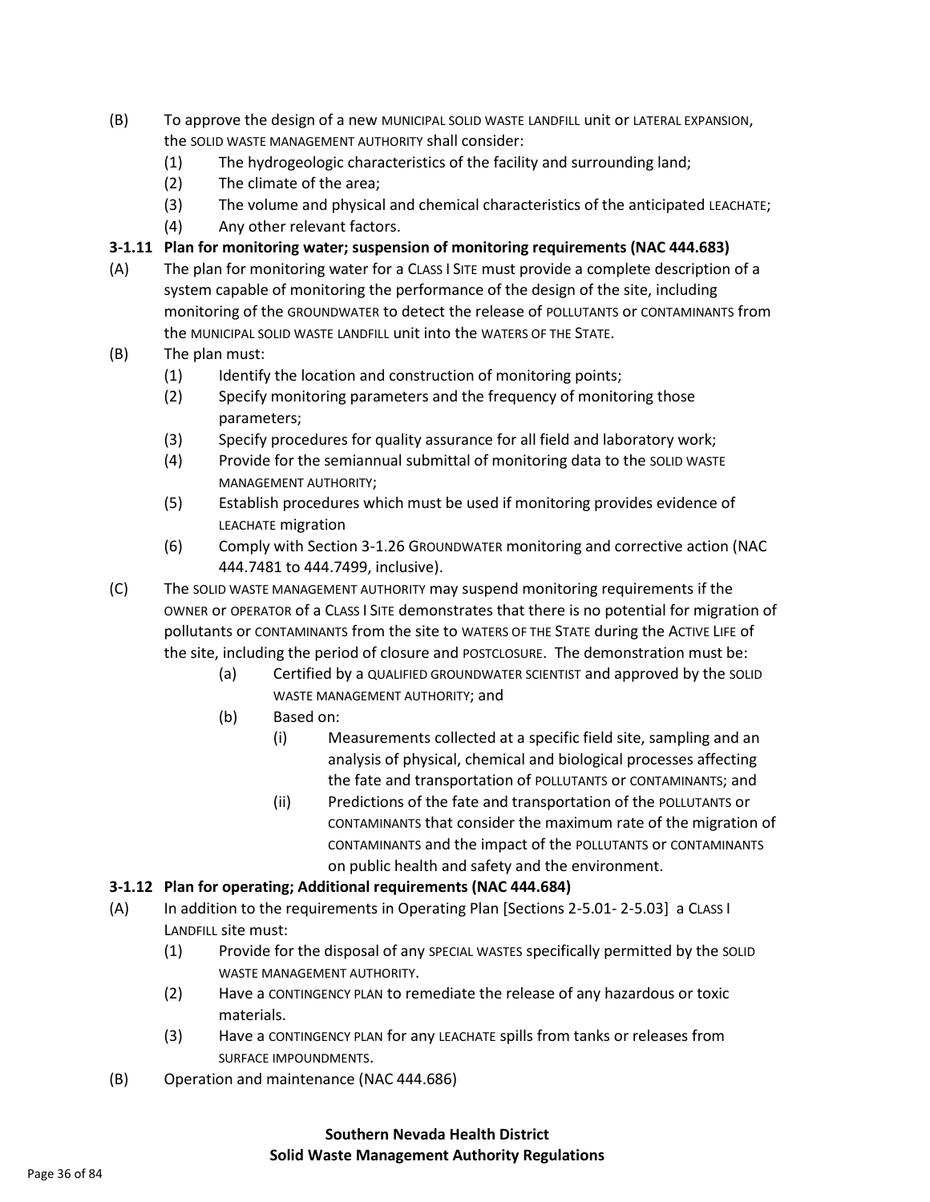(B) To approve the design of a new MUNICIPAL SOLID WASTE LANDFILL unit or LATERAL EXPANSION, the SOLID WASTE MANAGEMENT AUTHORITY shall consider:

- (1) The hydrogeologic characteristics of the facility and surrounding land;
- (2) The climate of the area;
- (3) The volume and physical and chemical characteristics of the anticipated LEACHATE;
- (4) Any other relevant factors.

**3-1.11 Plan for monitoring water; suspension of monitoring requirements (NAC 444.683)**

(A) The plan for monitoring water for a CLASS I SITE must provide a complete description of a system capable of monitoring the performance of the design of the site, including monitoring of the GROUNDWATER to detect the release of POLLUTANTS or CONTAMINANTS from the MUNICIPAL SOLID WASTE LANDFILL unit into the WATERS OF THE STATE.

(B) The plan must:

- (1) Identify the location and construction of monitoring points;
- (2) Specify monitoring parameters and the frequency of monitoring those parameters;
- (3) Specify procedures for quality assurance for all field and laboratory work;
- (4) Provide for the semiannual submittal of monitoring data to the SOLID WASTE MANAGEMENT AUTHORITY;
- (5) Establish procedures which must be used if monitoring provides evidence of LEACHATE migration
- (6) Comply with Section 3-1.26 GROUNDWATER monitoring and corrective action (NAC 444.7481 to 444.7499, inclusive).

(C) The SOLID WASTE MANAGEMENT AUTHORITY may suspend monitoring requirements if the OWNER or OPERATOR of a CLASS I SITE demonstrates that there is no potential for migration of pollutants or CONTAMINANTS from the site to WATERS OF THE STATE during the ACTIVE LIFE of the site, including the period of closure and POSTCLOSURE. The demonstration must be:

- (a) Certified by a QUALIFIED GROUNDWATER SCIENTIST and approved by the SOLID WASTE MANAGEMENT AUTHORITY; and
- (b) Based on:
  - (i) Measurements collected at a specific field site, sampling and an analysis of physical, chemical and biological processes affecting the fate and transportation of POLLUTANTS or CONTAMINANTS; and
  - (ii) Predictions of the fate and transportation of the POLLUTANTS or CONTAMINANTS that consider the maximum rate of the migration of CONTAMINANTS and the impact of the POLLUTANTS or CONTAMINANTS on public health and safety and the environment.

**3-1.12 Plan for operating; Additional requirements (NAC 444.684)**

(A) In addition to the requirements in Operating Plan [Sections 2-5.01- 2-5.03] a CLASS I LANDFILL site must:

- (1) Provide for the disposal of any SPECIAL WASTES specifically permitted by the SOLID WASTE MANAGEMENT AUTHORITY.
- (2) Have a CONTINGENCY PLAN to remediate the release of any hazardous or toxic materials.
- (3) Have a CONTINGENCY PLAN for any LEACHATE spills from tanks or releases from SURFACE IMPOUNDMENTS.

(B) Operation and maintenance (NAC 444.686)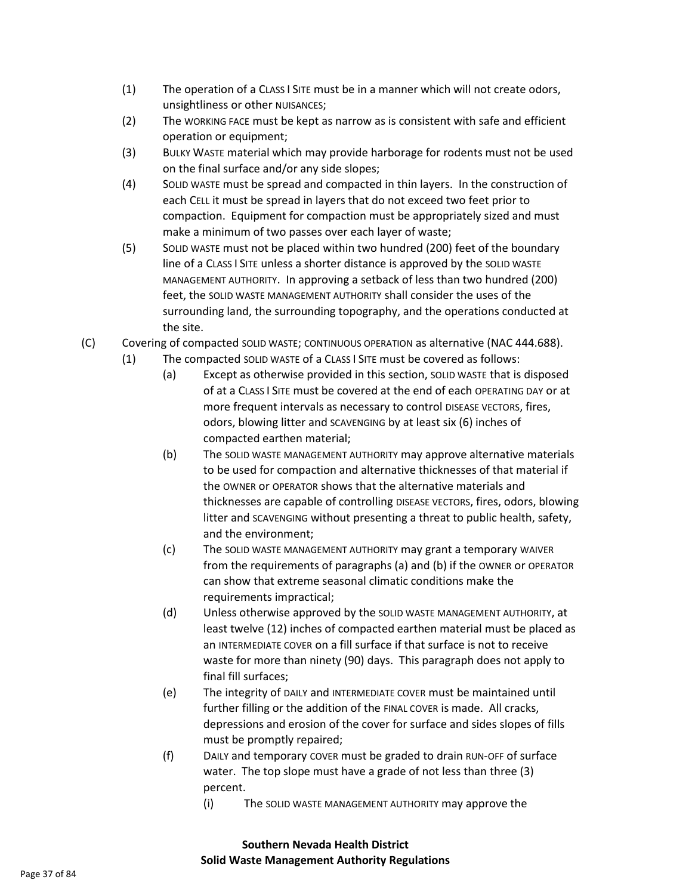(1) The operation of a CLASS I SITE must be in a manner which will not create odors, unsightliness or other NUISANCES;

(2) The WORKING FACE must be kept as narrow as is consistent with safe and efficient operation or equipment;

(3) BULKY WASTE material which may provide harborage for rodents must not be used on the final surface and/or any side slopes;

(4) SOLID WASTE must be spread and compacted in thin layers. In the construction of each CELL it must be spread in layers that do not exceed two feet prior to compaction. Equipment for compaction must be appropriately sized and must make a minimum of two passes over each layer of waste;

(5) SOLID WASTE must not be placed within two hundred (200) feet of the boundary line of a CLASS I SITE unless a shorter distance is approved by the SOLID WASTE MANAGEMENT AUTHORITY. In approving a setback of less than two hundred (200) feet, the SOLID WASTE MANAGEMENT AUTHORITY shall consider the uses of the surrounding land, the surrounding topography, and the operations conducted at the site.

(C) Covering of compacted SOLID WASTE; CONTINUOUS OPERATION as alternative (NAC 444.688).

(1) The compacted SOLID WASTE of a CLASS I SITE must be covered as follows:

(a) Except as otherwise provided in this section, SOLID WASTE that is disposed of at a CLASS I SITE must be covered at the end of each OPERATING DAY or at more frequent intervals as necessary to control DISEASE VECTORS, fires, odors, blowing litter and SCAVENGING by at least six (6) inches of compacted earthen material;

(b) The SOLID WASTE MANAGEMENT AUTHORITY may approve alternative materials to be used for compaction and alternative thicknesses of that material if the OWNER or OPERATOR shows that the alternative materials and thicknesses are capable of controlling DISEASE VECTORS, fires, odors, blowing litter and SCAVENGING without presenting a threat to public health, safety, and the environment;

(c) The SOLID WASTE MANAGEMENT AUTHORITY may grant a temporary WAIVER from the requirements of paragraphs (a) and (b) if the OWNER or OPERATOR can show that extreme seasonal climatic conditions make the requirements impractical;

(d) Unless otherwise approved by the SOLID WASTE MANAGEMENT AUTHORITY, at least twelve (12) inches of compacted earthen material must be placed as an INTERMEDIATE COVER on a fill surface if that surface is not to receive waste for more than ninety (90) days. This paragraph does not apply to final fill surfaces;

(e) The integrity of DAILY and INTERMEDIATE COVER must be maintained until further filling or the addition of the FINAL COVER is made. All cracks, depressions and erosion of the cover for surface and sides slopes of fills must be promptly repaired;

(f) DAILY and temporary COVER must be graded to drain RUN-OFF of surface water. The top slope must have a grade of not less than three (3) percent.

(i) The SOLID WASTE MANAGEMENT AUTHORITY may approve the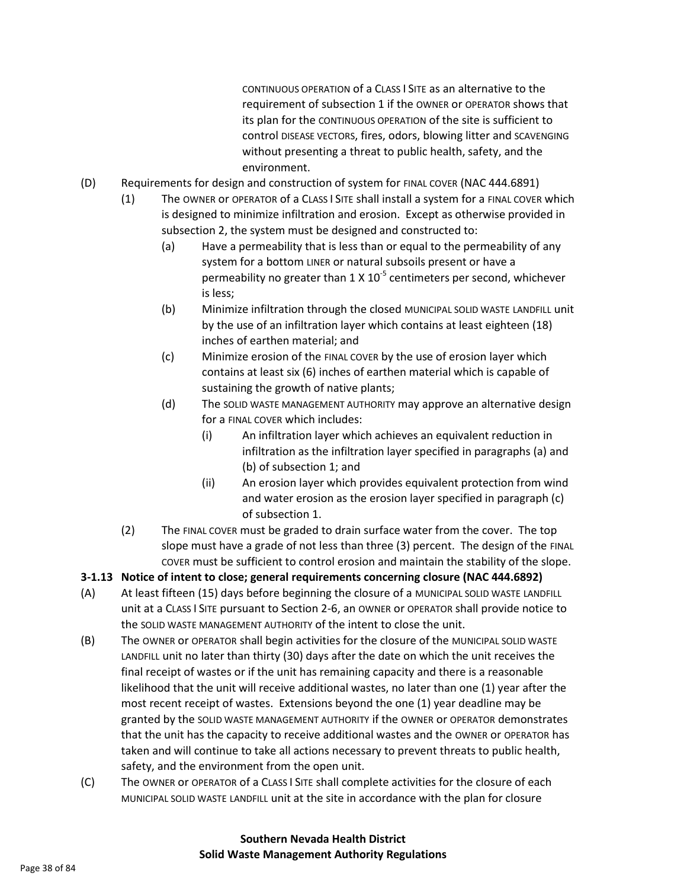CONTINUOUS OPERATION of a CLASS I SITE as an alternative to the requirement of subsection 1 if the OWNER or OPERATOR shows that its plan for the CONTINUOUS OPERATION of the site is sufficient to control DISEASE VECTORS, fires, odors, blowing litter and SCAVENGING without presenting a threat to public health, safety, and the environment.

(D) Requirements for design and construction of system for FINAL COVER (NAC 444.6891)

(1) The OWNER or OPERATOR of a CLASS I SITE shall install a system for a FINAL COVER which is designed to minimize infiltration and erosion. Except as otherwise provided in subsection 2, the system must be designed and constructed to:

(a) Have a permeability that is less than or equal to the permeability of any system for a bottom LINER or natural subsoils present or have a permeability no greater than $1 \times 10^{-5}$ centimeters per second, whichever is less;

(b) Minimize infiltration through the closed MUNICIPAL SOLID WASTE LANDFILL unit by the use of an infiltration layer which contains at least eighteen (18) inches of earthen material; and

(c) Minimize erosion of the FINAL COVER by the use of erosion layer which contains at least six (6) inches of earthen material which is capable of sustaining the growth of native plants;

(d) The SOLID WASTE MANAGEMENT AUTHORITY may approve an alternative design for a FINAL COVER which includes:

(i) An infiltration layer which achieves an equivalent reduction in infiltration as the infiltration layer specified in paragraphs (a) and (b) of subsection 1; and

(ii) An erosion layer which provides equivalent protection from wind and water erosion as the erosion layer specified in paragraph (c) of subsection 1.

(2) The FINAL COVER must be graded to drain surface water from the cover. The top slope must have a grade of not less than three (3) percent. The design of the FINAL COVER must be sufficient to control erosion and maintain the stability of the slope.

**3-1.13 Notice of intent to close; general requirements concerning closure (NAC 444.6892)**

(A) At least fifteen (15) days before beginning the closure of a MUNICIPAL SOLID WASTE LANDFILL unit at a CLASS I SITE pursuant to Section 2-6, an OWNER or OPERATOR shall provide notice to the SOLID WASTE MANAGEMENT AUTHORITY of the intent to close the unit.

(B) The OWNER or OPERATOR shall begin activities for the closure of the MUNICIPAL SOLID WASTE LANDFILL unit no later than thirty (30) days after the date on which the unit receives the final receipt of wastes or if the unit has remaining capacity and there is a reasonable likelihood that the unit will receive additional wastes, no later than one (1) year after the most recent receipt of wastes. Extensions beyond the one (1) year deadline may be granted by the SOLID WASTE MANAGEMENT AUTHORITY if the OWNER or OPERATOR demonstrates that the unit has the capacity to receive additional wastes and the OWNER or OPERATOR has taken and will continue to take all actions necessary to prevent threats to public health, safety, and the environment from the open unit.

(C) The OWNER or OPERATOR of a CLASS I SITE shall complete activities for the closure of each MUNICIPAL SOLID WASTE LANDFILL unit at the site in accordance with the plan for closure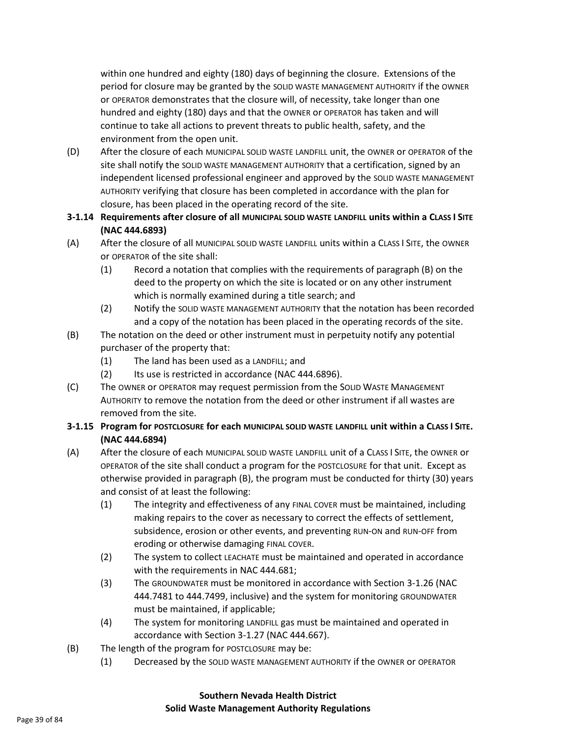within one hundred and eighty (180) days of beginning the closure. Extensions of the period for closure may be granted by the SOLID WASTE MANAGEMENT AUTHORITY if the OWNER or OPERATOR demonstrates that the closure will, of necessity, take longer than one hundred and eighty (180) days and that the OWNER or OPERATOR has taken and will continue to take all actions to prevent threats to public health, safety, and the environment from the open unit.

(D) After the closure of each MUNICIPAL SOLID WASTE LANDFILL unit, the OWNER or OPERATOR of the site shall notify the SOLID WASTE MANAGEMENT AUTHORITY that a certification, signed by an independent licensed professional engineer and approved by the SOLID WASTE MANAGEMENT AUTHORITY verifying that closure has been completed in accordance with the plan for closure, has been placed in the operating record of the site.

**3-1.14 Requirements after closure of all MUNICIPAL SOLID WASTE LANDFILL units within a CLASS I SITE (NAC 444.6893)**

(A) After the closure of all MUNICIPAL SOLID WASTE LANDFILL units within a CLASS I SITE, the OWNER or OPERATOR of the site shall:

(1) Record a notation that complies with the requirements of paragraph (B) on the deed to the property on which the site is located or on any other instrument which is normally examined during a title search; and

(2) Notify the SOLID WASTE MANAGEMENT AUTHORITY that the notation has been recorded and a copy of the notation has been placed in the operating records of the site.

(B) The notation on the deed or other instrument must in perpetuity notify any potential purchaser of the property that:

(1) The land has been used as a LANDFILL; and

(2) Its use is restricted in accordance (NAC 444.6896).

(C) The OWNER or OPERATOR may request permission from the SOLID WASTE MANAGEMENT AUTHORITY to remove the notation from the deed or other instrument if all wastes are removed from the site.

**3-1.15 Program for POSTCLOSURE for each MUNICIPAL SOLID WASTE LANDFILL unit within a CLASS I SITE. (NAC 444.6894)**

(A) After the closure of each MUNICIPAL SOLID WASTE LANDFILL unit of a CLASS I SITE, the OWNER or OPERATOR of the site shall conduct a program for the POSTCLOSURE for that unit. Except as otherwise provided in paragraph (B), the program must be conducted for thirty (30) years and consist of at least the following:

(1) The integrity and effectiveness of any FINAL COVER must be maintained, including making repairs to the cover as necessary to correct the effects of settlement, subsidence, erosion or other events, and preventing RUN-ON and RUN-OFF from eroding or otherwise damaging FINAL COVER.

(2) The system to collect LEACHATE must be maintained and operated in accordance with the requirements in NAC 444.681;

(3) The GROUNDWATER must be monitored in accordance with Section 3-1.26 (NAC 444.7481 to 444.7499, inclusive) and the system for monitoring GROUNDWATER must be maintained, if applicable;

(4) The system for monitoring LANDFILL gas must be maintained and operated in accordance with Section 3-1.27 (NAC 444.667).

(B) The length of the program for POSTCLOSURE may be:

(1) Decreased by the SOLID WASTE MANAGEMENT AUTHORITY if the OWNER or OPERATOR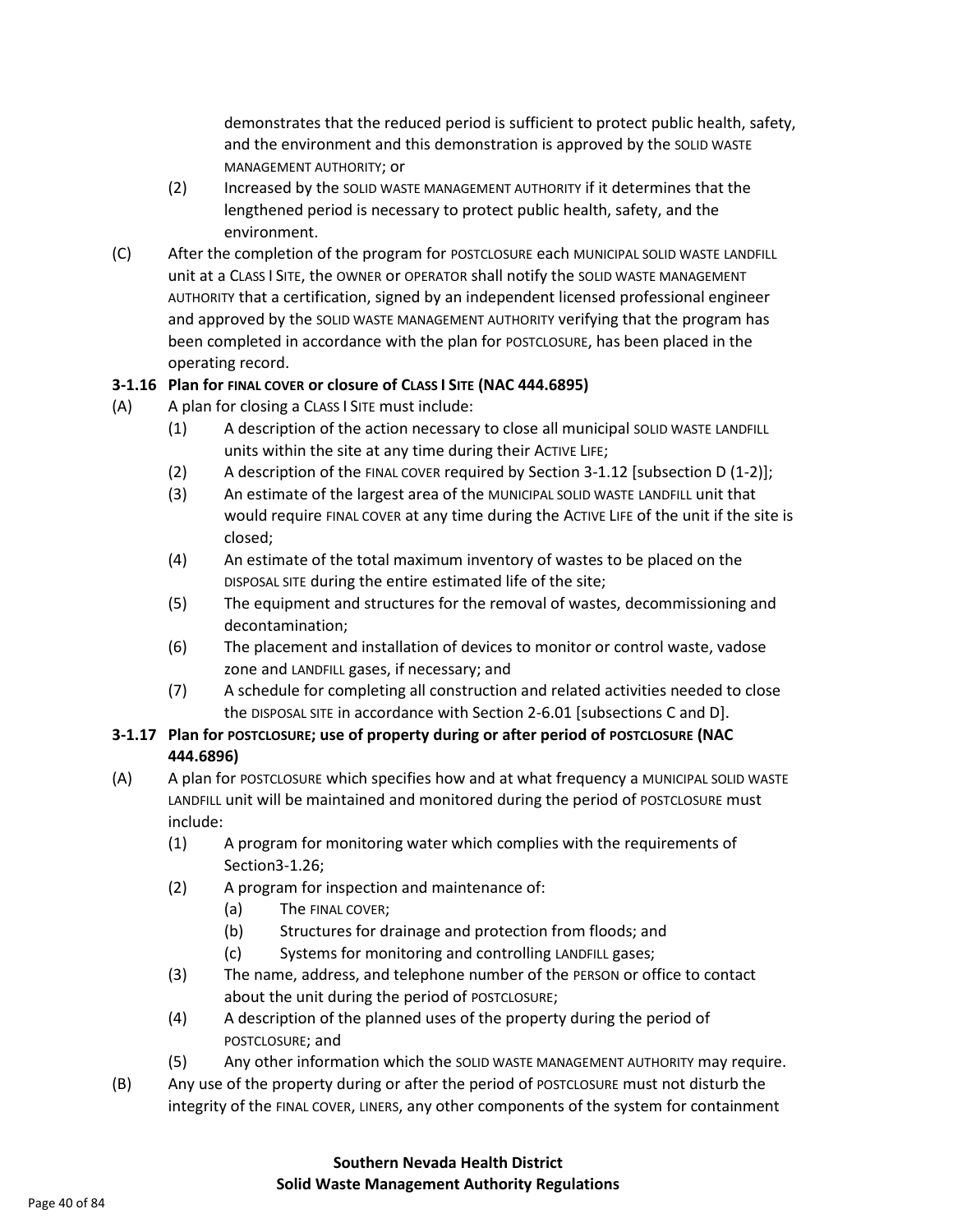demonstrates that the reduced period is sufficient to protect public health, safety, and the environment and this demonstration is approved by the SOLID WASTE MANAGEMENT AUTHORITY; or

(2) Increased by the SOLID WASTE MANAGEMENT AUTHORITY if it determines that the lengthened period is necessary to protect public health, safety, and the environment.

(C) After the completion of the program for POSTCLOSURE each MUNICIPAL SOLID WASTE LANDFILL unit at a CLASS I SITE, the OWNER or OPERATOR shall notify the SOLID WASTE MANAGEMENT AUTHORITY that a certification, signed by an independent licensed professional engineer and approved by the SOLID WASTE MANAGEMENT AUTHORITY verifying that the program has been completed in accordance with the plan for POSTCLOSURE, has been placed in the operating record.

**3-1.16 Plan for FINAL COVER or closure of CLASS I SITE (NAC 444.6895)**

(A) A plan for closing a CLASS I SITE must include:

(1) A description of the action necessary to close all municipal SOLID WASTE LANDFILL units within the site at any time during their ACTIVE LIFE;

(2) A description of the FINAL COVER required by Section 3-1.12 [subsection D (1-2)];

(3) An estimate of the largest area of the MUNICIPAL SOLID WASTE LANDFILL unit that would require FINAL COVER at any time during the ACTIVE LIFE of the unit if the site is closed;

(4) An estimate of the total maximum inventory of wastes to be placed on the DISPOSAL SITE during the entire estimated life of the site;

(5) The equipment and structures for the removal of wastes, decommissioning and decontamination;

(6) The placement and installation of devices to monitor or control waste, vadose zone and LANDFILL gases, if necessary; and

(7) A schedule for completing all construction and related activities needed to close the DISPOSAL SITE in accordance with Section 2-6.01 [subsections C and D].

**3-1.17 Plan for POSTCLOSURE; use of property during or after period of POSTCLOSURE (NAC 444.6896)**

(A) A plan for POSTCLOSURE which specifies how and at what frequency a MUNICIPAL SOLID WASTE LANDFILL unit will be maintained and monitored during the period of POSTCLOSURE must include:

(1) A program for monitoring water which complies with the requirements of Section3-1.26;

(2) A program for inspection and maintenance of:

(a) The FINAL COVER;

(b) Structures for drainage and protection from floods; and

(c) Systems for monitoring and controlling LANDFILL gases;

(3) The name, address, and telephone number of the PERSON or office to contact about the unit during the period of POSTCLOSURE;

(4) A description of the planned uses of the property during the period of POSTCLOSURE; and

(5) Any other information which the SOLID WASTE MANAGEMENT AUTHORITY may require.

(B) Any use of the property during or after the period of POSTCLOSURE must not disturb the integrity of the FINAL COVER, LINERS, any other components of the system for containment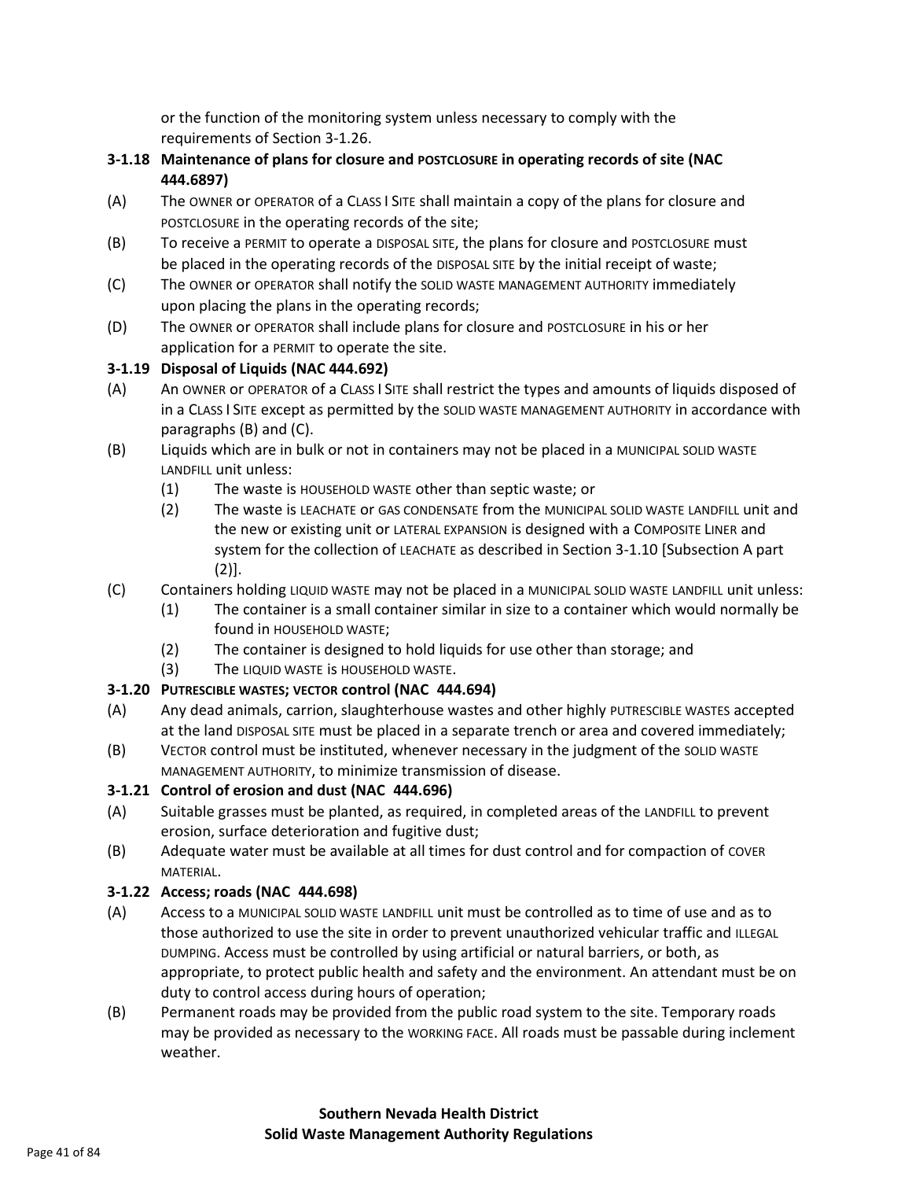or the function of the monitoring system unless necessary to comply with the requirements of Section 3-1.26.

**3-1.18 Maintenance of plans for closure and POSTCLOSURE in operating records of site (NAC 444.6897)**

(A) The OWNER or OPERATOR of a CLASS I SITE shall maintain a copy of the plans for closure and POSTCLOSURE in the operating records of the site;

(B) To receive a PERMIT to operate a DISPOSAL SITE, the plans for closure and POSTCLOSURE must be placed in the operating records of the DISPOSAL SITE by the initial receipt of waste;

(C) The OWNER or OPERATOR shall notify the SOLID WASTE MANAGEMENT AUTHORITY immediately upon placing the plans in the operating records;

(D) The OWNER or OPERATOR shall include plans for closure and POSTCLOSURE in his or her application for a PERMIT to operate the site.

**3-1.19 Disposal of Liquids (NAC 444.692)**

(A) An OWNER or OPERATOR of a CLASS I SITE shall restrict the types and amounts of liquids disposed of in a CLASS I SITE except as permitted by the SOLID WASTE MANAGEMENT AUTHORITY in accordance with paragraphs (B) and (C).

(B) Liquids which are in bulk or not in containers may not be placed in a MUNICIPAL SOLID WASTE LANDFILL unit unless:
  (1) The waste is HOUSEHOLD WASTE other than septic waste; or
  (2) The waste is LEACHATE or GAS CONDENSATE from the MUNICIPAL SOLID WASTE LANDFILL unit and the new or existing unit or LATERAL EXPANSION is designed with a COMPOSITE LINER and system for the collection of LEACHATE as described in Section 3-1.10 [Subsection A part (2)].

(C) Containers holding LIQUID WASTE may not be placed in a MUNICIPAL SOLID WASTE LANDFILL unit unless:
  (1) The container is a small container similar in size to a container which would normally be found in HOUSEHOLD WASTE;
  (2) The container is designed to hold liquids for use other than storage; and
  (3) The LIQUID WASTE is HOUSEHOLD WASTE.

**3-1.20 PUTRESCIBLE WASTES; VECTOR control (NAC 444.694)**

(A) Any dead animals, carrion, slaughterhouse wastes and other highly PUTRESCIBLE WASTES accepted at the land DISPOSAL SITE must be placed in a separate trench or area and covered immediately;

(B) VECTOR control must be instituted, whenever necessary in the judgment of the SOLID WASTE MANAGEMENT AUTHORITY, to minimize transmission of disease.

**3-1.21 Control of erosion and dust (NAC 444.696)**

(A) Suitable grasses must be planted, as required, in completed areas of the LANDFILL to prevent erosion, surface deterioration and fugitive dust;

(B) Adequate water must be available at all times for dust control and for compaction of COVER MATERIAL.

**3-1.22 Access; roads (NAC 444.698)**

(A) Access to a MUNICIPAL SOLID WASTE LANDFILL unit must be controlled as to time of use and as to those authorized to use the site in order to prevent unauthorized vehicular traffic and ILLEGAL DUMPING. Access must be controlled by using artificial or natural barriers, or both, as appropriate, to protect public health and safety and the environment. An attendant must be on duty to control access during hours of operation;

(B) Permanent roads may be provided from the public road system to the site. Temporary roads may be provided as necessary to the WORKING FACE. All roads must be passable during inclement weather.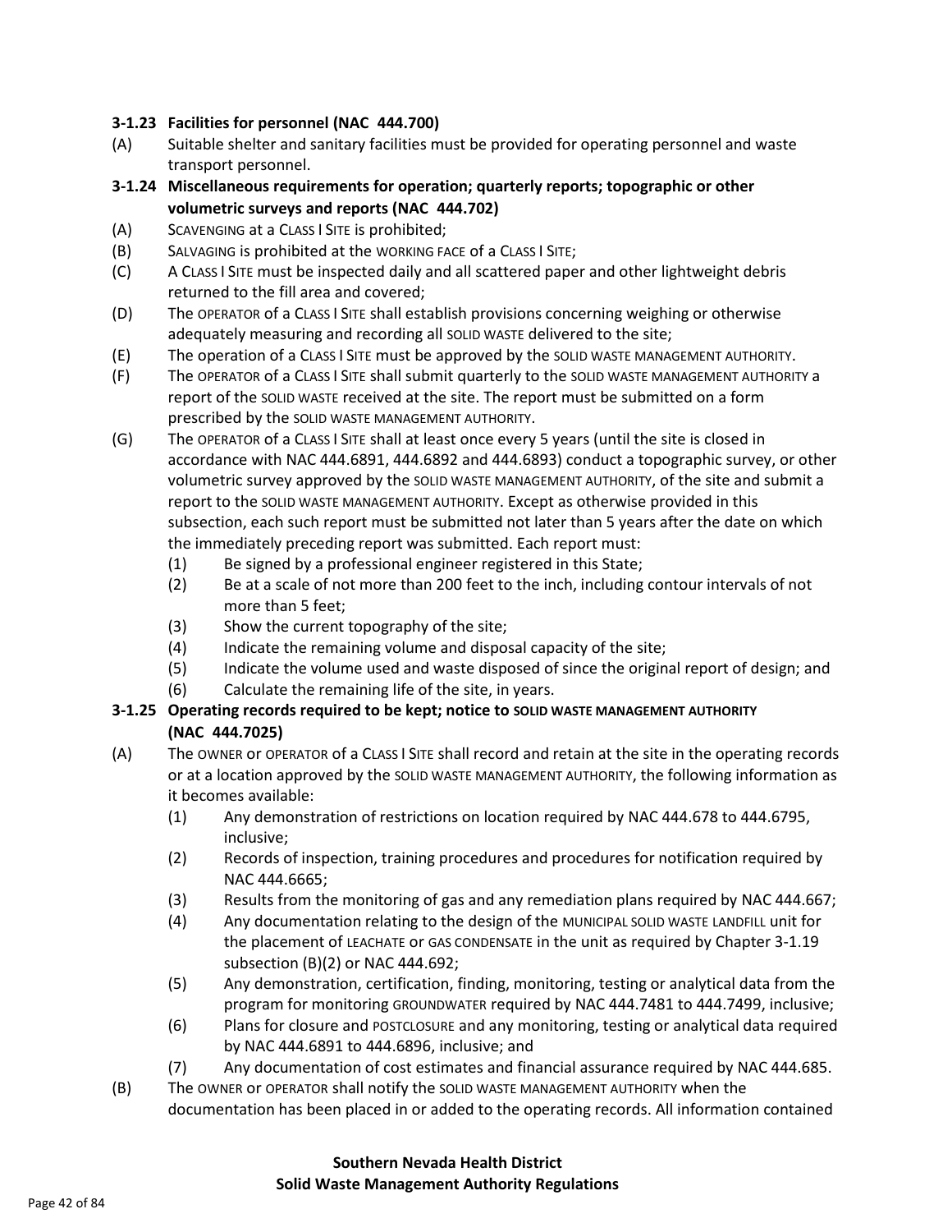### 3-1.23 Facilities for personnel (NAC 444.700)

(A) Suitable shelter and sanitary facilities must be provided for operating personnel and waste transport personnel.

### 3-1.24 Miscellaneous requirements for operation; quarterly reports; topographic or other volumetric surveys and reports (NAC 444.702)

(A) SCAVENGING at a CLASS I SITE is prohibited;

(B) SALVAGING is prohibited at the WORKING FACE of a CLASS I SITE;

(C) A CLASS I SITE must be inspected daily and all scattered paper and other lightweight debris returned to the fill area and covered;

(D) The OPERATOR of a CLASS I SITE shall establish provisions concerning weighing or otherwise adequately measuring and recording all SOLID WASTE delivered to the site;

(E) The operation of a CLASS I SITE must be approved by the SOLID WASTE MANAGEMENT AUTHORITY.

(F) The OPERATOR of a CLASS I SITE shall submit quarterly to the SOLID WASTE MANAGEMENT AUTHORITY a report of the SOLID WASTE received at the site. The report must be submitted on a form prescribed by the SOLID WASTE MANAGEMENT AUTHORITY.

(G) The OPERATOR of a CLASS I SITE shall at least once every 5 years (until the site is closed in accordance with NAC 444.6891, 444.6892 and 444.6893) conduct a topographic survey, or other volumetric survey approved by the SOLID WASTE MANAGEMENT AUTHORITY, of the site and submit a report to the SOLID WASTE MANAGEMENT AUTHORITY. Except as otherwise provided in this subsection, each such report must be submitted not later than 5 years after the date on which the immediately preceding report was submitted. Each report must:

  (1) Be signed by a professional engineer registered in this State;

  (2) Be at a scale of not more than 200 feet to the inch, including contour intervals of not more than 5 feet;

  (3) Show the current topography of the site;

  (4) Indicate the remaining volume and disposal capacity of the site;

  (5) Indicate the volume used and waste disposed of since the original report of design; and

  (6) Calculate the remaining life of the site, in years.

### 3-1.25 Operating records required to be kept; notice to SOLID WASTE MANAGEMENT AUTHORITY (NAC 444.7025)

(A) The OWNER or OPERATOR of a CLASS I SITE shall record and retain at the site in the operating records or at a location approved by the SOLID WASTE MANAGEMENT AUTHORITY, the following information as it becomes available:

  (1) Any demonstration of restrictions on location required by NAC 444.678 to 444.6795, inclusive;

  (2) Records of inspection, training procedures and procedures for notification required by NAC 444.6665;

  (3) Results from the monitoring of gas and any remediation plans required by NAC 444.667;

  (4) Any documentation relating to the design of the MUNICIPAL SOLID WASTE LANDFILL unit for the placement of LEACHATE or GAS CONDENSATE in the unit as required by Chapter 3-1.19 subsection (B)(2) or NAC 444.692;

  (5) Any demonstration, certification, finding, monitoring, testing or analytical data from the program for monitoring GROUNDWATER required by NAC 444.7481 to 444.7499, inclusive;

  (6) Plans for closure and POSTCLOSURE and any monitoring, testing or analytical data required by NAC 444.6891 to 444.6896, inclusive; and

  (7) Any documentation of cost estimates and financial assurance required by NAC 444.685.

(B) The OWNER or OPERATOR shall notify the SOLID WASTE MANAGEMENT AUTHORITY when the documentation has been placed in or added to the operating records. All information contained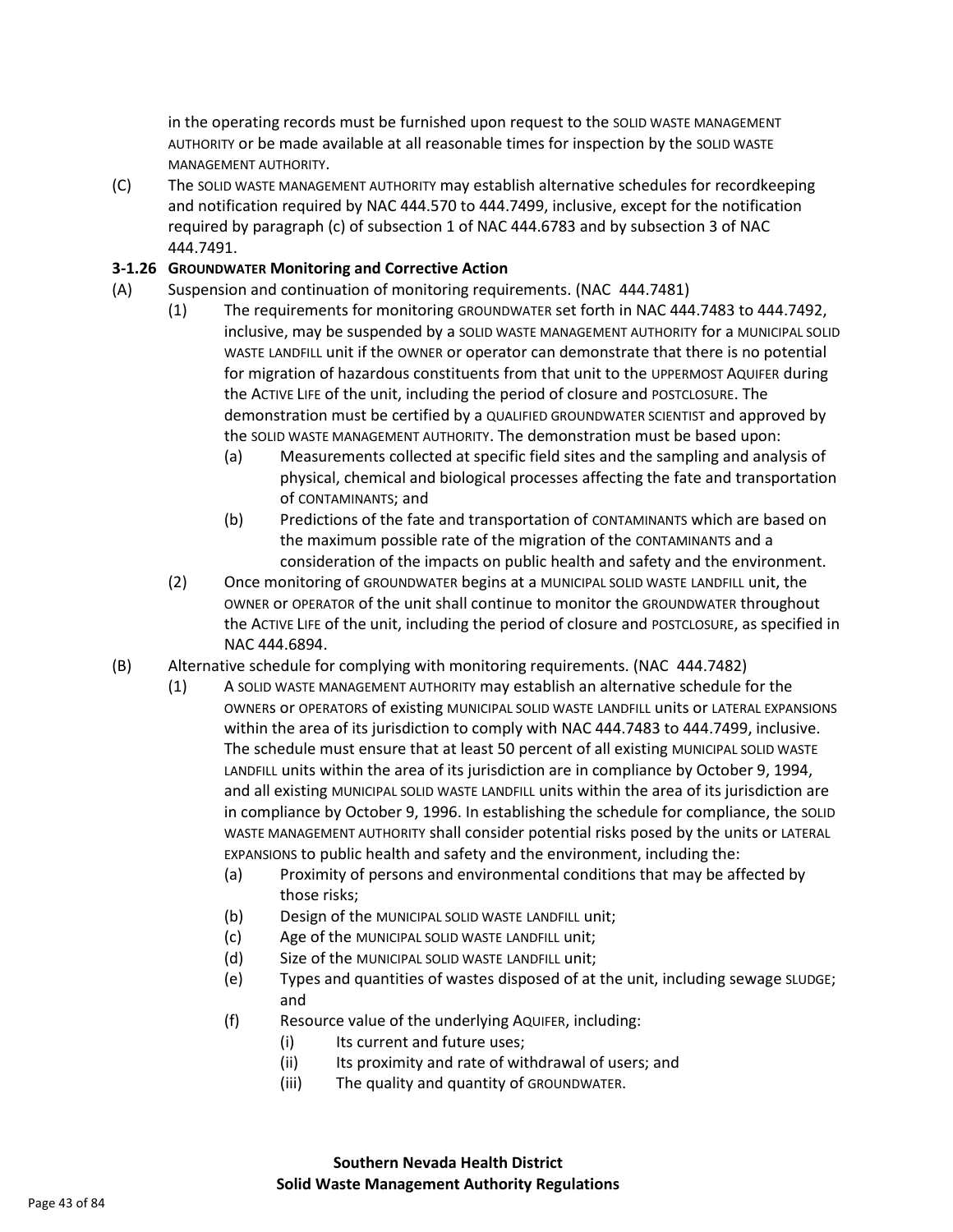in the operating records must be furnished upon request to the SOLID WASTE MANAGEMENT AUTHORITY or be made available at all reasonable times for inspection by the SOLID WASTE MANAGEMENT AUTHORITY.

(C) The SOLID WASTE MANAGEMENT AUTHORITY may establish alternative schedules for recordkeeping and notification required by NAC 444.570 to 444.7499, inclusive, except for the notification required by paragraph (c) of subsection 1 of NAC 444.6783 and by subsection 3 of NAC 444.7491.

### 3-1.26 GROUNDWATER Monitoring and Corrective Action

(A) Suspension and continuation of monitoring requirements. (NAC 444.7481)

- (1) The requirements for monitoring GROUNDWATER set forth in NAC 444.7483 to 444.7492, inclusive, may be suspended by a SOLID WASTE MANAGEMENT AUTHORITY for a MUNICIPAL SOLID WASTE LANDFILL unit if the OWNER or operator can demonstrate that there is no potential for migration of hazardous constituents from that unit to the UPPERMOST AQUIFER during the ACTIVE LIFE of the unit, including the period of closure and POSTCLOSURE. The demonstration must be certified by a QUALIFIED GROUNDWATER SCIENTIST and approved by the SOLID WASTE MANAGEMENT AUTHORITY. The demonstration must be based upon:
  - (a) Measurements collected at specific field sites and the sampling and analysis of physical, chemical and biological processes affecting the fate and transportation of CONTAMINANTS; and
  - (b) Predictions of the fate and transportation of CONTAMINANTS which are based on the maximum possible rate of the migration of the CONTAMINANTS and a consideration of the impacts on public health and safety and the environment.
- (2) Once monitoring of GROUNDWATER begins at a MUNICIPAL SOLID WASTE LANDFILL unit, the OWNER or OPERATOR of the unit shall continue to monitor the GROUNDWATER throughout the ACTIVE LIFE of the unit, including the period of closure and POSTCLOSURE, as specified in NAC 444.6894.

(B) Alternative schedule for complying with monitoring requirements. (NAC 444.7482)

- (1) A SOLID WASTE MANAGEMENT AUTHORITY may establish an alternative schedule for the OWNERS or OPERATORS of existing MUNICIPAL SOLID WASTE LANDFILL units or LATERAL EXPANSIONS within the area of its jurisdiction to comply with NAC 444.7483 to 444.7499, inclusive. The schedule must ensure that at least 50 percent of all existing MUNICIPAL SOLID WASTE LANDFILL units within the area of its jurisdiction are in compliance by October 9, 1994, and all existing MUNICIPAL SOLID WASTE LANDFILL units within the area of its jurisdiction are in compliance by October 9, 1996. In establishing the schedule for compliance, the SOLID WASTE MANAGEMENT AUTHORITY shall consider potential risks posed by the units or LATERAL EXPANSIONS to public health and safety and the environment, including the:
  - (a) Proximity of persons and environmental conditions that may be affected by those risks;
  - (b) Design of the MUNICIPAL SOLID WASTE LANDFILL unit;
  - (c) Age of the MUNICIPAL SOLID WASTE LANDFILL unit;
  - (d) Size of the MUNICIPAL SOLID WASTE LANDFILL unit;
  - (e) Types and quantities of wastes disposed of at the unit, including sewage SLUDGE; and
  - (f) Resource value of the underlying AQUIFER, including:
    - (i) Its current and future uses;
    - (ii) Its proximity and rate of withdrawal of users; and
    - (iii) The quality and quantity of GROUNDWATER.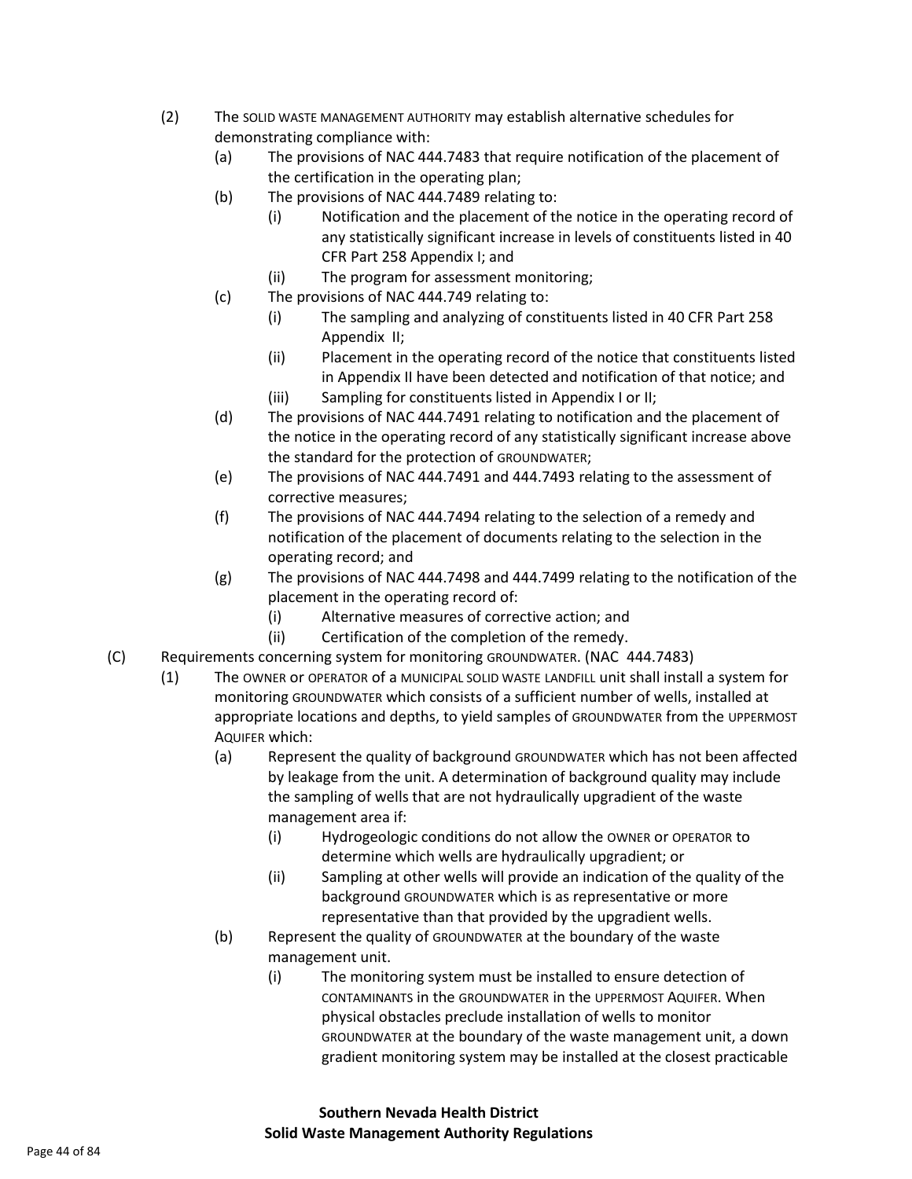(2) The SOLID WASTE MANAGEMENT AUTHORITY may establish alternative schedules for demonstrating compliance with:

   (a) The provisions of NAC 444.7483 that require notification of the placement of the certification in the operating plan;

   (b) The provisions of NAC 444.7489 relating to:

      (i) Notification and the placement of the notice in the operating record of any statistically significant increase in levels of constituents listed in 40 CFR Part 258 Appendix I; and

      (ii) The program for assessment monitoring;

   (c) The provisions of NAC 444.749 relating to:

      (i) The sampling and analyzing of constituents listed in 40 CFR Part 258 Appendix II;

      (ii) Placement in the operating record of the notice that constituents listed in Appendix II have been detected and notification of that notice; and

      (iii) Sampling for constituents listed in Appendix I or II;

   (d) The provisions of NAC 444.7491 relating to notification and the placement of the notice in the operating record of any statistically significant increase above the standard for the protection of GROUNDWATER;

   (e) The provisions of NAC 444.7491 and 444.7493 relating to the assessment of corrective measures;

   (f) The provisions of NAC 444.7494 relating to the selection of a remedy and notification of the placement of documents relating to the selection in the operating record; and

   (g) The provisions of NAC 444.7498 and 444.7499 relating to the notification of the placement in the operating record of:

      (i) Alternative measures of corrective action; and

      (ii) Certification of the completion of the remedy.

(C) Requirements concerning system for monitoring GROUNDWATER. (NAC 444.7483)

   (1) The OWNER or OPERATOR of a MUNICIPAL SOLID WASTE LANDFILL unit shall install a system for monitoring GROUNDWATER which consists of a sufficient number of wells, installed at appropriate locations and depths, to yield samples of GROUNDWATER from the UPPERMOST AQUIFER which:

      (a) Represent the quality of background GROUNDWATER which has not been affected by leakage from the unit. A determination of background quality may include the sampling of wells that are not hydraulically upgradient of the waste management area if:

         (i) Hydrogeologic conditions do not allow the OWNER or OPERATOR to determine which wells are hydraulically upgradient; or

         (ii) Sampling at other wells will provide an indication of the quality of the background GROUNDWATER which is as representative or more representative than that provided by the upgradient wells.

      (b) Represent the quality of GROUNDWATER at the boundary of the waste management unit.

         (i) The monitoring system must be installed to ensure detection of CONTAMINANTS in the GROUNDWATER in the UPPERMOST AQUIFER. When physical obstacles preclude installation of wells to monitor GROUNDWATER at the boundary of the waste management unit, a down gradient monitoring system may be installed at the closest practicable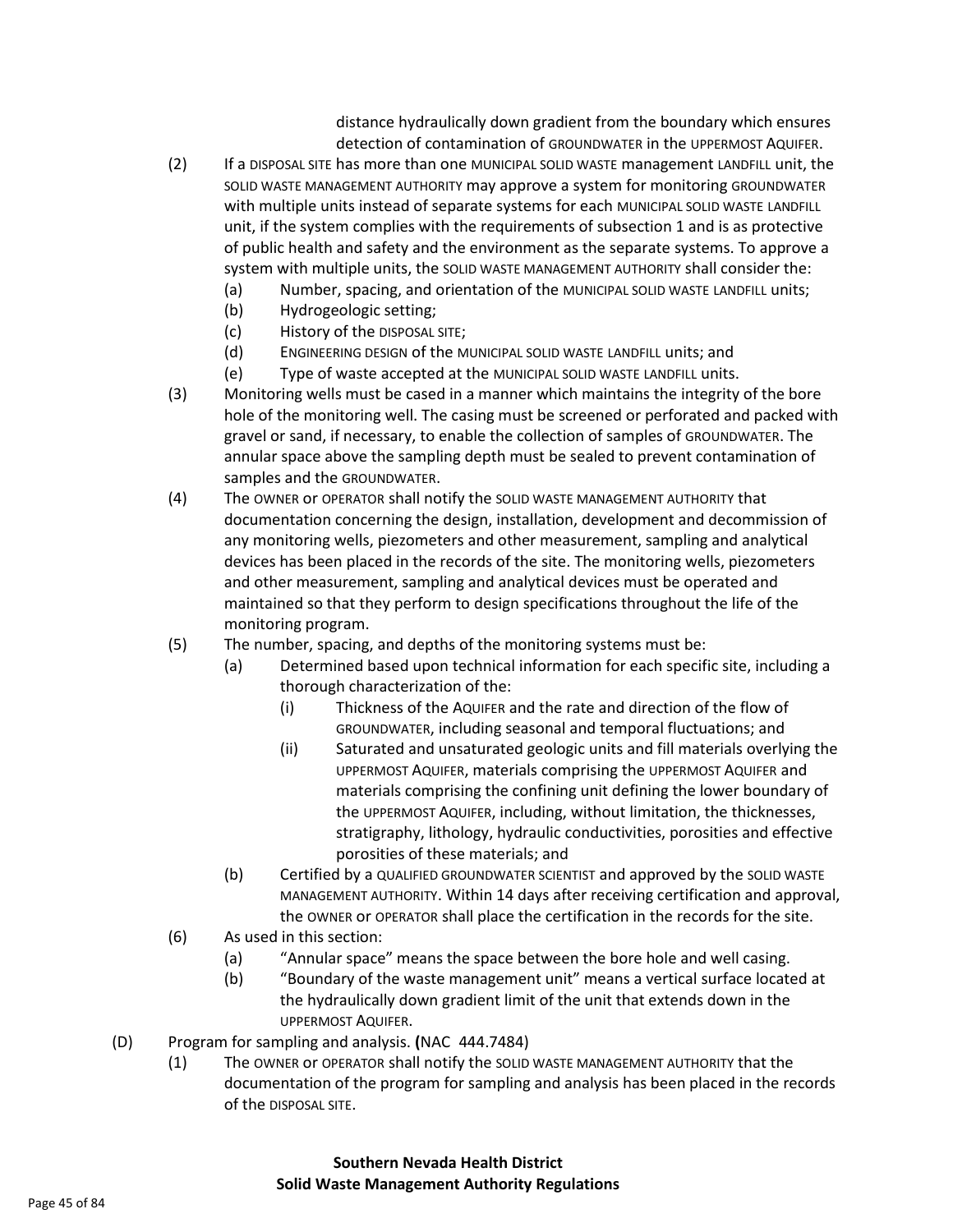distance hydraulically down gradient from the boundary which ensures detection of contamination of GROUNDWATER in the UPPERMOST AQUIFER.

(2) If a DISPOSAL SITE has more than one MUNICIPAL SOLID WASTE management LANDFILL unit, the SOLID WASTE MANAGEMENT AUTHORITY may approve a system for monitoring GROUNDWATER with multiple units instead of separate systems for each MUNICIPAL SOLID WASTE LANDFILL unit, if the system complies with the requirements of subsection 1 and is as protective of public health and safety and the environment as the separate systems. To approve a system with multiple units, the SOLID WASTE MANAGEMENT AUTHORITY shall consider the:
  - (a) Number, spacing, and orientation of the MUNICIPAL SOLID WASTE LANDFILL units;
  - (b) Hydrogeologic setting;
  - (c) History of the DISPOSAL SITE;
  - (d) ENGINEERING DESIGN of the MUNICIPAL SOLID WASTE LANDFILL units; and
  - (e) Type of waste accepted at the MUNICIPAL SOLID WASTE LANDFILL units.

(3) Monitoring wells must be cased in a manner which maintains the integrity of the bore hole of the monitoring well. The casing must be screened or perforated and packed with gravel or sand, if necessary, to enable the collection of samples of GROUNDWATER. The annular space above the sampling depth must be sealed to prevent contamination of samples and the GROUNDWATER.

(4) The OWNER or OPERATOR shall notify the SOLID WASTE MANAGEMENT AUTHORITY that documentation concerning the design, installation, development and decommission of any monitoring wells, piezometers and other measurement, sampling and analytical devices has been placed in the records of the site. The monitoring wells, piezometers and other measurement, sampling and analytical devices must be operated and maintained so that they perform to design specifications throughout the life of the monitoring program.

(5) The number, spacing, and depths of the monitoring systems must be:
  - (a) Determined based upon technical information for each specific site, including a thorough characterization of the:
    - (i) Thickness of the AQUIFER and the rate and direction of the flow of GROUNDWATER, including seasonal and temporal fluctuations; and
    - (ii) Saturated and unsaturated geologic units and fill materials overlying the UPPERMOST AQUIFER, materials comprising the UPPERMOST AQUIFER and materials comprising the confining unit defining the lower boundary of the UPPERMOST AQUIFER, including, without limitation, the thicknesses, stratigraphy, lithology, hydraulic conductivities, porosities and effective porosities of these materials; and
  - (b) Certified by a QUALIFIED GROUNDWATER SCIENTIST and approved by the SOLID WASTE MANAGEMENT AUTHORITY. Within 14 days after receiving certification and approval, the OWNER or OPERATOR shall place the certification in the records for the site.

(6) As used in this section:
  - (a) "Annular space" means the space between the bore hole and well casing.
  - (b) "Boundary of the waste management unit" means a vertical surface located at the hydraulically down gradient limit of the unit that extends down in the UPPERMOST AQUIFER.

(D) Program for sampling and analysis. **(**NAC 444.7484)

(1) The OWNER or OPERATOR shall notify the SOLID WASTE MANAGEMENT AUTHORITY that the documentation of the program for sampling and analysis has been placed in the records of the DISPOSAL SITE.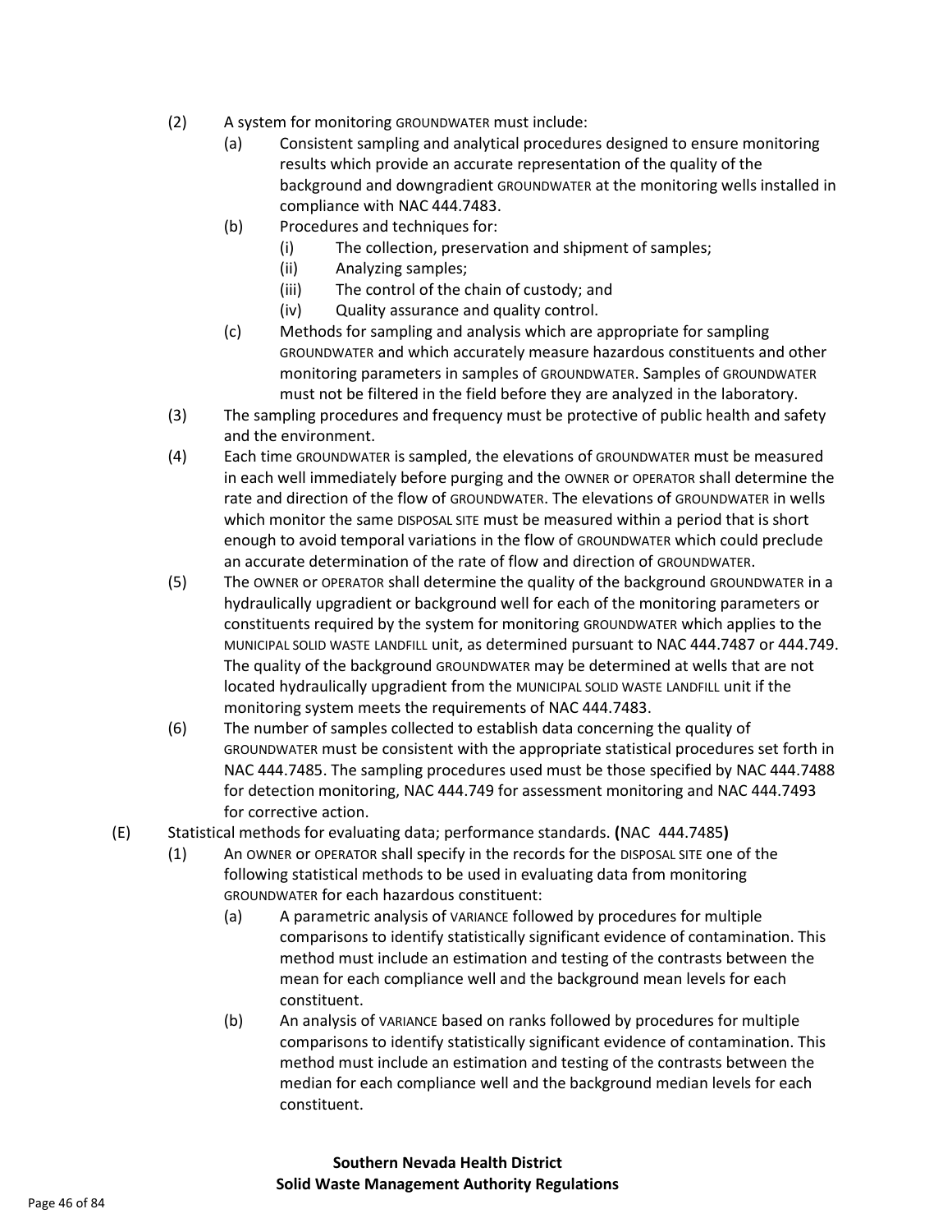(2) A system for monitoring GROUNDWATER must include:

   (a) Consistent sampling and analytical procedures designed to ensure monitoring results which provide an accurate representation of the quality of the background and downgradient GROUNDWATER at the monitoring wells installed in compliance with NAC 444.7483.

   (b) Procedures and techniques for:

      (i) The collection, preservation and shipment of samples;

      (ii) Analyzing samples;

      (iii) The control of the chain of custody; and

      (iv) Quality assurance and quality control.

   (c) Methods for sampling and analysis which are appropriate for sampling GROUNDWATER and which accurately measure hazardous constituents and other monitoring parameters in samples of GROUNDWATER. Samples of GROUNDWATER must not be filtered in the field before they are analyzed in the laboratory.

(3) The sampling procedures and frequency must be protective of public health and safety and the environment.

(4) Each time GROUNDWATER is sampled, the elevations of GROUNDWATER must be measured in each well immediately before purging and the OWNER or OPERATOR shall determine the rate and direction of the flow of GROUNDWATER. The elevations of GROUNDWATER in wells which monitor the same DISPOSAL SITE must be measured within a period that is short enough to avoid temporal variations in the flow of GROUNDWATER which could preclude an accurate determination of the rate of flow and direction of GROUNDWATER.

(5) The OWNER or OPERATOR shall determine the quality of the background GROUNDWATER in a hydraulically upgradient or background well for each of the monitoring parameters or constituents required by the system for monitoring GROUNDWATER which applies to the MUNICIPAL SOLID WASTE LANDFILL unit, as determined pursuant to NAC 444.7487 or 444.749. The quality of the background GROUNDWATER may be determined at wells that are not located hydraulically upgradient from the MUNICIPAL SOLID WASTE LANDFILL unit if the monitoring system meets the requirements of NAC 444.7483.

(6) The number of samples collected to establish data concerning the quality of GROUNDWATER must be consistent with the appropriate statistical procedures set forth in NAC 444.7485. The sampling procedures used must be those specified by NAC 444.7488 for detection monitoring, NAC 444.749 for assessment monitoring and NAC 444.7493 for corrective action.

(E) Statistical methods for evaluating data; performance standards. **(**NAC 444.7485**)**

(1) An OWNER or OPERATOR shall specify in the records for the DISPOSAL SITE one of the following statistical methods to be used in evaluating data from monitoring GROUNDWATER for each hazardous constituent:

   (a) A parametric analysis of VARIANCE followed by procedures for multiple comparisons to identify statistically significant evidence of contamination. This method must include an estimation and testing of the contrasts between the mean for each compliance well and the background mean levels for each constituent.

   (b) An analysis of VARIANCE based on ranks followed by procedures for multiple comparisons to identify statistically significant evidence of contamination. This method must include an estimation and testing of the contrasts between the median for each compliance well and the background median levels for each constituent.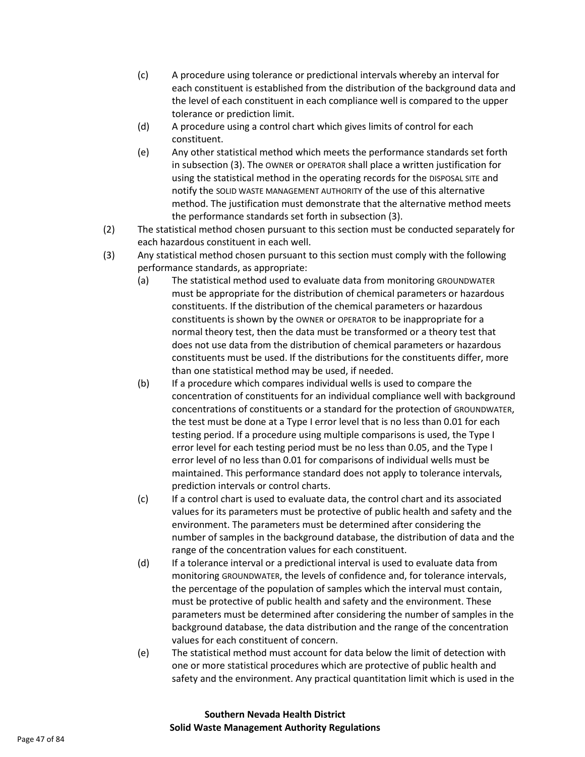(c) A procedure using tolerance or predictional intervals whereby an interval for each constituent is established from the distribution of the background data and the level of each constituent in each compliance well is compared to the upper tolerance or prediction limit.

(d) A procedure using a control chart which gives limits of control for each constituent.

(e) Any other statistical method which meets the performance standards set forth in subsection (3). The OWNER or OPERATOR shall place a written justification for using the statistical method in the operating records for the DISPOSAL SITE and notify the SOLID WASTE MANAGEMENT AUTHORITY of the use of this alternative method. The justification must demonstrate that the alternative method meets the performance standards set forth in subsection (3).

(2) The statistical method chosen pursuant to this section must be conducted separately for each hazardous constituent in each well.

(3) Any statistical method chosen pursuant to this section must comply with the following performance standards, as appropriate:

(a) The statistical method used to evaluate data from monitoring GROUNDWATER must be appropriate for the distribution of chemical parameters or hazardous constituents. If the distribution of the chemical parameters or hazardous constituents is shown by the OWNER or OPERATOR to be inappropriate for a normal theory test, then the data must be transformed or a theory test that does not use data from the distribution of chemical parameters or hazardous constituents must be used. If the distributions for the constituents differ, more than one statistical method may be used, if needed.

(b) If a procedure which compares individual wells is used to compare the concentration of constituents for an individual compliance well with background concentrations of constituents or a standard for the protection of GROUNDWATER, the test must be done at a Type I error level that is no less than 0.01 for each testing period. If a procedure using multiple comparisons is used, the Type I error level for each testing period must be no less than 0.05, and the Type I error level of no less than 0.01 for comparisons of individual wells must be maintained. This performance standard does not apply to tolerance intervals, prediction intervals or control charts.

(c) If a control chart is used to evaluate data, the control chart and its associated values for its parameters must be protective of public health and safety and the environment. The parameters must be determined after considering the number of samples in the background database, the distribution of data and the range of the concentration values for each constituent.

(d) If a tolerance interval or a predictional interval is used to evaluate data from monitoring GROUNDWATER, the levels of confidence and, for tolerance intervals, the percentage of the population of samples which the interval must contain, must be protective of public health and safety and the environment. These parameters must be determined after considering the number of samples in the background database, the data distribution and the range of the concentration values for each constituent of concern.

(e) The statistical method must account for data below the limit of detection with one or more statistical procedures which are protective of public health and safety and the environment. Any practical quantitation limit which is used in the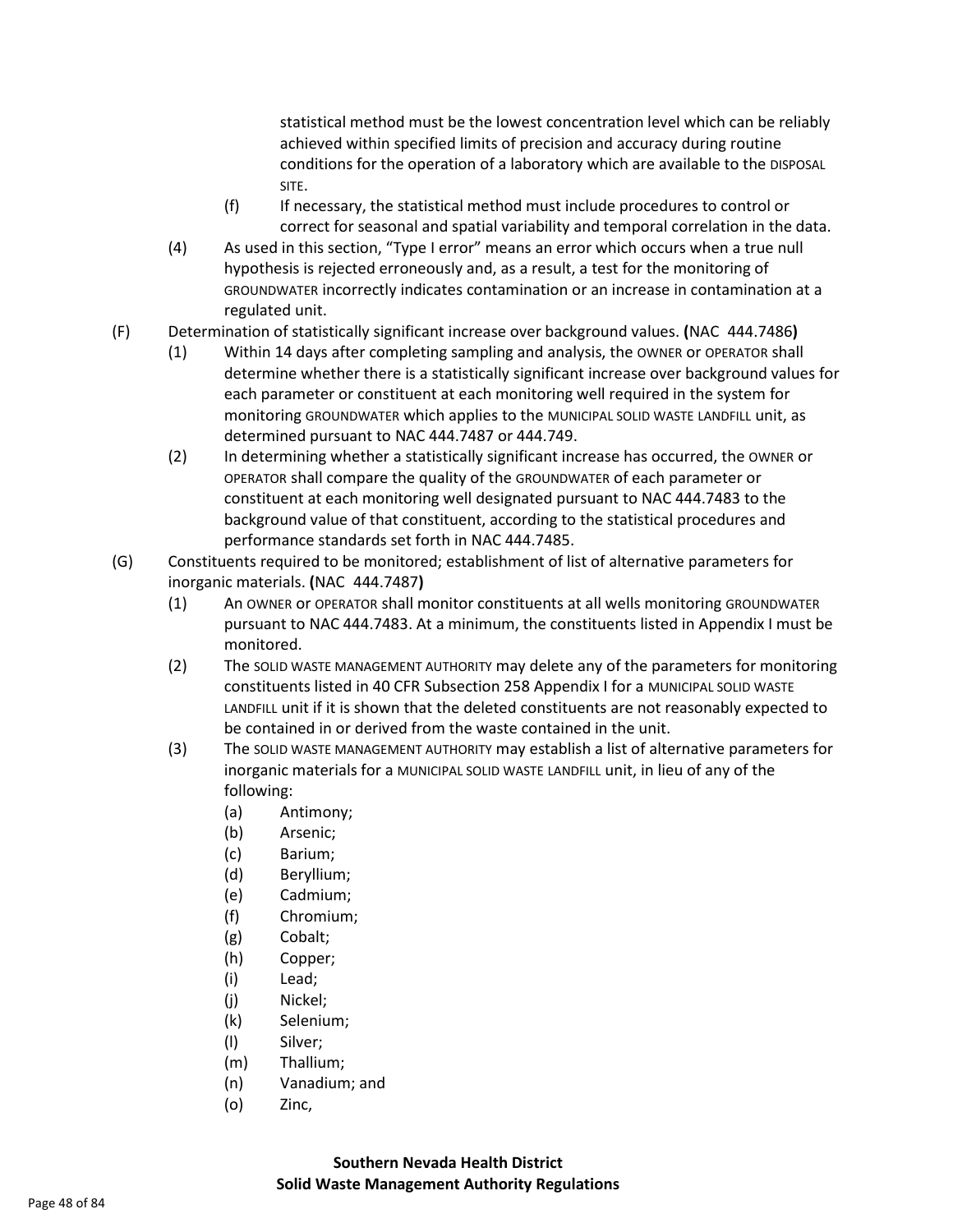statistical method must be the lowest concentration level which can be reliably achieved within specified limits of precision and accuracy during routine conditions for the operation of a laboratory which are available to the DISPOSAL SITE.

(f) If necessary, the statistical method must include procedures to control or correct for seasonal and spatial variability and temporal correlation in the data.

(4) As used in this section, "Type I error" means an error which occurs when a true null hypothesis is rejected erroneously and, as a result, a test for the monitoring of GROUNDWATER incorrectly indicates contamination or an increase in contamination at a regulated unit.

(F) Determination of statistically significant increase over background values. **(**NAC 444.7486**)**

(1) Within 14 days after completing sampling and analysis, the OWNER or OPERATOR shall determine whether there is a statistically significant increase over background values for each parameter or constituent at each monitoring well required in the system for monitoring GROUNDWATER which applies to the MUNICIPAL SOLID WASTE LANDFILL unit, as determined pursuant to NAC 444.7487 or 444.749.

(2) In determining whether a statistically significant increase has occurred, the OWNER or OPERATOR shall compare the quality of the GROUNDWATER of each parameter or constituent at each monitoring well designated pursuant to NAC 444.7483 to the background value of that constituent, according to the statistical procedures and performance standards set forth in NAC 444.7485.

(G) Constituents required to be monitored; establishment of list of alternative parameters for inorganic materials. **(**NAC 444.7487**)**

(1) An OWNER or OPERATOR shall monitor constituents at all wells monitoring GROUNDWATER pursuant to NAC 444.7483. At a minimum, the constituents listed in Appendix I must be monitored.

(2) The SOLID WASTE MANAGEMENT AUTHORITY may delete any of the parameters for monitoring constituents listed in 40 CFR Subsection 258 Appendix I for a MUNICIPAL SOLID WASTE LANDFILL unit if it is shown that the deleted constituents are not reasonably expected to be contained in or derived from the waste contained in the unit.

(3) The SOLID WASTE MANAGEMENT AUTHORITY may establish a list of alternative parameters for inorganic materials for a MUNICIPAL SOLID WASTE LANDFILL unit, in lieu of any of the following:

(a) Antimony;
(b) Arsenic;
(c) Barium;
(d) Beryllium;
(e) Cadmium;
(f) Chromium;
(g) Cobalt;
(h) Copper;
(i) Lead;
(j) Nickel;
(k) Selenium;
(l) Silver;
(m) Thallium;
(n) Vanadium; and
(o) Zinc,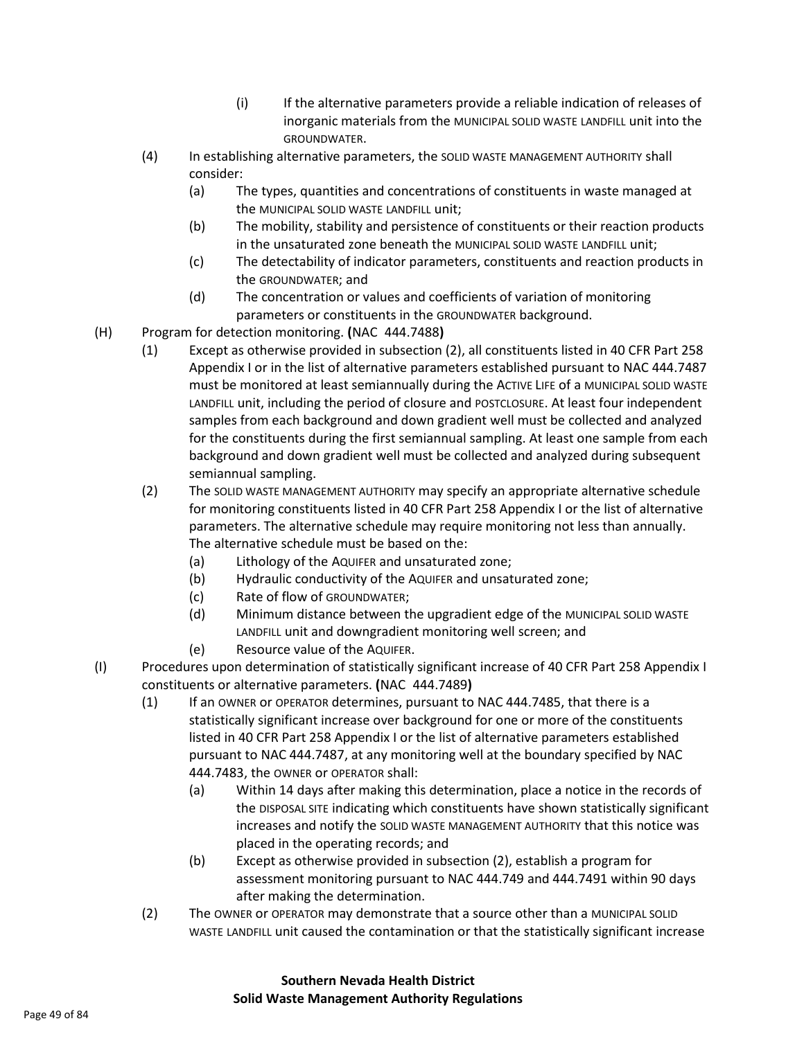(i) If the alternative parameters provide a reliable indication of releases of inorganic materials from the MUNICIPAL SOLID WASTE LANDFILL unit into the GROUNDWATER.

(4) In establishing alternative parameters, the SOLID WASTE MANAGEMENT AUTHORITY shall consider:

(a) The types, quantities and concentrations of constituents in waste managed at the MUNICIPAL SOLID WASTE LANDFILL unit;

(b) The mobility, stability and persistence of constituents or their reaction products in the unsaturated zone beneath the MUNICIPAL SOLID WASTE LANDFILL unit;

(c) The detectability of indicator parameters, constituents and reaction products in the GROUNDWATER; and

(d) The concentration or values and coefficients of variation of monitoring parameters or constituents in the GROUNDWATER background.

(H) Program for detection monitoring. **(**NAC 444.7488**)**

(1) Except as otherwise provided in subsection (2), all constituents listed in 40 CFR Part 258 Appendix I or in the list of alternative parameters established pursuant to NAC 444.7487 must be monitored at least semiannually during the ACTIVE LIFE of a MUNICIPAL SOLID WASTE LANDFILL unit, including the period of closure and POSTCLOSURE. At least four independent samples from each background and down gradient well must be collected and analyzed for the constituents during the first semiannual sampling. At least one sample from each background and down gradient well must be collected and analyzed during subsequent semiannual sampling.

(2) The SOLID WASTE MANAGEMENT AUTHORITY may specify an appropriate alternative schedule for monitoring constituents listed in 40 CFR Part 258 Appendix I or the list of alternative parameters. The alternative schedule may require monitoring not less than annually. The alternative schedule must be based on the:

(a) Lithology of the AQUIFER and unsaturated zone;

(b) Hydraulic conductivity of the AQUIFER and unsaturated zone;

(c) Rate of flow of GROUNDWATER;

(d) Minimum distance between the upgradient edge of the MUNICIPAL SOLID WASTE LANDFILL unit and downgradient monitoring well screen; and

(e) Resource value of the AQUIFER.

(I) Procedures upon determination of statistically significant increase of 40 CFR Part 258 Appendix I constituents or alternative parameters. **(**NAC 444.7489**)**

(1) If an OWNER or OPERATOR determines, pursuant to NAC 444.7485, that there is a statistically significant increase over background for one or more of the constituents listed in 40 CFR Part 258 Appendix I or the list of alternative parameters established pursuant to NAC 444.7487, at any monitoring well at the boundary specified by NAC 444.7483, the OWNER or OPERATOR shall:

(a) Within 14 days after making this determination, place a notice in the records of the DISPOSAL SITE indicating which constituents have shown statistically significant increases and notify the SOLID WASTE MANAGEMENT AUTHORITY that this notice was placed in the operating records; and

(b) Except as otherwise provided in subsection (2), establish a program for assessment monitoring pursuant to NAC 444.749 and 444.7491 within 90 days after making the determination.

(2) The OWNER or OPERATOR may demonstrate that a source other than a MUNICIPAL SOLID WASTE LANDFILL unit caused the contamination or that the statistically significant increase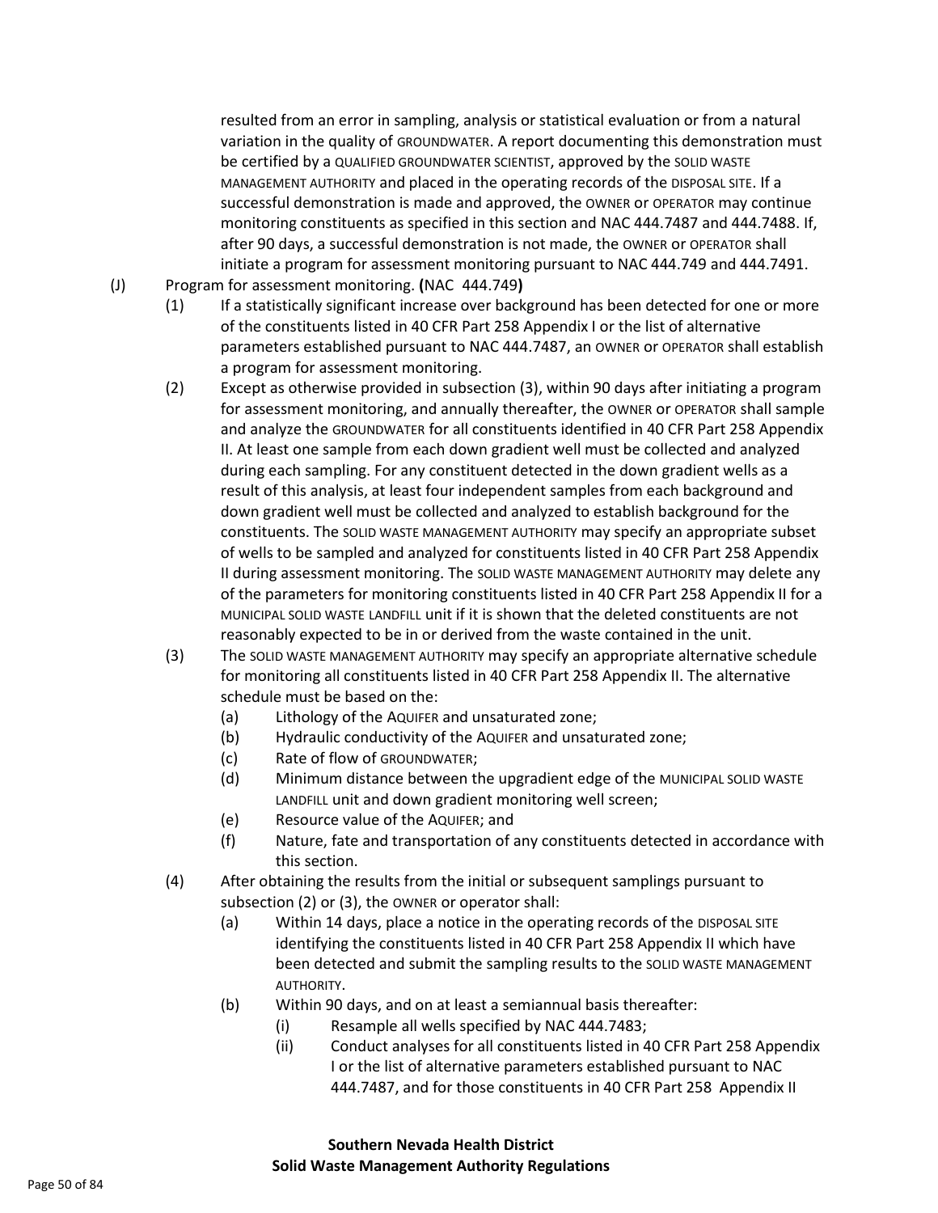resulted from an error in sampling, analysis or statistical evaluation or from a natural variation in the quality of GROUNDWATER. A report documenting this demonstration must be certified by a QUALIFIED GROUNDWATER SCIENTIST, approved by the SOLID WASTE MANAGEMENT AUTHORITY and placed in the operating records of the DISPOSAL SITE. If a successful demonstration is made and approved, the OWNER or OPERATOR may continue monitoring constituents as specified in this section and NAC 444.7487 and 444.7488. If, after 90 days, a successful demonstration is not made, the OWNER or OPERATOR shall initiate a program for assessment monitoring pursuant to NAC 444.749 and 444.7491.

(J) Program for assessment monitoring. **(**NAC 444.749**)**

(1) If a statistically significant increase over background has been detected for one or more of the constituents listed in 40 CFR Part 258 Appendix I or the list of alternative parameters established pursuant to NAC 444.7487, an OWNER or OPERATOR shall establish a program for assessment monitoring.

(2) Except as otherwise provided in subsection (3), within 90 days after initiating a program for assessment monitoring, and annually thereafter, the OWNER or OPERATOR shall sample and analyze the GROUNDWATER for all constituents identified in 40 CFR Part 258 Appendix II. At least one sample from each down gradient well must be collected and analyzed during each sampling. For any constituent detected in the down gradient wells as a result of this analysis, at least four independent samples from each background and down gradient well must be collected and analyzed to establish background for the constituents. The SOLID WASTE MANAGEMENT AUTHORITY may specify an appropriate subset of wells to be sampled and analyzed for constituents listed in 40 CFR Part 258 Appendix II during assessment monitoring. The SOLID WASTE MANAGEMENT AUTHORITY may delete any of the parameters for monitoring constituents listed in 40 CFR Part 258 Appendix II for a MUNICIPAL SOLID WASTE LANDFILL unit if it is shown that the deleted constituents are not reasonably expected to be in or derived from the waste contained in the unit.

(3) The SOLID WASTE MANAGEMENT AUTHORITY may specify an appropriate alternative schedule for monitoring all constituents listed in 40 CFR Part 258 Appendix II. The alternative schedule must be based on the:

(a) Lithology of the AQUIFER and unsaturated zone;

(b) Hydraulic conductivity of the AQUIFER and unsaturated zone;

(c) Rate of flow of GROUNDWATER;

(d) Minimum distance between the upgradient edge of the MUNICIPAL SOLID WASTE LANDFILL unit and down gradient monitoring well screen;

(e) Resource value of the AQUIFER; and

(f) Nature, fate and transportation of any constituents detected in accordance with this section.

(4) After obtaining the results from the initial or subsequent samplings pursuant to subsection (2) or (3), the OWNER or operator shall:

(a) Within 14 days, place a notice in the operating records of the DISPOSAL SITE identifying the constituents listed in 40 CFR Part 258 Appendix II which have been detected and submit the sampling results to the SOLID WASTE MANAGEMENT AUTHORITY.

(b) Within 90 days, and on at least a semiannual basis thereafter:

(i) Resample all wells specified by NAC 444.7483;

(ii) Conduct analyses for all constituents listed in 40 CFR Part 258 Appendix I or the list of alternative parameters established pursuant to NAC 444.7487, and for those constituents in 40 CFR Part 258 Appendix II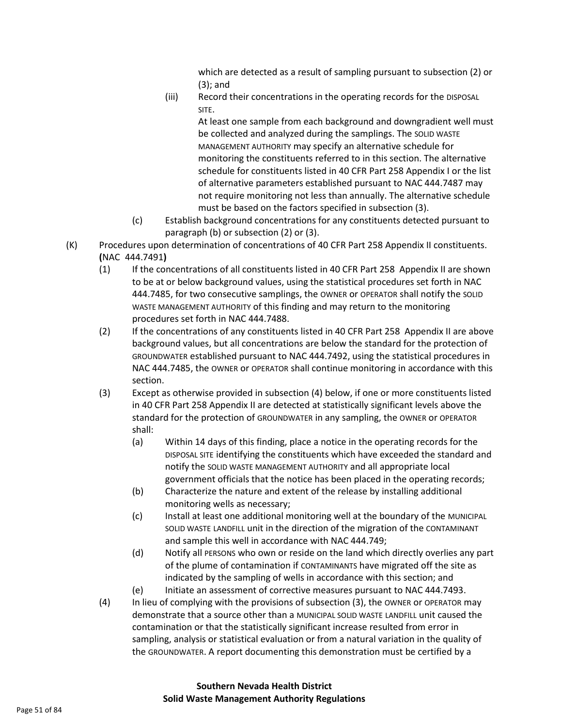which are detected as a result of sampling pursuant to subsection (2) or (3); and

(iii) Record their concentrations in the operating records for the DISPOSAL SITE.

At least one sample from each background and downgradient well must be collected and analyzed during the samplings. The SOLID WASTE MANAGEMENT AUTHORITY may specify an alternative schedule for monitoring the constituents referred to in this section. The alternative schedule for constituents listed in 40 CFR Part 258 Appendix I or the list of alternative parameters established pursuant to NAC 444.7487 may not require monitoring not less than annually. The alternative schedule must be based on the factors specified in subsection (3).

(c) Establish background concentrations for any constituents detected pursuant to paragraph (b) or subsection (2) or (3).

(K) Procedures upon determination of concentrations of 40 CFR Part 258 Appendix II constituents. **(**NAC 444.7491**)**

(1) If the concentrations of all constituents listed in 40 CFR Part 258 Appendix II are shown to be at or below background values, using the statistical procedures set forth in NAC 444.7485, for two consecutive samplings, the OWNER or OPERATOR shall notify the SOLID WASTE MANAGEMENT AUTHORITY of this finding and may return to the monitoring procedures set forth in NAC 444.7488.

(2) If the concentrations of any constituents listed in 40 CFR Part 258 Appendix II are above background values, but all concentrations are below the standard for the protection of GROUNDWATER established pursuant to NAC 444.7492, using the statistical procedures in NAC 444.7485, the OWNER or OPERATOR shall continue monitoring in accordance with this section.

(3) Except as otherwise provided in subsection (4) below, if one or more constituents listed in 40 CFR Part 258 Appendix II are detected at statistically significant levels above the standard for the protection of GROUNDWATER in any sampling, the OWNER or OPERATOR shall:

(a) Within 14 days of this finding, place a notice in the operating records for the DISPOSAL SITE identifying the constituents which have exceeded the standard and notify the SOLID WASTE MANAGEMENT AUTHORITY and all appropriate local government officials that the notice has been placed in the operating records;

(b) Characterize the nature and extent of the release by installing additional monitoring wells as necessary;

(c) Install at least one additional monitoring well at the boundary of the MUNICIPAL SOLID WASTE LANDFILL unit in the direction of the migration of the CONTAMINANT and sample this well in accordance with NAC 444.749;

(d) Notify all PERSONS who own or reside on the land which directly overlies any part of the plume of contamination if CONTAMINANTS have migrated off the site as indicated by the sampling of wells in accordance with this section; and

(e) Initiate an assessment of corrective measures pursuant to NAC 444.7493.

(4) In lieu of complying with the provisions of subsection (3), the OWNER or OPERATOR may demonstrate that a source other than a MUNICIPAL SOLID WASTE LANDFILL unit caused the contamination or that the statistically significant increase resulted from error in sampling, analysis or statistical evaluation or from a natural variation in the quality of the GROUNDWATER. A report documenting this demonstration must be certified by a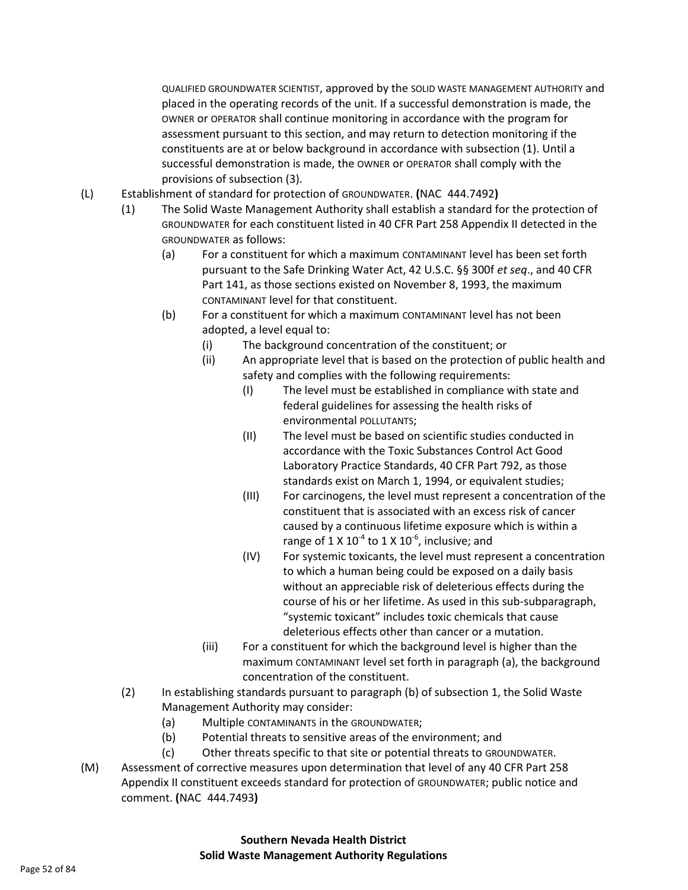QUALIFIED GROUNDWATER SCIENTIST, approved by the SOLID WASTE MANAGEMENT AUTHORITY and placed in the operating records of the unit. If a successful demonstration is made, the OWNER or OPERATOR shall continue monitoring in accordance with the program for assessment pursuant to this section, and may return to detection monitoring if the constituents are at or below background in accordance with subsection (1). Until a successful demonstration is made, the OWNER or OPERATOR shall comply with the provisions of subsection (3).

(L) Establishment of standard for protection of GROUNDWATER. **(**NAC 444.7492**)**

(1) The Solid Waste Management Authority shall establish a standard for the protection of GROUNDWATER for each constituent listed in 40 CFR Part 258 Appendix II detected in the GROUNDWATER as follows:

(a) For a constituent for which a maximum CONTAMINANT level has been set forth pursuant to the Safe Drinking Water Act, 42 U.S.C. §§ 300f *et seq*., and 40 CFR Part 141, as those sections existed on November 8, 1993, the maximum CONTAMINANT level for that constituent.

(b) For a constituent for which a maximum CONTAMINANT level has not been adopted, a level equal to:

(i) The background concentration of the constituent; or

(ii) An appropriate level that is based on the protection of public health and safety and complies with the following requirements:

(I) The level must be established in compliance with state and federal guidelines for assessing the health risks of environmental POLLUTANTS;

(II) The level must be based on scientific studies conducted in accordance with the Toxic Substances Control Act Good Laboratory Practice Standards, 40 CFR Part 792, as those standards exist on March 1, 1994, or equivalent studies;

(III) For carcinogens, the level must represent a concentration of the constituent that is associated with an excess risk of cancer caused by a continuous lifetime exposure which is within a range of $1 \times 10^{-4}$ to $1 \times 10^{-6}$, inclusive; and

(IV) For systemic toxicants, the level must represent a concentration to which a human being could be exposed on a daily basis without an appreciable risk of deleterious effects during the course of his or her lifetime. As used in this sub-subparagraph, "systemic toxicant" includes toxic chemicals that cause deleterious effects other than cancer or a mutation.

(iii) For a constituent for which the background level is higher than the maximum CONTAMINANT level set forth in paragraph (a), the background concentration of the constituent.

(2) In establishing standards pursuant to paragraph (b) of subsection 1, the Solid Waste Management Authority may consider:

(a) Multiple CONTAMINANTS in the GROUNDWATER;

(b) Potential threats to sensitive areas of the environment; and

(c) Other threats specific to that site or potential threats to GROUNDWATER.

(M) Assessment of corrective measures upon determination that level of any 40 CFR Part 258 Appendix II constituent exceeds standard for protection of GROUNDWATER; public notice and comment. **(**NAC 444.7493**)**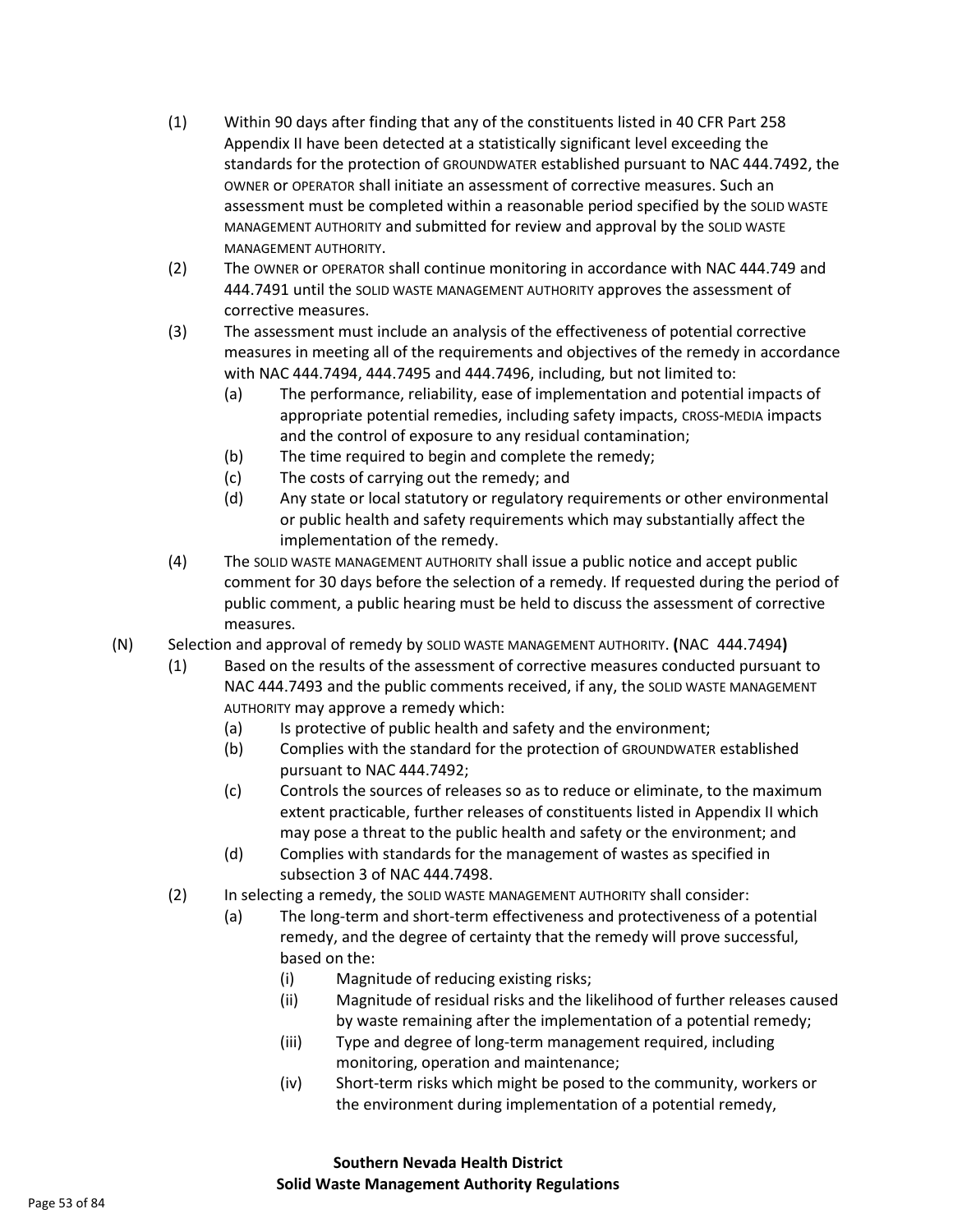(1) Within 90 days after finding that any of the constituents listed in 40 CFR Part 258 Appendix II have been detected at a statistically significant level exceeding the standards for the protection of GROUNDWATER established pursuant to NAC 444.7492, the OWNER or OPERATOR shall initiate an assessment of corrective measures. Such an assessment must be completed within a reasonable period specified by the SOLID WASTE MANAGEMENT AUTHORITY and submitted for review and approval by the SOLID WASTE MANAGEMENT AUTHORITY.

(2) The OWNER or OPERATOR shall continue monitoring in accordance with NAC 444.749 and 444.7491 until the SOLID WASTE MANAGEMENT AUTHORITY approves the assessment of corrective measures.

(3) The assessment must include an analysis of the effectiveness of potential corrective measures in meeting all of the requirements and objectives of the remedy in accordance with NAC 444.7494, 444.7495 and 444.7496, including, but not limited to:
   - (a) The performance, reliability, ease of implementation and potential impacts of appropriate potential remedies, including safety impacts, CROSS-MEDIA impacts and the control of exposure to any residual contamination;
   - (b) The time required to begin and complete the remedy;
   - (c) The costs of carrying out the remedy; and
   - (d) Any state or local statutory or regulatory requirements or other environmental or public health and safety requirements which may substantially affect the implementation of the remedy.

(4) The SOLID WASTE MANAGEMENT AUTHORITY shall issue a public notice and accept public comment for 30 days before the selection of a remedy. If requested during the period of public comment, a public hearing must be held to discuss the assessment of corrective measures.

(N) Selection and approval of remedy by SOLID WASTE MANAGEMENT AUTHORITY. **(**NAC 444.7494**)**

(1) Based on the results of the assessment of corrective measures conducted pursuant to NAC 444.7493 and the public comments received, if any, the SOLID WASTE MANAGEMENT AUTHORITY may approve a remedy which:
   - (a) Is protective of public health and safety and the environment;
   - (b) Complies with the standard for the protection of GROUNDWATER established pursuant to NAC 444.7492;
   - (c) Controls the sources of releases so as to reduce or eliminate, to the maximum extent practicable, further releases of constituents listed in Appendix II which may pose a threat to the public health and safety or the environment; and
   - (d) Complies with standards for the management of wastes as specified in subsection 3 of NAC 444.7498.

(2) In selecting a remedy, the SOLID WASTE MANAGEMENT AUTHORITY shall consider:
   - (a) The long-term and short-term effectiveness and protectiveness of a potential remedy, and the degree of certainty that the remedy will prove successful, based on the:
     - (i) Magnitude of reducing existing risks;
     - (ii) Magnitude of residual risks and the likelihood of further releases caused by waste remaining after the implementation of a potential remedy;
     - (iii) Type and degree of long-term management required, including monitoring, operation and maintenance;
     - (iv) Short-term risks which might be posed to the community, workers or the environment during implementation of a potential remedy,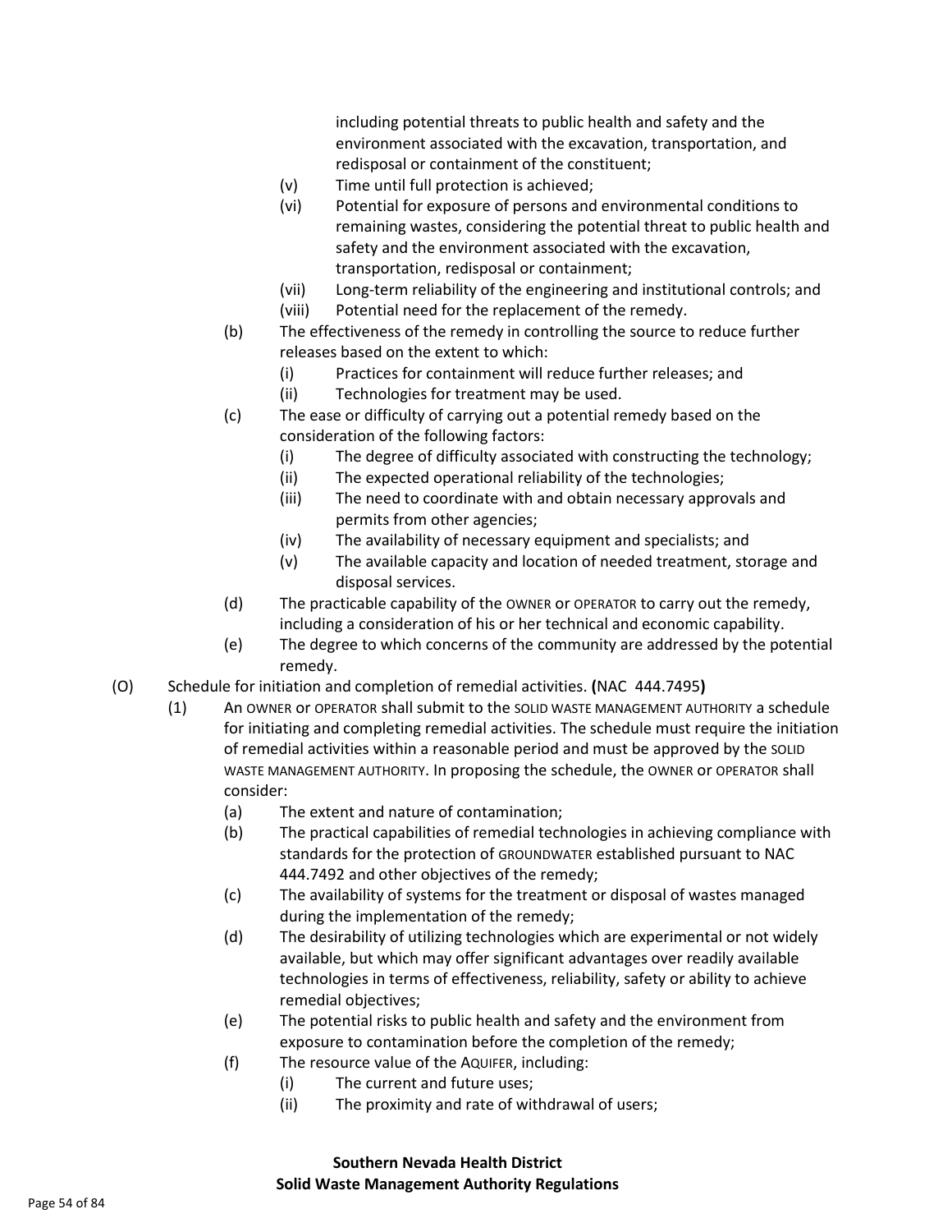including potential threats to public health and safety and the environment associated with the excavation, transportation, and redisposal or containment of the constituent;

- (v) Time until full protection is achieved;
- (vi) Potential for exposure of persons and environmental conditions to remaining wastes, considering the potential threat to public health and safety and the environment associated with the excavation, transportation, redisposal or containment;
- (vii) Long-term reliability of the engineering and institutional controls; and
- (viii) Potential need for the replacement of the remedy.

(b) The effectiveness of the remedy in controlling the source to reduce further releases based on the extent to which:

- (i) Practices for containment will reduce further releases; and
- (ii) Technologies for treatment may be used.

(c) The ease or difficulty of carrying out a potential remedy based on the consideration of the following factors:

- (i) The degree of difficulty associated with constructing the technology;
- (ii) The expected operational reliability of the technologies;
- (iii) The need to coordinate with and obtain necessary approvals and permits from other agencies;
- (iv) The availability of necessary equipment and specialists; and
- (v) The available capacity and location of needed treatment, storage and disposal services.

(d) The practicable capability of the OWNER or OPERATOR to carry out the remedy, including a consideration of his or her technical and economic capability.

(e) The degree to which concerns of the community are addressed by the potential remedy.

(O) Schedule for initiation and completion of remedial activities. **(**NAC 444.7495**)**

(1) An OWNER or OPERATOR shall submit to the SOLID WASTE MANAGEMENT AUTHORITY a schedule for initiating and completing remedial activities. The schedule must require the initiation of remedial activities within a reasonable period and must be approved by the SOLID WASTE MANAGEMENT AUTHORITY. In proposing the schedule, the OWNER or OPERATOR shall consider:

- (a) The extent and nature of contamination;
- (b) The practical capabilities of remedial technologies in achieving compliance with standards for the protection of GROUNDWATER established pursuant to NAC 444.7492 and other objectives of the remedy;
- (c) The availability of systems for the treatment or disposal of wastes managed during the implementation of the remedy;
- (d) The desirability of utilizing technologies which are experimental or not widely available, but which may offer significant advantages over readily available technologies in terms of effectiveness, reliability, safety or ability to achieve remedial objectives;
- (e) The potential risks to public health and safety and the environment from exposure to contamination before the completion of the remedy;
- (f) The resource value of the AQUIFER, including:
  - (i) The current and future uses;
  - (ii) The proximity and rate of withdrawal of users;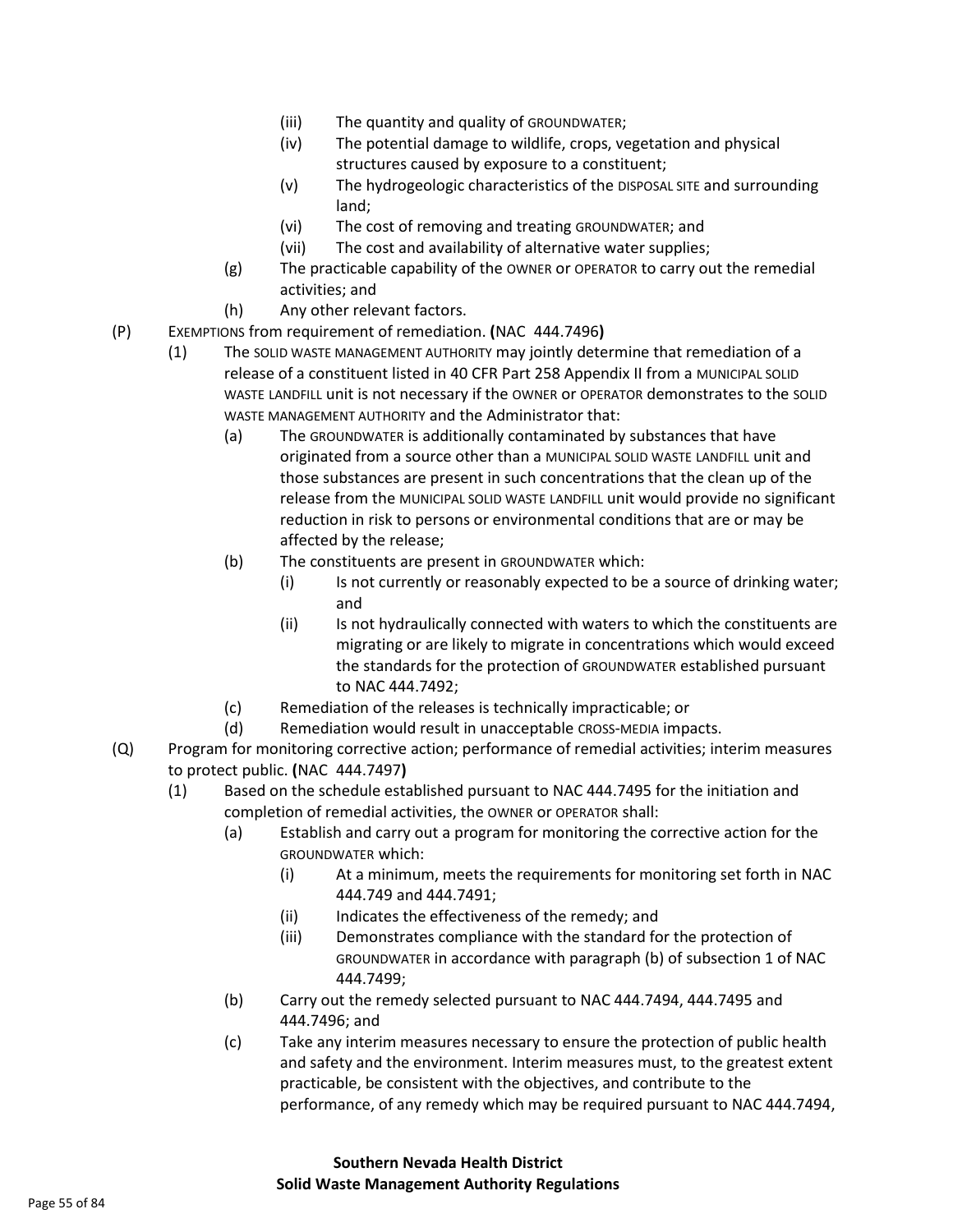(iii) The quantity and quality of GROUNDWATER;

(iv) The potential damage to wildlife, crops, vegetation and physical structures caused by exposure to a constituent;

(v) The hydrogeologic characteristics of the DISPOSAL SITE and surrounding land;

(vi) The cost of removing and treating GROUNDWATER; and

(vii) The cost and availability of alternative water supplies;

(g) The practicable capability of the OWNER or OPERATOR to carry out the remedial activities; and

(h) Any other relevant factors.

(P) EXEMPTIONS from requirement of remediation. **(**NAC 444.7496**)**

(1) The SOLID WASTE MANAGEMENT AUTHORITY may jointly determine that remediation of a release of a constituent listed in 40 CFR Part 258 Appendix II from a MUNICIPAL SOLID WASTE LANDFILL unit is not necessary if the OWNER or OPERATOR demonstrates to the SOLID WASTE MANAGEMENT AUTHORITY and the Administrator that:

(a) The GROUNDWATER is additionally contaminated by substances that have originated from a source other than a MUNICIPAL SOLID WASTE LANDFILL unit and those substances are present in such concentrations that the clean up of the release from the MUNICIPAL SOLID WASTE LANDFILL unit would provide no significant reduction in risk to persons or environmental conditions that are or may be affected by the release;

(b) The constituents are present in GROUNDWATER which:

(i) Is not currently or reasonably expected to be a source of drinking water; and

(ii) Is not hydraulically connected with waters to which the constituents are migrating or are likely to migrate in concentrations which would exceed the standards for the protection of GROUNDWATER established pursuant to NAC 444.7492;

(c) Remediation of the releases is technically impracticable; or

(d) Remediation would result in unacceptable CROSS-MEDIA impacts.

(Q) Program for monitoring corrective action; performance of remedial activities; interim measures to protect public. **(**NAC 444.7497**)**

(1) Based on the schedule established pursuant to NAC 444.7495 for the initiation and completion of remedial activities, the OWNER or OPERATOR shall:

(a) Establish and carry out a program for monitoring the corrective action for the GROUNDWATER which:

(i) At a minimum, meets the requirements for monitoring set forth in NAC 444.749 and 444.7491;

(ii) Indicates the effectiveness of the remedy; and

(iii) Demonstrates compliance with the standard for the protection of GROUNDWATER in accordance with paragraph (b) of subsection 1 of NAC 444.7499;

(b) Carry out the remedy selected pursuant to NAC 444.7494, 444.7495 and 444.7496; and

(c) Take any interim measures necessary to ensure the protection of public health and safety and the environment. Interim measures must, to the greatest extent practicable, be consistent with the objectives, and contribute to the performance, of any remedy which may be required pursuant to NAC 444.7494,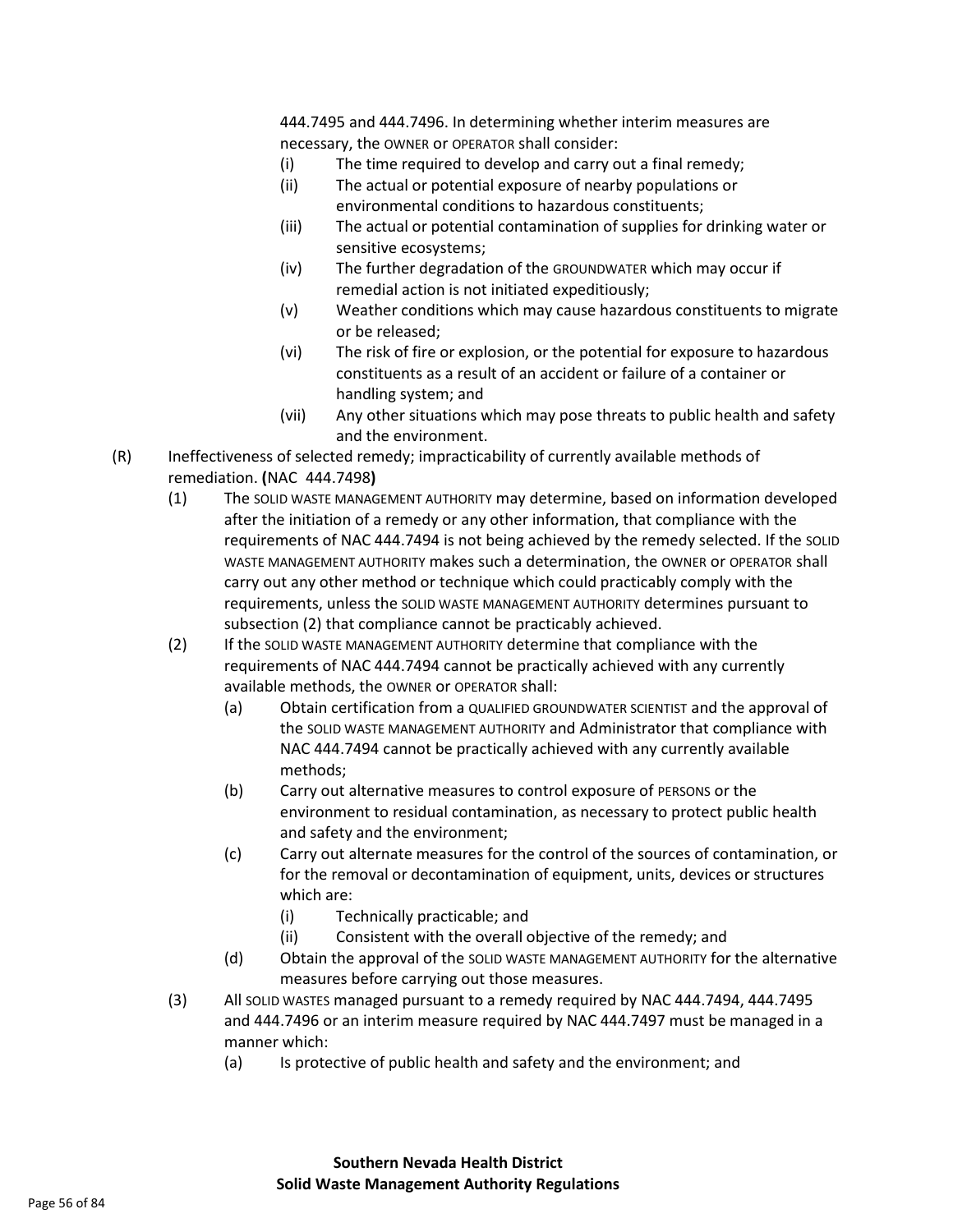444.7495 and 444.7496. In determining whether interim measures are necessary, the OWNER or OPERATOR shall consider:

- (i) The time required to develop and carry out a final remedy;
- (ii) The actual or potential exposure of nearby populations or environmental conditions to hazardous constituents;
- (iii) The actual or potential contamination of supplies for drinking water or sensitive ecosystems;
- (iv) The further degradation of the GROUNDWATER which may occur if remedial action is not initiated expeditiously;
- (v) Weather conditions which may cause hazardous constituents to migrate or be released;
- (vi) The risk of fire or explosion, or the potential for exposure to hazardous constituents as a result of an accident or failure of a container or handling system; and
- (vii) Any other situations which may pose threats to public health and safety and the environment.

(R) Ineffectiveness of selected remedy; impracticability of currently available methods of remediation. **(**NAC 444.7498**)**

- (1) The SOLID WASTE MANAGEMENT AUTHORITY may determine, based on information developed after the initiation of a remedy or any other information, that compliance with the requirements of NAC 444.7494 is not being achieved by the remedy selected. If the SOLID WASTE MANAGEMENT AUTHORITY makes such a determination, the OWNER or OPERATOR shall carry out any other method or technique which could practicably comply with the requirements, unless the SOLID WASTE MANAGEMENT AUTHORITY determines pursuant to subsection (2) that compliance cannot be practicably achieved.
- (2) If the SOLID WASTE MANAGEMENT AUTHORITY determine that compliance with the requirements of NAC 444.7494 cannot be practically achieved with any currently available methods, the OWNER or OPERATOR shall:
  - (a) Obtain certification from a QUALIFIED GROUNDWATER SCIENTIST and the approval of the SOLID WASTE MANAGEMENT AUTHORITY and Administrator that compliance with NAC 444.7494 cannot be practically achieved with any currently available methods;
  - (b) Carry out alternative measures to control exposure of PERSONS or the environment to residual contamination, as necessary to protect public health and safety and the environment;
  - (c) Carry out alternate measures for the control of the sources of contamination, or for the removal or decontamination of equipment, units, devices or structures which are:
    - (i) Technically practicable; and
    - (ii) Consistent with the overall objective of the remedy; and
  - (d) Obtain the approval of the SOLID WASTE MANAGEMENT AUTHORITY for the alternative measures before carrying out those measures.
- (3) All SOLID WASTES managed pursuant to a remedy required by NAC 444.7494, 444.7495 and 444.7496 or an interim measure required by NAC 444.7497 must be managed in a manner which:
  - (a) Is protective of public health and safety and the environment; and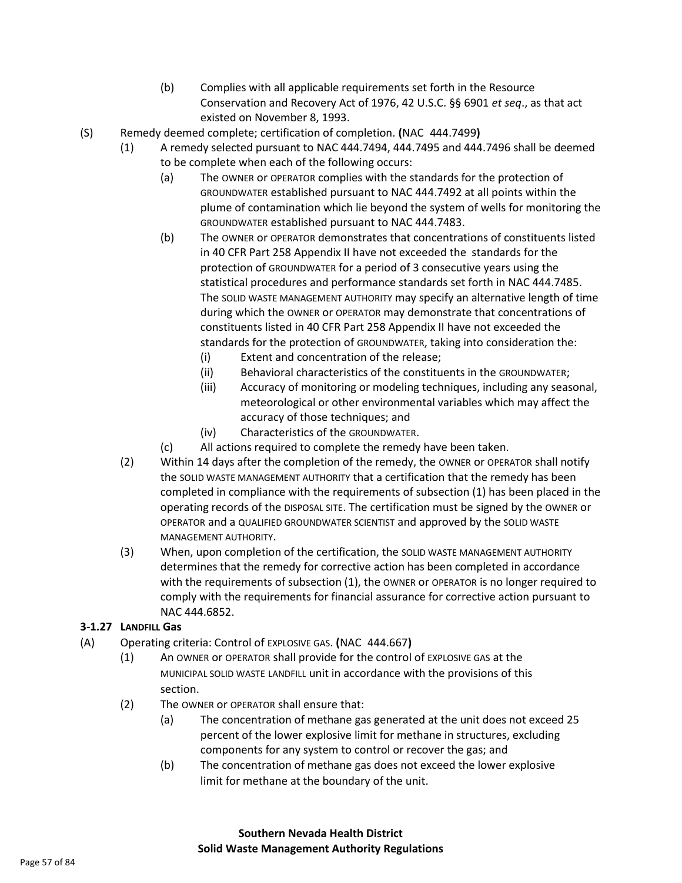(b) Complies with all applicable requirements set forth in the Resource Conservation and Recovery Act of 1976, 42 U.S.C. §§ 6901 *et seq*., as that act existed on November 8, 1993.

(S) Remedy deemed complete; certification of completion. **(**NAC 444.7499**)**

(1) A remedy selected pursuant to NAC 444.7494, 444.7495 and 444.7496 shall be deemed to be complete when each of the following occurs:

(a) The OWNER or OPERATOR complies with the standards for the protection of GROUNDWATER established pursuant to NAC 444.7492 at all points within the plume of contamination which lie beyond the system of wells for monitoring the GROUNDWATER established pursuant to NAC 444.7483.

(b) The OWNER or OPERATOR demonstrates that concentrations of constituents listed in 40 CFR Part 258 Appendix II have not exceeded the standards for the protection of GROUNDWATER for a period of 3 consecutive years using the statistical procedures and performance standards set forth in NAC 444.7485. The SOLID WASTE MANAGEMENT AUTHORITY may specify an alternative length of time during which the OWNER or OPERATOR may demonstrate that concentrations of constituents listed in 40 CFR Part 258 Appendix II have not exceeded the standards for the protection of GROUNDWATER, taking into consideration the:

(i) Extent and concentration of the release;

(ii) Behavioral characteristics of the constituents in the GROUNDWATER;

(iii) Accuracy of monitoring or modeling techniques, including any seasonal, meteorological or other environmental variables which may affect the accuracy of those techniques; and

(iv) Characteristics of the GROUNDWATER.

(c) All actions required to complete the remedy have been taken.

(2) Within 14 days after the completion of the remedy, the OWNER or OPERATOR shall notify the SOLID WASTE MANAGEMENT AUTHORITY that a certification that the remedy has been completed in compliance with the requirements of subsection (1) has been placed in the operating records of the DISPOSAL SITE. The certification must be signed by the OWNER or OPERATOR and a QUALIFIED GROUNDWATER SCIENTIST and approved by the SOLID WASTE MANAGEMENT AUTHORITY.

(3) When, upon completion of the certification, the SOLID WASTE MANAGEMENT AUTHORITY determines that the remedy for corrective action has been completed in accordance with the requirements of subsection (1), the OWNER or OPERATOR is no longer required to comply with the requirements for financial assurance for corrective action pursuant to NAC 444.6852.

### 3-1.27 LANDFILL Gas

(A) Operating criteria: Control of EXPLOSIVE GAS. **(**NAC 444.667**)**

(1) An OWNER or OPERATOR shall provide for the control of EXPLOSIVE GAS at the MUNICIPAL SOLID WASTE LANDFILL unit in accordance with the provisions of this section.

(2) The OWNER or OPERATOR shall ensure that:

(a) The concentration of methane gas generated at the unit does not exceed 25 percent of the lower explosive limit for methane in structures, excluding components for any system to control or recover the gas; and

(b) The concentration of methane gas does not exceed the lower explosive limit for methane at the boundary of the unit.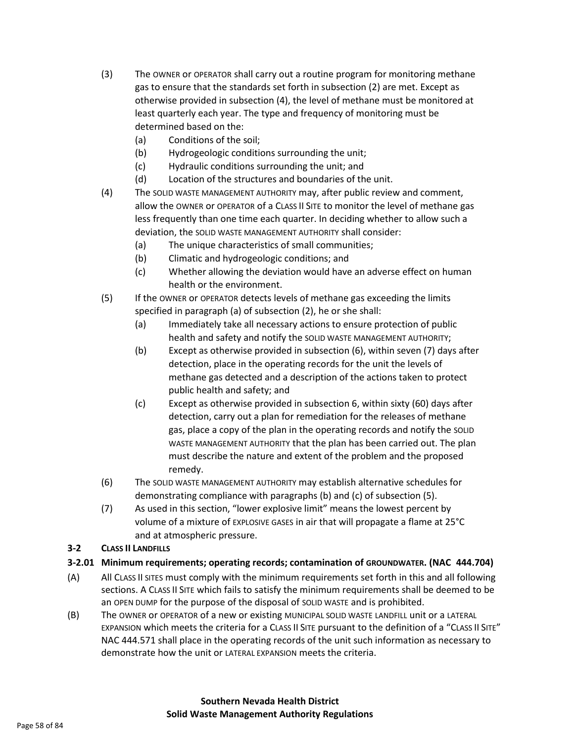(3) The OWNER or OPERATOR shall carry out a routine program for monitoring methane gas to ensure that the standards set forth in subsection (2) are met. Except as otherwise provided in subsection (4), the level of methane must be monitored at least quarterly each year. The type and frequency of monitoring must be determined based on the:

   (a) Conditions of the soil;
   (b) Hydrogeologic conditions surrounding the unit;
   (c) Hydraulic conditions surrounding the unit; and
   (d) Location of the structures and boundaries of the unit.

(4) The SOLID WASTE MANAGEMENT AUTHORITY may, after public review and comment, allow the OWNER or OPERATOR of a CLASS II SITE to monitor the level of methane gas less frequently than one time each quarter. In deciding whether to allow such a deviation, the SOLID WASTE MANAGEMENT AUTHORITY shall consider:

   (a) The unique characteristics of small communities;
   (b) Climatic and hydrogeologic conditions; and
   (c) Whether allowing the deviation would have an adverse effect on human health or the environment.

(5) If the OWNER or OPERATOR detects levels of methane gas exceeding the limits specified in paragraph (a) of subsection (2), he or she shall:

   (a) Immediately take all necessary actions to ensure protection of public health and safety and notify the SOLID WASTE MANAGEMENT AUTHORITY;
   (b) Except as otherwise provided in subsection (6), within seven (7) days after detection, place in the operating records for the unit the levels of methane gas detected and a description of the actions taken to protect public health and safety; and
   (c) Except as otherwise provided in subsection 6, within sixty (60) days after detection, carry out a plan for remediation for the releases of methane gas, place a copy of the plan in the operating records and notify the SOLID WASTE MANAGEMENT AUTHORITY that the plan has been carried out. The plan must describe the nature and extent of the problem and the proposed remedy.

(6) The SOLID WASTE MANAGEMENT AUTHORITY may establish alternative schedules for demonstrating compliance with paragraphs (b) and (c) of subsection (5).

(7) As used in this section, "lower explosive limit" means the lowest percent by volume of a mixture of EXPLOSIVE GASES in air that will propagate a flame at 25°C and at atmospheric pressure.

## 3-2 CLASS II LANDFILLS

### 3-2.01 Minimum requirements; operating records; contamination of GROUNDWATER. (NAC 444.704)

(A) All CLASS II SITES must comply with the minimum requirements set forth in this and all following sections. A CLASS II SITE which fails to satisfy the minimum requirements shall be deemed to be an OPEN DUMP for the purpose of the disposal of SOLID WASTE and is prohibited.

(B) The OWNER or OPERATOR of a new or existing MUNICIPAL SOLID WASTE LANDFILL unit or a LATERAL EXPANSION which meets the criteria for a CLASS II SITE pursuant to the definition of a "CLASS II SITE" NAC 444.571 shall place in the operating records of the unit such information as necessary to demonstrate how the unit or LATERAL EXPANSION meets the criteria.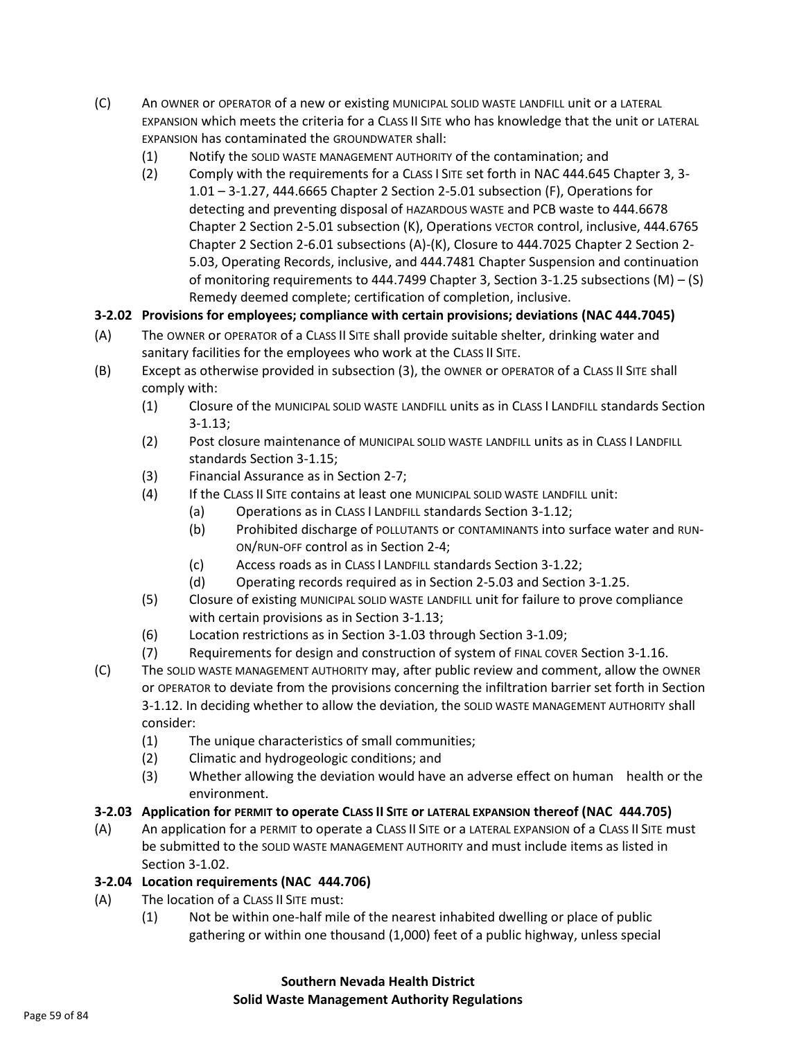(C) An OWNER or OPERATOR of a new or existing MUNICIPAL SOLID WASTE LANDFILL unit or a LATERAL EXPANSION which meets the criteria for a CLASS II SITE who has knowledge that the unit or LATERAL EXPANSION has contaminated the GROUNDWATER shall:

  (1) Notify the SOLID WASTE MANAGEMENT AUTHORITY of the contamination; and
  (2) Comply with the requirements for a CLASS I SITE set forth in NAC 444.645 Chapter 3, 3-1.01 – 3-1.27, 444.6665 Chapter 2 Section 2-5.01 subsection (F), Operations for detecting and preventing disposal of HAZARDOUS WASTE and PCB waste to 444.6678 Chapter 2 Section 2-5.01 subsection (K), Operations VECTOR control, inclusive, 444.6765 Chapter 2 Section 2-6.01 subsections (A)-(K), Closure to 444.7025 Chapter 2 Section 2-5.03, Operating Records, inclusive, and 444.7481 Chapter Suspension and continuation of monitoring requirements to 444.7499 Chapter 3, Section 3-1.25 subsections (M) – (S) Remedy deemed complete; certification of completion, inclusive.

**3-2.02 Provisions for employees; compliance with certain provisions; deviations (NAC 444.7045)**

(A) The OWNER or OPERATOR of a CLASS II SITE shall provide suitable shelter, drinking water and sanitary facilities for the employees who work at the CLASS II SITE.

(B) Except as otherwise provided in subsection (3), the OWNER or OPERATOR of a CLASS II SITE shall comply with:

  (1) Closure of the MUNICIPAL SOLID WASTE LANDFILL units as in CLASS I LANDFILL standards Section 3-1.13;
  (2) Post closure maintenance of MUNICIPAL SOLID WASTE LANDFILL units as in CLASS I LANDFILL standards Section 3-1.15;
  (3) Financial Assurance as in Section 2-7;
  (4) If the CLASS II SITE contains at least one MUNICIPAL SOLID WASTE LANDFILL unit:
    (a) Operations as in CLASS I LANDFILL standards Section 3-1.12;
    (b) Prohibited discharge of POLLUTANTS or CONTAMINANTS into surface water and RUN-ON/RUN-OFF control as in Section 2-4;
    (c) Access roads as in CLASS I LANDFILL standards Section 3-1.22;
    (d) Operating records required as in Section 2-5.03 and Section 3-1.25.
  (5) Closure of existing MUNICIPAL SOLID WASTE LANDFILL unit for failure to prove compliance with certain provisions as in Section 3-1.13;
  (6) Location restrictions as in Section 3-1.03 through Section 3-1.09;
  (7) Requirements for design and construction of system of FINAL COVER Section 3-1.16.

(C) The SOLID WASTE MANAGEMENT AUTHORITY may, after public review and comment, allow the OWNER or OPERATOR to deviate from the provisions concerning the infiltration barrier set forth in Section 3-1.12. In deciding whether to allow the deviation, the SOLID WASTE MANAGEMENT AUTHORITY shall consider:

  (1) The unique characteristics of small communities;
  (2) Climatic and hydrogeologic conditions; and
  (3) Whether allowing the deviation would have an adverse effect on human health or the environment.

**3-2.03 Application for PERMIT to operate CLASS II SITE or LATERAL EXPANSION thereof (NAC 444.705)**

(A) An application for a PERMIT to operate a CLASS II SITE or a LATERAL EXPANSION of a CLASS II SITE must be submitted to the SOLID WASTE MANAGEMENT AUTHORITY and must include items as listed in Section 3-1.02.

**3-2.04 Location requirements (NAC 444.706)**

(A) The location of a CLASS II SITE must:

  (1) Not be within one-half mile of the nearest inhabited dwelling or place of public gathering or within one thousand (1,000) feet of a public highway, unless special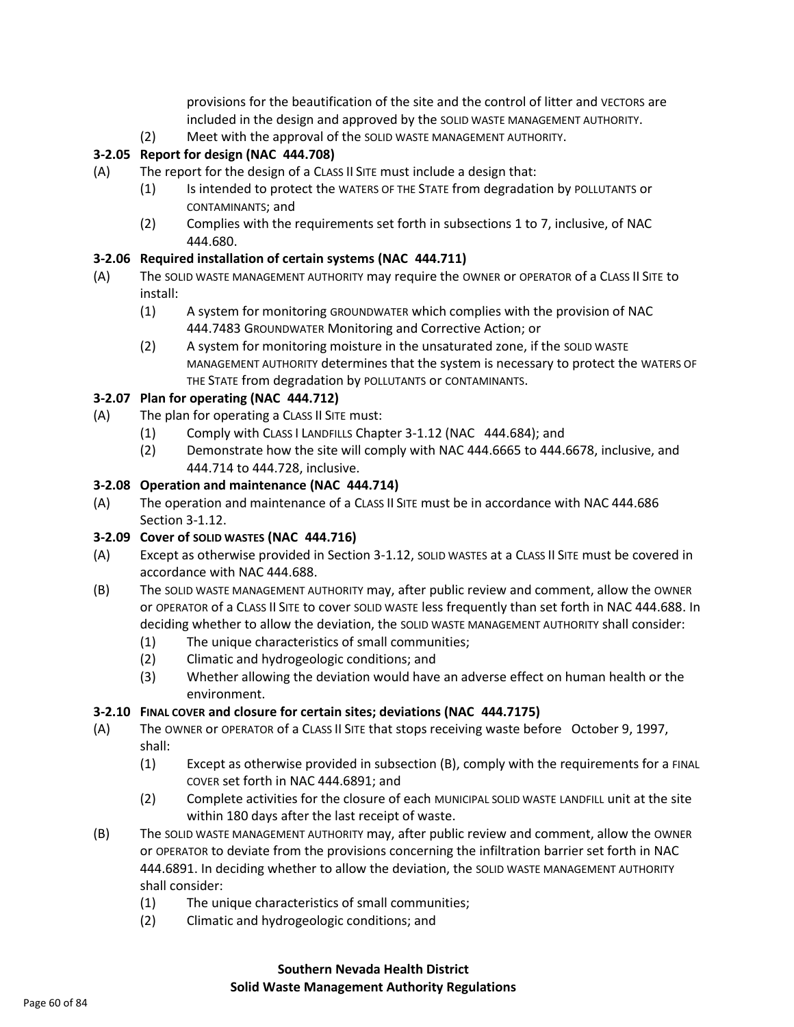provisions for the beautification of the site and the control of litter and VECTORS are included in the design and approved by the SOLID WASTE MANAGEMENT AUTHORITY.

(2) Meet with the approval of the SOLID WASTE MANAGEMENT AUTHORITY.

### 3-2.05 Report for design (NAC 444.708)

(A) The report for the design of a CLASS II SITE must include a design that:

(1) Is intended to protect the WATERS OF THE STATE from degradation by POLLUTANTS or CONTAMINANTS; and

(2) Complies with the requirements set forth in subsections 1 to 7, inclusive, of NAC 444.680.

### 3-2.06 Required installation of certain systems (NAC 444.711)

(A) The SOLID WASTE MANAGEMENT AUTHORITY may require the OWNER or OPERATOR of a CLASS II SITE to install:

(1) A system for monitoring GROUNDWATER which complies with the provision of NAC 444.7483 GROUNDWATER Monitoring and Corrective Action; or

(2) A system for monitoring moisture in the unsaturated zone, if the SOLID WASTE MANAGEMENT AUTHORITY determines that the system is necessary to protect the WATERS OF THE STATE from degradation by POLLUTANTS or CONTAMINANTS.

### 3-2.07 Plan for operating (NAC 444.712)

(A) The plan for operating a CLASS II SITE must:

(1) Comply with CLASS I LANDFILLS Chapter 3-1.12 (NAC 444.684); and

(2) Demonstrate how the site will comply with NAC 444.6665 to 444.6678, inclusive, and 444.714 to 444.728, inclusive.

### 3-2.08 Operation and maintenance (NAC 444.714)

(A) The operation and maintenance of a CLASS II SITE must be in accordance with NAC 444.686 Section 3-1.12.

### 3-2.09 Cover of SOLID WASTES (NAC 444.716)

(A) Except as otherwise provided in Section 3-1.12, SOLID WASTES at a CLASS II SITE must be covered in accordance with NAC 444.688.

(B) The SOLID WASTE MANAGEMENT AUTHORITY may, after public review and comment, allow the OWNER or OPERATOR of a CLASS II SITE to cover SOLID WASTE less frequently than set forth in NAC 444.688. In deciding whether to allow the deviation, the SOLID WASTE MANAGEMENT AUTHORITY shall consider:

(1) The unique characteristics of small communities;

(2) Climatic and hydrogeologic conditions; and

(3) Whether allowing the deviation would have an adverse effect on human health or the environment.

### 3-2.10 FINAL COVER and closure for certain sites; deviations (NAC 444.7175)

(A) The OWNER or OPERATOR of a CLASS II SITE that stops receiving waste before October 9, 1997, shall:

(1) Except as otherwise provided in subsection (B), comply with the requirements for a FINAL COVER set forth in NAC 444.6891; and

(2) Complete activities for the closure of each MUNICIPAL SOLID WASTE LANDFILL unit at the site within 180 days after the last receipt of waste.

(B) The SOLID WASTE MANAGEMENT AUTHORITY may, after public review and comment, allow the OWNER or OPERATOR to deviate from the provisions concerning the infiltration barrier set forth in NAC 444.6891. In deciding whether to allow the deviation, the SOLID WASTE MANAGEMENT AUTHORITY shall consider:

(1) The unique characteristics of small communities;

(2) Climatic and hydrogeologic conditions; and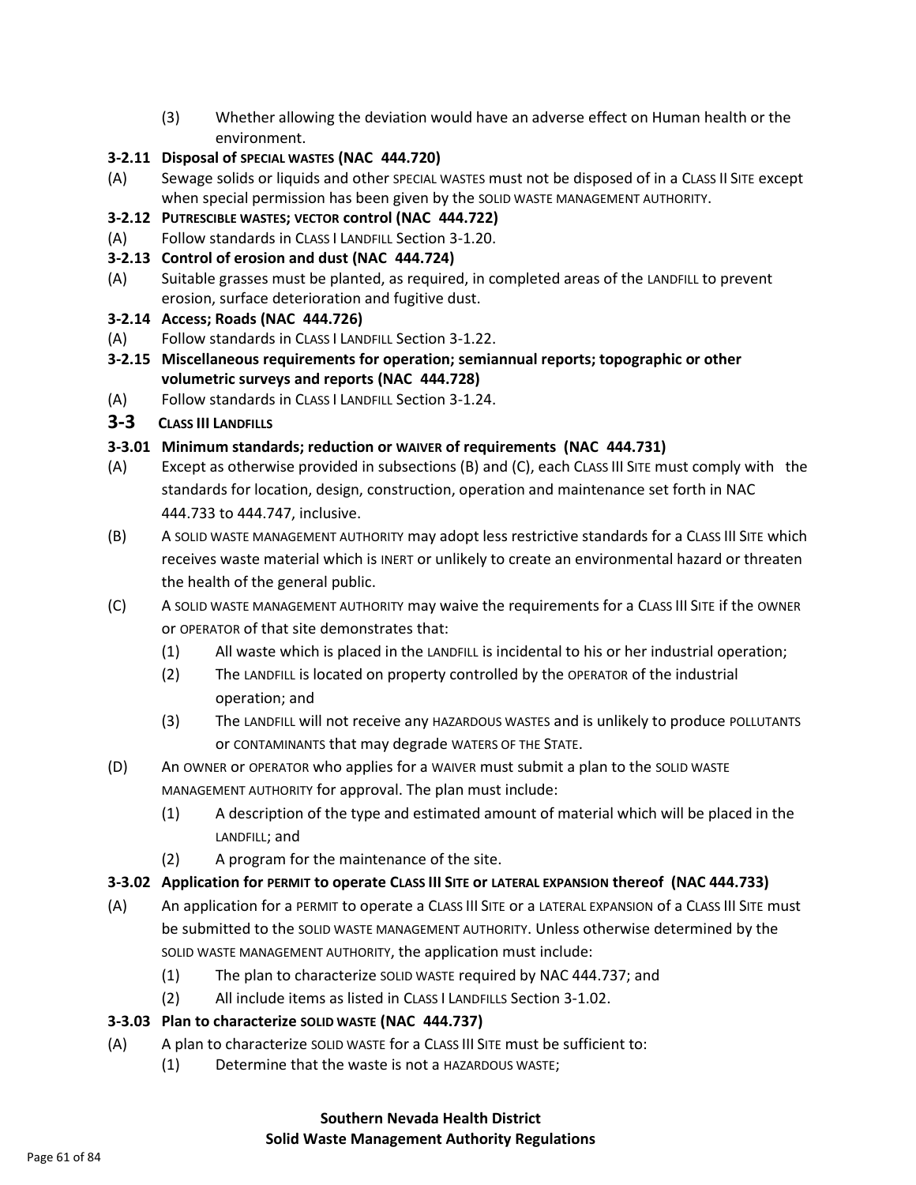(3) Whether allowing the deviation would have an adverse effect on Human health or the environment.

**3-2.11 Disposal of SPECIAL WASTES (NAC 444.720)**

(A) Sewage solids or liquids and other SPECIAL WASTES must not be disposed of in a CLASS II SITE except when special permission has been given by the SOLID WASTE MANAGEMENT AUTHORITY.

**3-2.12 PUTRESCIBLE WASTES; VECTOR control (NAC 444.722)**

(A) Follow standards in CLASS I LANDFILL Section 3-1.20.

**3-2.13 Control of erosion and dust (NAC 444.724)**

(A) Suitable grasses must be planted, as required, in completed areas of the LANDFILL to prevent erosion, surface deterioration and fugitive dust.

**3-2.14 Access; Roads (NAC 444.726)**

(A) Follow standards in CLASS I LANDFILL Section 3-1.22.

**3-2.15 Miscellaneous requirements for operation; semiannual reports; topographic or other volumetric surveys and reports (NAC 444.728)**

(A) Follow standards in CLASS I LANDFILL Section 3-1.24.

## 3-3 CLASS III LANDFILLS

**3-3.01 Minimum standards; reduction or WAIVER of requirements (NAC 444.731)**

(A) Except as otherwise provided in subsections (B) and (C), each CLASS III SITE must comply with the standards for location, design, construction, operation and maintenance set forth in NAC 444.733 to 444.747, inclusive.

(B) A SOLID WASTE MANAGEMENT AUTHORITY may adopt less restrictive standards for a CLASS III SITE which receives waste material which is INERT or unlikely to create an environmental hazard or threaten the health of the general public.

(C) A SOLID WASTE MANAGEMENT AUTHORITY may waive the requirements for a CLASS III SITE if the OWNER or OPERATOR of that site demonstrates that:

- (1) All waste which is placed in the LANDFILL is incidental to his or her industrial operation;
- (2) The LANDFILL is located on property controlled by the OPERATOR of the industrial operation; and
- (3) The LANDFILL will not receive any HAZARDOUS WASTES and is unlikely to produce POLLUTANTS or CONTAMINANTS that may degrade WATERS OF THE STATE.

(D) An OWNER or OPERATOR who applies for a WAIVER must submit a plan to the SOLID WASTE MANAGEMENT AUTHORITY for approval. The plan must include:

- (1) A description of the type and estimated amount of material which will be placed in the LANDFILL; and
- (2) A program for the maintenance of the site.

**3-3.02 Application for PERMIT to operate CLASS III SITE or LATERAL EXPANSION thereof (NAC 444.733)**

(A) An application for a PERMIT to operate a CLASS III SITE or a LATERAL EXPANSION of a CLASS III SITE must be submitted to the SOLID WASTE MANAGEMENT AUTHORITY. Unless otherwise determined by the SOLID WASTE MANAGEMENT AUTHORITY, the application must include:

- (1) The plan to characterize SOLID WASTE required by NAC 444.737; and
- (2) All include items as listed in CLASS I LANDFILLS Section 3-1.02.

**3-3.03 Plan to characterize SOLID WASTE (NAC 444.737)**

(A) A plan to characterize SOLID WASTE for a CLASS III SITE must be sufficient to:

- (1) Determine that the waste is not a HAZARDOUS WASTE;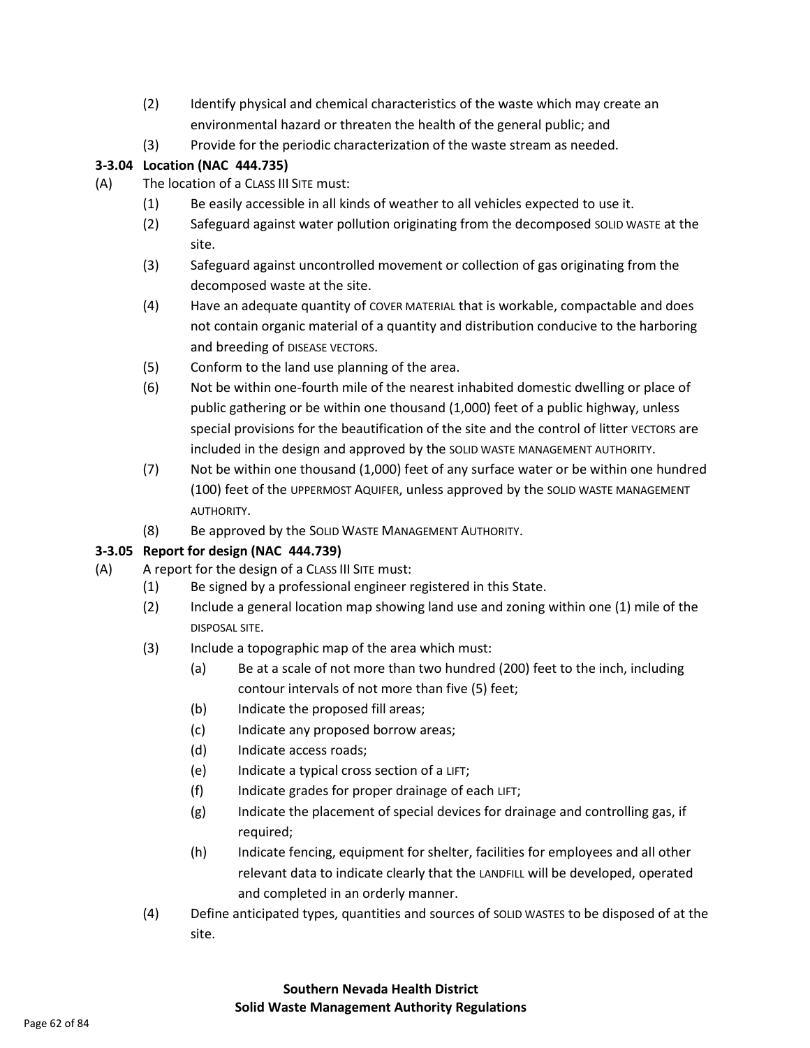(2) Identify physical and chemical characteristics of the waste which may create an environmental hazard or threaten the health of the general public; and

(3) Provide for the periodic characterization of the waste stream as needed.

**3-3.04 Location (NAC 444.735)**

(A) The location of a CLASS III SITE must:

(1) Be easily accessible in all kinds of weather to all vehicles expected to use it.

(2) Safeguard against water pollution originating from the decomposed SOLID WASTE at the site.

(3) Safeguard against uncontrolled movement or collection of gas originating from the decomposed waste at the site.

(4) Have an adequate quantity of COVER MATERIAL that is workable, compactable and does not contain organic material of a quantity and distribution conducive to the harboring and breeding of DISEASE VECTORS.

(5) Conform to the land use planning of the area.

(6) Not be within one-fourth mile of the nearest inhabited domestic dwelling or place of public gathering or be within one thousand (1,000) feet of a public highway, unless special provisions for the beautification of the site and the control of litter VECTORS are included in the design and approved by the SOLID WASTE MANAGEMENT AUTHORITY.

(7) Not be within one thousand (1,000) feet of any surface water or be within one hundred (100) feet of the UPPERMOST AQUIFER, unless approved by the SOLID WASTE MANAGEMENT AUTHORITY.

(8) Be approved by the SOLID WASTE MANAGEMENT AUTHORITY.

**3-3.05 Report for design (NAC 444.739)**

(A) A report for the design of a CLASS III SITE must:

(1) Be signed by a professional engineer registered in this State.

(2) Include a general location map showing land use and zoning within one (1) mile of the DISPOSAL SITE.

(3) Include a topographic map of the area which must:

(a) Be at a scale of not more than two hundred (200) feet to the inch, including contour intervals of not more than five (5) feet;

(b) Indicate the proposed fill areas;

(c) Indicate any proposed borrow areas;

(d) Indicate access roads;

(e) Indicate a typical cross section of a LIFT;

(f) Indicate grades for proper drainage of each LIFT;

(g) Indicate the placement of special devices for drainage and controlling gas, if required;

(h) Indicate fencing, equipment for shelter, facilities for employees and all other relevant data to indicate clearly that the LANDFILL will be developed, operated and completed in an orderly manner.

(4) Define anticipated types, quantities and sources of SOLID WASTES to be disposed of at the site.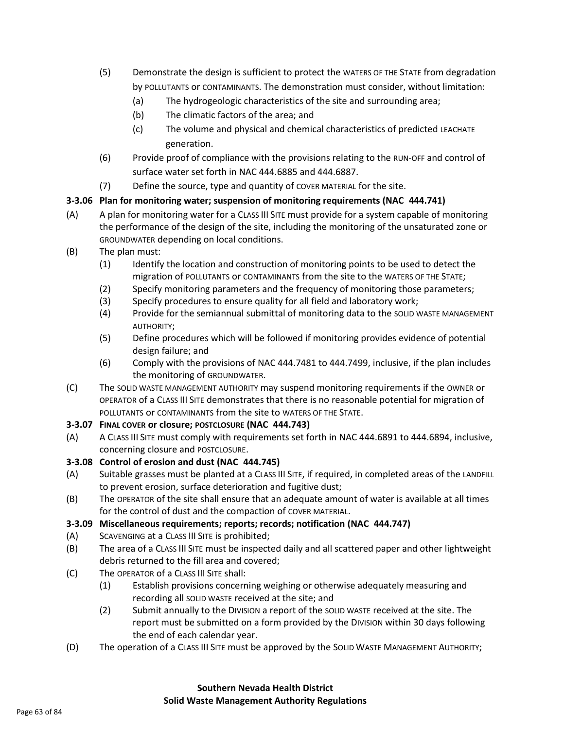(5) Demonstrate the design is sufficient to protect the WATERS OF THE STATE from degradation by POLLUTANTS or CONTAMINANTS. The demonstration must consider, without limitation:
   - (a) The hydrogeologic characteristics of the site and surrounding area;
   - (b) The climatic factors of the area; and
   - (c) The volume and physical and chemical characteristics of predicted LEACHATE generation.

(6) Provide proof of compliance with the provisions relating to the RUN-OFF and control of surface water set forth in NAC 444.6885 and 444.6887.

(7) Define the source, type and quantity of COVER MATERIAL for the site.

**3-3.06 Plan for monitoring water; suspension of monitoring requirements (NAC 444.741)**

(A) A plan for monitoring water for a CLASS III SITE must provide for a system capable of monitoring the performance of the design of the site, including the monitoring of the unsaturated zone or GROUNDWATER depending on local conditions.

(B) The plan must:
   - (1) Identify the location and construction of monitoring points to be used to detect the migration of POLLUTANTS or CONTAMINANTS from the site to the WATERS OF THE STATE;
   - (2) Specify monitoring parameters and the frequency of monitoring those parameters;
   - (3) Specify procedures to ensure quality for all field and laboratory work;
   - (4) Provide for the semiannual submittal of monitoring data to the SOLID WASTE MANAGEMENT AUTHORITY;
   - (5) Define procedures which will be followed if monitoring provides evidence of potential design failure; and
   - (6) Comply with the provisions of NAC 444.7481 to 444.7499, inclusive, if the plan includes the monitoring of GROUNDWATER.

(C) The SOLID WASTE MANAGEMENT AUTHORITY may suspend monitoring requirements if the OWNER or OPERATOR of a CLASS III SITE demonstrates that there is no reasonable potential for migration of POLLUTANTS or CONTAMINANTS from the site to WATERS OF THE STATE.

**3-3.07 FINAL COVER or closure; POSTCLOSURE (NAC 444.743)**

(A) A CLASS III SITE must comply with requirements set forth in NAC 444.6891 to 444.6894, inclusive, concerning closure and POSTCLOSURE.

**3-3.08 Control of erosion and dust (NAC 444.745)**

(A) Suitable grasses must be planted at a CLASS III SITE, if required, in completed areas of the LANDFILL to prevent erosion, surface deterioration and fugitive dust;

(B) The OPERATOR of the site shall ensure that an adequate amount of water is available at all times for the control of dust and the compaction of COVER MATERIAL.

**3-3.09 Miscellaneous requirements; reports; records; notification (NAC 444.747)**

(A) SCAVENGING at a CLASS III SITE is prohibited;

(B) The area of a CLASS III SITE must be inspected daily and all scattered paper and other lightweight debris returned to the fill area and covered;

(C) The OPERATOR of a CLASS III SITE shall:
   - (1) Establish provisions concerning weighing or otherwise adequately measuring and recording all SOLID WASTE received at the site; and
   - (2) Submit annually to the DIVISION a report of the SOLID WASTE received at the site. The report must be submitted on a form provided by the DIVISION within 30 days following the end of each calendar year.

(D) The operation of a CLASS III SITE must be approved by the SOLID WASTE MANAGEMENT AUTHORITY;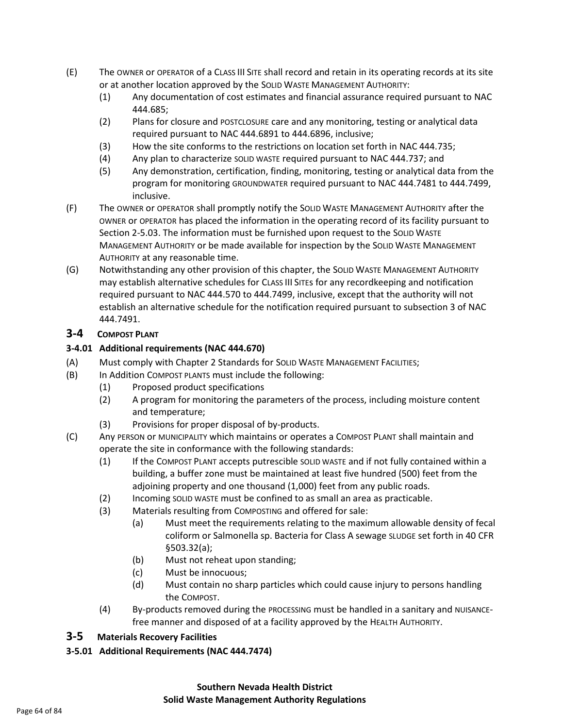(E) The OWNER or OPERATOR of a CLASS III SITE shall record and retain in its operating records at its site or at another location approved by the SOLID WASTE MANAGEMENT AUTHORITY:

- (1) Any documentation of cost estimates and financial assurance required pursuant to NAC 444.685;
- (2) Plans for closure and POSTCLOSURE care and any monitoring, testing or analytical data required pursuant to NAC 444.6891 to 444.6896, inclusive;
- (3) How the site conforms to the restrictions on location set forth in NAC 444.735;
- (4) Any plan to characterize SOLID WASTE required pursuant to NAC 444.737; and
- (5) Any demonstration, certification, finding, monitoring, testing or analytical data from the program for monitoring GROUNDWATER required pursuant to NAC 444.7481 to 444.7499, inclusive.

(F) The OWNER or OPERATOR shall promptly notify the SOLID WASTE MANAGEMENT AUTHORITY after the OWNER or OPERATOR has placed the information in the operating record of its facility pursuant to Section 2-5.03. The information must be furnished upon request to the SOLID WASTE MANAGEMENT AUTHORITY or be made available for inspection by the SOLID WASTE MANAGEMENT AUTHORITY at any reasonable time.

(G) Notwithstanding any other provision of this chapter, the SOLID WASTE MANAGEMENT AUTHORITY may establish alternative schedules for CLASS III SITEs for any recordkeeping and notification required pursuant to NAC 444.570 to 444.7499, inclusive, except that the authority will not establish an alternative schedule for the notification required pursuant to subsection 3 of NAC 444.7491.

## 3-4 COMPOST PLANT

### 3-4.01 Additional requirements (NAC 444.670)

(A) Must comply with Chapter 2 Standards for SOLID WASTE MANAGEMENT FACILITIES;

(B) In Addition COMPOST PLANTS must include the following:

- (1) Proposed product specifications
- (2) A program for monitoring the parameters of the process, including moisture content and temperature;
- (3) Provisions for proper disposal of by-products.

(C) Any PERSON or MUNICIPALITY which maintains or operates a COMPOST PLANT shall maintain and operate the site in conformance with the following standards:

- (1) If the COMPOST PLANT accepts putrescible SOLID WASTE and if not fully contained within a building, a buffer zone must be maintained at least five hundred (500) feet from the adjoining property and one thousand (1,000) feet from any public roads.
- (2) Incoming SOLID WASTE must be confined to as small an area as practicable.
- (3) Materials resulting from COMPOSTING and offered for sale:
  - (a) Must meet the requirements relating to the maximum allowable density of fecal coliform or Salmonella sp. Bacteria for Class A sewage SLUDGE set forth in 40 CFR §503.32(a);
  - (b) Must not reheat upon standing;
  - (c) Must be innocuous;
  - (d) Must contain no sharp particles which could cause injury to persons handling the COMPOST.
- (4) By-products removed during the PROCESSING must be handled in a sanitary and NUISANCE-free manner and disposed of at a facility approved by the HEALTH AUTHORITY.

## 3-5 Materials Recovery Facilities

### 3-5.01 Additional Requirements (NAC 444.7474)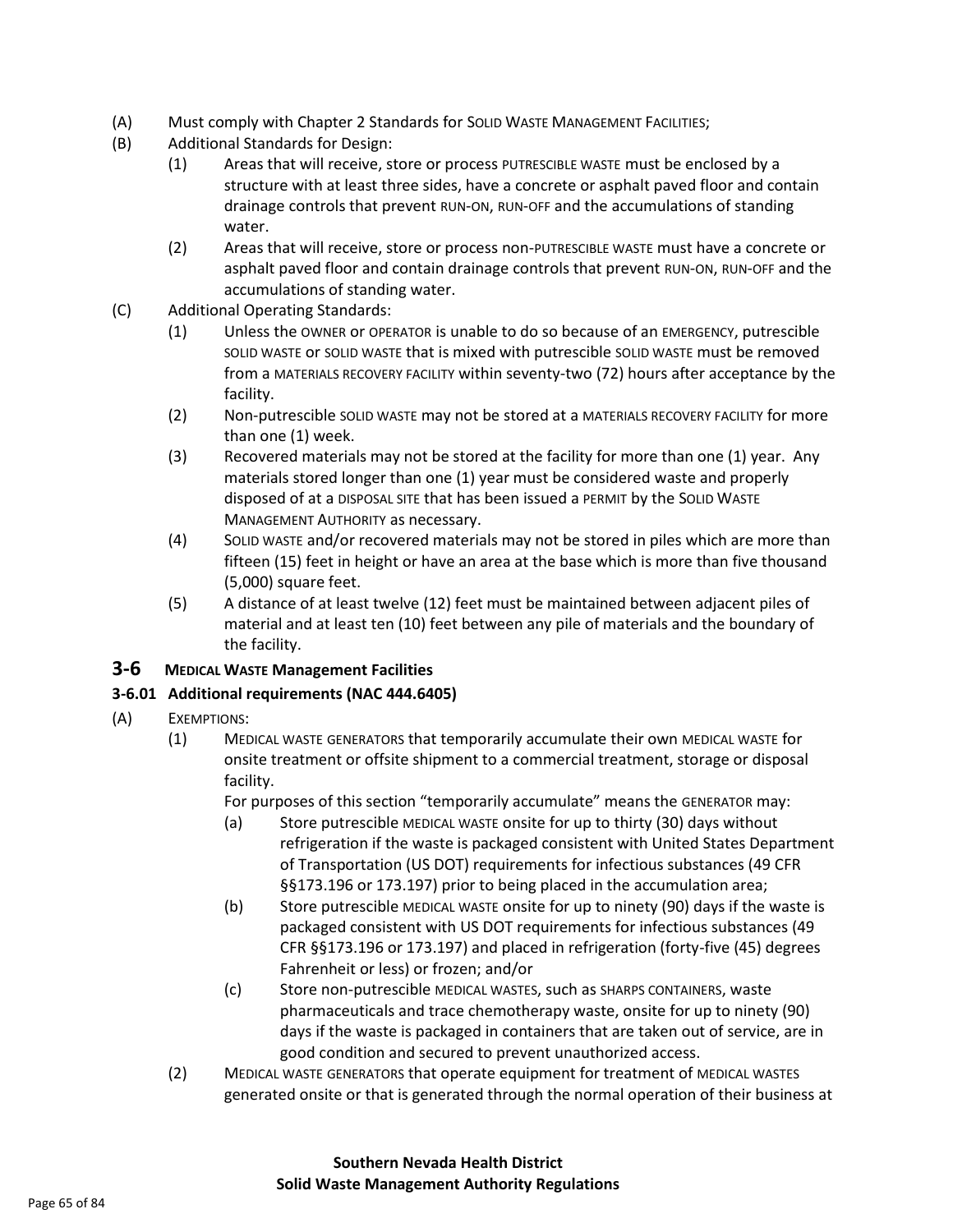(A) Must comply with Chapter 2 Standards for SOLID WASTE MANAGEMENT FACILITIES;

(B) Additional Standards for Design:

  (1) Areas that will receive, store or process PUTRESCIBLE WASTE must be enclosed by a structure with at least three sides, have a concrete or asphalt paved floor and contain drainage controls that prevent RUN-ON, RUN-OFF and the accumulations of standing water.

  (2) Areas that will receive, store or process non-PUTRESCIBLE WASTE must have a concrete or asphalt paved floor and contain drainage controls that prevent RUN-ON, RUN-OFF and the accumulations of standing water.

(C) Additional Operating Standards:

  (1) Unless the OWNER or OPERATOR is unable to do so because of an EMERGENCY, putrescible SOLID WASTE or SOLID WASTE that is mixed with putrescible SOLID WASTE must be removed from a MATERIALS RECOVERY FACILITY within seventy-two (72) hours after acceptance by the facility.

  (2) Non-putrescible SOLID WASTE may not be stored at a MATERIALS RECOVERY FACILITY for more than one (1) week.

  (3) Recovered materials may not be stored at the facility for more than one (1) year. Any materials stored longer than one (1) year must be considered waste and properly disposed of at a DISPOSAL SITE that has been issued a PERMIT by the SOLID WASTE MANAGEMENT AUTHORITY as necessary.

  (4) SOLID WASTE and/or recovered materials may not be stored in piles which are more than fifteen (15) feet in height or have an area at the base which is more than five thousand (5,000) square feet.

  (5) A distance of at least twelve (12) feet must be maintained between adjacent piles of material and at least ten (10) feet between any pile of materials and the boundary of the facility.

## 3-6 MEDICAL WASTE Management Facilities

### 3-6.01 Additional requirements (NAC 444.6405)

(A) EXEMPTIONS:

  (1) MEDICAL WASTE GENERATORS that temporarily accumulate their own MEDICAL WASTE for onsite treatment or offsite shipment to a commercial treatment, storage or disposal facility.

  For purposes of this section "temporarily accumulate" means the GENERATOR may:

    (a) Store putrescible MEDICAL WASTE onsite for up to thirty (30) days without refrigeration if the waste is packaged consistent with United States Department of Transportation (US DOT) requirements for infectious substances (49 CFR §§173.196 or 173.197) prior to being placed in the accumulation area;

    (b) Store putrescible MEDICAL WASTE onsite for up to ninety (90) days if the waste is packaged consistent with US DOT requirements for infectious substances (49 CFR §§173.196 or 173.197) and placed in refrigeration (forty-five (45) degrees Fahrenheit or less) or frozen; and/or

    (c) Store non-putrescible MEDICAL WASTES, such as SHARPS CONTAINERS, waste pharmaceuticals and trace chemotherapy waste, onsite for up to ninety (90) days if the waste is packaged in containers that are taken out of service, are in good condition and secured to prevent unauthorized access.

  (2) MEDICAL WASTE GENERATORS that operate equipment for treatment of MEDICAL WASTES generated onsite or that is generated through the normal operation of their business at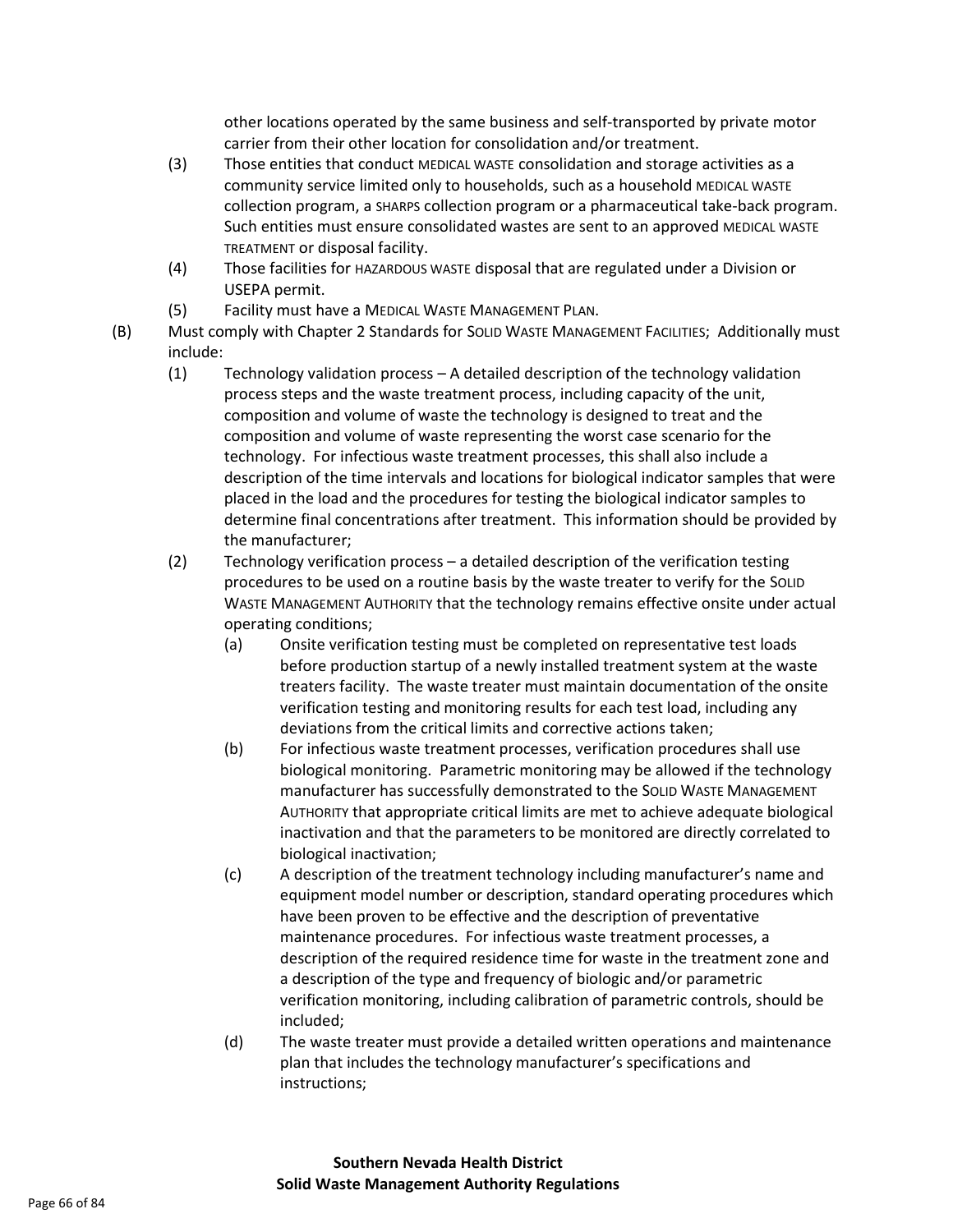other locations operated by the same business and self-transported by private motor carrier from their other location for consolidation and/or treatment.

(3) Those entities that conduct MEDICAL WASTE consolidation and storage activities as a community service limited only to households, such as a household MEDICAL WASTE collection program, a SHARPS collection program or a pharmaceutical take-back program. Such entities must ensure consolidated wastes are sent to an approved MEDICAL WASTE TREATMENT or disposal facility.

(4) Those facilities for HAZARDOUS WASTE disposal that are regulated under a Division or USEPA permit.

(5) Facility must have a MEDICAL WASTE MANAGEMENT PLAN.

(B) Must comply with Chapter 2 Standards for SOLID WASTE MANAGEMENT FACILITIES; Additionally must include:

(1) Technology validation process – A detailed description of the technology validation process steps and the waste treatment process, including capacity of the unit, composition and volume of waste the technology is designed to treat and the composition and volume of waste representing the worst case scenario for the technology. For infectious waste treatment processes, this shall also include a description of the time intervals and locations for biological indicator samples that were placed in the load and the procedures for testing the biological indicator samples to determine final concentrations after treatment. This information should be provided by the manufacturer;

(2) Technology verification process – a detailed description of the verification testing procedures to be used on a routine basis by the waste treater to verify for the SOLID WASTE MANAGEMENT AUTHORITY that the technology remains effective onsite under actual operating conditions;

(a) Onsite verification testing must be completed on representative test loads before production startup of a newly installed treatment system at the waste treaters facility. The waste treater must maintain documentation of the onsite verification testing and monitoring results for each test load, including any deviations from the critical limits and corrective actions taken;

(b) For infectious waste treatment processes, verification procedures shall use biological monitoring. Parametric monitoring may be allowed if the technology manufacturer has successfully demonstrated to the SOLID WASTE MANAGEMENT AUTHORITY that appropriate critical limits are met to achieve adequate biological inactivation and that the parameters to be monitored are directly correlated to biological inactivation;

(c) A description of the treatment technology including manufacturer's name and equipment model number or description, standard operating procedures which have been proven to be effective and the description of preventative maintenance procedures. For infectious waste treatment processes, a description of the required residence time for waste in the treatment zone and a description of the type and frequency of biologic and/or parametric verification monitoring, including calibration of parametric controls, should be included;

(d) The waste treater must provide a detailed written operations and maintenance plan that includes the technology manufacturer's specifications and instructions;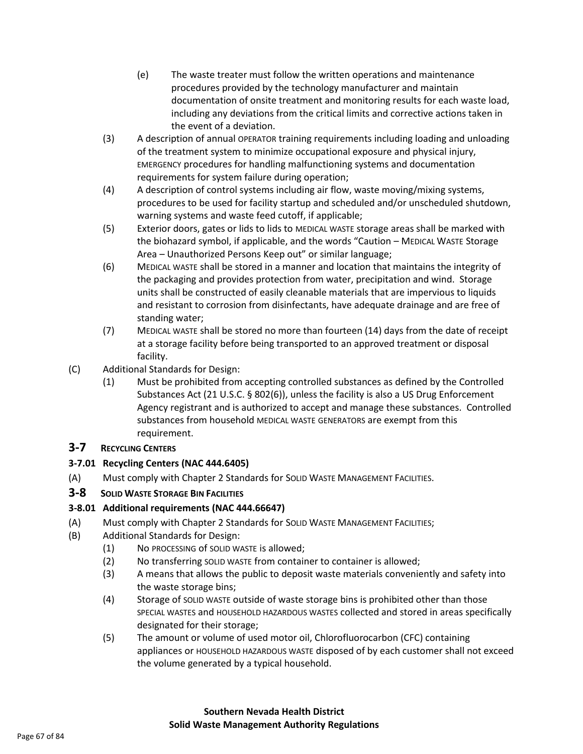(e) The waste treater must follow the written operations and maintenance procedures provided by the technology manufacturer and maintain documentation of onsite treatment and monitoring results for each waste load, including any deviations from the critical limits and corrective actions taken in the event of a deviation.

(3) A description of annual OPERATOR training requirements including loading and unloading of the treatment system to minimize occupational exposure and physical injury, EMERGENCY procedures for handling malfunctioning systems and documentation requirements for system failure during operation;

(4) A description of control systems including air flow, waste moving/mixing systems, procedures to be used for facility startup and scheduled and/or unscheduled shutdown, warning systems and waste feed cutoff, if applicable;

(5) Exterior doors, gates or lids to lids to MEDICAL WASTE storage areas shall be marked with the biohazard symbol, if applicable, and the words "Caution – MEDICAL WASTE Storage Area – Unauthorized Persons Keep out" or similar language;

(6) MEDICAL WASTE shall be stored in a manner and location that maintains the integrity of the packaging and provides protection from water, precipitation and wind. Storage units shall be constructed of easily cleanable materials that are impervious to liquids and resistant to corrosion from disinfectants, have adequate drainage and are free of standing water;

(7) MEDICAL WASTE shall be stored no more than fourteen (14) days from the date of receipt at a storage facility before being transported to an approved treatment or disposal facility.

(C) Additional Standards for Design:

(1) Must be prohibited from accepting controlled substances as defined by the Controlled Substances Act (21 U.S.C. § 802(6)), unless the facility is also a US Drug Enforcement Agency registrant and is authorized to accept and manage these substances. Controlled substances from household MEDICAL WASTE GENERATORS are exempt from this requirement.

## 3-7 RECYCLING CENTERS

### 3-7.01 Recycling Centers (NAC 444.6405)

(A) Must comply with Chapter 2 Standards for SOLID WASTE MANAGEMENT FACILITIES.

## 3-8 SOLID WASTE STORAGE BIN FACILITIES

### 3-8.01 Additional requirements (NAC 444.66647)

(A) Must comply with Chapter 2 Standards for SOLID WASTE MANAGEMENT FACILITIES;

(B) Additional Standards for Design:

(1) No PROCESSING of SOLID WASTE is allowed;

(2) No transferring SOLID WASTE from container to container is allowed;

(3) A means that allows the public to deposit waste materials conveniently and safety into the waste storage bins;

(4) Storage of SOLID WASTE outside of waste storage bins is prohibited other than those SPECIAL WASTES and HOUSEHOLD HAZARDOUS WASTES collected and stored in areas specifically designated for their storage;

(5) The amount or volume of used motor oil, Chlorofluorocarbon (CFC) containing appliances or HOUSEHOLD HAZARDOUS WASTE disposed of by each customer shall not exceed the volume generated by a typical household.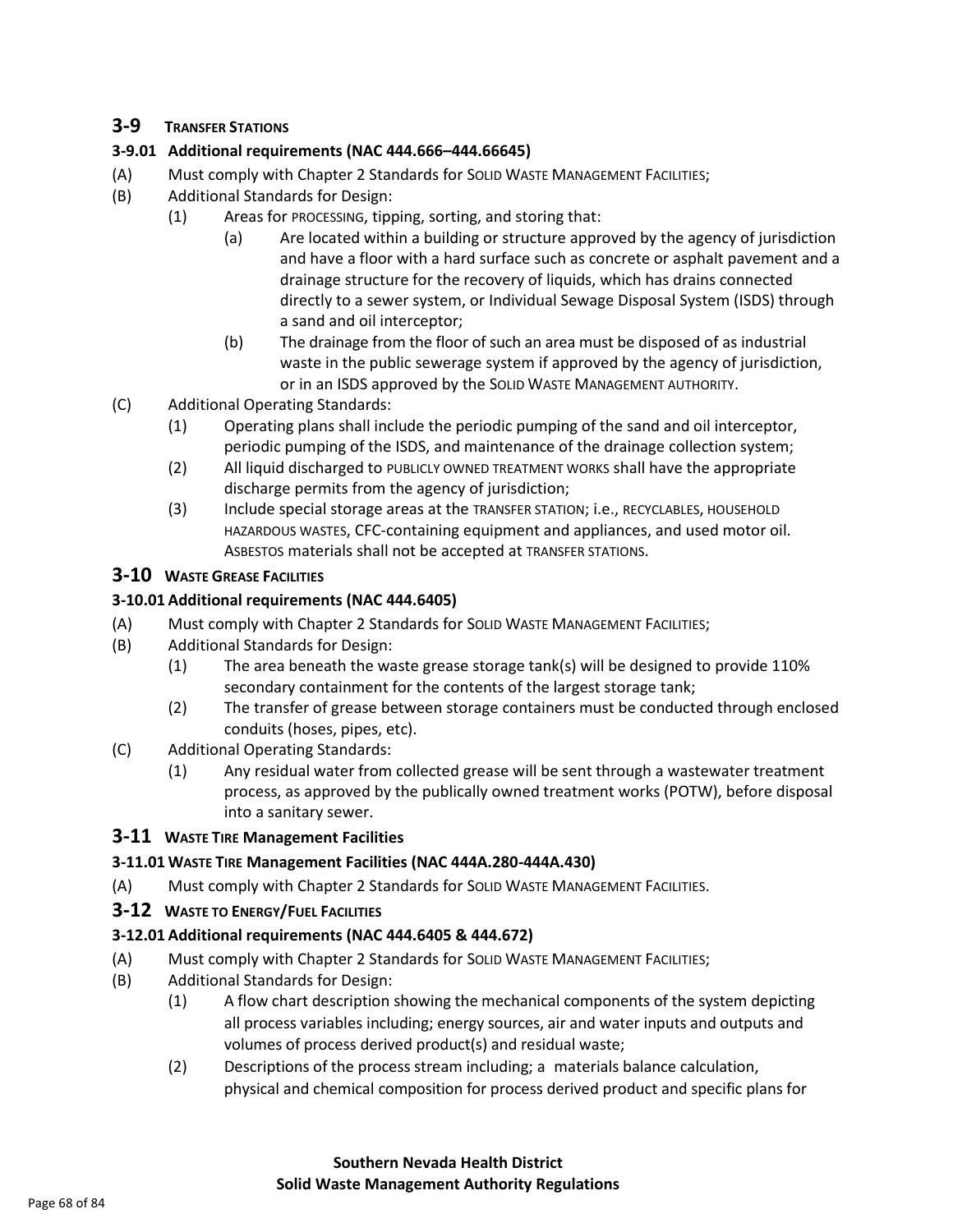## 3-9 TRANSFER STATIONS

### 3-9.01 Additional requirements (NAC 444.666–444.66645)

(A) Must comply with Chapter 2 Standards for SOLID WASTE MANAGEMENT FACILITIES;

(B) Additional Standards for Design:

- (1) Areas for PROCESSING, tipping, sorting, and storing that:
  - (a) Are located within a building or structure approved by the agency of jurisdiction and have a floor with a hard surface such as concrete or asphalt pavement and a drainage structure for the recovery of liquids, which has drains connected directly to a sewer system, or Individual Sewage Disposal System (ISDS) through a sand and oil interceptor;
  - (b) The drainage from the floor of such an area must be disposed of as industrial waste in the public sewerage system if approved by the agency of jurisdiction, or in an ISDS approved by the SOLID WASTE MANAGEMENT AUTHORITY.

(C) Additional Operating Standards:

- (1) Operating plans shall include the periodic pumping of the sand and oil interceptor, periodic pumping of the ISDS, and maintenance of the drainage collection system;
- (2) All liquid discharged to PUBLICLY OWNED TREATMENT WORKS shall have the appropriate discharge permits from the agency of jurisdiction;
- (3) Include special storage areas at the TRANSFER STATION; i.e., RECYCLABLES, HOUSEHOLD HAZARDOUS WASTES, CFC-containing equipment and appliances, and used motor oil. ASBESTOS materials shall not be accepted at TRANSFER STATIONS.

## 3-10 WASTE GREASE FACILITIES

### 3-10.01 Additional requirements (NAC 444.6405)

(A) Must comply with Chapter 2 Standards for SOLID WASTE MANAGEMENT FACILITIES;

(B) Additional Standards for Design:

- (1) The area beneath the waste grease storage tank(s) will be designed to provide 110% secondary containment for the contents of the largest storage tank;
- (2) The transfer of grease between storage containers must be conducted through enclosed conduits (hoses, pipes, etc).

(C) Additional Operating Standards:

- (1) Any residual water from collected grease will be sent through a wastewater treatment process, as approved by the publically owned treatment works (POTW), before disposal into a sanitary sewer.

## 3-11 WASTE TIRE Management Facilities

### 3-11.01 WASTE TIRE Management Facilities (NAC 444A.280-444A.430)

(A) Must comply with Chapter 2 Standards for SOLID WASTE MANAGEMENT FACILITIES.

## 3-12 WASTE TO ENERGY/FUEL FACILITIES

### 3-12.01 Additional requirements (NAC 444.6405 & 444.672)

(A) Must comply with Chapter 2 Standards for SOLID WASTE MANAGEMENT FACILITIES;

(B) Additional Standards for Design:

- (1) A flow chart description showing the mechanical components of the system depicting all process variables including; energy sources, air and water inputs and outputs and volumes of process derived product(s) and residual waste;
- (2) Descriptions of the process stream including; a materials balance calculation, physical and chemical composition for process derived product and specific plans for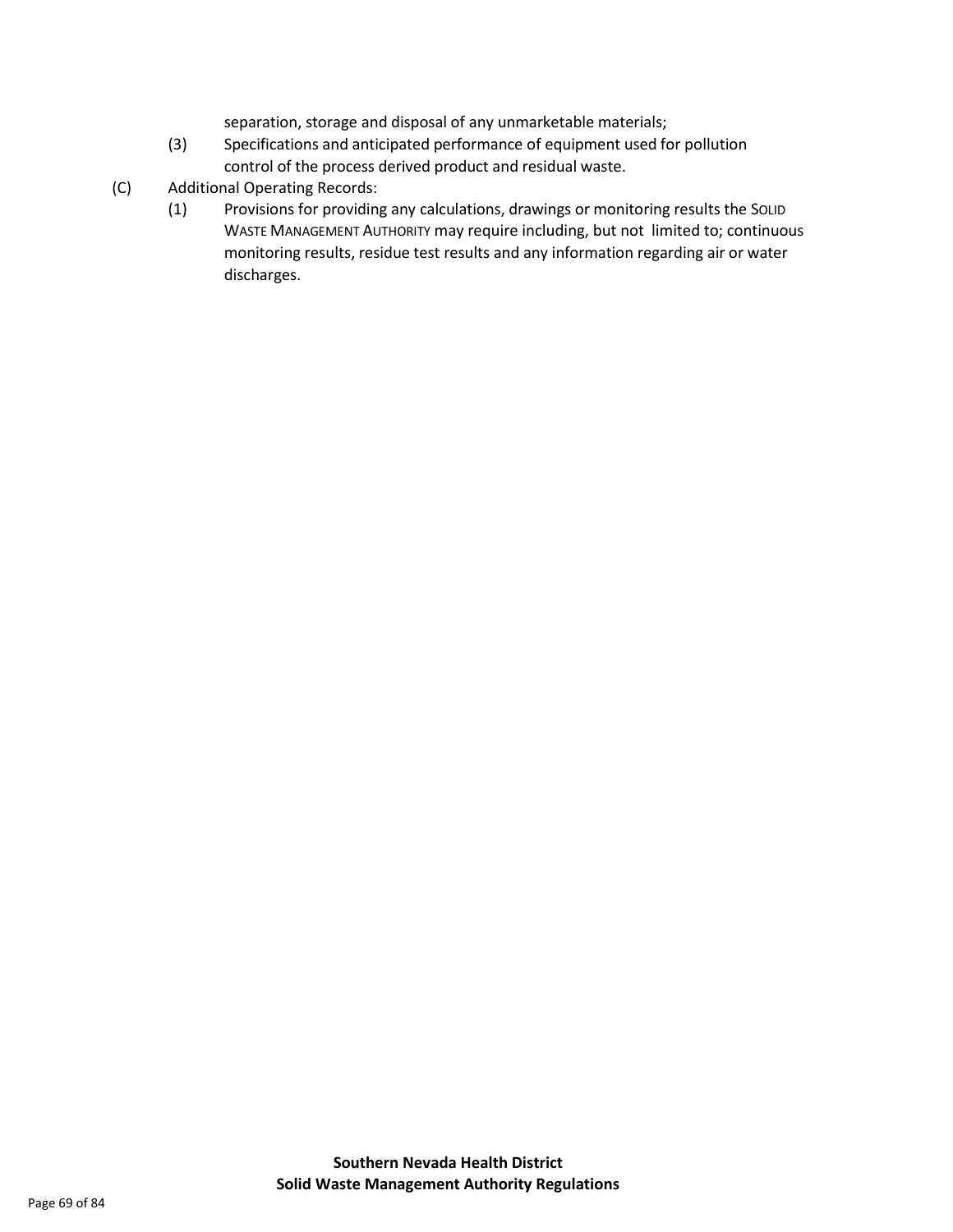separation, storage and disposal of any unmarketable materials;

(3) Specifications and anticipated performance of equipment used for pollution control of the process derived product and residual waste.

(C) Additional Operating Records:

(1) Provisions for providing any calculations, drawings or monitoring results the SOLID WASTE MANAGEMENT AUTHORITY may require including, but not limited to; continuous monitoring results, residue test results and any information regarding air or water discharges.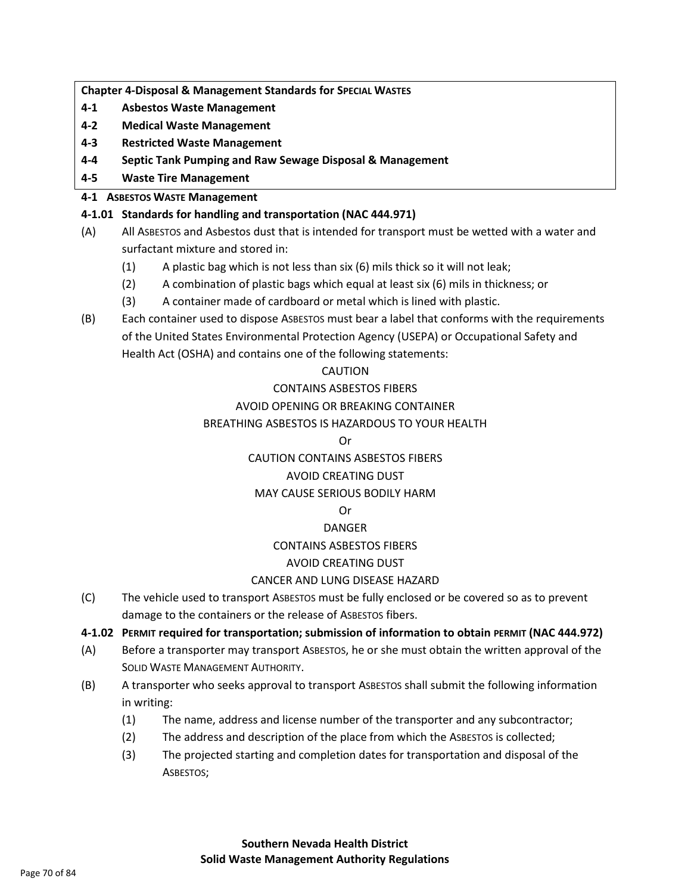**Chapter 4-Disposal & Management Standards for Special Wastes**

**4-1 Asbestos Waste Management**

**4-2 Medical Waste Management**

**4-3 Restricted Waste Management**

**4-4 Septic Tank Pumping and Raw Sewage Disposal & Management**

**4-5 Waste Tire Management**

## 4-1 Asbestos Waste Management

### 4-1.01 Standards for handling and transportation (NAC 444.971)

(A) All Asbestos and Asbestos dust that is intended for transport must be wetted with a water and surfactant mixture and stored in:

(1) A plastic bag which is not less than six (6) mils thick so it will not leak;

(2) A combination of plastic bags which equal at least six (6) mils in thickness; or

(3) A container made of cardboard or metal which is lined with plastic.

(B) Each container used to dispose Asbestos must bear a label that conforms with the requirements of the United States Environmental Protection Agency (USEPA) or Occupational Safety and Health Act (OSHA) and contains one of the following statements:

CAUTION
CONTAINS ASBESTOS FIBERS
AVOID OPENING OR BREAKING CONTAINER
BREATHING ASBESTOS IS HAZARDOUS TO YOUR HEALTH

Or

CAUTION CONTAINS ASBESTOS FIBERS
AVOID CREATING DUST
MAY CAUSE SERIOUS BODILY HARM

Or

DANGER
CONTAINS ASBESTOS FIBERS
AVOID CREATING DUST
CANCER AND LUNG DISEASE HAZARD

(C) The vehicle used to transport Asbestos must be fully enclosed or be covered so as to prevent damage to the containers or the release of Asbestos fibers.

### 4-1.02 Permit required for transportation; submission of information to obtain permit (NAC 444.972)

(A) Before a transporter may transport Asbestos, he or she must obtain the written approval of the Solid Waste Management Authority.

(B) A transporter who seeks approval to transport Asbestos shall submit the following information in writing:

(1) The name, address and license number of the transporter and any subcontractor;

(2) The address and description of the place from which the Asbestos is collected;

(3) The projected starting and completion dates for transportation and disposal of the Asbestos;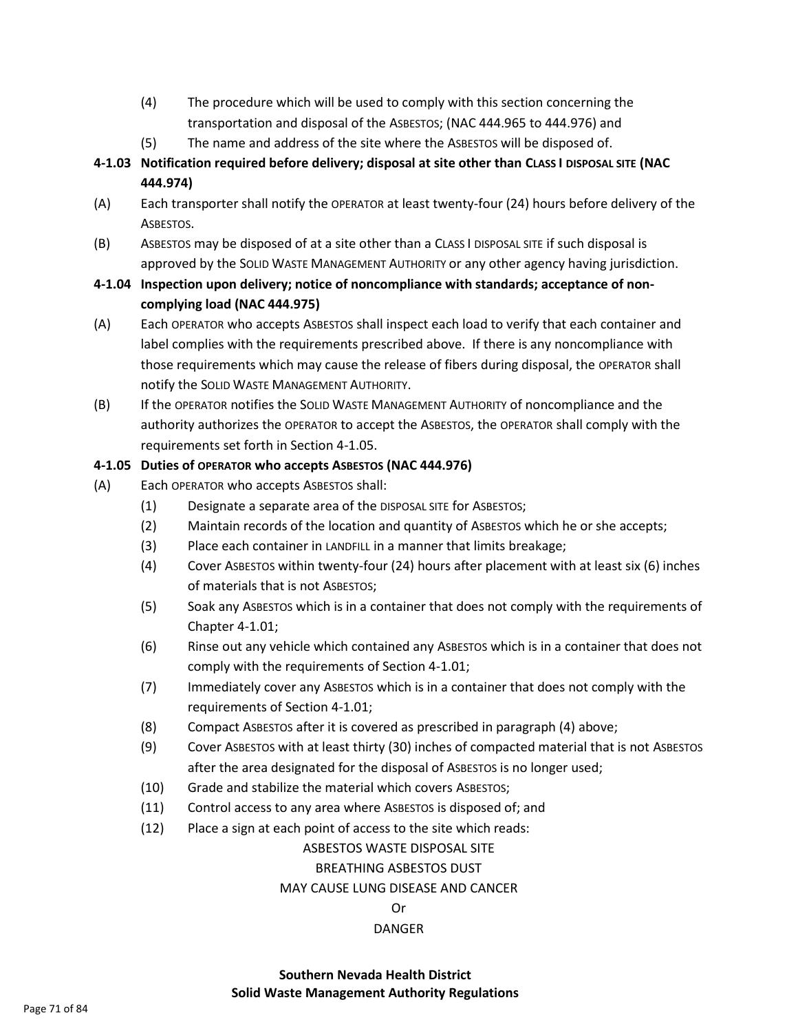(4) The procedure which will be used to comply with this section concerning the transportation and disposal of the ASBESTOS; (NAC 444.965 to 444.976) and

(5) The name and address of the site where the ASBESTOS will be disposed of.

**4-1.03 Notification required before delivery; disposal at site other than CLASS I DISPOSAL SITE (NAC 444.974)**

(A) Each transporter shall notify the OPERATOR at least twenty-four (24) hours before delivery of the ASBESTOS.

(B) ASBESTOS may be disposed of at a site other than a CLASS I DISPOSAL SITE if such disposal is approved by the SOLID WASTE MANAGEMENT AUTHORITY or any other agency having jurisdiction.

**4-1.04 Inspection upon delivery; notice of noncompliance with standards; acceptance of non-complying load (NAC 444.975)**

(A) Each OPERATOR who accepts ASBESTOS shall inspect each load to verify that each container and label complies with the requirements prescribed above. If there is any noncompliance with those requirements which may cause the release of fibers during disposal, the OPERATOR shall notify the SOLID WASTE MANAGEMENT AUTHORITY.

(B) If the OPERATOR notifies the SOLID WASTE MANAGEMENT AUTHORITY of noncompliance and the authority authorizes the OPERATOR to accept the ASBESTOS, the OPERATOR shall comply with the requirements set forth in Section 4-1.05.

**4-1.05 Duties of OPERATOR who accepts ASBESTOS (NAC 444.976)**

(A) Each OPERATOR who accepts ASBESTOS shall:

(1) Designate a separate area of the DISPOSAL SITE for ASBESTOS;

(2) Maintain records of the location and quantity of ASBESTOS which he or she accepts;

(3) Place each container in LANDFILL in a manner that limits breakage;

(4) Cover ASBESTOS within twenty-four (24) hours after placement with at least six (6) inches of materials that is not ASBESTOS;

(5) Soak any ASBESTOS which is in a container that does not comply with the requirements of Chapter 4-1.01;

(6) Rinse out any vehicle which contained any ASBESTOS which is in a container that does not comply with the requirements of Section 4-1.01;

(7) Immediately cover any ASBESTOS which is in a container that does not comply with the requirements of Section 4-1.01;

(8) Compact ASBESTOS after it is covered as prescribed in paragraph (4) above;

(9) Cover ASBESTOS with at least thirty (30) inches of compacted material that is not ASBESTOS after the area designated for the disposal of ASBESTOS is no longer used;

(10) Grade and stabilize the material which covers ASBESTOS;

(11) Control access to any area where ASBESTOS is disposed of; and

(12) Place a sign at each point of access to the site which reads:

ASBESTOS WASTE DISPOSAL SITE

BREATHING ASBESTOS DUST

MAY CAUSE LUNG DISEASE AND CANCER

Or

DANGER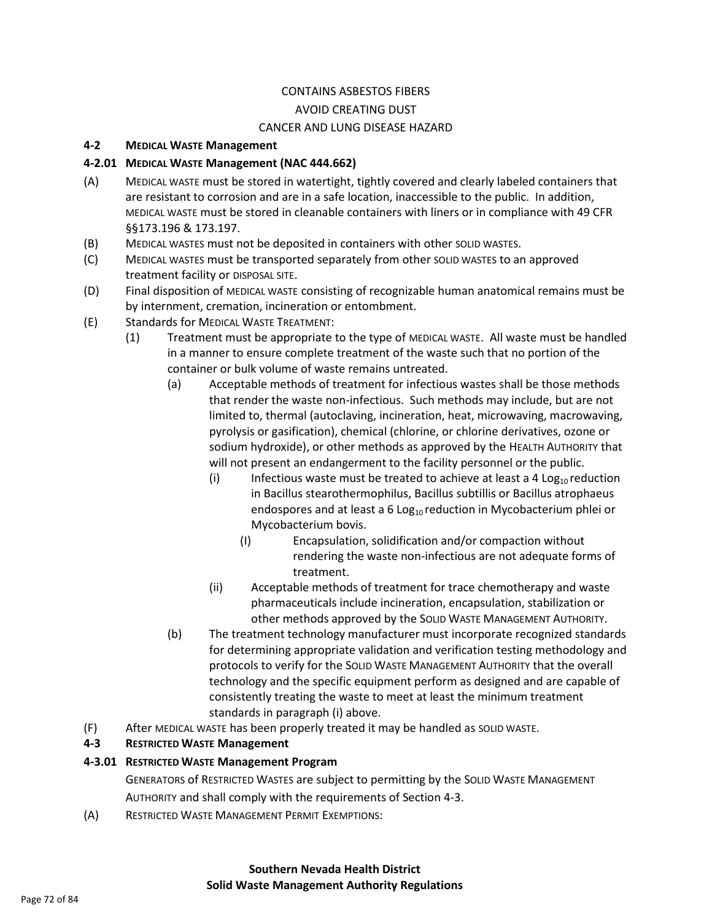CONTAINS ASBESTOS FIBERS

AVOID CREATING DUST

CANCER AND LUNG DISEASE HAZARD

### 4-2 MEDICAL WASTE Management

#### 4-2.01 MEDICAL WASTE Management (NAC 444.662)

(A) MEDICAL WASTE must be stored in watertight, tightly covered and clearly labeled containers that are resistant to corrosion and are in a safe location, inaccessible to the public. In addition, MEDICAL WASTE must be stored in cleanable containers with liners or in compliance with 49 CFR §§173.196 & 173.197.

(B) MEDICAL WASTES must not be deposited in containers with other SOLID WASTES.

(C) MEDICAL WASTES must be transported separately from other SOLID WASTES to an approved treatment facility or DISPOSAL SITE.

(D) Final disposition of MEDICAL WASTE consisting of recognizable human anatomical remains must be by internment, cremation, incineration or entombment.

(E) Standards for MEDICAL WASTE TREATMENT:

- (1) Treatment must be appropriate to the type of MEDICAL WASTE. All waste must be handled in a manner to ensure complete treatment of the waste such that no portion of the container or bulk volume of waste remains untreated.
  - (a) Acceptable methods of treatment for infectious wastes shall be those methods that render the waste non-infectious. Such methods may include, but are not limited to, thermal (autoclaving, incineration, heat, microwaving, macrowaving, pyrolysis or gasification), chemical (chlorine, or chlorine derivatives, ozone or sodium hydroxide), or other methods as approved by the HEALTH AUTHORITY that will not present an endangerment to the facility personnel or the public.
    - (i) Infectious waste must be treated to achieve at least a 4 $Log_{10}$ reduction in Bacillus stearothermophilus, Bacillus subtillis or Bacillus atrophaeus endospores and at least a 6 $Log_{10}$ reduction in Mycobacterium phlei or Mycobacterium bovis.
      - (I) Encapsulation, solidification and/or compaction without rendering the waste non-infectious are not adequate forms of treatment.
    - (ii) Acceptable methods of treatment for trace chemotherapy and waste pharmaceuticals include incineration, encapsulation, stabilization or other methods approved by the SOLID WASTE MANAGEMENT AUTHORITY.
  - (b) The treatment technology manufacturer must incorporate recognized standards for determining appropriate validation and verification testing methodology and protocols to verify for the SOLID WASTE MANAGEMENT AUTHORITY that the overall technology and the specific equipment perform as designed and are capable of consistently treating the waste to meet at least the minimum treatment standards in paragraph (i) above.

(F) After MEDICAL WASTE has been properly treated it may be handled as SOLID WASTE.

### 4-3 RESTRICTED WASTE Management

#### 4-3.01 RESTRICTED WASTE Management Program

GENERATORS of RESTRICTED WASTES are subject to permitting by the SOLID WASTE MANAGEMENT AUTHORITY and shall comply with the requirements of Section 4-3.

(A) RESTRICTED WASTE MANAGEMENT PERMIT EXEMPTIONS: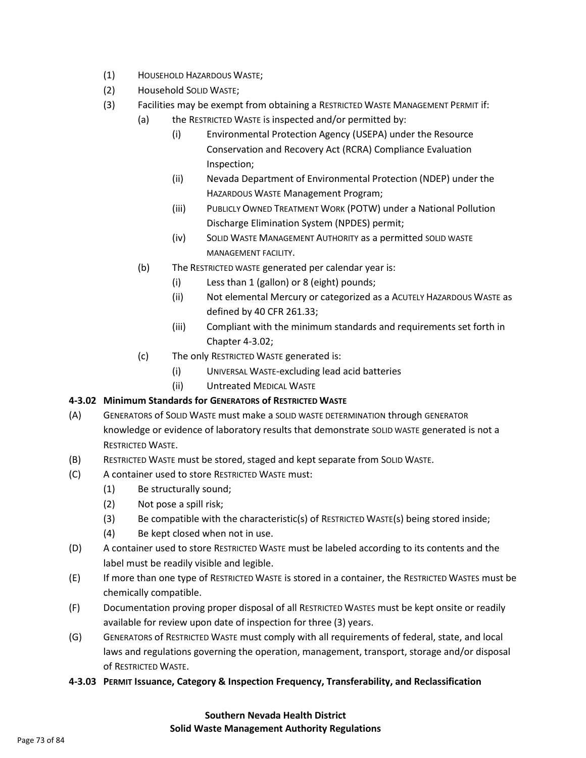(1) Household Hazardous Waste;

(2) Household Solid Waste;

(3) Facilities may be exempt from obtaining a Restricted Waste Management Permit if:

  (a) the Restricted Waste is inspected and/or permitted by:

    (i) Environmental Protection Agency (USEPA) under the Resource Conservation and Recovery Act (RCRA) Compliance Evaluation Inspection;

    (ii) Nevada Department of Environmental Protection (NDEP) under the Hazardous Waste Management Program;

    (iii) Publicly Owned Treatment Work (POTW) under a National Pollution Discharge Elimination System (NPDES) permit;

    (iv) Solid Waste Management Authority as a permitted solid waste management facility.

  (b) The Restricted waste generated per calendar year is:

    (i) Less than 1 (gallon) or 8 (eight) pounds;

    (ii) Not elemental Mercury or categorized as a Acutely Hazardous Waste as defined by 40 CFR 261.33;

    (iii) Compliant with the minimum standards and requirements set forth in Chapter 4-3.02;

  (c) The only Restricted Waste generated is:

    (i) Universal Waste-excluding lead acid batteries

    (ii) Untreated Medical Waste

### 4-3.02 Minimum Standards for Generators of Restricted Waste

(A) Generators of Solid Waste must make a solid waste determination through generator knowledge or evidence of laboratory results that demonstrate solid waste generated is not a Restricted Waste.

(B) Restricted Waste must be stored, staged and kept separate from Solid Waste.

(C) A container used to store Restricted Waste must:

  (1) Be structurally sound;

  (2) Not pose a spill risk;

  (3) Be compatible with the characteristic(s) of Restricted Waste(s) being stored inside;

  (4) Be kept closed when not in use.

(D) A container used to store Restricted Waste must be labeled according to its contents and the label must be readily visible and legible.

(E) If more than one type of Restricted Waste is stored in a container, the Restricted Wastes must be chemically compatible.

(F) Documentation proving proper disposal of all Restricted Wastes must be kept onsite or readily available for review upon date of inspection for three (3) years.

(G) Generators of Restricted Waste must comply with all requirements of federal, state, and local laws and regulations governing the operation, management, transport, storage and/or disposal of Restricted Waste.

### 4-3.03 Permit Issuance, Category & Inspection Frequency, Transferability, and Reclassification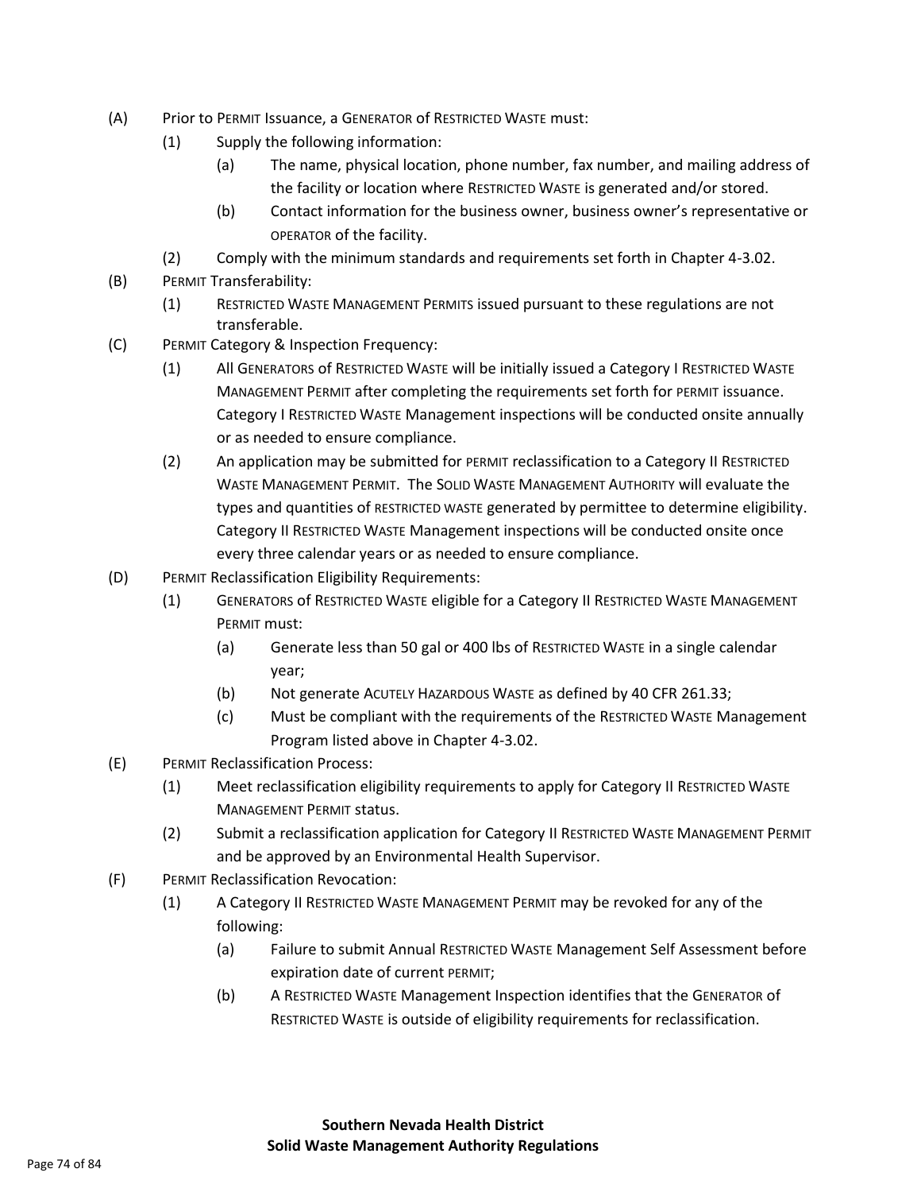(A) Prior to PERMIT Issuance, a GENERATOR of RESTRICTED WASTE must:

   (1) Supply the following information:

      (a) The name, physical location, phone number, fax number, and mailing address of the facility or location where RESTRICTED WASTE is generated and/or stored.

      (b) Contact information for the business owner, business owner's representative or OPERATOR of the facility.

   (2) Comply with the minimum standards and requirements set forth in Chapter 4-3.02.

(B) PERMIT Transferability:

   (1) RESTRICTED WASTE MANAGEMENT PERMITS issued pursuant to these regulations are not transferable.

(C) PERMIT Category & Inspection Frequency:

   (1) All GENERATORS of RESTRICTED WASTE will be initially issued a Category I RESTRICTED WASTE MANAGEMENT PERMIT after completing the requirements set forth for PERMIT issuance. Category I RESTRICTED WASTE Management inspections will be conducted onsite annually or as needed to ensure compliance.

   (2) An application may be submitted for PERMIT reclassification to a Category II RESTRICTED WASTE MANAGEMENT PERMIT. The SOLID WASTE MANAGEMENT AUTHORITY will evaluate the types and quantities of RESTRICTED WASTE generated by permittee to determine eligibility. Category II RESTRICTED WASTE Management inspections will be conducted onsite once every three calendar years or as needed to ensure compliance.

(D) PERMIT Reclassification Eligibility Requirements:

   (1) GENERATORS of RESTRICTED WASTE eligible for a Category II RESTRICTED WASTE MANAGEMENT PERMIT must:

      (a) Generate less than 50 gal or 400 lbs of RESTRICTED WASTE in a single calendar year;

      (b) Not generate ACUTELY HAZARDOUS WASTE as defined by 40 CFR 261.33;

      (c) Must be compliant with the requirements of the RESTRICTED WASTE Management Program listed above in Chapter 4-3.02.

(E) PERMIT Reclassification Process:

   (1) Meet reclassification eligibility requirements to apply for Category II RESTRICTED WASTE MANAGEMENT PERMIT status.

   (2) Submit a reclassification application for Category II RESTRICTED WASTE MANAGEMENT PERMIT and be approved by an Environmental Health Supervisor.

(F) PERMIT Reclassification Revocation:

   (1) A Category II RESTRICTED WASTE MANAGEMENT PERMIT may be revoked for any of the following:

      (a) Failure to submit Annual RESTRICTED WASTE Management Self Assessment before expiration date of current PERMIT;

      (b) A RESTRICTED WASTE Management Inspection identifies that the GENERATOR of RESTRICTED WASTE is outside of eligibility requirements for reclassification.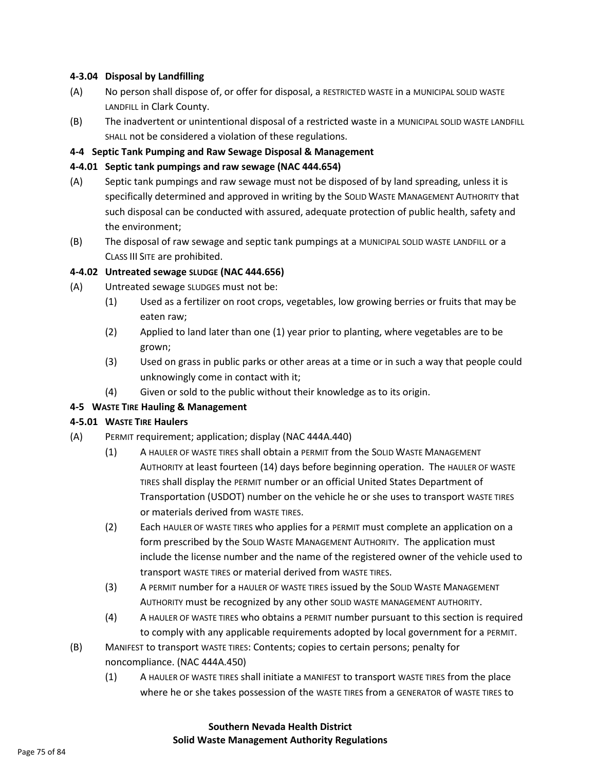#### 4-3.04 Disposal by Landfilling

(A) No person shall dispose of, or offer for disposal, a RESTRICTED WASTE in a MUNICIPAL SOLID WASTE LANDFILL in Clark County.

(B) The inadvertent or unintentional disposal of a restricted waste in a MUNICIPAL SOLID WASTE LANDFILL SHALL not be considered a violation of these regulations.

### 4-4 Septic Tank Pumping and Raw Sewage Disposal & Management

#### 4-4.01 Septic tank pumpings and raw sewage (NAC 444.654)

(A) Septic tank pumpings and raw sewage must not be disposed of by land spreading, unless it is specifically determined and approved in writing by the SOLID WASTE MANAGEMENT AUTHORITY that such disposal can be conducted with assured, adequate protection of public health, safety and the environment;

(B) The disposal of raw sewage and septic tank pumpings at a MUNICIPAL SOLID WASTE LANDFILL or a CLASS III SITE are prohibited.

#### 4-4.02 Untreated sewage SLUDGE (NAC 444.656)

(A) Untreated sewage SLUDGES must not be:

- (1) Used as a fertilizer on root crops, vegetables, low growing berries or fruits that may be eaten raw;
- (2) Applied to land later than one (1) year prior to planting, where vegetables are to be grown;
- (3) Used on grass in public parks or other areas at a time or in such a way that people could unknowingly come in contact with it;
- (4) Given or sold to the public without their knowledge as to its origin.

### 4-5 WASTE TIRE Hauling & Management

#### 4-5.01 WASTE TIRE Haulers

(A) PERMIT requirement; application; display (NAC 444A.440)

- (1) A HAULER OF WASTE TIRES shall obtain a PERMIT from the SOLID WASTE MANAGEMENT AUTHORITY at least fourteen (14) days before beginning operation. The HAULER OF WASTE TIRES shall display the PERMIT number or an official United States Department of Transportation (USDOT) number on the vehicle he or she uses to transport WASTE TIRES or materials derived from WASTE TIRES.
- (2) Each HAULER OF WASTE TIRES who applies for a PERMIT must complete an application on a form prescribed by the SOLID WASTE MANAGEMENT AUTHORITY. The application must include the license number and the name of the registered owner of the vehicle used to transport WASTE TIRES or material derived from WASTE TIRES.
- (3) A PERMIT number for a HAULER OF WASTE TIRES issued by the SOLID WASTE MANAGEMENT AUTHORITY must be recognized by any other SOLID WASTE MANAGEMENT AUTHORITY.
- (4) A HAULER OF WASTE TIRES who obtains a PERMIT number pursuant to this section is required to comply with any applicable requirements adopted by local government for a PERMIT.

(B) MANIFEST to transport WASTE TIRES: Contents; copies to certain persons; penalty for noncompliance. (NAC 444A.450)

- (1) A HAULER OF WASTE TIRES shall initiate a MANIFEST to transport WASTE TIRES from the place where he or she takes possession of the WASTE TIRES from a GENERATOR of WASTE TIRES to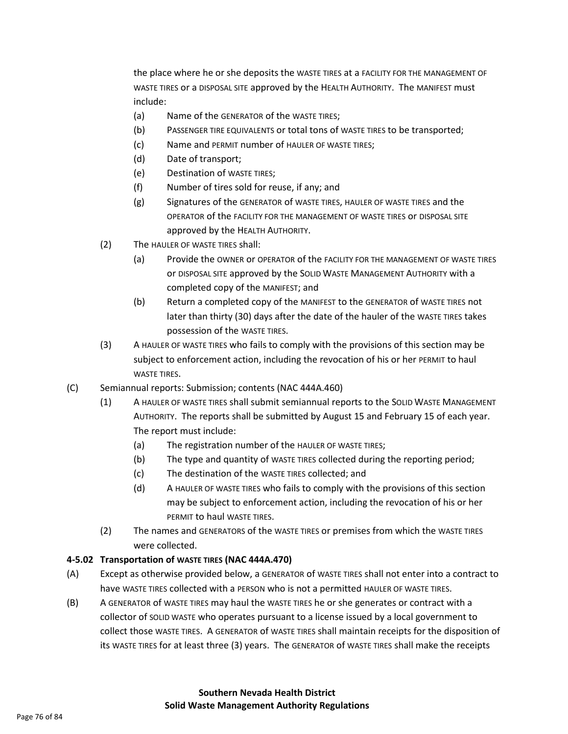the place where he or she deposits the WASTE TIRES at a FACILITY FOR THE MANAGEMENT OF WASTE TIRES or a DISPOSAL SITE approved by the HEALTH AUTHORITY. The MANIFEST must include:

- (a) Name of the GENERATOR of the WASTE TIRES;
- (b) PASSENGER TIRE EQUIVALENTS or total tons of WASTE TIRES to be transported;
- (c) Name and PERMIT number of HAULER OF WASTE TIRES;
- (d) Date of transport;
- (e) Destination of WASTE TIRES;
- (f) Number of tires sold for reuse, if any; and
- (g) Signatures of the GENERATOR of WASTE TIRES, HAULER OF WASTE TIRES and the OPERATOR of the FACILITY FOR THE MANAGEMENT OF WASTE TIRES or DISPOSAL SITE approved by the HEALTH AUTHORITY.

(2) The HAULER OF WASTE TIRES shall:

- (a) Provide the OWNER or OPERATOR of the FACILITY FOR THE MANAGEMENT OF WASTE TIRES or DISPOSAL SITE approved by the SOLID WASTE MANAGEMENT AUTHORITY with a completed copy of the MANIFEST; and
- (b) Return a completed copy of the MANIFEST to the GENERATOR of WASTE TIRES not later than thirty (30) days after the date of the hauler of the WASTE TIRES takes possession of the WASTE TIRES.

(3) A HAULER OF WASTE TIRES who fails to comply with the provisions of this section may be subject to enforcement action, including the revocation of his or her PERMIT to haul WASTE TIRES.

(C) Semiannual reports: Submission; contents (NAC 444A.460)

(1) A HAULER OF WASTE TIRES shall submit semiannual reports to the SOLID WASTE MANAGEMENT AUTHORITY. The reports shall be submitted by August 15 and February 15 of each year. The report must include:

- (a) The registration number of the HAULER OF WASTE TIRES;
- (b) The type and quantity of WASTE TIRES collected during the reporting period;
- (c) The destination of the WASTE TIRES collected; and
- (d) A HAULER OF WASTE TIRES who fails to comply with the provisions of this section may be subject to enforcement action, including the revocation of his or her PERMIT to haul WASTE TIRES.

(2) The names and GENERATORS of the WASTE TIRES or premises from which the WASTE TIRES were collected.

**4-5.02 Transportation of WASTE TIRES (NAC 444A.470)**

(A) Except as otherwise provided below, a GENERATOR of WASTE TIRES shall not enter into a contract to have WASTE TIRES collected with a PERSON who is not a permitted HAULER OF WASTE TIRES.

(B) A GENERATOR of WASTE TIRES may haul the WASTE TIRES he or she generates or contract with a collector of SOLID WASTE who operates pursuant to a license issued by a local government to collect those WASTE TIRES. A GENERATOR of WASTE TIRES shall maintain receipts for the disposition of its WASTE TIRES for at least three (3) years. The GENERATOR of WASTE TIRES shall make the receipts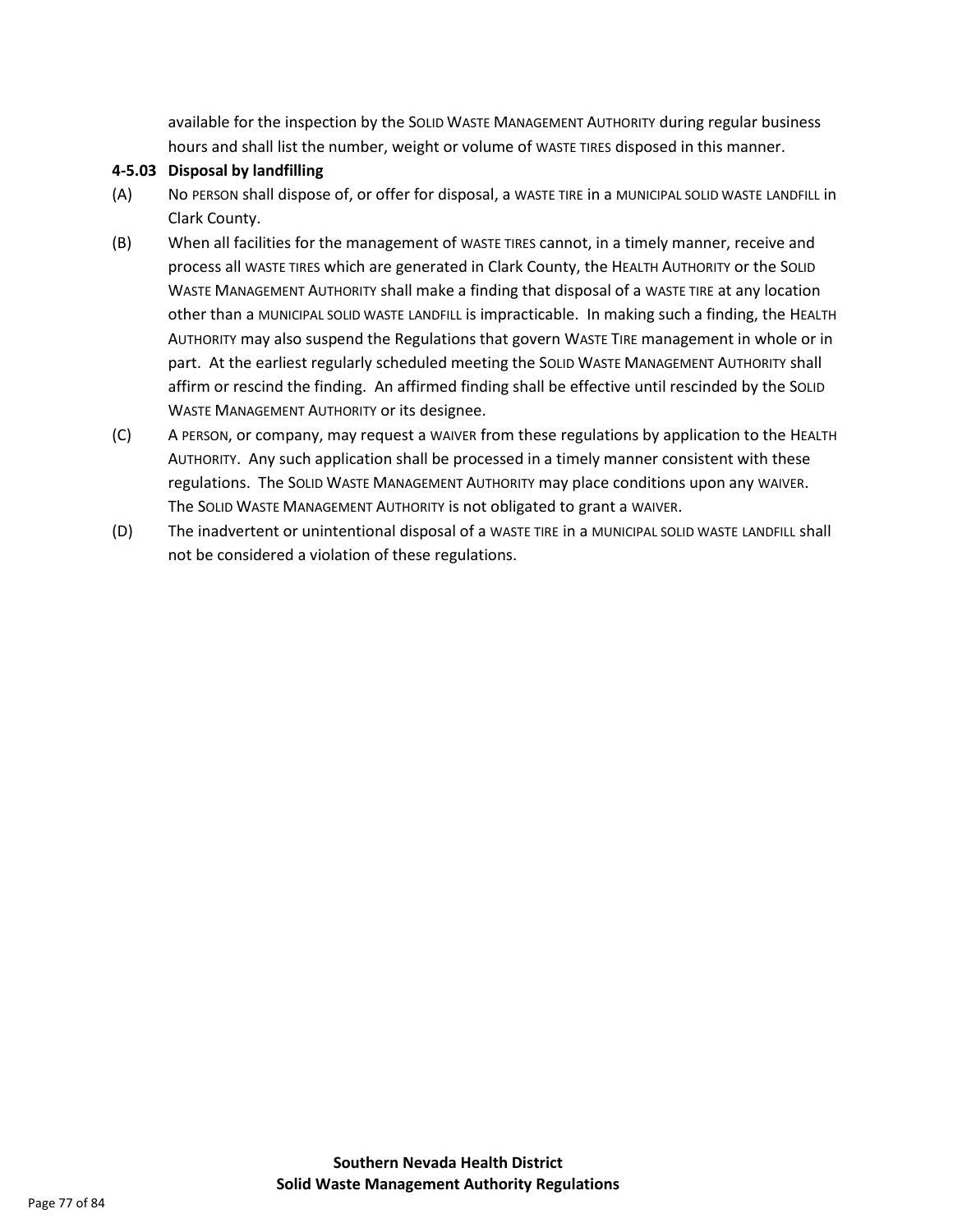available for the inspection by the SOLID WASTE MANAGEMENT AUTHORITY during regular business hours and shall list the number, weight or volume of WASTE TIRES disposed in this manner.

**4-5.03 Disposal by landfilling**

(A) No PERSON shall dispose of, or offer for disposal, a WASTE TIRE in a MUNICIPAL SOLID WASTE LANDFILL in Clark County.

(B) When all facilities for the management of WASTE TIRES cannot, in a timely manner, receive and process all WASTE TIRES which are generated in Clark County, the HEALTH AUTHORITY or the SOLID WASTE MANAGEMENT AUTHORITY shall make a finding that disposal of a WASTE TIRE at any location other than a MUNICIPAL SOLID WASTE LANDFILL is impracticable. In making such a finding, the HEALTH AUTHORITY may also suspend the Regulations that govern WASTE TIRE management in whole or in part. At the earliest regularly scheduled meeting the SOLID WASTE MANAGEMENT AUTHORITY shall affirm or rescind the finding. An affirmed finding shall be effective until rescinded by the SOLID WASTE MANAGEMENT AUTHORITY or its designee.

(C) A PERSON, or company, may request a WAIVER from these regulations by application to the HEALTH AUTHORITY. Any such application shall be processed in a timely manner consistent with these regulations. The SOLID WASTE MANAGEMENT AUTHORITY may place conditions upon any WAIVER. The SOLID WASTE MANAGEMENT AUTHORITY is not obligated to grant a WAIVER.

(D) The inadvertent or unintentional disposal of a WASTE TIRE in a MUNICIPAL SOLID WASTE LANDFILL shall not be considered a violation of these regulations.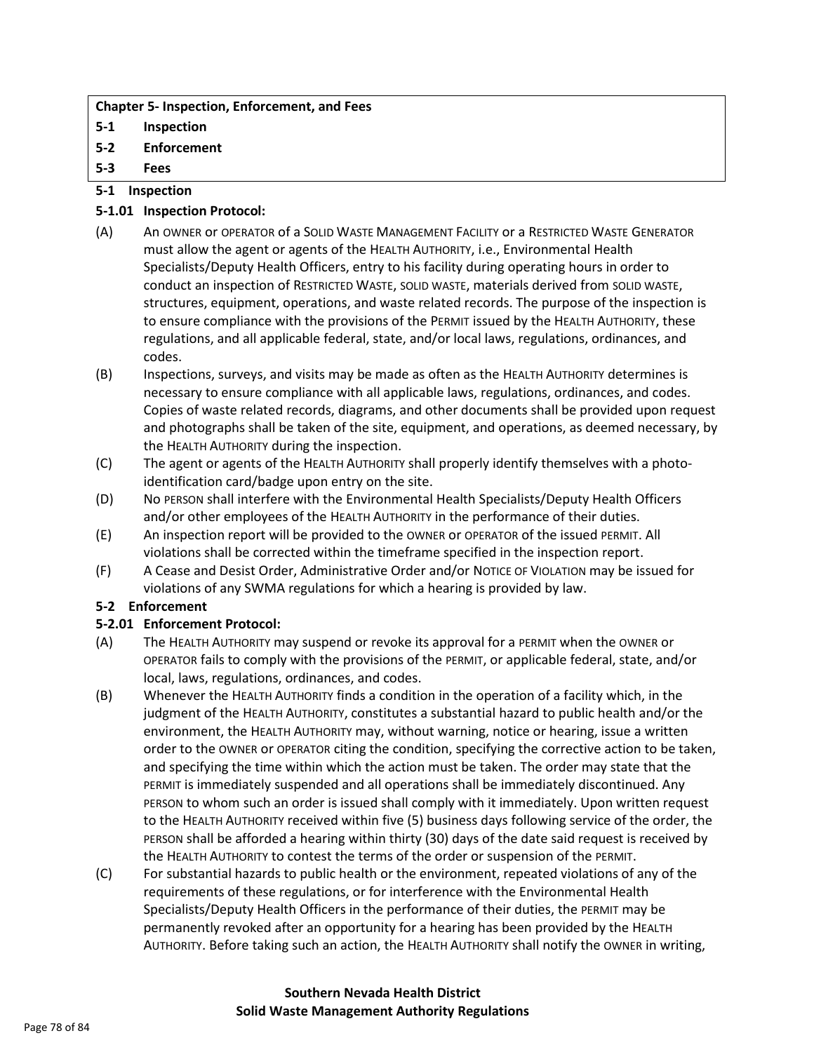**Chapter 5- Inspection, Enforcement, and Fees**

**5-1 Inspection**

**5-2 Enforcement**

**5-3 Fees**

## 5-1 Inspection

### 5-1.01 Inspection Protocol:

(A) An OWNER or OPERATOR of a SOLID WASTE MANAGEMENT FACILITY or a RESTRICTED WASTE GENERATOR must allow the agent or agents of the HEALTH AUTHORITY, i.e., Environmental Health Specialists/Deputy Health Officers, entry to his facility during operating hours in order to conduct an inspection of RESTRICTED WASTE, SOLID WASTE, materials derived from SOLID WASTE, structures, equipment, operations, and waste related records. The purpose of the inspection is to ensure compliance with the provisions of the PERMIT issued by the HEALTH AUTHORITY, these regulations, and all applicable federal, state, and/or local laws, regulations, ordinances, and codes.

(B) Inspections, surveys, and visits may be made as often as the HEALTH AUTHORITY determines is necessary to ensure compliance with all applicable laws, regulations, ordinances, and codes. Copies of waste related records, diagrams, and other documents shall be provided upon request and photographs shall be taken of the site, equipment, and operations, as deemed necessary, by the HEALTH AUTHORITY during the inspection.

(C) The agent or agents of the HEALTH AUTHORITY shall properly identify themselves with a photo-identification card/badge upon entry on the site.

(D) No PERSON shall interfere with the Environmental Health Specialists/Deputy Health Officers and/or other employees of the HEALTH AUTHORITY in the performance of their duties.

(E) An inspection report will be provided to the OWNER or OPERATOR of the issued PERMIT. All violations shall be corrected within the timeframe specified in the inspection report.

(F) A Cease and Desist Order, Administrative Order and/or NOTICE OF VIOLATION may be issued for violations of any SWMA regulations for which a hearing is provided by law.

## 5-2 Enforcement

### 5-2.01 Enforcement Protocol:

(A) The HEALTH AUTHORITY may suspend or revoke its approval for a PERMIT when the OWNER or OPERATOR fails to comply with the provisions of the PERMIT, or applicable federal, state, and/or local, laws, regulations, ordinances, and codes.

(B) Whenever the HEALTH AUTHORITY finds a condition in the operation of a facility which, in the judgment of the HEALTH AUTHORITY, constitutes a substantial hazard to public health and/or the environment, the HEALTH AUTHORITY may, without warning, notice or hearing, issue a written order to the OWNER or OPERATOR citing the condition, specifying the corrective action to be taken, and specifying the time within which the action must be taken. The order may state that the PERMIT is immediately suspended and all operations shall be immediately discontinued. Any PERSON to whom such an order is issued shall comply with it immediately. Upon written request to the HEALTH AUTHORITY received within five (5) business days following service of the order, the PERSON shall be afforded a hearing within thirty (30) days of the date said request is received by the HEALTH AUTHORITY to contest the terms of the order or suspension of the PERMIT.

(C) For substantial hazards to public health or the environment, repeated violations of any of the requirements of these regulations, or for interference with the Environmental Health Specialists/Deputy Health Officers in the performance of their duties, the PERMIT may be permanently revoked after an opportunity for a hearing has been provided by the HEALTH AUTHORITY. Before taking such an action, the HEALTH AUTHORITY shall notify the OWNER in writing,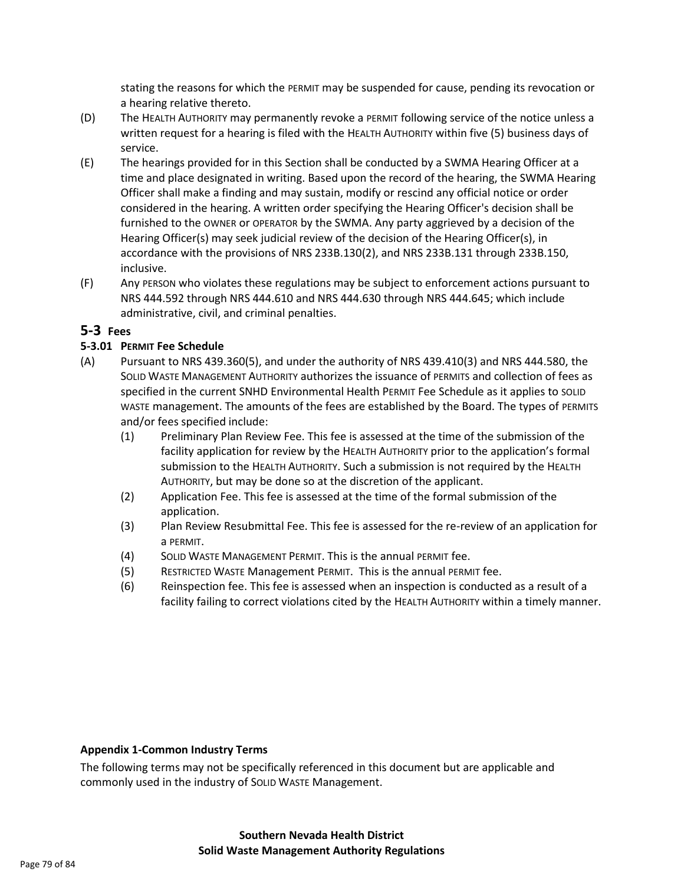stating the reasons for which the PERMIT may be suspended for cause, pending its revocation or a hearing relative thereto.

(D) The HEALTH AUTHORITY may permanently revoke a PERMIT following service of the notice unless a written request for a hearing is filed with the HEALTH AUTHORITY within five (5) business days of service.

(E) The hearings provided for in this Section shall be conducted by a SWMA Hearing Officer at a time and place designated in writing. Based upon the record of the hearing, the SWMA Hearing Officer shall make a finding and may sustain, modify or rescind any official notice or order considered in the hearing. A written order specifying the Hearing Officer's decision shall be furnished to the OWNER or OPERATOR by the SWMA. Any party aggrieved by a decision of the Hearing Officer(s) may seek judicial review of the decision of the Hearing Officer(s), in accordance with the provisions of NRS 233B.130(2), and NRS 233B.131 through 233B.150, inclusive.

(F) Any PERSON who violates these regulations may be subject to enforcement actions pursuant to NRS 444.592 through NRS 444.610 and NRS 444.630 through NRS 444.645; which include administrative, civil, and criminal penalties.

## 5-3 Fees

### 5-3.01 PERMIT Fee Schedule

(A) Pursuant to NRS 439.360(5), and under the authority of NRS 439.410(3) and NRS 444.580, the SOLID WASTE MANAGEMENT AUTHORITY authorizes the issuance of PERMITS and collection of fees as specified in the current SNHD Environmental Health PERMIT Fee Schedule as it applies to SOLID WASTE management. The amounts of the fees are established by the Board. The types of PERMITS and/or fees specified include:

  (1) Preliminary Plan Review Fee. This fee is assessed at the time of the submission of the facility application for review by the HEALTH AUTHORITY prior to the application's formal submission to the HEALTH AUTHORITY. Such a submission is not required by the HEALTH AUTHORITY, but may be done so at the discretion of the applicant.

  (2) Application Fee. This fee is assessed at the time of the formal submission of the application.

  (3) Plan Review Resubmittal Fee. This fee is assessed for the re-review of an application for a PERMIT.

  (4) SOLID WASTE MANAGEMENT PERMIT. This is the annual PERMIT fee.

  (5) RESTRICTED WASTE Management PERMIT. This is the annual PERMIT fee.

  (6) Reinspection fee. This fee is assessed when an inspection is conducted as a result of a facility failing to correct violations cited by the HEALTH AUTHORITY within a timely manner.

**Appendix 1-Common Industry Terms**

The following terms may not be specifically referenced in this document but are applicable and commonly used in the industry of SOLID WASTE Management.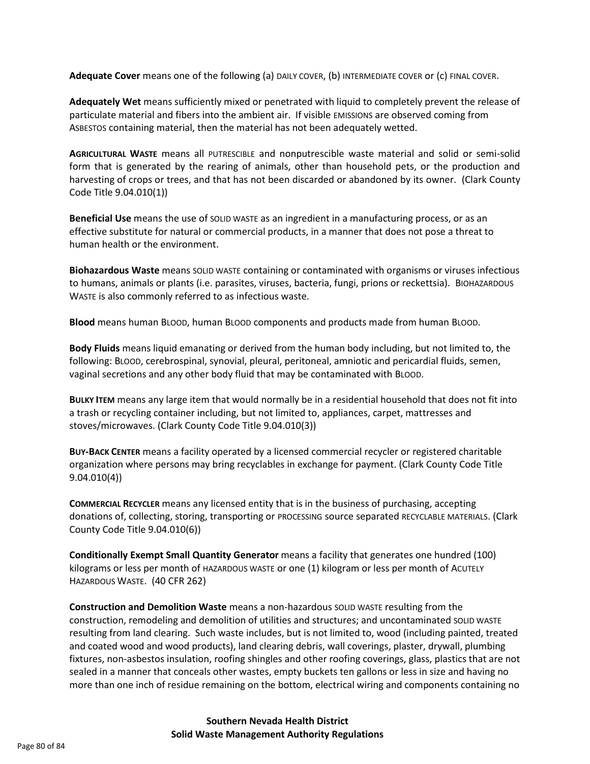**Adequate Cover** means one of the following (a) DAILY COVER, (b) INTERMEDIATE COVER or (c) FINAL COVER.

**Adequately Wet** means sufficiently mixed or penetrated with liquid to completely prevent the release of particulate material and fibers into the ambient air. If visible EMISSIONS are observed coming from ASBESTOS containing material, then the material has not been adequately wetted.

**AGRICULTURAL WASTE** means all PUTRESCIBLE and nonputrescible waste material and solid or semi-solid form that is generated by the rearing of animals, other than household pets, or the production and harvesting of crops or trees, and that has not been discarded or abandoned by its owner. (Clark County Code Title 9.04.010(1))

**Beneficial Use** means the use of SOLID WASTE as an ingredient in a manufacturing process, or as an effective substitute for natural or commercial products, in a manner that does not pose a threat to human health or the environment.

**Biohazardous Waste** means SOLID WASTE containing or contaminated with organisms or viruses infectious to humans, animals or plants (i.e. parasites, viruses, bacteria, fungi, prions or reckettsia). BIOHAZARDOUS WASTE is also commonly referred to as infectious waste.

**Blood** means human BLOOD, human BLOOD components and products made from human BLOOD.

**Body Fluids** means liquid emanating or derived from the human body including, but not limited to, the following: BLOOD, cerebrospinal, synovial, pleural, peritoneal, amniotic and pericardial fluids, semen, vaginal secretions and any other body fluid that may be contaminated with BLOOD.

**BULKY ITEM** means any large item that would normally be in a residential household that does not fit into a trash or recycling container including, but not limited to, appliances, carpet, mattresses and stoves/microwaves. (Clark County Code Title 9.04.010(3))

**BUY-BACK CENTER** means a facility operated by a licensed commercial recycler or registered charitable organization where persons may bring recyclables in exchange for payment. (Clark County Code Title 9.04.010(4))

**COMMERCIAL RECYCLER** means any licensed entity that is in the business of purchasing, accepting donations of, collecting, storing, transporting or PROCESSING source separated RECYCLABLE MATERIALS. (Clark County Code Title 9.04.010(6))

**Conditionally Exempt Small Quantity Generator** means a facility that generates one hundred (100) kilograms or less per month of HAZARDOUS WASTE or one (1) kilogram or less per month of ACUTELY HAZARDOUS WASTE. (40 CFR 262)

**Construction and Demolition Waste** means a non-hazardous SOLID WASTE resulting from the construction, remodeling and demolition of utilities and structures; and uncontaminated SOLID WASTE resulting from land clearing. Such waste includes, but is not limited to, wood (including painted, treated and coated wood and wood products), land clearing debris, wall coverings, plaster, drywall, plumbing fixtures, non-asbestos insulation, roofing shingles and other roofing coverings, glass, plastics that are not sealed in a manner that conceals other wastes, empty buckets ten gallons or less in size and having no more than one inch of residue remaining on the bottom, electrical wiring and components containing no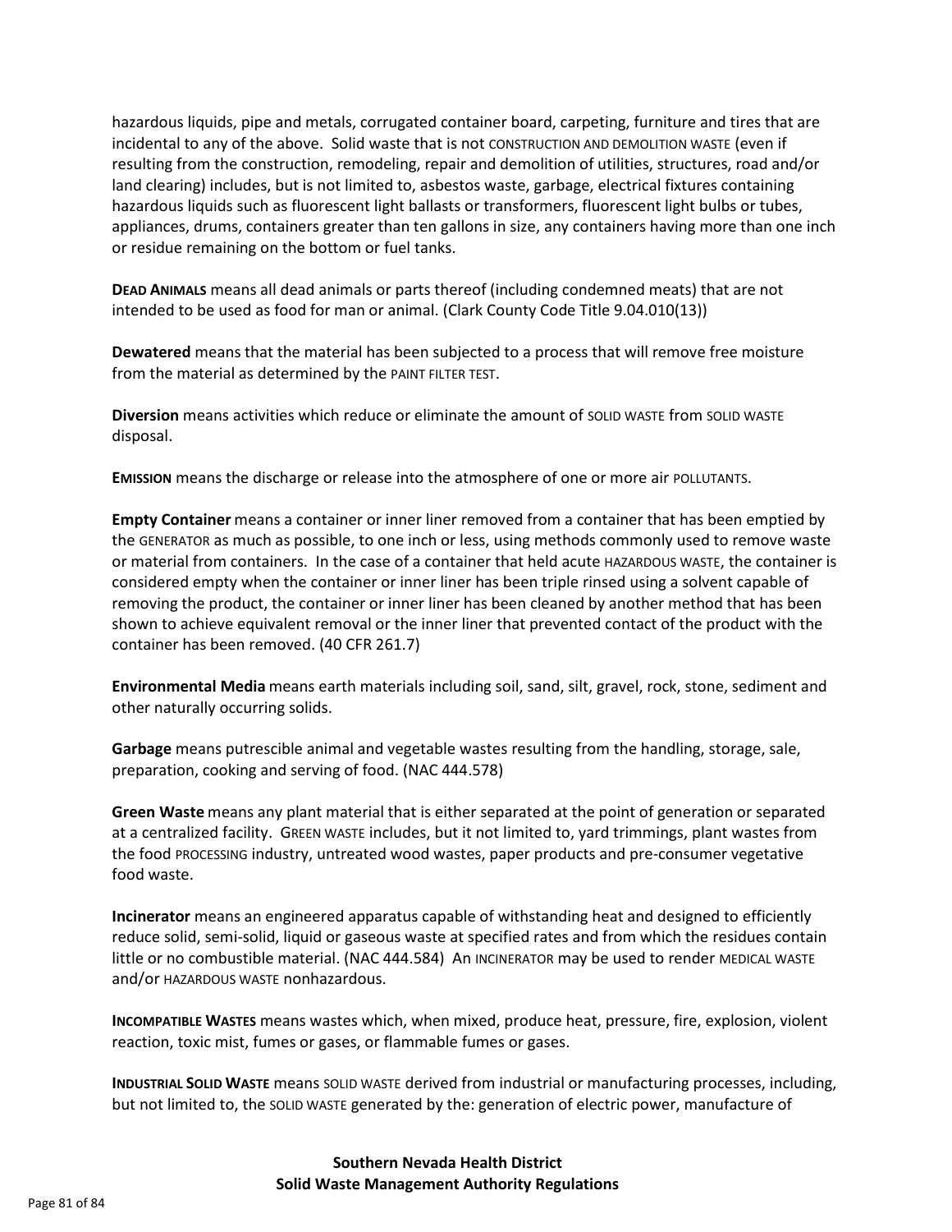hazardous liquids, pipe and metals, corrugated container board, carpeting, furniture and tires that are incidental to any of the above. Solid waste that is not CONSTRUCTION AND DEMOLITION WASTE (even if resulting from the construction, remodeling, repair and demolition of utilities, structures, road and/or land clearing) includes, but is not limited to, asbestos waste, garbage, electrical fixtures containing hazardous liquids such as fluorescent light ballasts or transformers, fluorescent light bulbs or tubes, appliances, drums, containers greater than ten gallons in size, any containers having more than one inch or residue remaining on the bottom or fuel tanks.

**DEAD ANIMALS** means all dead animals or parts thereof (including condemned meats) that are not intended to be used as food for man or animal. (Clark County Code Title 9.04.010(13))

**Dewatered** means that the material has been subjected to a process that will remove free moisture from the material as determined by the PAINT FILTER TEST.

**Diversion** means activities which reduce or eliminate the amount of SOLID WASTE from SOLID WASTE disposal.

**EMISSION** means the discharge or release into the atmosphere of one or more air POLLUTANTS.

**Empty Container** means a container or inner liner removed from a container that has been emptied by the GENERATOR as much as possible, to one inch or less, using methods commonly used to remove waste or material from containers. In the case of a container that held acute HAZARDOUS WASTE, the container is considered empty when the container or inner liner has been triple rinsed using a solvent capable of removing the product, the container or inner liner has been cleaned by another method that has been shown to achieve equivalent removal or the inner liner that prevented contact of the product with the container has been removed. (40 CFR 261.7)

**Environmental Media** means earth materials including soil, sand, silt, gravel, rock, stone, sediment and other naturally occurring solids.

**Garbage** means putrescible animal and vegetable wastes resulting from the handling, storage, sale, preparation, cooking and serving of food. (NAC 444.578)

**Green Waste** means any plant material that is either separated at the point of generation or separated at a centralized facility. GREEN WASTE includes, but it not limited to, yard trimmings, plant wastes from the food PROCESSING industry, untreated wood wastes, paper products and pre-consumer vegetative food waste.

**Incinerator** means an engineered apparatus capable of withstanding heat and designed to efficiently reduce solid, semi-solid, liquid or gaseous waste at specified rates and from which the residues contain little or no combustible material. (NAC 444.584) An INCINERATOR may be used to render MEDICAL WASTE and/or HAZARDOUS WASTE nonhazardous.

**INCOMPATIBLE WASTES** means wastes which, when mixed, produce heat, pressure, fire, explosion, violent reaction, toxic mist, fumes or gases, or flammable fumes or gases.

**INDUSTRIAL SOLID WASTE** means SOLID WASTE derived from industrial or manufacturing processes, including, but not limited to, the SOLID WASTE generated by the: generation of electric power, manufacture of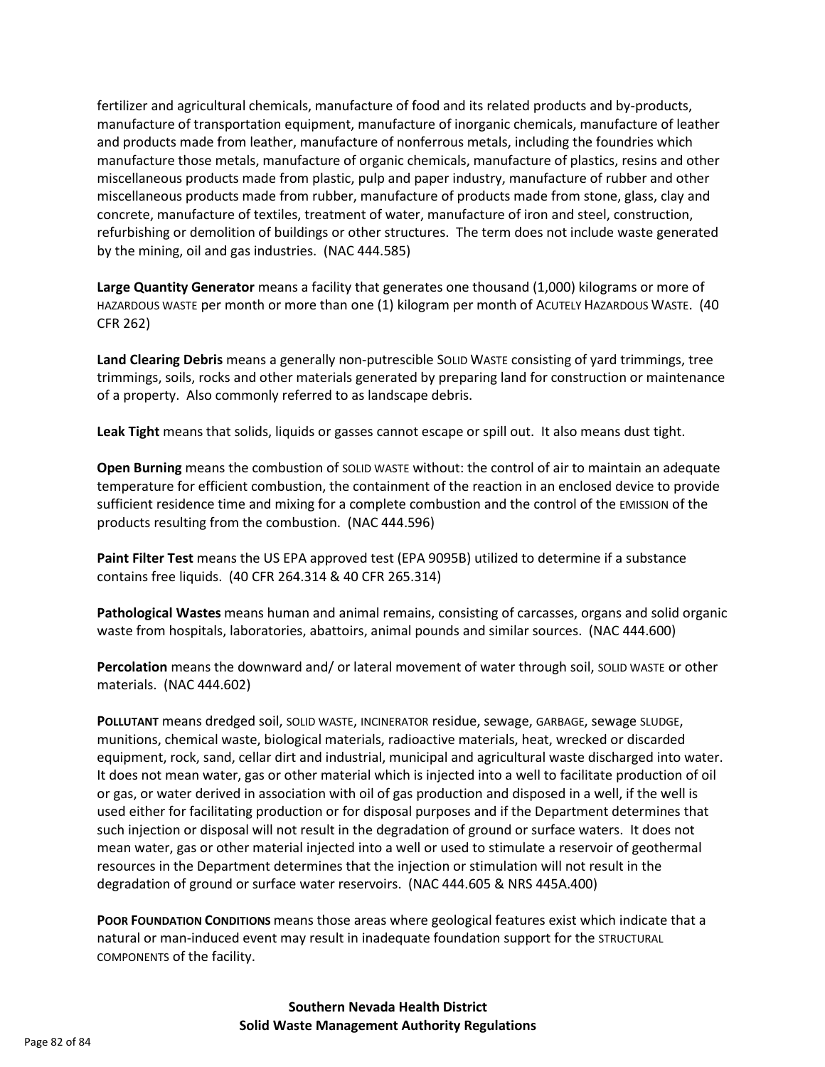fertilizer and agricultural chemicals, manufacture of food and its related products and by-products, manufacture of transportation equipment, manufacture of inorganic chemicals, manufacture of leather and products made from leather, manufacture of nonferrous metals, including the foundries which manufacture those metals, manufacture of organic chemicals, manufacture of plastics, resins and other miscellaneous products made from plastic, pulp and paper industry, manufacture of rubber and other miscellaneous products made from rubber, manufacture of products made from stone, glass, clay and concrete, manufacture of textiles, treatment of water, manufacture of iron and steel, construction, refurbishing or demolition of buildings or other structures. The term does not include waste generated by the mining, oil and gas industries. (NAC 444.585)

**Large Quantity Generator** means a facility that generates one thousand (1,000) kilograms or more of HAZARDOUS WASTE per month or more than one (1) kilogram per month of ACUTELY HAZARDOUS WASTE. (40 CFR 262)

**Land Clearing Debris** means a generally non-putrescible SOLID WASTE consisting of yard trimmings, tree trimmings, soils, rocks and other materials generated by preparing land for construction or maintenance of a property. Also commonly referred to as landscape debris.

**Leak Tight** means that solids, liquids or gasses cannot escape or spill out. It also means dust tight.

**Open Burning** means the combustion of SOLID WASTE without: the control of air to maintain an adequate temperature for efficient combustion, the containment of the reaction in an enclosed device to provide sufficient residence time and mixing for a complete combustion and the control of the EMISSION of the products resulting from the combustion. (NAC 444.596)

**Paint Filter Test** means the US EPA approved test (EPA 9095B) utilized to determine if a substance contains free liquids. (40 CFR 264.314 & 40 CFR 265.314)

**Pathological Wastes** means human and animal remains, consisting of carcasses, organs and solid organic waste from hospitals, laboratories, abattoirs, animal pounds and similar sources. (NAC 444.600)

**Percolation** means the downward and/ or lateral movement of water through soil, SOLID WASTE or other materials. (NAC 444.602)

**POLLUTANT** means dredged soil, SOLID WASTE, INCINERATOR residue, sewage, GARBAGE, sewage SLUDGE, munitions, chemical waste, biological materials, radioactive materials, heat, wrecked or discarded equipment, rock, sand, cellar dirt and industrial, municipal and agricultural waste discharged into water. It does not mean water, gas or other material which is injected into a well to facilitate production of oil or gas, or water derived in association with oil of gas production and disposed in a well, if the well is used either for facilitating production or for disposal purposes and if the Department determines that such injection or disposal will not result in the degradation of ground or surface waters. It does not mean water, gas or other material injected into a well or used to stimulate a reservoir of geothermal resources in the Department determines that the injection or stimulation will not result in the degradation of ground or surface water reservoirs. (NAC 444.605 & NRS 445A.400)

**POOR FOUNDATION CONDITIONS** means those areas where geological features exist which indicate that a natural or man-induced event may result in inadequate foundation support for the STRUCTURAL COMPONENTS of the facility.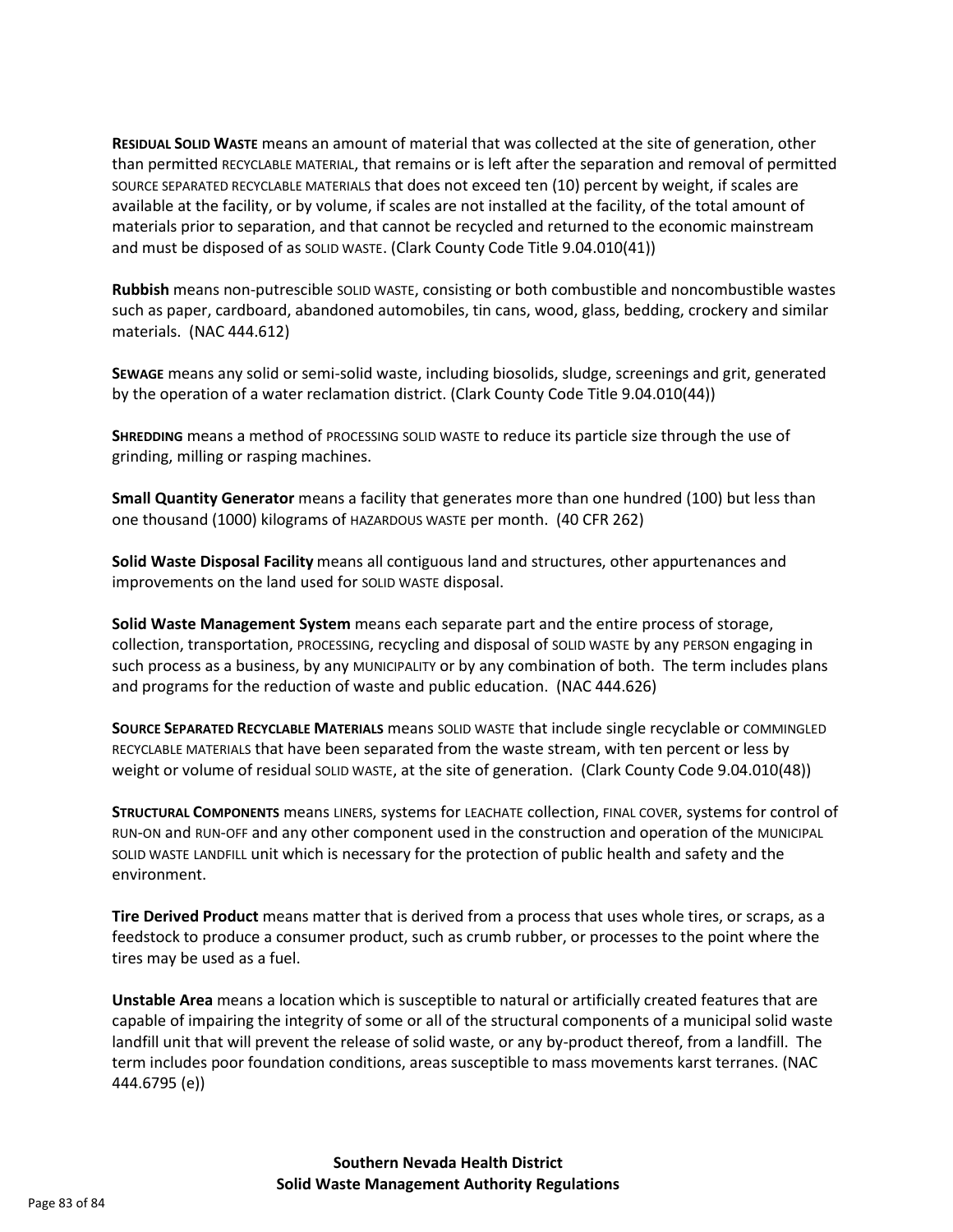**RESIDUAL SOLID WASTE** means an amount of material that was collected at the site of generation, other than permitted RECYCLABLE MATERIAL, that remains or is left after the separation and removal of permitted SOURCE SEPARATED RECYCLABLE MATERIALS that does not exceed ten (10) percent by weight, if scales are available at the facility, or by volume, if scales are not installed at the facility, of the total amount of materials prior to separation, and that cannot be recycled and returned to the economic mainstream and must be disposed of as SOLID WASTE. (Clark County Code Title 9.04.010(41))

**Rubbish** means non-putrescible SOLID WASTE, consisting or both combustible and noncombustible wastes such as paper, cardboard, abandoned automobiles, tin cans, wood, glass, bedding, crockery and similar materials. (NAC 444.612)

**SEWAGE** means any solid or semi-solid waste, including biosolids, sludge, screenings and grit, generated by the operation of a water reclamation district. (Clark County Code Title 9.04.010(44))

**SHREDDING** means a method of PROCESSING SOLID WASTE to reduce its particle size through the use of grinding, milling or rasping machines.

**Small Quantity Generator** means a facility that generates more than one hundred (100) but less than one thousand (1000) kilograms of HAZARDOUS WASTE per month. (40 CFR 262)

**Solid Waste Disposal Facility** means all contiguous land and structures, other appurtenances and improvements on the land used for SOLID WASTE disposal.

**Solid Waste Management System** means each separate part and the entire process of storage, collection, transportation, PROCESSING, recycling and disposal of SOLID WASTE by any PERSON engaging in such process as a business, by any MUNICIPALITY or by any combination of both. The term includes plans and programs for the reduction of waste and public education. (NAC 444.626)

**SOURCE SEPARATED RECYCLABLE MATERIALS** means SOLID WASTE that include single recyclable or COMMINGLED RECYCLABLE MATERIALS that have been separated from the waste stream, with ten percent or less by weight or volume of residual SOLID WASTE, at the site of generation. (Clark County Code 9.04.010(48))

**STRUCTURAL COMPONENTS** means LINERS, systems for LEACHATE collection, FINAL COVER, systems for control of RUN-ON and RUN-OFF and any other component used in the construction and operation of the MUNICIPAL SOLID WASTE LANDFILL unit which is necessary for the protection of public health and safety and the environment.

**Tire Derived Product** means matter that is derived from a process that uses whole tires, or scraps, as a feedstock to produce a consumer product, such as crumb rubber, or processes to the point where the tires may be used as a fuel.

**Unstable Area** means a location which is susceptible to natural or artificially created features that are capable of impairing the integrity of some or all of the structural components of a municipal solid waste landfill unit that will prevent the release of solid waste, or any by-product thereof, from a landfill. The term includes poor foundation conditions, areas susceptible to mass movements karst terranes. (NAC 444.6795 (e))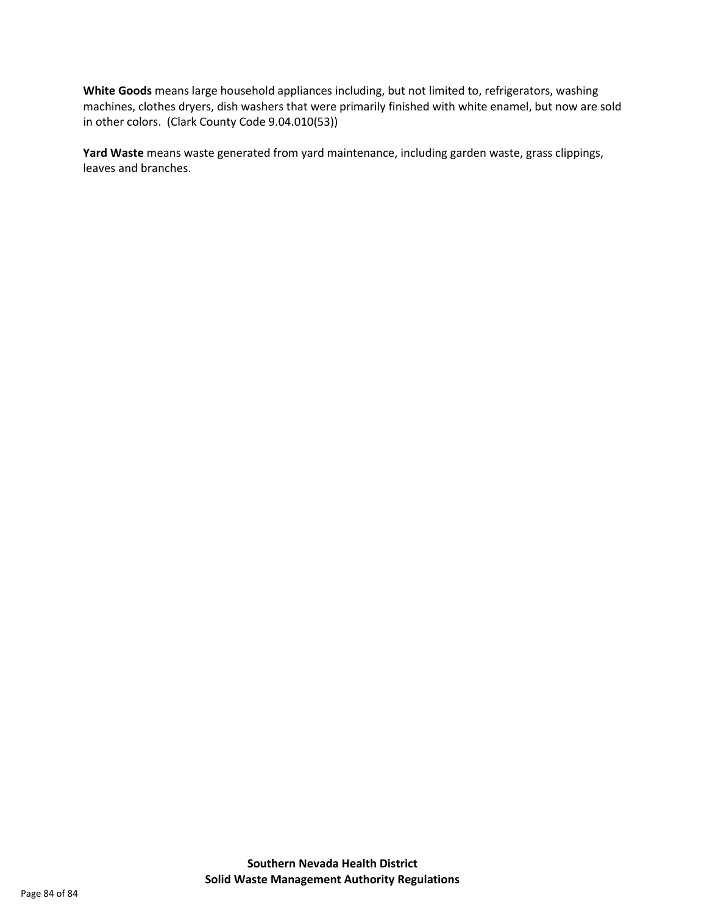**White Goods** means large household appliances including, but not limited to, refrigerators, washing machines, clothes dryers, dish washers that were primarily finished with white enamel, but now are sold in other colors. (Clark County Code 9.04.010(53))

**Yard Waste** means waste generated from yard maintenance, including garden waste, grass clippings, leaves and branches.